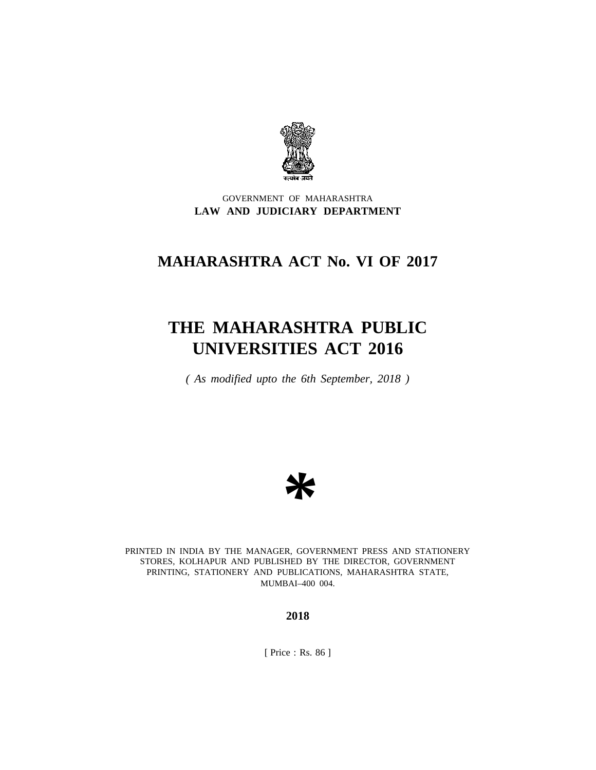सत्यमेव जयते

GOVERNMENT OF MAHARASHTRA

**LAW AND JUDICIARY DEPARTMENT**

# MAHARASHTRA ACT No. VI OF 2017

# THE MAHARASHTRA PUBLIC UNIVERSITIES ACT 2016

*( As modified upto the 6th September, 2018 )*

*

PRINTED IN INDIA BY THE MANAGER, GOVERNMENT PRESS AND STATIONERY STORES, KOLHAPUR AND PUBLISHED BY THE DIRECTOR, GOVERNMENT PRINTING, STATIONERY AND PUBLICATIONS, MAHARASHTRA STATE, MUMBAI–400 004.

**2018**

[ Price : Rs. 86 ]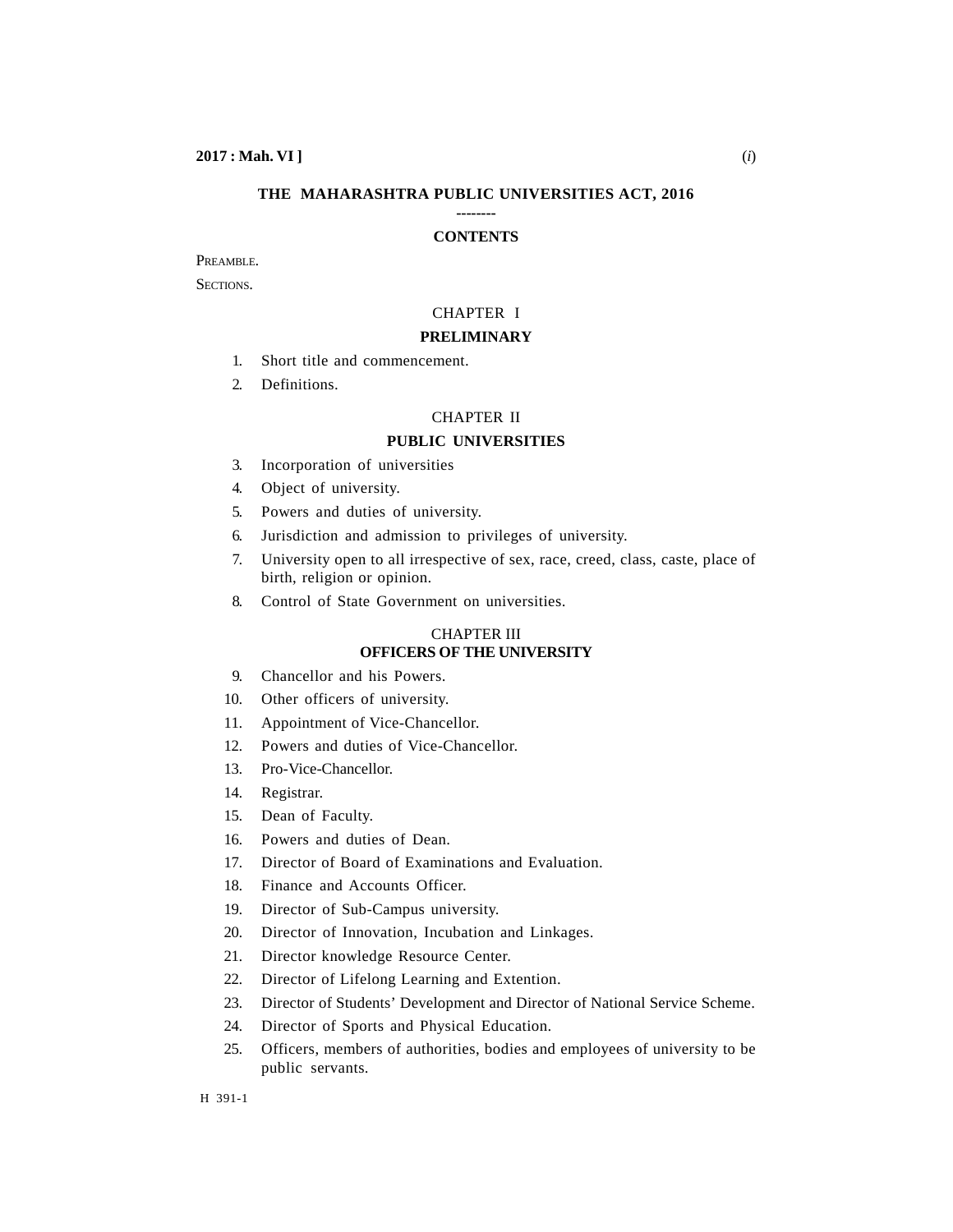# THE MAHARASHTRA PUBLIC UNIVERSITIES ACT, 2016

--------

## CONTENTS

PREAMBLE.

SECTIONS.

### CHAPTER I

### PRELIMINARY

1. Short title and commencement.
2. Definitions.

### CHAPTER II

### PUBLIC UNIVERSITIES

3. Incorporation of universities
4. Object of university.
5. Powers and duties of university.
6. Jurisdiction and admission to privileges of university.
7. University open to all irrespective of sex, race, creed, class, caste, place of birth, religion or opinion.
8. Control of State Government on universities.

### CHAPTER III

### OFFICERS OF THE UNIVERSITY

9. Chancellor and his Powers.
10. Other officers of university.
11. Appointment of Vice-Chancellor.
12. Powers and duties of Vice-Chancellor.
13. Pro-Vice-Chancellor.
14. Registrar.
15. Dean of Faculty.
16. Powers and duties of Dean.
17. Director of Board of Examinations and Evaluation.
18. Finance and Accounts Officer.
19. Director of Sub-Campus university.
20. Director of Innovation, Incubation and Linkages.
21. Director knowledge Resource Center.
22. Director of Lifelong Learning and Extention.
23. Director of Students' Development and Director of National Service Scheme.
24. Director of Sports and Physical Education.
25. Officers, members of authorities, bodies and employees of university to be public servants.

H 391-1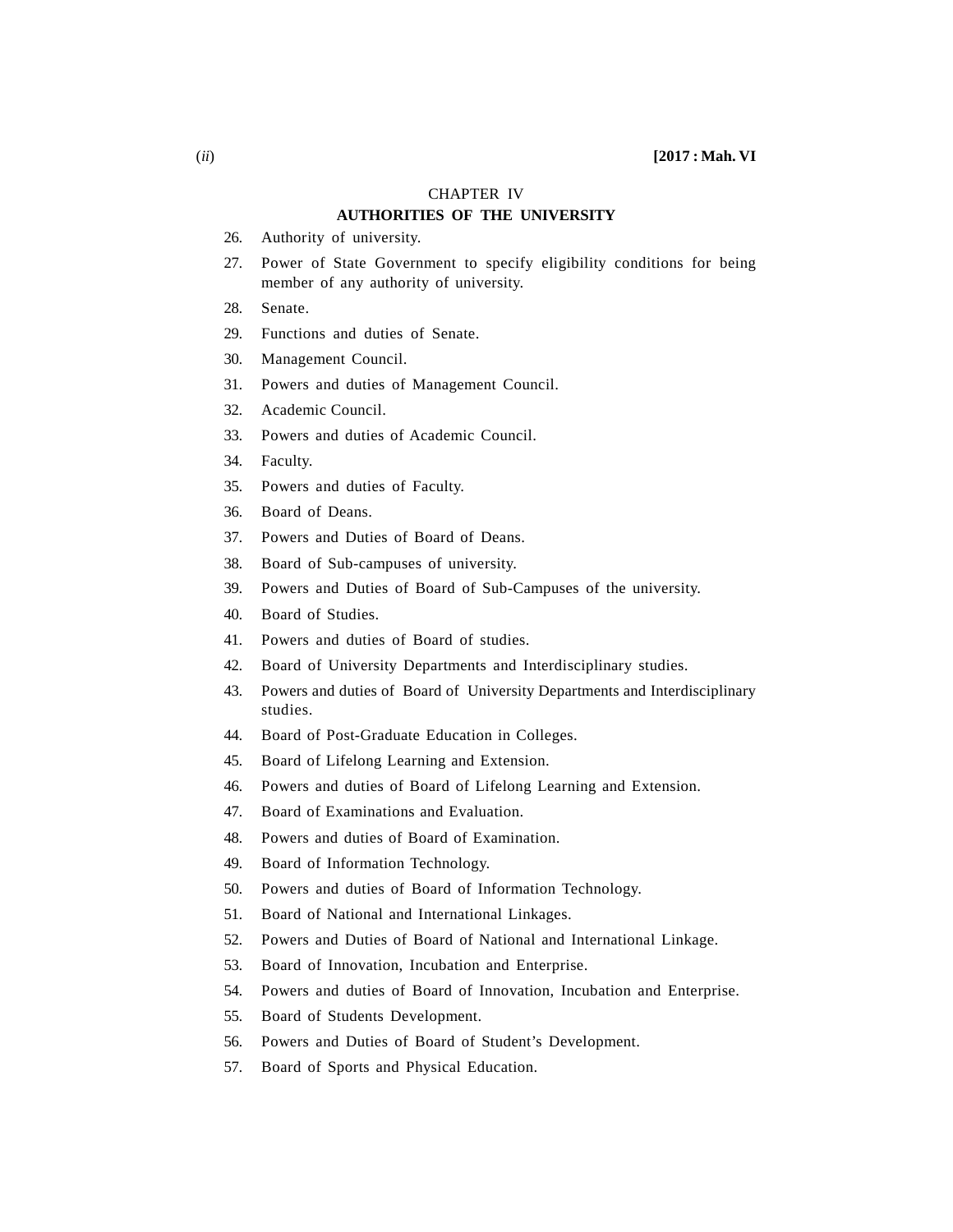## CHAPTER IV

### AUTHORITIES OF THE UNIVERSITY

26. Authority of university.
27. Power of State Government to specify eligibility conditions for being member of any authority of university.
28. Senate.
29. Functions and duties of Senate.
30. Management Council.
31. Powers and duties of Management Council.
32. Academic Council.
33. Powers and duties of Academic Council.
34. Faculty.
35. Powers and duties of Faculty.
36. Board of Deans.
37. Powers and Duties of Board of Deans.
38. Board of Sub-campuses of university.
39. Powers and Duties of Board of Sub-Campuses of the university.
40. Board of Studies.
41. Powers and duties of Board of studies.
42. Board of University Departments and Interdisciplinary studies.
43. Powers and duties of Board of University Departments and Interdisciplinary studies.
44. Board of Post-Graduate Education in Colleges.
45. Board of Lifelong Learning and Extension.
46. Powers and duties of Board of Lifelong Learning and Extension.
47. Board of Examinations and Evaluation.
48. Powers and duties of Board of Examination.
49. Board of Information Technology.
50. Powers and duties of Board of Information Technology.
51. Board of National and International Linkages.
52. Powers and Duties of Board of National and International Linkage.
53. Board of Innovation, Incubation and Enterprise.
54. Powers and duties of Board of Innovation, Incubation and Enterprise.
55. Board of Students Development.
56. Powers and Duties of Board of Student's Development.
57. Board of Sports and Physical Education.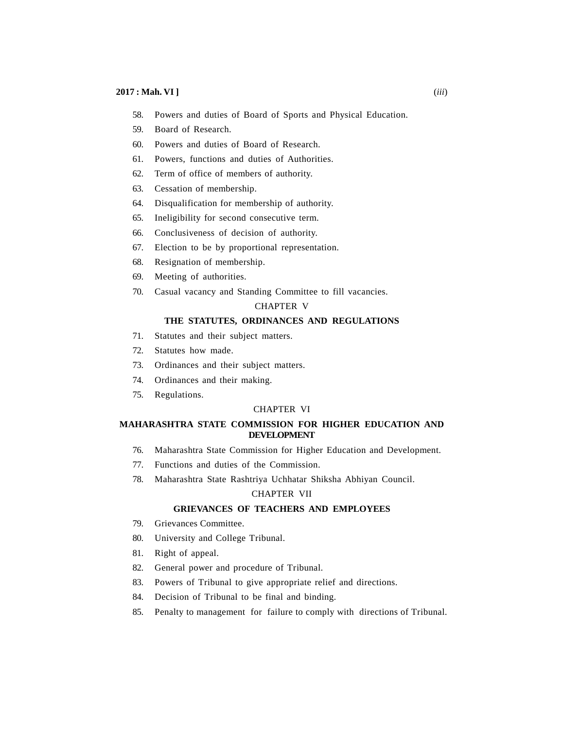58. Powers and duties of Board of Sports and Physical Education.
59. Board of Research.
60. Powers and duties of Board of Research.
61. Powers, functions and duties of Authorities.
62. Term of office of members of authority.
63. Cessation of membership.
64. Disqualification for membership of authority.
65. Ineligibility for second consecutive term.
66. Conclusiveness of decision of authority.
67. Election to be by proportional representation.
68. Resignation of membership.
69. Meeting of authorities.
70. Casual vacancy and Standing Committee to fill vacancies.

CHAPTER V

**THE STATUTES, ORDINANCES AND REGULATIONS**

71. Statutes and their subject matters.
72. Statutes how made.
73. Ordinances and their subject matters.
74. Ordinances and their making.
75. Regulations.

CHAPTER VI

**MAHARASHTRA STATE COMMISSION FOR HIGHER EDUCATION AND DEVELOPMENT**

76. Maharashtra State Commission for Higher Education and Development.
77. Functions and duties of the Commission.
78. Maharashtra State Rashtriya Uchhatar Shiksha Abhiyan Council.

CHAPTER VII

**GRIEVANCES OF TEACHERS AND EMPLOYEES**

79. Grievances Committee.
80. University and College Tribunal.
81. Right of appeal.
82. General power and procedure of Tribunal.
83. Powers of Tribunal to give appropriate relief and directions.
84. Decision of Tribunal to be final and binding.
85. Penalty to management for failure to comply with directions of Tribunal.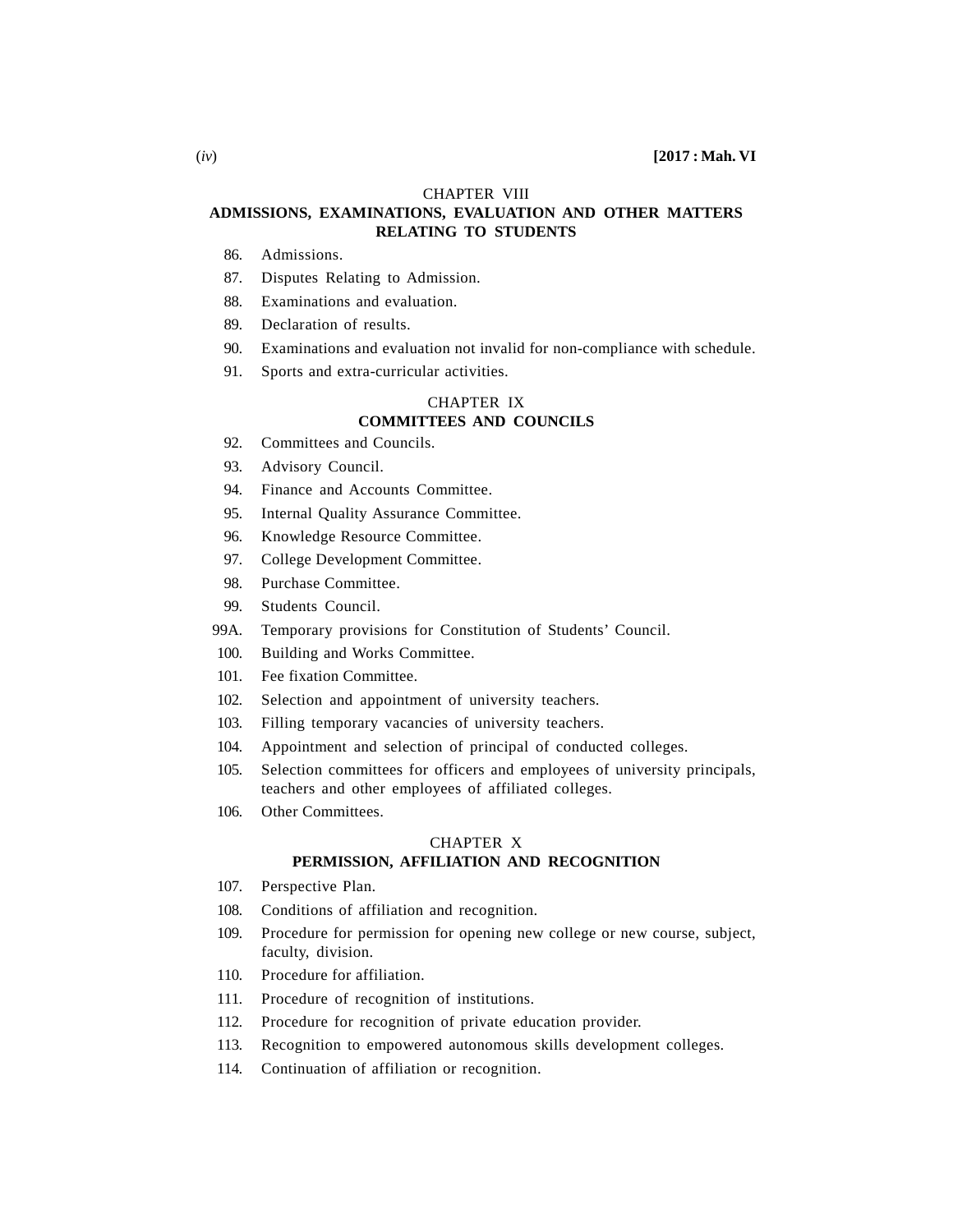## CHAPTER VIII

## ADMISSIONS, EXAMINATIONS, EVALUATION AND OTHER MATTERS RELATING TO STUDENTS

86. Admissions.
87. Disputes Relating to Admission.
88. Examinations and evaluation.
89. Declaration of results.
90. Examinations and evaluation not invalid for non-compliance with schedule.
91. Sports and extra-curricular activities.

## CHAPTER IX

## COMMITTEES AND COUNCILS

92. Committees and Councils.
93. Advisory Council.
94. Finance and Accounts Committee.
95. Internal Quality Assurance Committee.
96. Knowledge Resource Committee.
97. College Development Committee.
98. Purchase Committee.
99. Students Council.

99A. Temporary provisions for Constitution of Students' Council.

100. Building and Works Committee.
101. Fee fixation Committee.
102. Selection and appointment of university teachers.
103. Filling temporary vacancies of university teachers.
104. Appointment and selection of principal of conducted colleges.
105. Selection committees for officers and employees of university principals, teachers and other employees of affiliated colleges.
106. Other Committees.

## CHAPTER X

## PERMISSION, AFFILIATION AND RECOGNITION

107. Perspective Plan.
108. Conditions of affiliation and recognition.
109. Procedure for permission for opening new college or new course, subject, faculty, division.
110. Procedure for affiliation.
111. Procedure of recognition of institutions.
112. Procedure for recognition of private education provider.
113. Recognition to empowered autonomous skills development colleges.
114. Continuation of affiliation or recognition.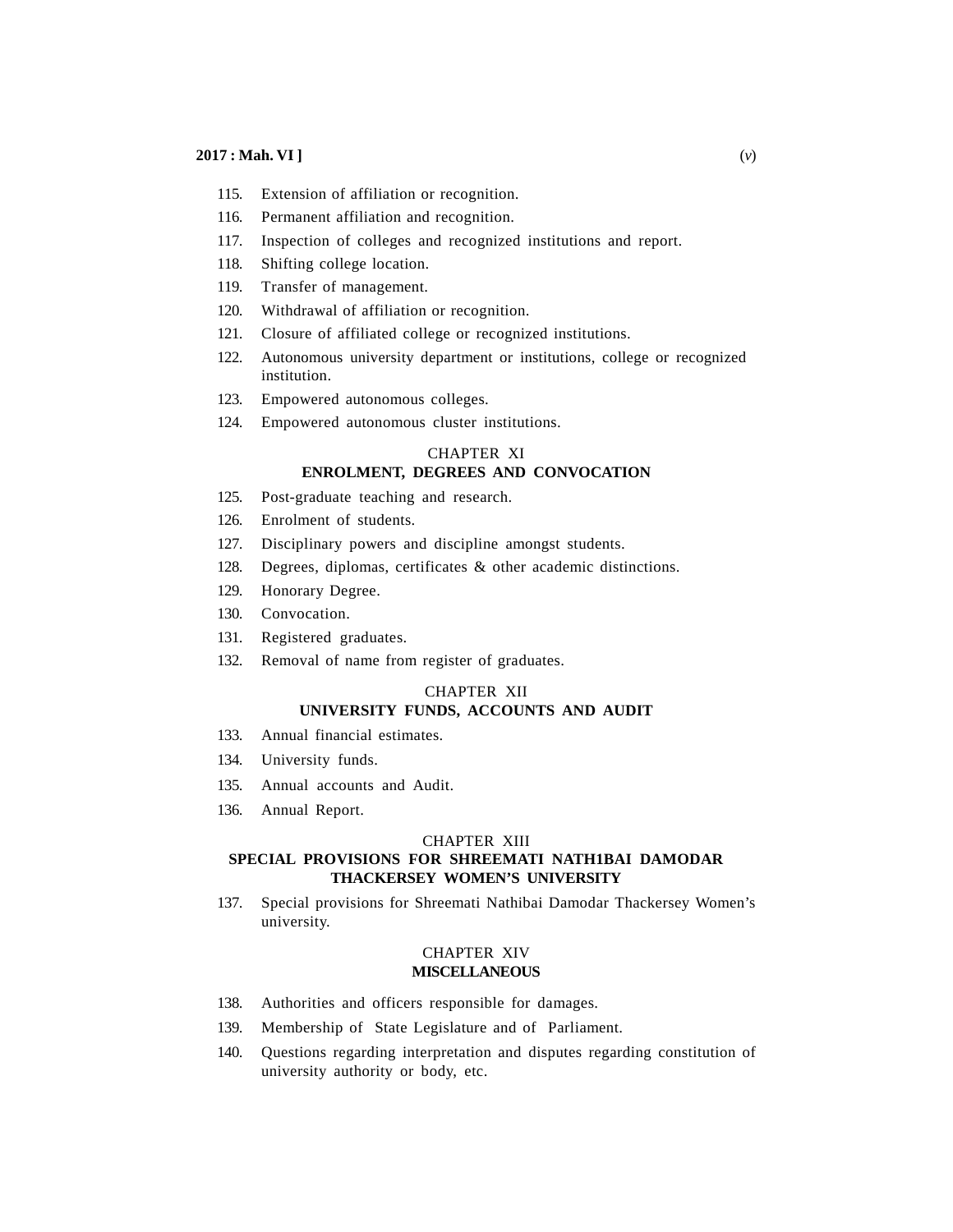115. Extension of affiliation or recognition.
116. Permanent affiliation and recognition.
117. Inspection of colleges and recognized institutions and report.
118. Shifting college location.
119. Transfer of management.
120. Withdrawal of affiliation or recognition.
121. Closure of affiliated college or recognized institutions.
122. Autonomous university department or institutions, college or recognized institution.
123. Empowered autonomous colleges.
124. Empowered autonomous cluster institutions.

## CHAPTER XI
## ENROLMENT, DEGREES AND CONVOCATION

125. Post-graduate teaching and research.
126. Enrolment of students.
127. Disciplinary powers and discipline amongst students.
128. Degrees, diplomas, certificates & other academic distinctions.
129. Honorary Degree.
130. Convocation.
131. Registered graduates.
132. Removal of name from register of graduates.

## CHAPTER XII
## UNIVERSITY FUNDS, ACCOUNTS AND AUDIT

133. Annual financial estimates.
134. University funds.
135. Annual accounts and Audit.
136. Annual Report.

## CHAPTER XIII
## SPECIAL PROVISIONS FOR SHREEMATI NATH1BAI DAMODAR THACKERSEY WOMEN'S UNIVERSITY

137. Special provisions for Shreemati Nathibai Damodar Thackersey Women's university.

## CHAPTER XIV
## MISCELLANEOUS

138. Authorities and officers responsible for damages.
139. Membership of State Legislature and of Parliament.
140. Questions regarding interpretation and disputes regarding constitution of university authority or body, etc.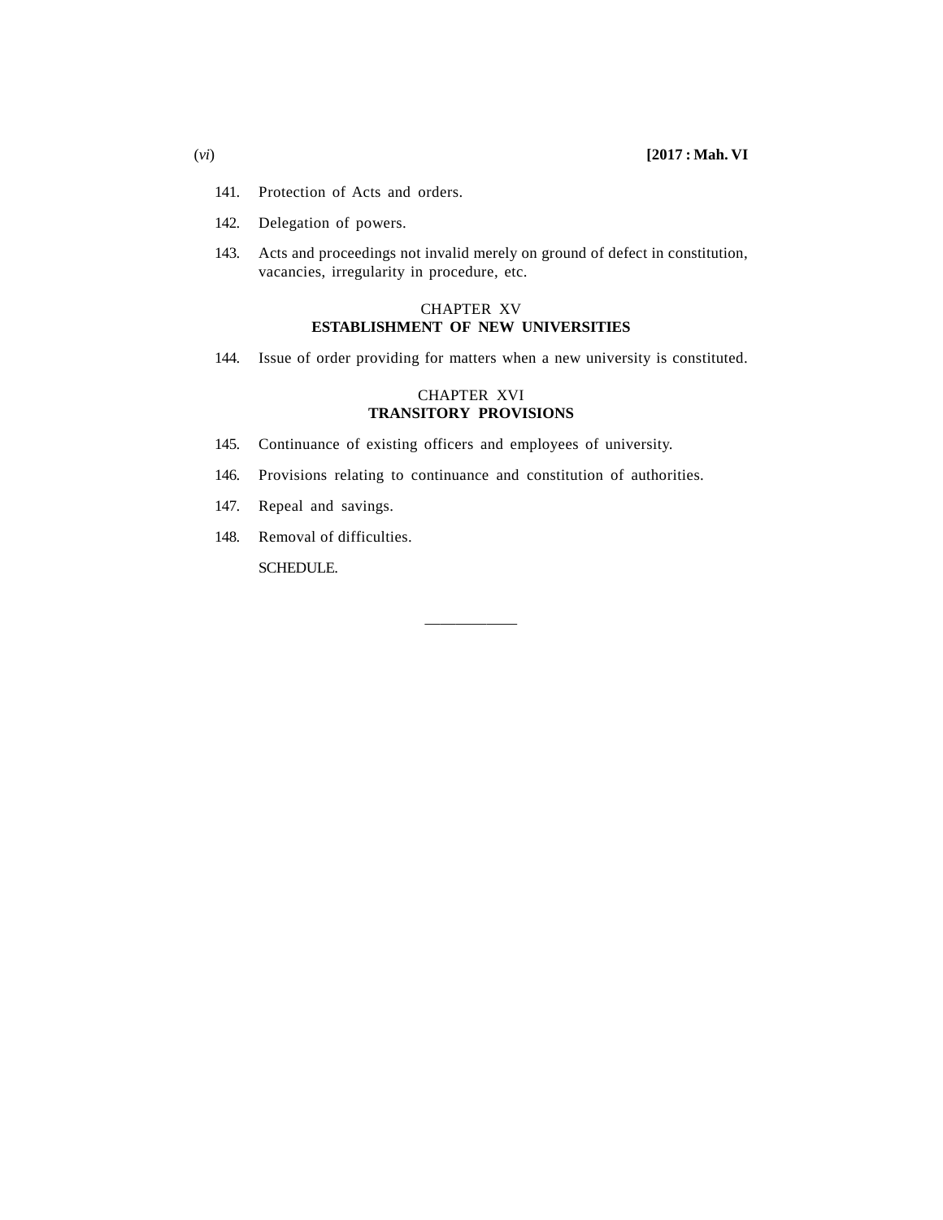141. Protection of Acts and orders.

142. Delegation of powers.

143. Acts and proceedings not invalid merely on ground of defect in constitution, vacancies, irregularity in procedure, etc.

## CHAPTER XV
## ESTABLISHMENT OF NEW UNIVERSITIES

144. Issue of order providing for matters when a new university is constituted.

## CHAPTER XVI
## TRANSITORY PROVISIONS

145. Continuance of existing officers and employees of university.

146. Provisions relating to continuance and constitution of authorities.

147. Repeal and savings.

148. Removal of difficulties.

SCHEDULE.

___________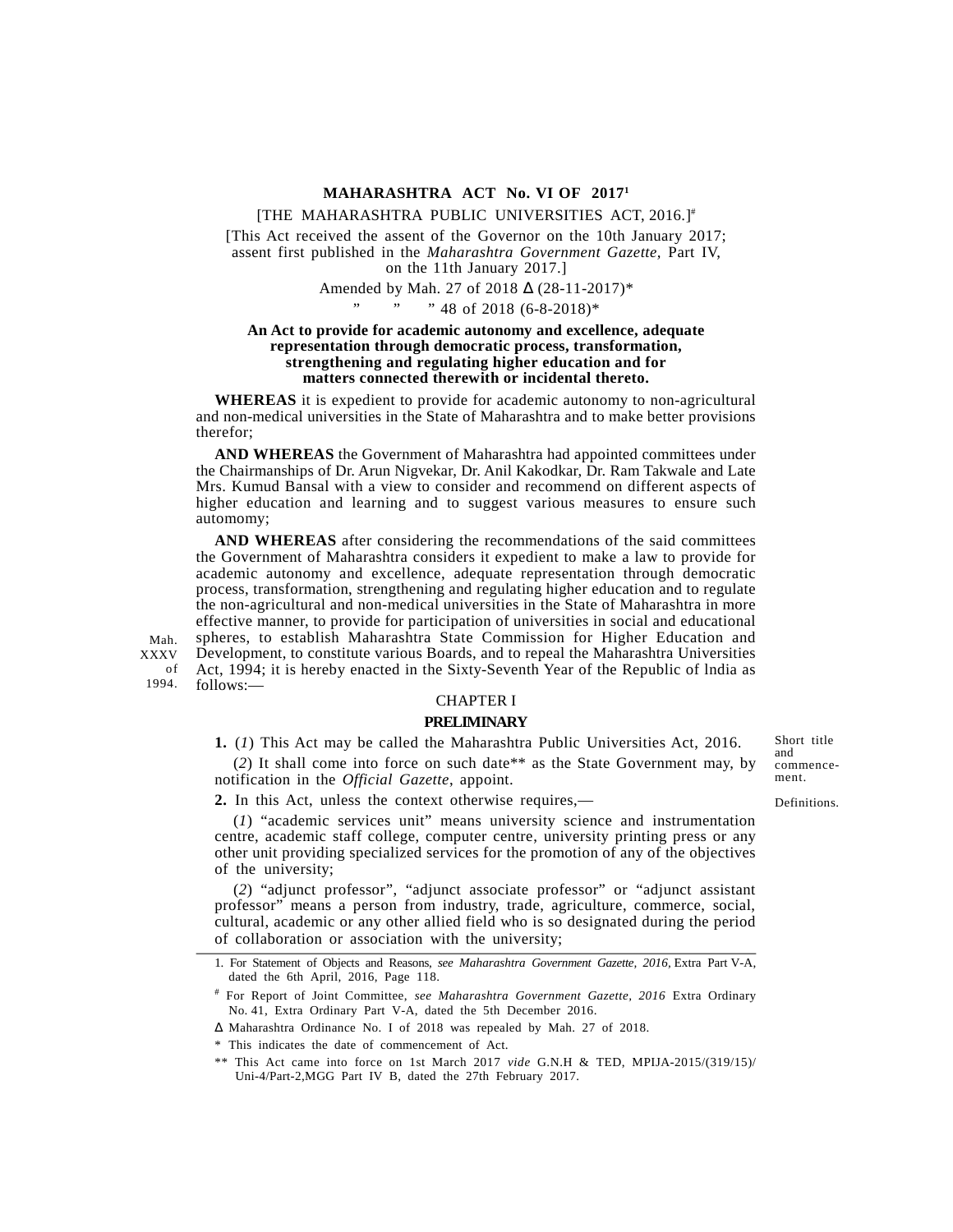# MAHARASHTRA ACT No. VI OF 2017[1]

[THE MAHARASHTRA PUBLIC UNIVERSITIES ACT, 2016.][#]

[This Act received the assent of the Governor on the 10th January 2017; assent first published in the *Maharashtra Government Gazette,* Part IV, on the 11th January 2017.]

Amended by Mah. 27 of 2018 Δ (28-11-2017)*

" " " 48 of 2018 (6-8-2018)*

**An Act to provide for academic autonomy and excellence, adequate representation through democratic process, transformation, strengthening and regulating higher education and for matters connected therewith or incidental thereto.**

**WHEREAS** it is expedient to provide for academic autonomy to non-agricultural and non-medical universities in the State of Maharashtra and to make better provisions therefor;

**AND WHEREAS** the Government of Maharashtra had appointed committees under the Chairmanships of Dr. Arun Nigvekar, Dr. Anil Kakodkar, Dr. Ram Takwale and Late Mrs. Kumud Bansal with a view to consider and recommend on different aspects of higher education and learning and to suggest various measures to ensure such automomy;

**AND WHEREAS** after considering the recommendations of the said committees the Government of Maharashtra considers it expedient to make a law to provide for academic autonomy and excellence, adequate representation through democratic process, transformation, strengthening and regulating higher education and to regulate the non-agricultural and non-medical universities in the State of Maharashtra in more effective manner, to provide for participation of universities in social and educational spheres, to establish Maharashtra State Commission for Higher Education and Development, to constitute various Boards, and to repeal the Maharashtra Universities Act, 1994; it is hereby enacted in the Sixty-Seventh Year of the Republic of India as follows:—

Mah. XXXV of 1994.

## CHAPTER I

## PRELIMINARY

Short title and commencement.

**1.** (*1*) This Act may be called the Maharashtra Public Universities Act, 2016.

(*2*) It shall come into force on such date** as the State Government may, by notification in the *Official Gazette*, appoint.

Definitions.

**2.** In this Act, unless the context otherwise requires,—

(*1*) "academic services unit" means university science and instrumentation centre, academic staff college, computer centre, university printing press or any other unit providing specialized services for the promotion of any of the objectives of the university;

(*2*) "adjunct professor", "adjunct associate professor" or "adjunct assistant professor" means a person from industry, trade, agriculture, commerce, social, cultural, academic or any other allied field who is so designated during the period of collaboration or association with the university;

---

1. For Statement of Objects and Reasons, *see Maharashtra Government Gazette, 2016,* Extra Part V-A, dated the 6th April, 2016, Page 118.

# For Report of Joint Committee, *see Maharashtra Government Gazette, 2016* Extra Ordinary No. 41, Extra Ordinary Part V-A, dated the 5th December 2016.

Δ Maharashtra Ordinance No. I of 2018 was repealed by Mah. 27 of 2018.

\* This indicates the date of commencement of Act.

** This Act came into force on 1st March 2017 *vide* G.N.H & TED, MPIJA-2015/(319/15)/Uni-4/Part-2,MGG Part IV B, dated the 27th February 2017.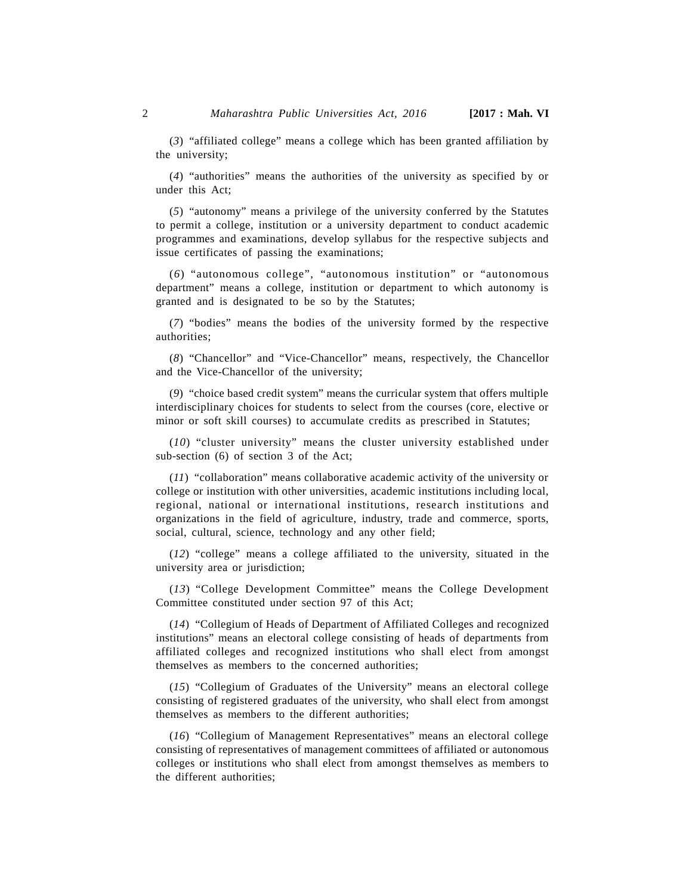(*3*) "affiliated college" means a college which has been granted affiliation by the university;

(*4*) "authorities" means the authorities of the university as specified by or under this Act;

(*5*) "autonomy" means a privilege of the university conferred by the Statutes to permit a college, institution or a university department to conduct academic programmes and examinations, develop syllabus for the respective subjects and issue certificates of passing the examinations;

(*6*) "autonomous college", "autonomous institution" or "autonomous department" means a college, institution or department to which autonomy is granted and is designated to be so by the Statutes;

(*7*) "bodies" means the bodies of the university formed by the respective authorities;

(*8*) "Chancellor" and "Vice-Chancellor" means, respectively, the Chancellor and the Vice-Chancellor of the university;

(*9*) "choice based credit system" means the curricular system that offers multiple interdisciplinary choices for students to select from the courses (core, elective or minor or soft skill courses) to accumulate credits as prescribed in Statutes;

(*10*) "cluster university" means the cluster university established under sub-section (6) of section 3 of the Act;

(*11*) "collaboration" means collaborative academic activity of the university or college or institution with other universities, academic institutions including local, regional, national or international institutions, research institutions and organizations in the field of agriculture, industry, trade and commerce, sports, social, cultural, science, technology and any other field;

(*12*) "college" means a college affiliated to the university, situated in the university area or jurisdiction;

(*13*) "College Development Committee" means the College Development Committee constituted under section 97 of this Act;

(*14*) "Collegium of Heads of Department of Affiliated Colleges and recognized institutions" means an electoral college consisting of heads of departments from affiliated colleges and recognized institutions who shall elect from amongst themselves as members to the concerned authorities;

(*15*) "Collegium of Graduates of the University" means an electoral college consisting of registered graduates of the university, who shall elect from amongst themselves as members to the different authorities;

(*16*) "Collegium of Management Representatives" means an electoral college consisting of representatives of management committees of affiliated or autonomous colleges or institutions who shall elect from amongst themselves as members to the different authorities;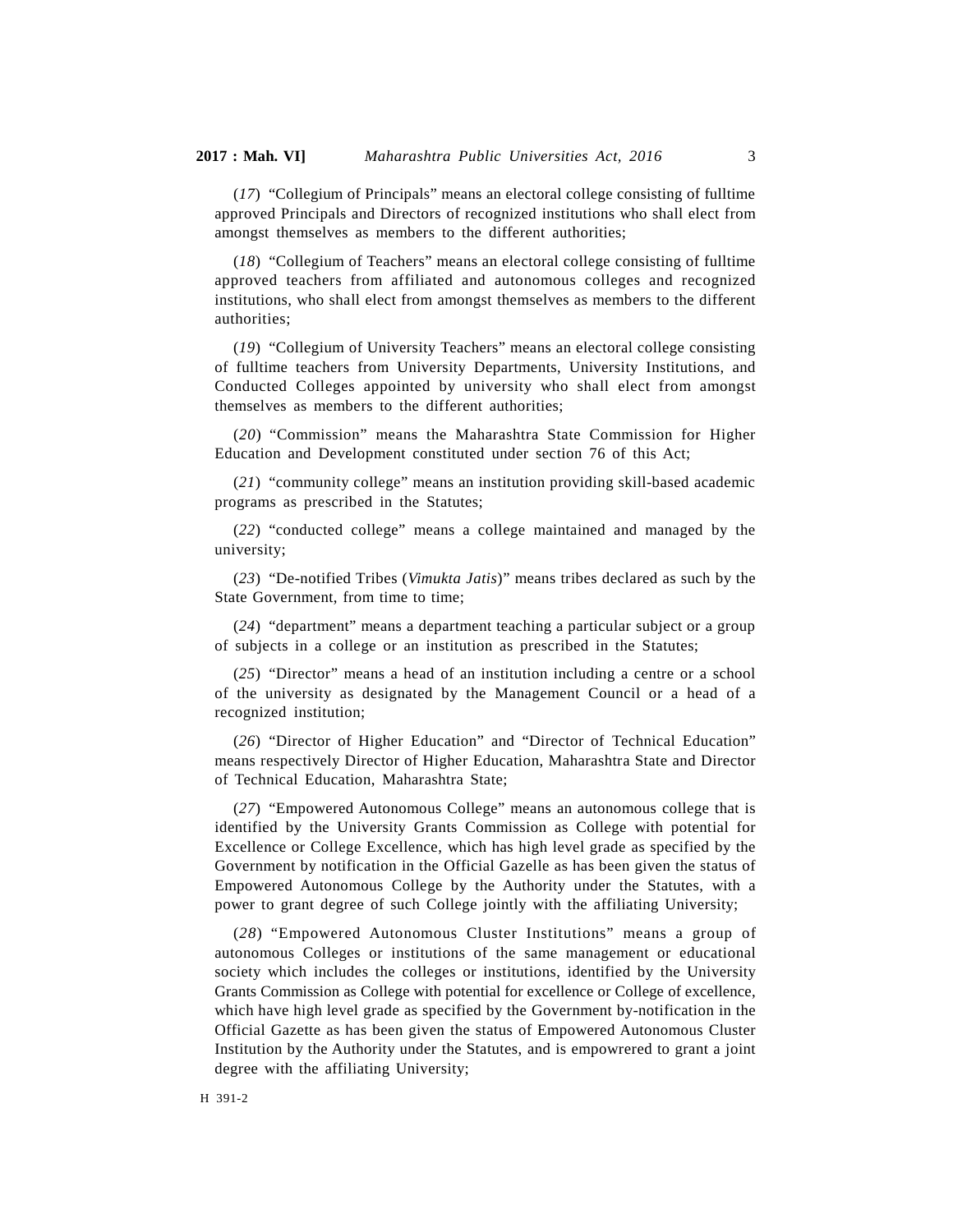(*17*) "Collegium of Principals" means an electoral college consisting of fulltime approved Principals and Directors of recognized institutions who shall elect from amongst themselves as members to the different authorities;

(*18*) "Collegium of Teachers" means an electoral college consisting of fulltime approved teachers from affiliated and autonomous colleges and recognized institutions, who shall elect from amongst themselves as members to the different authorities;

(*19*) "Collegium of University Teachers" means an electoral college consisting of fulltime teachers from University Departments, University Institutions, and Conducted Colleges appointed by university who shall elect from amongst themselves as members to the different authorities;

(*20*) "Commission" means the Maharashtra State Commission for Higher Education and Development constituted under section 76 of this Act;

(*21*) "community college" means an institution providing skill-based academic programs as prescribed in the Statutes;

(*22*) "conducted college" means a college maintained and managed by the university;

(*23*) "De-notified Tribes (*Vimukta Jatis*)" means tribes declared as such by the State Government, from time to time;

(*24*) "department" means a department teaching a particular subject or a group of subjects in a college or an institution as prescribed in the Statutes;

(*25*) "Director" means a head of an institution including a centre or a school of the university as designated by the Management Council or a head of a recognized institution;

(*26*) "Director of Higher Education" and "Director of Technical Education" means respectively Director of Higher Education, Maharashtra State and Director of Technical Education, Maharashtra State;

(*27*) "Empowered Autonomous College" means an autonomous college that is identified by the University Grants Commission as College with potential for Excellence or College Excellence, which has high level grade as specified by the Government by notification in the Official Gazelle as has been given the status of Empowered Autonomous College by the Authority under the Statutes, with a power to grant degree of such College jointly with the affiliating University;

(*28*) "Empowered Autonomous Cluster Institutions" means a group of autonomous Colleges or institutions of the same management or educational society which includes the colleges or institutions, identified by the University Grants Commission as College with potential for excellence or College of excellence, which have high level grade as specified by the Government by-notification in the Official Gazette as has been given the status of Empowered Autonomous Cluster Institution by the Authority under the Statutes, and is empowrered to grant a joint degree with the affiliating University;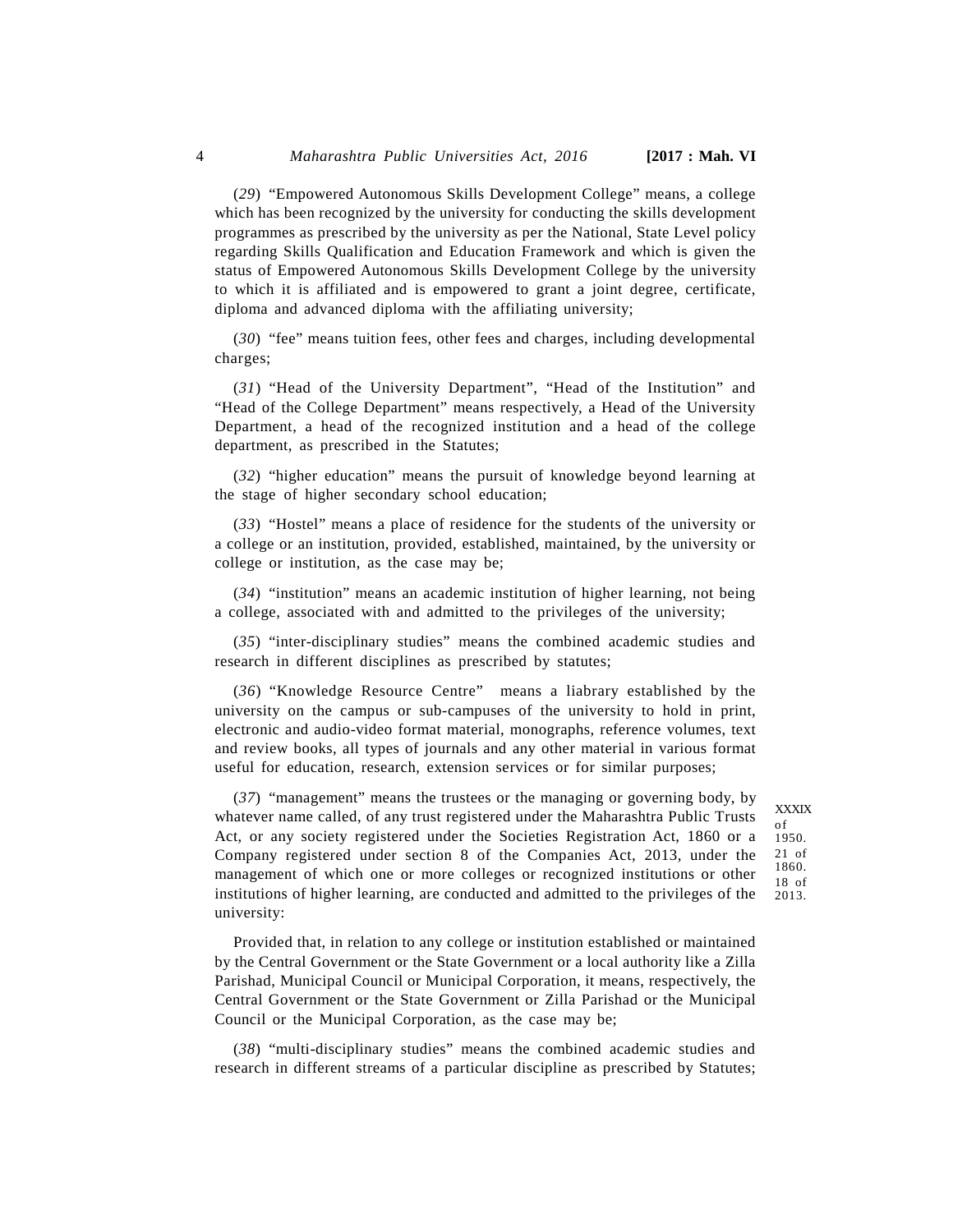(*29*) "Empowered Autonomous Skills Development College" means, a college which has been recognized by the university for conducting the skills development programmes as prescribed by the university as per the National, State Level policy regarding Skills Qualification and Education Framework and which is given the status of Empowered Autonomous Skills Development College by the university to which it is affiliated and is empowered to grant a joint degree, certificate, diploma and advanced diploma with the affiliating university;

(*30*) "fee" means tuition fees, other fees and charges, including developmental charges;

(*31*) "Head of the University Department", "Head of the Institution" and "Head of the College Department" means respectively, a Head of the University Department, a head of the recognized institution and a head of the college department, as prescribed in the Statutes;

(*32*) "higher education" means the pursuit of knowledge beyond learning at the stage of higher secondary school education;

(*33*) "Hostel" means a place of residence for the students of the university or a college or an institution, provided, established, maintained, by the university or college or institution, as the case may be;

(*34*) "institution" means an academic institution of higher learning, not being a college, associated with and admitted to the privileges of the university;

(*35*) "inter-disciplinary studies" means the combined academic studies and research in different disciplines as prescribed by statutes;

(*36*) "Knowledge Resource Centre" means a liabrary established by the university on the campus or sub-campuses of the university to hold in print, electronic and audio-video format material, monographs, reference volumes, text and review books, all types of journals and any other material in various format useful for education, research, extension services or for similar purposes;

(*37*) "management" means the trustees or the managing or governing body, by whatever name called, of any trust registered under the Maharashtra Public Trusts Act, or any society registered under the Societies Registration Act, 1860 or a Company registered under section 8 of the Companies Act, 2013, under the management of which one or more colleges or recognized institutions or other institutions of higher learning, are conducted and admitted to the privileges of the university:

XXXIX of 1950. 21 of 1860. 18 of 2013.

Provided that, in relation to any college or institution established or maintained by the Central Government or the State Government or a local authority like a Zilla Parishad, Municipal Council or Municipal Corporation, it means, respectively, the Central Government or the State Government or Zilla Parishad or the Municipal Council or the Municipal Corporation, as the case may be;

(*38*) "multi-disciplinary studies" means the combined academic studies and research in different streams of a particular discipline as prescribed by Statutes;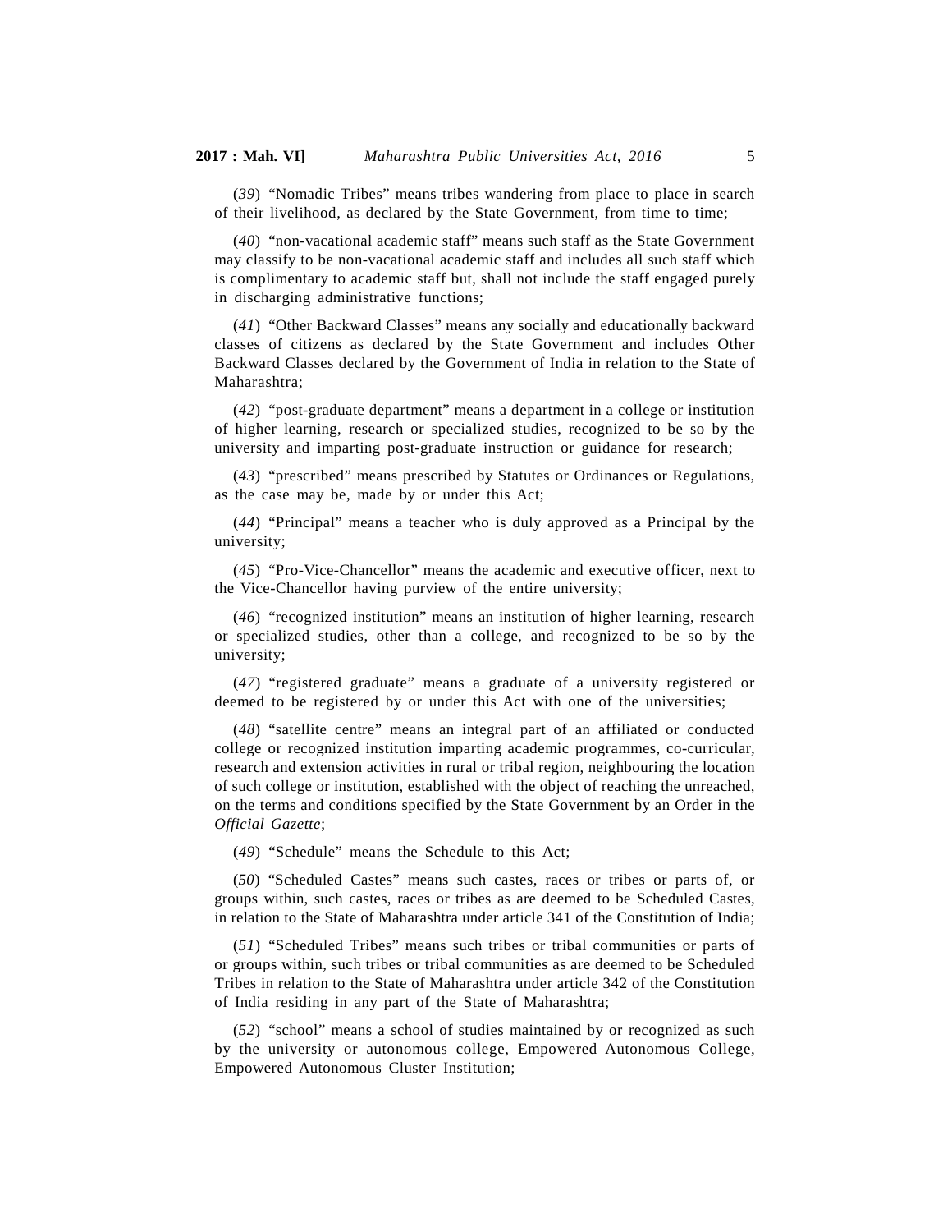(*39*) "Nomadic Tribes" means tribes wandering from place to place in search of their livelihood, as declared by the State Government, from time to time;

(*40*) "non-vacational academic staff" means such staff as the State Government may classify to be non-vacational academic staff and includes all such staff which is complimentary to academic staff but, shall not include the staff engaged purely in discharging administrative functions;

(*41*) "Other Backward Classes" means any socially and educationally backward classes of citizens as declared by the State Government and includes Other Backward Classes declared by the Government of India in relation to the State of Maharashtra;

(*42*) "post-graduate department" means a department in a college or institution of higher learning, research or specialized studies, recognized to be so by the university and imparting post-graduate instruction or guidance for research;

(*43*) "prescribed" means prescribed by Statutes or Ordinances or Regulations, as the case may be, made by or under this Act;

(*44*) "Principal" means a teacher who is duly approved as a Principal by the university;

(*45*) "Pro-Vice-Chancellor" means the academic and executive officer, next to the Vice-Chancellor having purview of the entire university;

(*46*) "recognized institution" means an institution of higher learning, research or specialized studies, other than a college, and recognized to be so by the university;

(*47*) "registered graduate" means a graduate of a university registered or deemed to be registered by or under this Act with one of the universities;

(*48*) "satellite centre" means an integral part of an affiliated or conducted college or recognized institution imparting academic programmes, co-curricular, research and extension activities in rural or tribal region, neighbouring the location of such college or institution, established with the object of reaching the unreached, on the terms and conditions specified by the State Government by an Order in the *Official Gazette*;

(*49*) "Schedule" means the Schedule to this Act;

(*50*) "Scheduled Castes" means such castes, races or tribes or parts of, or groups within, such castes, races or tribes as are deemed to be Scheduled Castes, in relation to the State of Maharashtra under article 341 of the Constitution of India;

(*51*) "Scheduled Tribes" means such tribes or tribal communities or parts of or groups within, such tribes or tribal communities as are deemed to be Scheduled Tribes in relation to the State of Maharashtra under article 342 of the Constitution of India residing in any part of the State of Maharashtra;

(*52*) "school" means a school of studies maintained by or recognized as such by the university or autonomous college, Empowered Autonomous College, Empowered Autonomous Cluster Institution;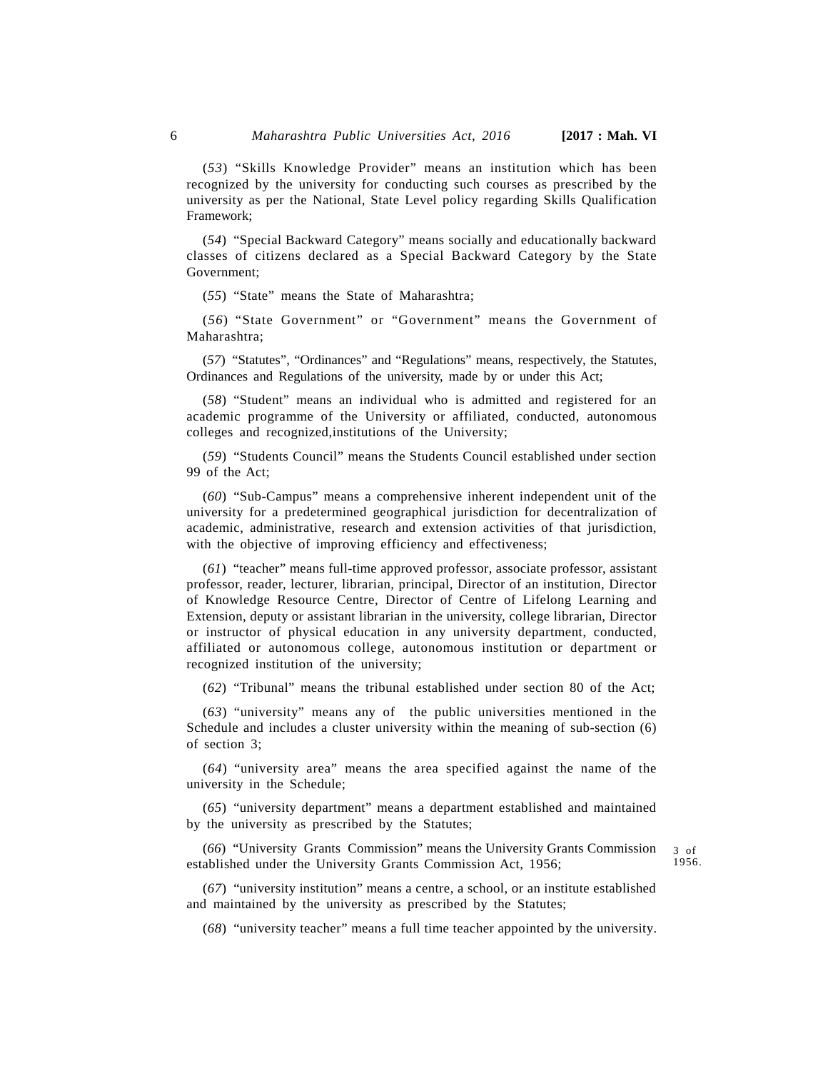(*53*) "Skills Knowledge Provider" means an institution which has been recognized by the university for conducting such courses as prescribed by the university as per the National, State Level policy regarding Skills Qualification Framework;

(*54*) "Special Backward Category" means socially and educationally backward classes of citizens declared as a Special Backward Category by the State Government;

(*55*) "State" means the State of Maharashtra;

(*56*) "State Government" or "Government" means the Government of Maharashtra;

(*57*) "Statutes", "Ordinances" and "Regulations" means, respectively, the Statutes, Ordinances and Regulations of the university, made by or under this Act;

(*58*) "Student" means an individual who is admitted and registered for an academic programme of the University or affiliated, conducted, autonomous colleges and recognized,institutions of the University;

(*59*) "Students Council" means the Students Council established under section 99 of the Act;

(*60*) "Sub-Campus" means a comprehensive inherent independent unit of the university for a predetermined geographical jurisdiction for decentralization of academic, administrative, research and extension activities of that jurisdiction, with the objective of improving efficiency and effectiveness;

(*61*) "teacher" means full-time approved professor, associate professor, assistant professor, reader, lecturer, librarian, principal, Director of an institution, Director of Knowledge Resource Centre, Director of Centre of Lifelong Learning and Extension, deputy or assistant librarian in the university, college librarian, Director or instructor of physical education in any university department, conducted, affiliated or autonomous college, autonomous institution or department or recognized institution of the university;

(*62*) "Tribunal" means the tribunal established under section 80 of the Act;

(*63*) "university" means any of the public universities mentioned in the Schedule and includes a cluster university within the meaning of sub-section (6) of section 3;

(*64*) "university area" means the area specified against the name of the university in the Schedule;

(*65*) "university department" means a department established and maintained by the university as prescribed by the Statutes;

(*66*) "University Grants Commission" means the University Grants Commission established under the University Grants Commission Act, 1956; 3 of 1956.

(*67*) "university institution" means a centre, a school, or an institute established and maintained by the university as prescribed by the Statutes;

(*68*) "university teacher" means a full time teacher appointed by the university.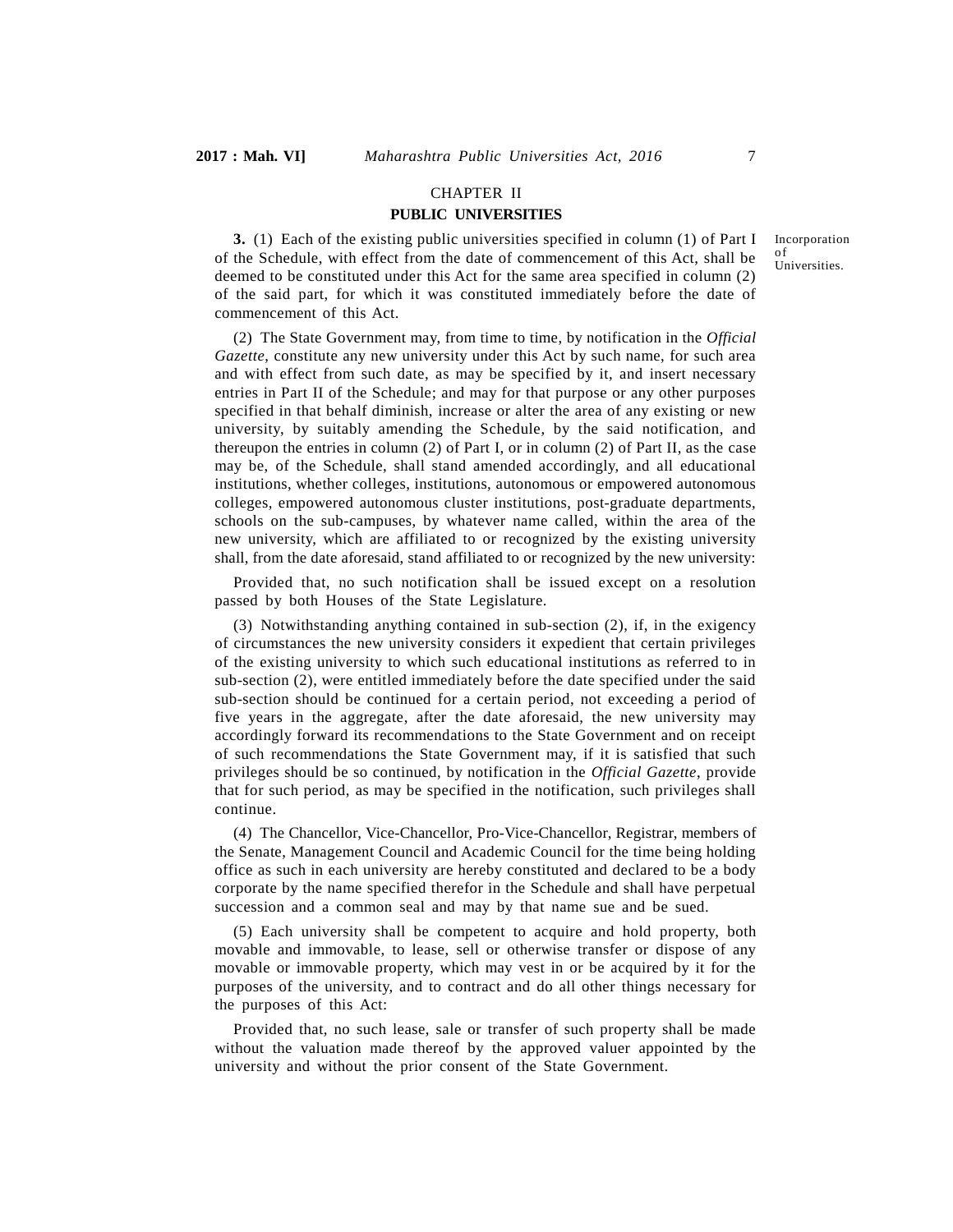## CHAPTER II

## PUBLIC UNIVERSITIES

Incorporation of Universities.

**3.** (1) Each of the existing public universities specified in column (1) of Part I of the Schedule, with effect from the date of commencement of this Act, shall be deemed to be constituted under this Act for the same area specified in column (2) of the said part, for which it was constituted immediately before the date of commencement of this Act.

(2) The State Government may, from time to time, by notification in the *Official Gazette*, constitute any new university under this Act by such name, for such area and with effect from such date, as may be specified by it, and insert necessary entries in Part II of the Schedule; and may for that purpose or any other purposes specified in that behalf diminish, increase or alter the area of any existing or new university, by suitably amending the Schedule, by the said notification, and thereupon the entries in column (2) of Part I, or in column (2) of Part II, as the case may be, of the Schedule, shall stand amended accordingly, and all educational institutions, whether colleges, institutions, autonomous or empowered autonomous colleges, empowered autonomous cluster institutions, post-graduate departments, schools on the sub-campuses, by whatever name called, within the area of the new university, which are affiliated to or recognized by the existing university shall, from the date aforesaid, stand affiliated to or recognized by the new university:

Provided that, no such notification shall be issued except on a resolution passed by both Houses of the State Legislature.

(3) Notwithstanding anything contained in sub-section (2), if, in the exigency of circumstances the new university considers it expedient that certain privileges of the existing university to which such educational institutions as referred to in sub-section (2), were entitled immediately before the date specified under the said sub-section should be continued for a certain period, not exceeding a period of five years in the aggregate, after the date aforesaid, the new university may accordingly forward its recommendations to the State Government and on receipt of such recommendations the State Government may, if it is satisfied that such privileges should be so continued, by notification in the *Official Gazette*, provide that for such period, as may be specified in the notification, such privileges shall continue.

(4) The Chancellor, Vice-Chancellor, Pro-Vice-Chancellor, Registrar, members of the Senate, Management Council and Academic Council for the time being holding office as such in each university are hereby constituted and declared to be a body corporate by the name specified therefor in the Schedule and shall have perpetual succession and a common seal and may by that name sue and be sued.

(5) Each university shall be competent to acquire and hold property, both movable and immovable, to lease, sell or otherwise transfer or dispose of any movable or immovable property, which may vest in or be acquired by it for the purposes of the university, and to contract and do all other things necessary for the purposes of this Act:

Provided that, no such lease, sale or transfer of such property shall be made without the valuation made thereof by the approved valuer appointed by the university and without the prior consent of the State Government.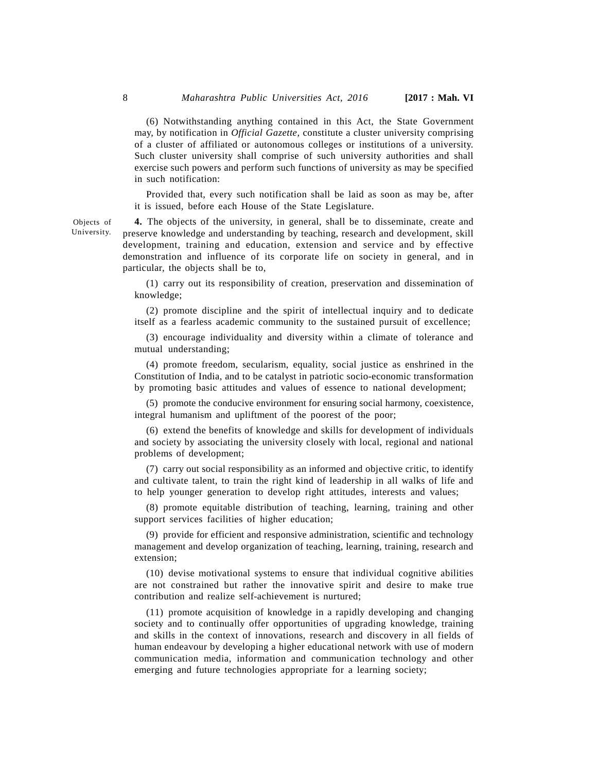(6) Notwithstanding anything contained in this Act, the State Government may, by notification in *Official Gazette*, constitute a cluster university comprising of a cluster of affiliated or autonomous colleges or institutions of a university. Such cluster university shall comprise of such university authorities and shall exercise such powers and perform such functions of university as may be specified in such notification:

Provided that, every such notification shall be laid as soon as may be, after it is issued, before each House of the State Legislature.

Objects of University.

**4.** The objects of the university, in general, shall be to disseminate, create and preserve knowledge and understanding by teaching, research and development, skill development, training and education, extension and service and by effective demonstration and influence of its corporate life on society in general, and in particular, the objects shall be to,

(1) carry out its responsibility of creation, preservation and dissemination of knowledge;

(2) promote discipline and the spirit of intellectual inquiry and to dedicate itself as a fearless academic community to the sustained pursuit of excellence;

(3) encourage individuality and diversity within a climate of tolerance and mutual understanding;

(4) promote freedom, secularism, equality, social justice as enshrined in the Constitution of India, and to be catalyst in patriotic socio-economic transformation by promoting basic attitudes and values of essence to national development;

(5) promote the conducive environment for ensuring social harmony, coexistence, integral humanism and upliftment of the poorest of the poor;

(6) extend the benefits of knowledge and skills for development of individuals and society by associating the university closely with local, regional and national problems of development;

(7) carry out social responsibility as an informed and objective critic, to identify and cultivate talent, to train the right kind of leadership in all walks of life and to help younger generation to develop right attitudes, interests and values;

(8) promote equitable distribution of teaching, learning, training and other support services facilities of higher education;

(9) provide for efficient and responsive administration, scientific and technology management and develop organization of teaching, learning, training, research and extension;

(10) devise motivational systems to ensure that individual cognitive abilities are not constrained but rather the innovative spirit and desire to make true contribution and realize self-achievement is nurtured;

(11) promote acquisition of knowledge in a rapidly developing and changing society and to continually offer opportunities of upgrading knowledge, training and skills in the context of innovations, research and discovery in all fields of human endeavour by developing a higher educational network with use of modern communication media, information and communication technology and other emerging and future technologies appropriate for a learning society;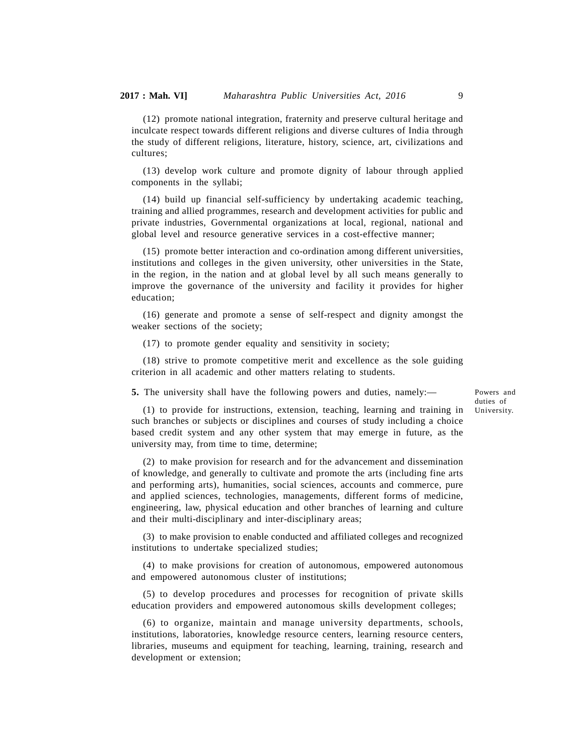(12) promote national integration, fraternity and preserve cultural heritage and inculcate respect towards different religions and diverse cultures of India through the study of different religions, literature, history, science, art, civilizations and cultures;

(13) develop work culture and promote dignity of labour through applied components in the syllabi;

(14) build up financial self-sufficiency by undertaking academic teaching, training and allied programmes, research and development activities for public and private industries, Governmental organizations at local, regional, national and global level and resource generative services in a cost-effective manner;

(15) promote better interaction and co-ordination among different universities, institutions and colleges in the given university, other universities in the State, in the region, in the nation and at global level by all such means generally to improve the governance of the university and facility it provides for higher education;

(16) generate and promote a sense of self-respect and dignity amongst the weaker sections of the society;

(17) to promote gender equality and sensitivity in society;

(18) strive to promote competitive merit and excellence as the sole guiding criterion in all academic and other matters relating to students.

Powers and duties of University.

**5.** The university shall have the following powers and duties, namely:—

(1) to provide for instructions, extension, teaching, learning and training in such branches or subjects or disciplines and courses of study including a choice based credit system and any other system that may emerge in future, as the university may, from time to time, determine;

(2) to make provision for research and for the advancement and dissemination of knowledge, and generally to cultivate and promote the arts (including fine arts and performing arts), humanities, social sciences, accounts and commerce, pure and applied sciences, technologies, managements, different forms of medicine, engineering, law, physical education and other branches of learning and culture and their multi-disciplinary and inter-disciplinary areas;

(3) to make provision to enable conducted and affiliated colleges and recognized institutions to undertake specialized studies;

(4) to make provisions for creation of autonomous, empowered autonomous and empowered autonomous cluster of institutions;

(5) to develop procedures and processes for recognition of private skills education providers and empowered autonomous skills development colleges;

(6) to organize, maintain and manage university departments, schools, institutions, laboratories, knowledge resource centers, learning resource centers, libraries, museums and equipment for teaching, learning, training, research and development or extension;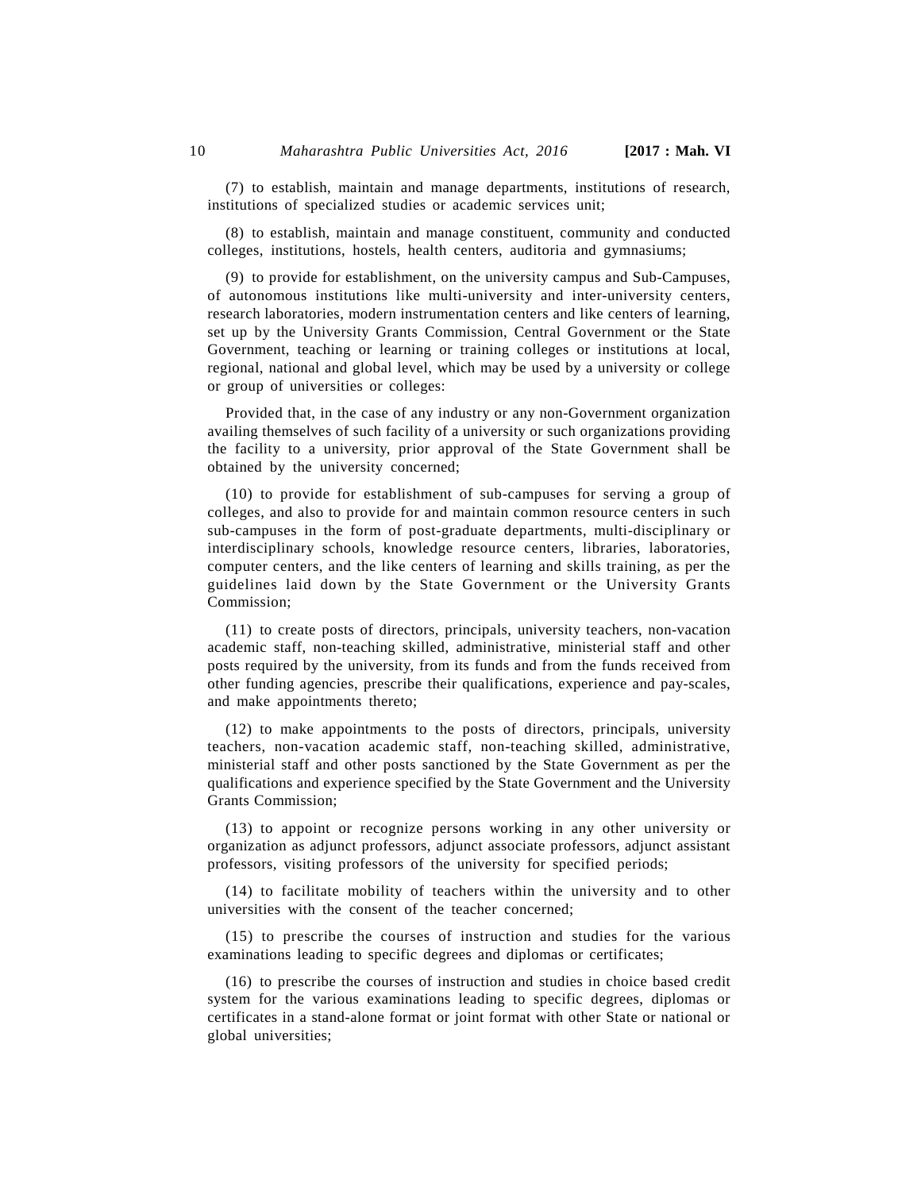(7) to establish, maintain and manage departments, institutions of research, institutions of specialized studies or academic services unit;

(8) to establish, maintain and manage constituent, community and conducted colleges, institutions, hostels, health centers, auditoria and gymnasiums;

(9) to provide for establishment, on the university campus and Sub-Campuses, of autonomous institutions like multi-university and inter-university centers, research laboratories, modern instrumentation centers and like centers of learning, set up by the University Grants Commission, Central Government or the State Government, teaching or learning or training colleges or institutions at local, regional, national and global level, which may be used by a university or college or group of universities or colleges:

Provided that, in the case of any industry or any non-Government organization availing themselves of such facility of a university or such organizations providing the facility to a university, prior approval of the State Government shall be obtained by the university concerned;

(10) to provide for establishment of sub-campuses for serving a group of colleges, and also to provide for and maintain common resource centers in such sub-campuses in the form of post-graduate departments, multi-disciplinary or interdisciplinary schools, knowledge resource centers, libraries, laboratories, computer centers, and the like centers of learning and skills training, as per the guidelines laid down by the State Government or the University Grants Commission;

(11) to create posts of directors, principals, university teachers, non-vacation academic staff, non-teaching skilled, administrative, ministerial staff and other posts required by the university, from its funds and from the funds received from other funding agencies, prescribe their qualifications, experience and pay-scales, and make appointments thereto;

(12) to make appointments to the posts of directors, principals, university teachers, non-vacation academic staff, non-teaching skilled, administrative, ministerial staff and other posts sanctioned by the State Government as per the qualifications and experience specified by the State Government and the University Grants Commission;

(13) to appoint or recognize persons working in any other university or organization as adjunct professors, adjunct associate professors, adjunct assistant professors, visiting professors of the university for specified periods;

(14) to facilitate mobility of teachers within the university and to other universities with the consent of the teacher concerned;

(15) to prescribe the courses of instruction and studies for the various examinations leading to specific degrees and diplomas or certificates;

(16) to prescribe the courses of instruction and studies in choice based credit system for the various examinations leading to specific degrees, diplomas or certificates in a stand-alone format or joint format with other State or national or global universities;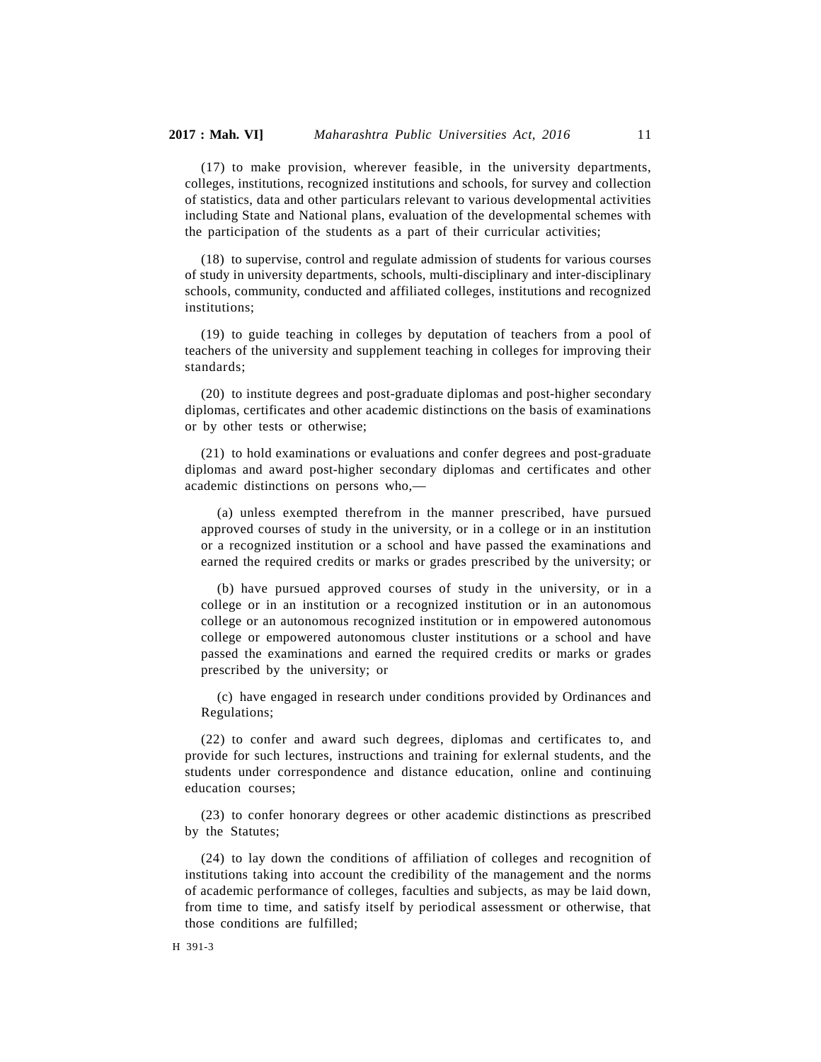(17) to make provision, wherever feasible, in the university departments, colleges, institutions, recognized institutions and schools, for survey and collection of statistics, data and other particulars relevant to various developmental activities including State and National plans, evaluation of the developmental schemes with the participation of the students as a part of their curricular activities;

(18) to supervise, control and regulate admission of students for various courses of study in university departments, schools, multi-disciplinary and inter-disciplinary schools, community, conducted and affiliated colleges, institutions and recognized institutions;

(19) to guide teaching in colleges by deputation of teachers from a pool of teachers of the university and supplement teaching in colleges for improving their standards;

(20) to institute degrees and post-graduate diplomas and post-higher secondary diplomas, certificates and other academic distinctions on the basis of examinations or by other tests or otherwise;

(21) to hold examinations or evaluations and confer degrees and post-graduate diplomas and award post-higher secondary diplomas and certificates and other academic distinctions on persons who,—

(a) unless exempted therefrom in the manner prescribed, have pursued approved courses of study in the university, or in a college or in an institution or a recognized institution or a school and have passed the examinations and earned the required credits or marks or grades prescribed by the university; or

(b) have pursued approved courses of study in the university, or in a college or in an institution or a recognized institution or in an autonomous college or an autonomous recognized institution or in empowered autonomous college or empowered autonomous cluster institutions or a school and have passed the examinations and earned the required credits or marks or grades prescribed by the university; or

(c) have engaged in research under conditions provided by Ordinances and Regulations;

(22) to confer and award such degrees, diplomas and certificates to, and provide for such lectures, instructions and training for exlernal students, and the students under correspondence and distance education, online and continuing education courses;

(23) to confer honorary degrees or other academic distinctions as prescribed by the Statutes;

(24) to lay down the conditions of affiliation of colleges and recognition of institutions taking into account the credibility of the management and the norms of academic performance of colleges, faculties and subjects, as may be laid down, from time to time, and satisfy itself by periodical assessment or otherwise, that those conditions are fulfilled;

H 391-3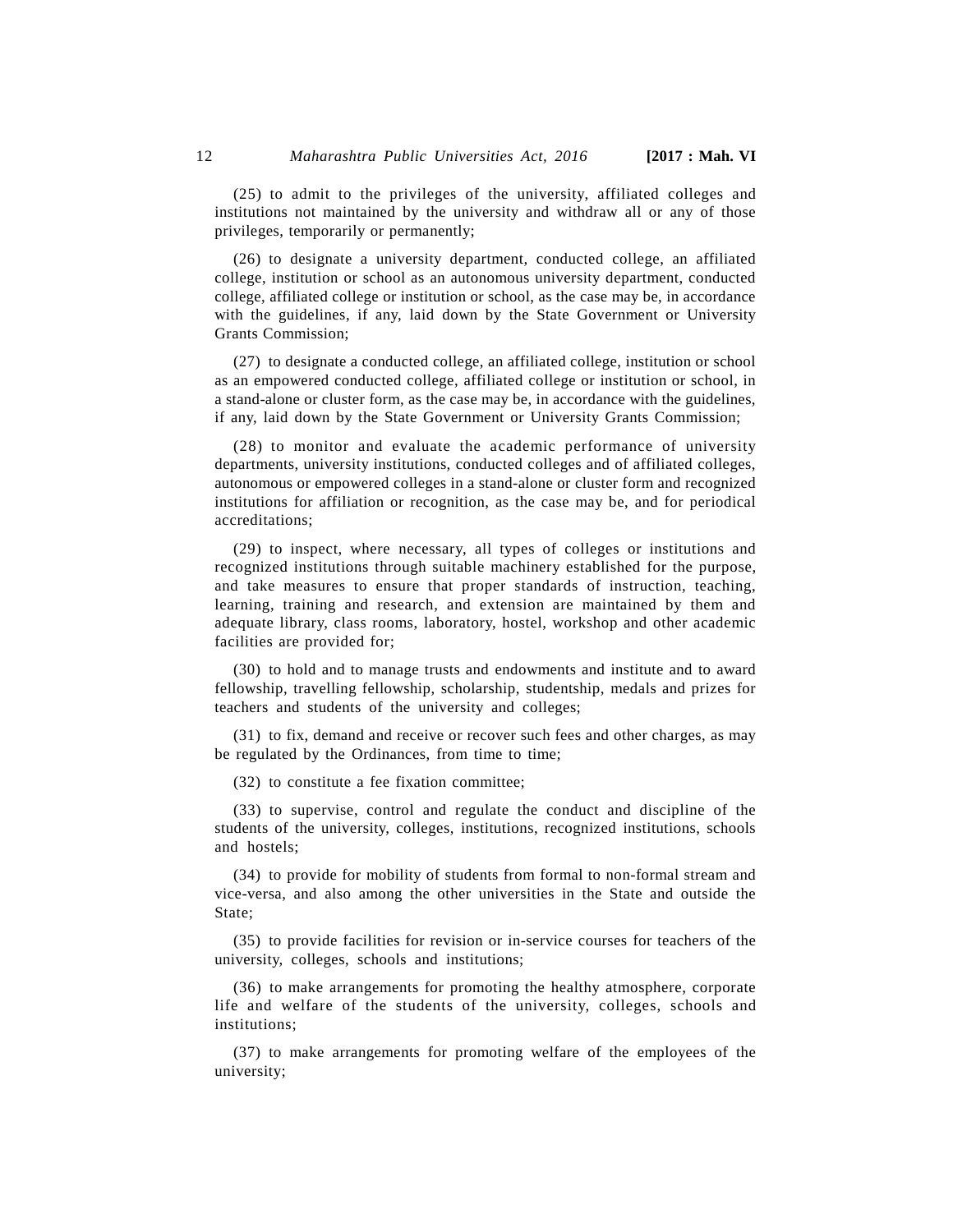(25) to admit to the privileges of the university, affiliated colleges and institutions not maintained by the university and withdraw all or any of those privileges, temporarily or permanently;

(26) to designate a university department, conducted college, an affiliated college, institution or school as an autonomous university department, conducted college, affiliated college or institution or school, as the case may be, in accordance with the guidelines, if any, laid down by the State Government or University Grants Commission;

(27) to designate a conducted college, an affiliated college, institution or school as an empowered conducted college, affiliated college or institution or school, in a stand-alone or cluster form, as the case may be, in accordance with the guidelines, if any, laid down by the State Government or University Grants Commission;

(28) to monitor and evaluate the academic performance of university departments, university institutions, conducted colleges and of affiliated colleges, autonomous or empowered colleges in a stand-alone or cluster form and recognized institutions for affiliation or recognition, as the case may be, and for periodical accreditations;

(29) to inspect, where necessary, all types of colleges or institutions and recognized institutions through suitable machinery established for the purpose, and take measures to ensure that proper standards of instruction, teaching, learning, training and research, and extension are maintained by them and adequate library, class rooms, laboratory, hostel, workshop and other academic facilities are provided for;

(30) to hold and to manage trusts and endowments and institute and to award fellowship, travelling fellowship, scholarship, studentship, medals and prizes for teachers and students of the university and colleges;

(31) to fix, demand and receive or recover such fees and other charges, as may be regulated by the Ordinances, from time to time;

(32) to constitute a fee fixation committee;

(33) to supervise, control and regulate the conduct and discipline of the students of the university, colleges, institutions, recognized institutions, schools and hostels;

(34) to provide for mobility of students from formal to non-formal stream and vice-versa, and also among the other universities in the State and outside the State;

(35) to provide facilities for revision or in-service courses for teachers of the university, colleges, schools and institutions;

(36) to make arrangements for promoting the healthy atmosphere, corporate life and welfare of the students of the university, colleges, schools and institutions;

(37) to make arrangements for promoting welfare of the employees of the university;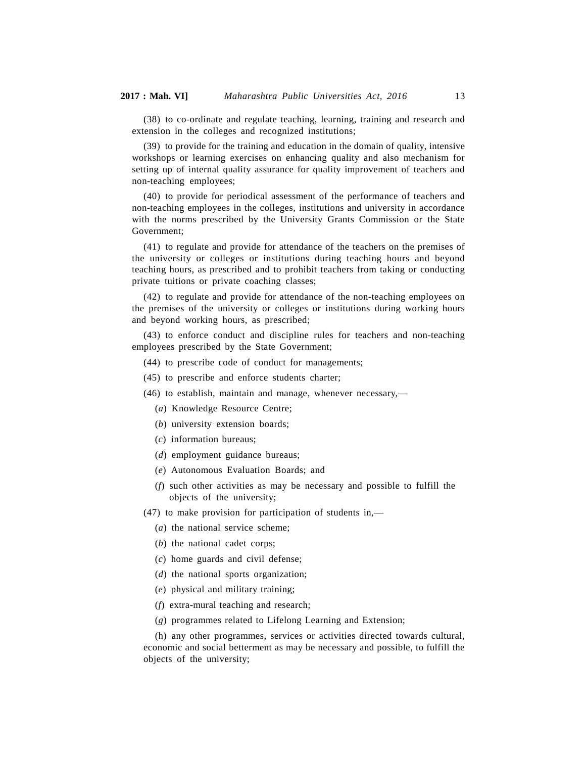(38) to co-ordinate and regulate teaching, learning, training and research and extension in the colleges and recognized institutions;

(39) to provide for the training and education in the domain of quality, intensive workshops or learning exercises on enhancing quality and also mechanism for setting up of internal quality assurance for quality improvement of teachers and non-teaching employees;

(40) to provide for periodical assessment of the performance of teachers and non-teaching employees in the colleges, institutions and university in accordance with the norms prescribed by the University Grants Commission or the State Government;

(41) to regulate and provide for attendance of the teachers on the premises of the university or colleges or institutions during teaching hours and beyond teaching hours, as prescribed and to prohibit teachers from taking or conducting private tuitions or private coaching classes;

(42) to regulate and provide for attendance of the non-teaching employees on the premises of the university or colleges or institutions during working hours and beyond working hours, as prescribed;

(43) to enforce conduct and discipline rules for teachers and non-teaching employees prescribed by the State Government;

(44) to prescribe code of conduct for managements;

(45) to prescribe and enforce students charter;

(46) to establish, maintain and manage, whenever necessary,—

(*a*) Knowledge Resource Centre;

(*b*) university extension boards;

(*c*) information bureaus;

(*d*) employment guidance bureaus;

(*e*) Autonomous Evaluation Boards; and

(*f*) such other activities as may be necessary and possible to fulfill the objects of the university;

(47) to make provision for participation of students in,—

(*a*) the national service scheme;

(*b*) the national cadet corps;

(*c*) home guards and civil defense;

(*d*) the national sports organization;

(*e*) physical and military training;

(*f*) extra-mural teaching and research;

(*g*) programmes related to Lifelong Learning and Extension;

(h) any other programmes, services or activities directed towards cultural, economic and social betterment as may be necessary and possible, to fulfill the objects of the university;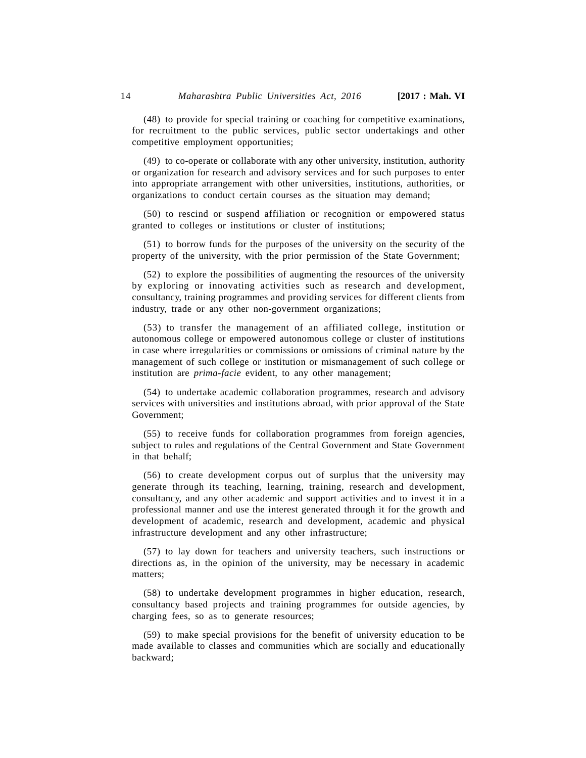(48) to provide for special training or coaching for competitive examinations, for recruitment to the public services, public sector undertakings and other competitive employment opportunities;

(49) to co-operate or collaborate with any other university, institution, authority or organization for research and advisory services and for such purposes to enter into appropriate arrangement with other universities, institutions, authorities, or organizations to conduct certain courses as the situation may demand;

(50) to rescind or suspend affiliation or recognition or empowered status granted to colleges or institutions or cluster of institutions;

(51) to borrow funds for the purposes of the university on the security of the property of the university, with the prior permission of the State Government;

(52) to explore the possibilities of augmenting the resources of the university by exploring or innovating activities such as research and development, consultancy, training programmes and providing services for different clients from industry, trade or any other non-government organizations;

(53) to transfer the management of an affiliated college, institution or autonomous college or empowered autonomous college or cluster of institutions in case where irregularities or commissions or omissions of criminal nature by the management of such college or institution or mismanagement of such college or institution are *prima-facie* evident, to any other management;

(54) to undertake academic collaboration programmes, research and advisory services with universities and institutions abroad, with prior approval of the State Government;

(55) to receive funds for collaboration programmes from foreign agencies, subject to rules and regulations of the Central Government and State Government in that behalf;

(56) to create development corpus out of surplus that the university may generate through its teaching, learning, training, research and development, consultancy, and any other academic and support activities and to invest it in a professional manner and use the interest generated through it for the growth and development of academic, research and development, academic and physical infrastructure development and any other infrastructure;

(57) to lay down for teachers and university teachers, such instructions or directions as, in the opinion of the university, may be necessary in academic matters;

(58) to undertake development programmes in higher education, research, consultancy based projects and training programmes for outside agencies, by charging fees, so as to generate resources;

(59) to make special provisions for the benefit of university education to be made available to classes and communities which are socially and educationally backward;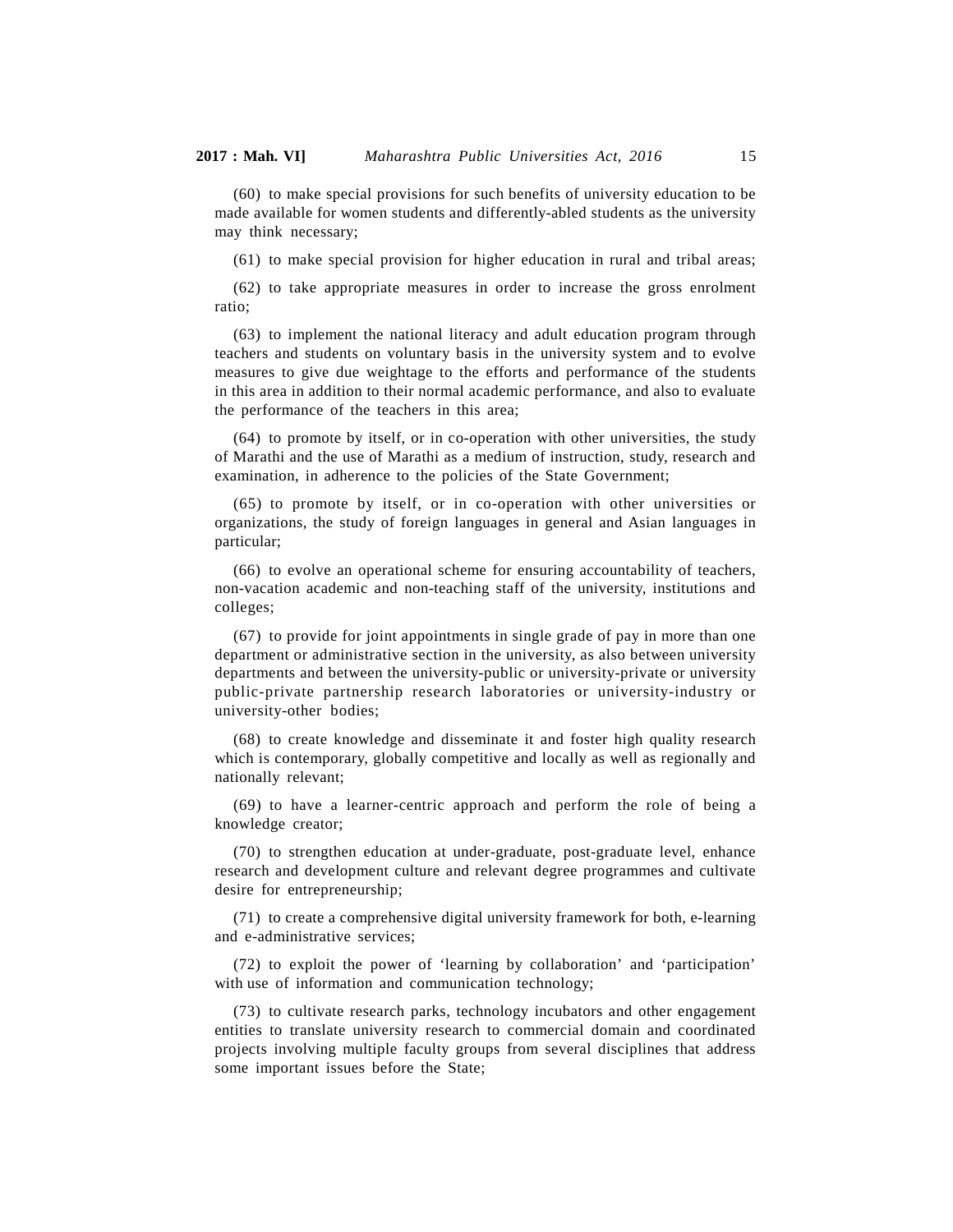(60) to make special provisions for such benefits of university education to be made available for women students and differently-abled students as the university may think necessary;

(61) to make special provision for higher education in rural and tribal areas;

(62) to take appropriate measures in order to increase the gross enrolment ratio;

(63) to implement the national literacy and adult education program through teachers and students on voluntary basis in the university system and to evolve measures to give due weightage to the efforts and performance of the students in this area in addition to their normal academic performance, and also to evaluate the performance of the teachers in this area;

(64) to promote by itself, or in co-operation with other universities, the study of Marathi and the use of Marathi as a medium of instruction, study, research and examination, in adherence to the policies of the State Government;

(65) to promote by itself, or in co-operation with other universities or organizations, the study of foreign languages in general and Asian languages in particular;

(66) to evolve an operational scheme for ensuring accountability of teachers, non-vacation academic and non-teaching staff of the university, institutions and colleges;

(67) to provide for joint appointments in single grade of pay in more than one department or administrative section in the university, as also between university departments and between the university-public or university-private or university public-private partnership research laboratories or university-industry or university-other bodies;

(68) to create knowledge and disseminate it and foster high quality research which is contemporary, globally competitive and locally as well as regionally and nationally relevant;

(69) to have a learner-centric approach and perform the role of being a knowledge creator;

(70) to strengthen education at under-graduate, post-graduate level, enhance research and development culture and relevant degree programmes and cultivate desire for entrepreneurship;

(71) to create a comprehensive digital university framework for both, e-learning and e-administrative services;

(72) to exploit the power of 'learning by collaboration' and 'participation' with use of information and communication technology;

(73) to cultivate research parks, technology incubators and other engagement entities to translate university research to commercial domain and coordinated projects involving multiple faculty groups from several disciplines that address some important issues before the State;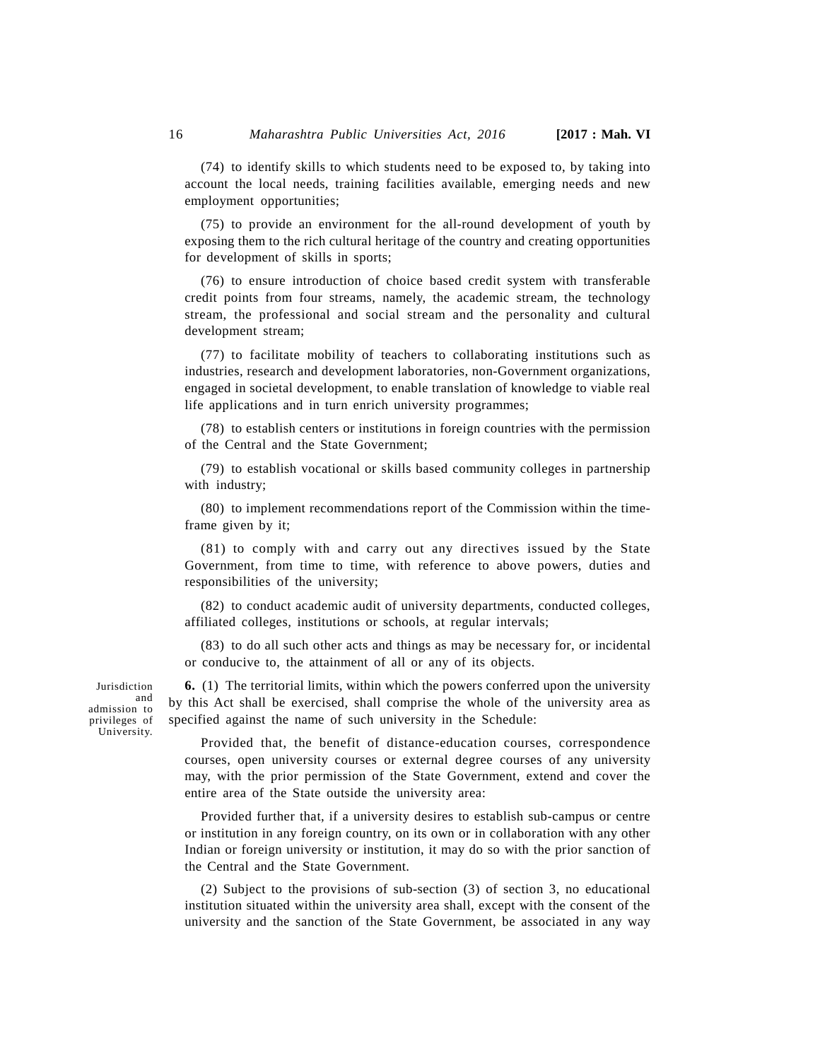(74) to identify skills to which students need to be exposed to, by taking into account the local needs, training facilities available, emerging needs and new employment opportunities;

(75) to provide an environment for the all-round development of youth by exposing them to the rich cultural heritage of the country and creating opportunities for development of skills in sports;

(76) to ensure introduction of choice based credit system with transferable credit points from four streams, namely, the academic stream, the technology stream, the professional and social stream and the personality and cultural development stream;

(77) to facilitate mobility of teachers to collaborating institutions such as industries, research and development laboratories, non-Government organizations, engaged in societal development, to enable translation of knowledge to viable real life applications and in turn enrich university programmes;

(78) to establish centers or institutions in foreign countries with the permission of the Central and the State Government;

(79) to establish vocational or skills based community colleges in partnership with industry;

(80) to implement recommendations report of the Commission within the time-frame given by it;

(81) to comply with and carry out any directives issued by the State Government, from time to time, with reference to above powers, duties and responsibilities of the university;

(82) to conduct academic audit of university departments, conducted colleges, affiliated colleges, institutions or schools, at regular intervals;

(83) to do all such other acts and things as may be necessary for, or incidental or conducive to, the attainment of all or any of its objects.

Jurisdiction and admission to privileges of University.

**6.** (1) The territorial limits, within which the powers conferred upon the university by this Act shall be exercised, shall comprise the whole of the university area as specified against the name of such university in the Schedule:

Provided that, the benefit of distance-education courses, correspondence courses, open university courses or external degree courses of any university may, with the prior permission of the State Government, extend and cover the entire area of the State outside the university area:

Provided further that, if a university desires to establish sub-campus or centre or institution in any foreign country, on its own or in collaboration with any other Indian or foreign university or institution, it may do so with the prior sanction of the Central and the State Government.

(2) Subject to the provisions of sub-section (3) of section 3, no educational institution situated within the university area shall, except with the consent of the university and the sanction of the State Government, be associated in any way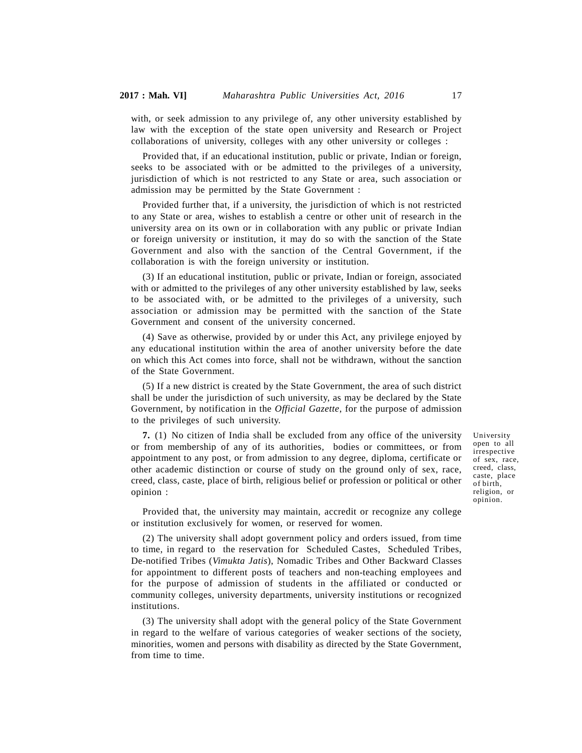with, or seek admission to any privilege of, any other university established by law with the exception of the state open university and Research or Project collaborations of university, colleges with any other university or colleges :

Provided that, if an educational institution, public or private, Indian or foreign, seeks to be associated with or be admitted to the privileges of a university, jurisdiction of which is not restricted to any State or area, such association or admission may be permitted by the State Government :

Provided further that, if a university, the jurisdiction of which is not restricted to any State or area, wishes to establish a centre or other unit of research in the university area on its own or in collaboration with any public or private Indian or foreign university or institution, it may do so with the sanction of the State Government and also with the sanction of the Central Government, if the collaboration is with the foreign university or institution.

(3) If an educational institution, public or private, Indian or foreign, associated with or admitted to the privileges of any other university established by law, seeks to be associated with, or be admitted to the privileges of a university, such association or admission may be permitted with the sanction of the State Government and consent of the university concerned.

(4) Save as otherwise, provided by or under this Act, any privilege enjoyed by any educational institution within the area of another university before the date on which this Act comes into force, shall not be withdrawn, without the sanction of the State Government.

(5) If a new district is created by the State Government, the area of such district shall be under the jurisdiction of such university, as may be declared by the State Government, by notification in the *Official Gazette*, for the purpose of admission to the privileges of such university.

University open to all irrespective of sex, race, creed, class, caste, place of birth, religion, or opinion.

**7.** (1) No citizen of India shall be excluded from any office of the university or from membership of any of its authorities, bodies or committees, or from appointment to any post, or from admission to any degree, diploma, certificate or other academic distinction or course of study on the ground only of sex, race, creed, class, caste, place of birth, religious belief or profession or political or other opinion :

Provided that, the university may maintain, accredit or recognize any college or institution exclusively for women, or reserved for women.

(2) The university shall adopt government policy and orders issued, from time to time, in regard to the reservation for Scheduled Castes, Scheduled Tribes, De-notified Tribes (*Vimukta Jatis*), Nomadic Tribes and Other Backward Classes for appointment to different posts of teachers and non-teaching employees and for the purpose of admission of students in the affiliated or conducted or community colleges, university departments, university institutions or recognized institutions.

(3) The university shall adopt with the general policy of the State Government in regard to the welfare of various categories of weaker sections of the society, minorities, women and persons with disability as directed by the State Government, from time to time.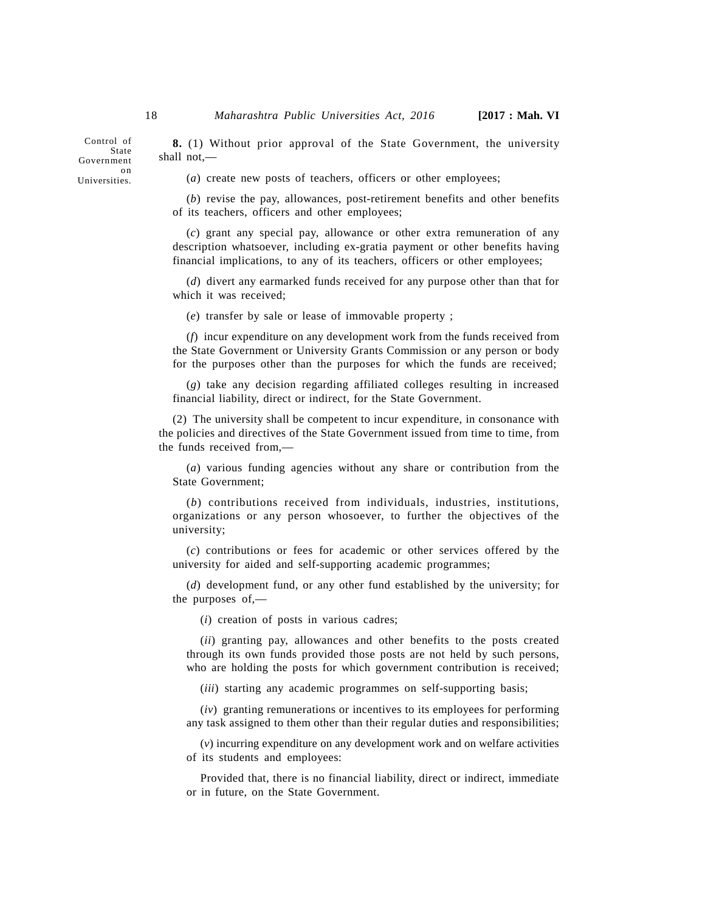Control of State Government on Universities.

**8.** (1) Without prior approval of the State Government, the university shall not,—

(*a*) create new posts of teachers, officers or other employees;

(*b*) revise the pay, allowances, post-retirement benefits and other benefits of its teachers, officers and other employees;

(*c*) grant any special pay, allowance or other extra remuneration of any description whatsoever, including ex-gratia payment or other benefits having financial implications, to any of its teachers, officers or other employees;

(*d*) divert any earmarked funds received for any purpose other than that for which it was received;

(*e*) transfer by sale or lease of immovable property ;

(*f*) incur expenditure on any development work from the funds received from the State Government or University Grants Commission or any person or body for the purposes other than the purposes for which the funds are received;

(*g*) take any decision regarding affiliated colleges resulting in increased financial liability, direct or indirect, for the State Government.

(2) The university shall be competent to incur expenditure, in consonance with the policies and directives of the State Government issued from time to time, from the funds received from,—

(*a*) various funding agencies without any share or contribution from the State Government;

(*b*) contributions received from individuals, industries, institutions, organizations or any person whosoever, to further the objectives of the university;

(*c*) contributions or fees for academic or other services offered by the university for aided and self-supporting academic programmes;

(*d*) development fund, or any other fund established by the university; for the purposes of,—

(*i*) creation of posts in various cadres;

(*ii*) granting pay, allowances and other benefits to the posts created through its own funds provided those posts are not held by such persons, who are holding the posts for which government contribution is received;

(*iii*) starting any academic programmes on self-supporting basis;

(*iv*) granting remunerations or incentives to its employees for performing any task assigned to them other than their regular duties and responsibilities;

(*v*) incurring expenditure on any development work and on welfare activities of its students and employees:

Provided that, there is no financial liability, direct or indirect, immediate or in future, on the State Government.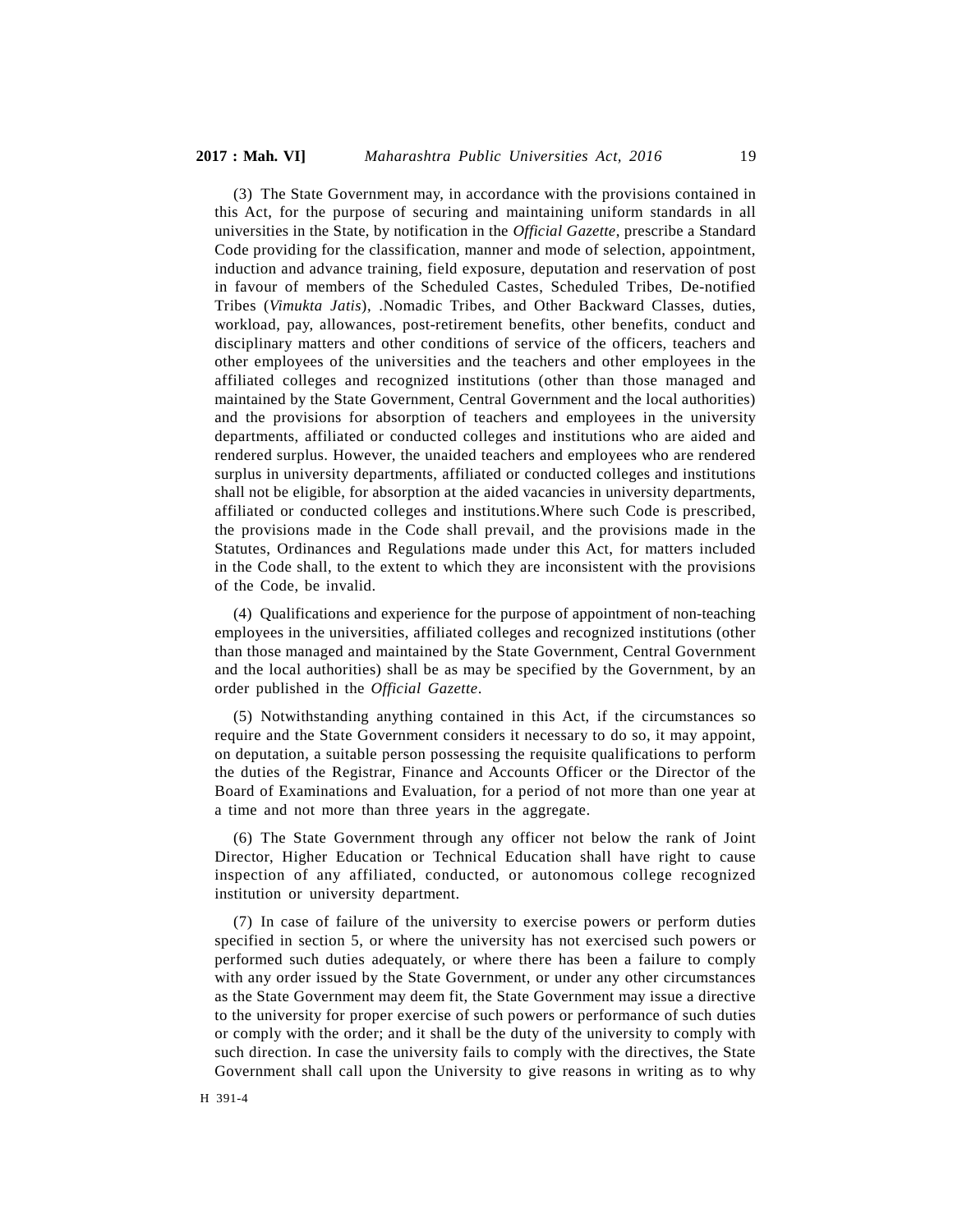(3) The State Government may, in accordance with the provisions contained in this Act, for the purpose of securing and maintaining uniform standards in all universities in the State, by notification in the *Official Gazette*, prescribe a Standard Code providing for the classification, manner and mode of selection, appointment, induction and advance training, field exposure, deputation and reservation of post in favour of members of the Scheduled Castes, Scheduled Tribes, De-notified Tribes (*Vimukta Jatis*), .Nomadic Tribes, and Other Backward Classes, duties, workload, pay, allowances, post-retirement benefits, other benefits, conduct and disciplinary matters and other conditions of service of the officers, teachers and other employees of the universities and the teachers and other employees in the affiliated colleges and recognized institutions (other than those managed and maintained by the State Government, Central Government and the local authorities) and the provisions for absorption of teachers and employees in the university departments, affiliated or conducted colleges and institutions who are aided and rendered surplus. However, the unaided teachers and employees who are rendered surplus in university departments, affiliated or conducted colleges and institutions shall not be eligible, for absorption at the aided vacancies in university departments, affiliated or conducted colleges and institutions.Where such Code is prescribed, the provisions made in the Code shall prevail, and the provisions made in the Statutes, Ordinances and Regulations made under this Act, for matters included in the Code shall, to the extent to which they are inconsistent with the provisions of the Code, be invalid.

(4) Qualifications and experience for the purpose of appointment of non-teaching employees in the universities, affiliated colleges and recognized institutions (other than those managed and maintained by the State Government, Central Government and the local authorities) shall be as may be specified by the Government, by an order published in the *Official Gazette*.

(5) Notwithstanding anything contained in this Act, if the circumstances so require and the State Government considers it necessary to do so, it may appoint, on deputation, a suitable person possessing the requisite qualifications to perform the duties of the Registrar, Finance and Accounts Officer or the Director of the Board of Examinations and Evaluation, for a period of not more than one year at a time and not more than three years in the aggregate.

(6) The State Government through any officer not below the rank of Joint Director, Higher Education or Technical Education shall have right to cause inspection of any affiliated, conducted, or autonomous college recognized institution or university department.

(7) In case of failure of the university to exercise powers or perform duties specified in section 5, or where the university has not exercised such powers or performed such duties adequately, or where there has been a failure to comply with any order issued by the State Government, or under any other circumstances as the State Government may deem fit, the State Government may issue a directive to the university for proper exercise of such powers or performance of such duties or comply with the order; and it shall be the duty of the university to comply with such direction. In case the university fails to comply with the directives, the State Government shall call upon the University to give reasons in writing as to why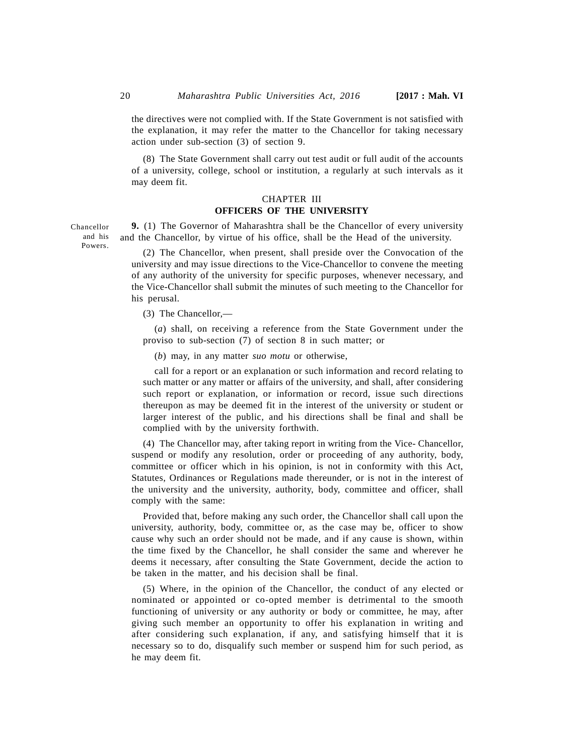the directives were not complied with. If the State Government is not satisfied with the explanation, it may refer the matter to the Chancellor for taking necessary action under sub-section (3) of section 9.

(8) The State Government shall carry out test audit or full audit of the accounts of a university, college, school or institution, a regularly at such intervals as it may deem fit.

## CHAPTER III
## OFFICERS OF THE UNIVERSITY

Chancellor and his Powers.

**9.** (1) The Governor of Maharashtra shall be the Chancellor of every university and the Chancellor, by virtue of his office, shall be the Head of the university.

(2) The Chancellor, when present, shall preside over the Convocation of the university and may issue directions to the Vice-Chancellor to convene the meeting of any authority of the university for specific purposes, whenever necessary, and the Vice-Chancellor shall submit the minutes of such meeting to the Chancellor for his perusal.

(3) The Chancellor,—

(*a*) shall, on receiving a reference from the State Government under the proviso to sub-section (7) of section 8 in such matter; or

(*b*) may, in any matter *suo motu* or otherwise,

call for a report or an explanation or such information and record relating to such matter or any matter or affairs of the university, and shall, after considering such report or explanation, or information or record, issue such directions thereupon as may be deemed fit in the interest of the university or student or larger interest of the public, and his directions shall be final and shall be complied with by the university forthwith.

(4) The Chancellor may, after taking report in writing from the Vice- Chancellor, suspend or modify any resolution, order or proceeding of any authority, body, committee or officer which in his opinion, is not in conformity with this Act, Statutes, Ordinances or Regulations made thereunder, or is not in the interest of the university and the university, authority, body, committee and officer, shall comply with the same:

Provided that, before making any such order, the Chancellor shall call upon the university, authority, body, committee or, as the case may be, officer to show cause why such an order should not be made, and if any cause is shown, within the time fixed by the Chancellor, he shall consider the same and wherever he deems it necessary, after consulting the State Government, decide the action to be taken in the matter, and his decision shall be final.

(5) Where, in the opinion of the Chancellor, the conduct of any elected or nominated or appointed or co-opted member is detrimental to the smooth functioning of university or any authority or body or committee, he may, after giving such member an opportunity to offer his explanation in writing and after considering such explanation, if any, and satisfying himself that it is necessary so to do, disqualify such member or suspend him for such period, as he may deem fit.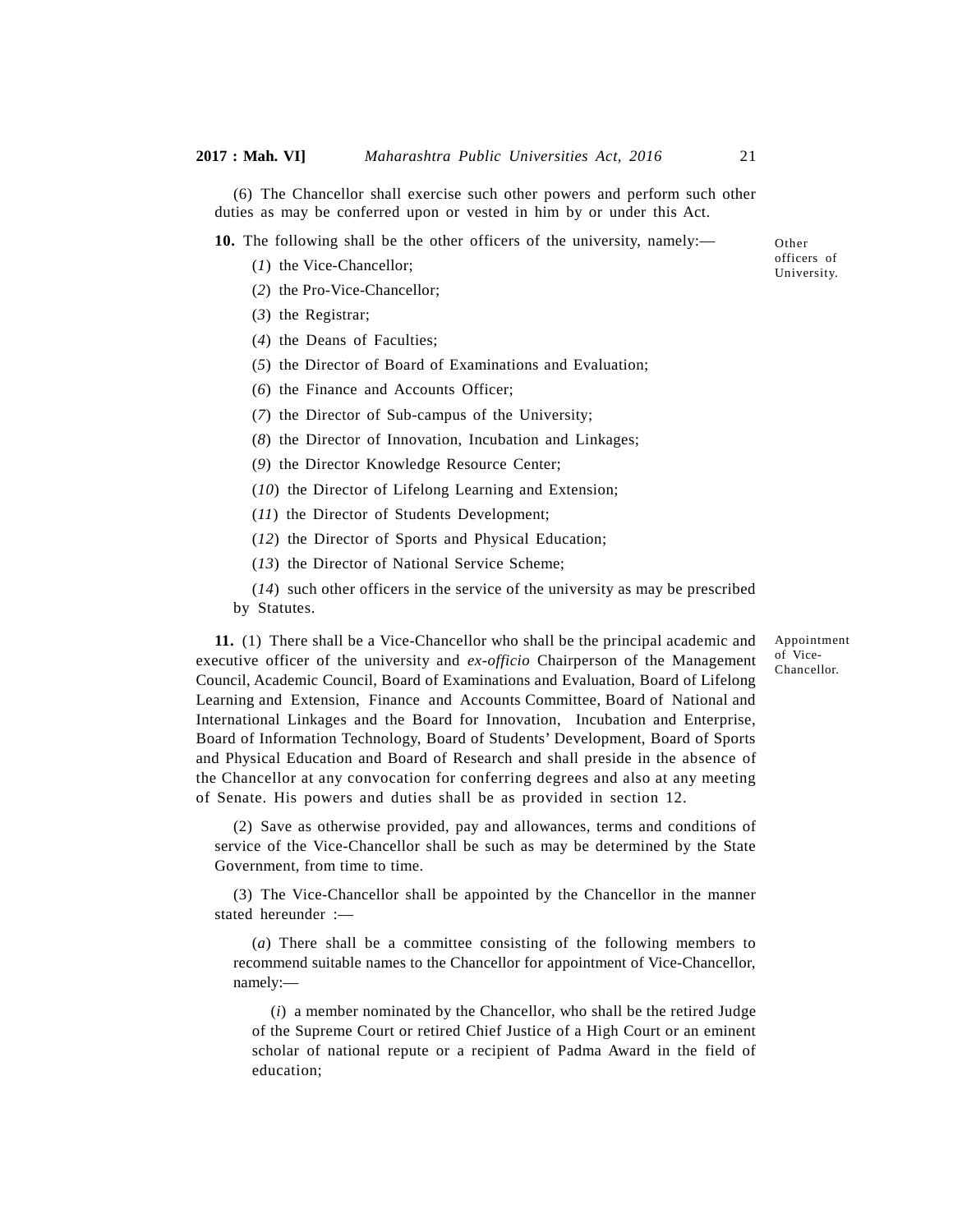(6) The Chancellor shall exercise such other powers and perform such other duties as may be conferred upon or vested in him by or under this Act.

Other officers of University.

**10.** The following shall be the other officers of the university, namely:—

(*1*) the Vice-Chancellor;

(*2*) the Pro-Vice-Chancellor;

(*3*) the Registrar;

(*4*) the Deans of Faculties;

(*5*) the Director of Board of Examinations and Evaluation;

(*6*) the Finance and Accounts Officer;

(*7*) the Director of Sub-campus of the University;

(*8*) the Director of Innovation, Incubation and Linkages;

(*9*) the Director Knowledge Resource Center;

(*10*) the Director of Lifelong Learning and Extension;

(*11*) the Director of Students Development;

(*12*) the Director of Sports and Physical Education;

(*13*) the Director of National Service Scheme;

(*14*) such other officers in the service of the university as may be prescribed by Statutes.

Appointment of Vice-Chancellor.

**11.** (1) There shall be a Vice-Chancellor who shall be the principal academic and executive officer of the university and *ex-officio* Chairperson of the Management Council, Academic Council, Board of Examinations and Evaluation, Board of Lifelong Learning and Extension, Finance and Accounts Committee, Board of National and International Linkages and the Board for Innovation, Incubation and Enterprise, Board of Information Technology, Board of Students' Development, Board of Sports and Physical Education and Board of Research and shall preside in the absence of the Chancellor at any convocation for conferring degrees and also at any meeting of Senate. His powers and duties shall be as provided in section 12.

(2) Save as otherwise provided, pay and allowances, terms and conditions of service of the Vice-Chancellor shall be such as may be determined by the State Government, from time to time.

(3) The Vice-Chancellor shall be appointed by the Chancellor in the manner stated hereunder :—

(*a*) There shall be a committee consisting of the following members to recommend suitable names to the Chancellor for appointment of Vice-Chancellor, namely:—

(*i*) a member nominated by the Chancellor, who shall be the retired Judge of the Supreme Court or retired Chief Justice of a High Court or an eminent scholar of national repute or a recipient of Padma Award in the field of education;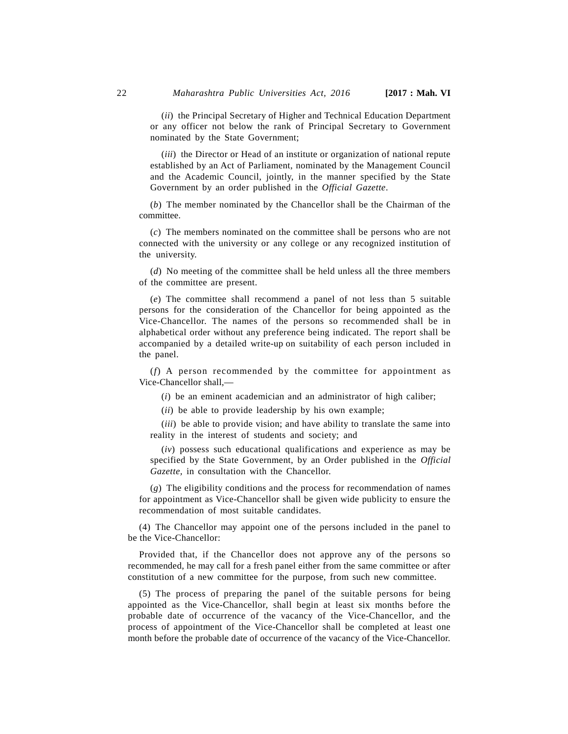(*ii*) the Principal Secretary of Higher and Technical Education Department or any officer not below the rank of Principal Secretary to Government nominated by the State Government;

(*iii*) the Director or Head of an institute or organization of national repute established by an Act of Parliament, nominated by the Management Council and the Academic Council, jointly, in the manner specified by the State Government by an order published in the *Official Gazette*.

(*b*) The member nominated by the Chancellor shall be the Chairman of the committee.

(*c*) The members nominated on the committee shall be persons who are not connected with the university or any college or any recognized institution of the university.

(*d*) No meeting of the committee shall be held unless all the three members of the committee are present.

(*e*) The committee shall recommend a panel of not less than 5 suitable persons for the consideration of the Chancellor for being appointed as the Vice-Chancellor. The names of the persons so recommended shall be in alphabetical order without any preference being indicated. The report shall be accompanied by a detailed write-up on suitability of each person included in the panel.

(*f*) A person recommended by the committee for appointment as Vice-Chancellor shall,—

(*i*) be an eminent academician and an administrator of high caliber;

(*ii*) be able to provide leadership by his own example;

(*iii*) be able to provide vision; and have ability to translate the same into reality in the interest of students and society; and

(*iv*) possess such educational qualifications and experience as may be specified by the State Government, by an Order published in the *Official Gazette*, in consultation with the Chancellor.

(*g*) The eligibility conditions and the process for recommendation of names for appointment as Vice-Chancellor shall be given wide publicity to ensure the recommendation of most suitable candidates.

(4) The Chancellor may appoint one of the persons included in the panel to be the Vice-Chancellor:

Provided that, if the Chancellor does not approve any of the persons so recommended, he may call for a fresh panel either from the same committee or after constitution of a new committee for the purpose, from such new committee.

(5) The process of preparing the panel of the suitable persons for being appointed as the Vice-Chancellor, shall begin at least six months before the probable date of occurrence of the vacancy of the Vice-Chancellor, and the process of appointment of the Vice-Chancellor shall be completed at least one month before the probable date of occurrence of the vacancy of the Vice-Chancellor.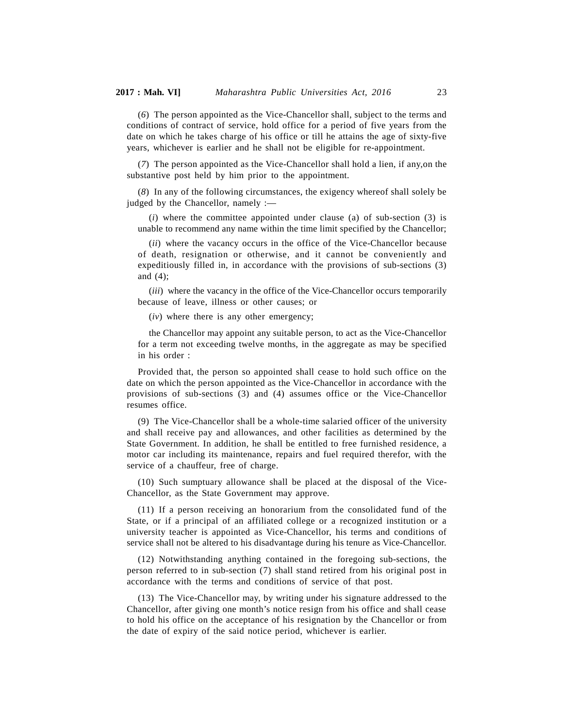(*6*) The person appointed as the Vice-Chancellor shall, subject to the terms and conditions of contract of service, hold office for a period of five years from the date on which he takes charge of his office or till he attains the age of sixty-five years, whichever is earlier and he shall not be eligible for re-appointment.

(*7*) The person appointed as the Vice-Chancellor shall hold a lien, if any,on the substantive post held by him prior to the appointment.

(*8*) In any of the following circumstances, the exigency whereof shall solely be judged by the Chancellor, namely :—

(*i*) where the committee appointed under clause (a) of sub-section (3) is unable to recommend any name within the time limit specified by the Chancellor;

(*ii*) where the vacancy occurs in the office of the Vice-Chancellor because of death, resignation or otherwise, and it cannot be conveniently and expeditiously filled in, in accordance with the provisions of sub-sections (3) and (4);

(*iii*) where the vacancy in the office of the Vice-Chancellor occurs temporarily because of leave, illness or other causes; or

(*iv*) where there is any other emergency;

the Chancellor may appoint any suitable person, to act as the Vice-Chancellor for a term not exceeding twelve months, in the aggregate as may be specified in his order :

Provided that, the person so appointed shall cease to hold such office on the date on which the person appointed as the Vice-Chancellor in accordance with the provisions of sub-sections (3) and (4) assumes office or the Vice-Chancellor resumes office.

(9) The Vice-Chancellor shall be a whole-time salaried officer of the university and shall receive pay and allowances, and other facilities as determined by the State Government. In addition, he shall be entitled to free furnished residence, a motor car including its maintenance, repairs and fuel required therefor, with the service of a chauffeur, free of charge.

(10) Such sumptuary allowance shall be placed at the disposal of the Vice-Chancellor, as the State Government may approve.

(11) If a person receiving an honorarium from the consolidated fund of the State, or if a principal of an affiliated college or a recognized institution or a university teacher is appointed as Vice-Chancellor, his terms and conditions of service shall not be altered to his disadvantage during his tenure as Vice-Chancellor.

(12) Notwithstanding anything contained in the foregoing sub-sections, the person referred to in sub-section (7) shall stand retired from his original post in accordance with the terms and conditions of service of that post.

(13) The Vice-Chancellor may, by writing under his signature addressed to the Chancellor, after giving one month's notice resign from his office and shall cease to hold his office on the acceptance of his resignation by the Chancellor or from the date of expiry of the said notice period, whichever is earlier.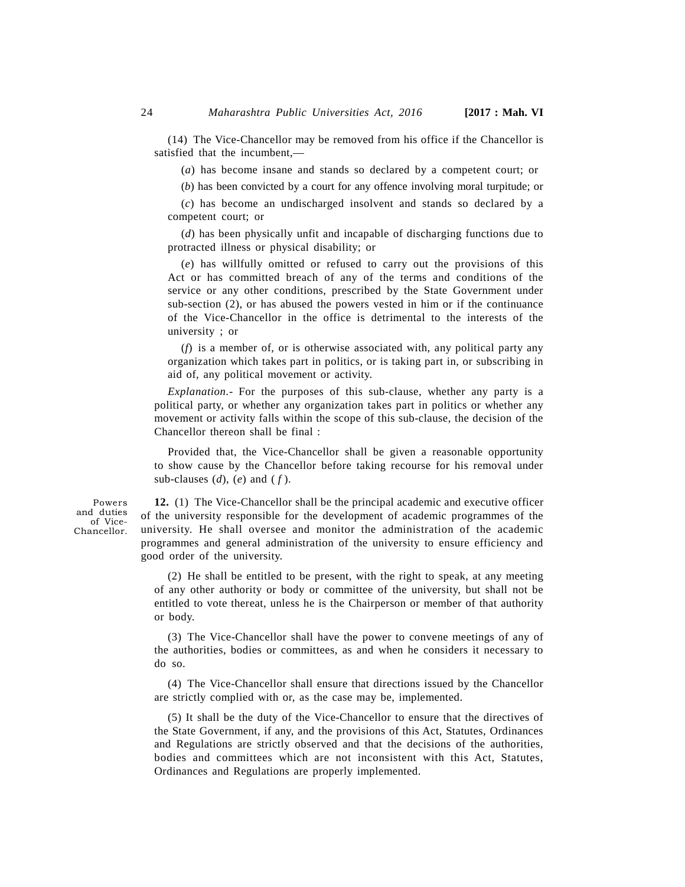(14) The Vice-Chancellor may be removed from his office if the Chancellor is satisfied that the incumbent,—

(*a*) has become insane and stands so declared by a competent court; or

(*b*) has been convicted by a court for any offence involving moral turpitude; or

(*c*) has become an undischarged insolvent and stands so declared by a competent court; or

(*d*) has been physically unfit and incapable of discharging functions due to protracted illness or physical disability; or

(*e*) has willfully omitted or refused to carry out the provisions of this Act or has committed breach of any of the terms and conditions of the service or any other conditions, prescribed by the State Government under sub-section (2), or has abused the powers vested in him or if the continuance of the Vice-Chancellor in the office is detrimental to the interests of the university ; or

(*f*) is a member of, or is otherwise associated with, any political party any organization which takes part in politics, or is taking part in, or subscribing in aid of, any political movement or activity.

*Explanation*.- For the purposes of this sub-clause, whether any party is a political party, or whether any organization takes part in politics or whether any movement or activity falls within the scope of this sub-clause, the decision of the Chancellor thereon shall be final :

Provided that, the Vice-Chancellor shall be given a reasonable opportunity to show cause by the Chancellor before taking recourse for his removal under sub-clauses (*d*), (*e*) and (*f*).

Powers and duties of Vice-Chancellor.

**12.** (1) The Vice-Chancellor shall be the principal academic and executive officer of the university responsible for the development of academic programmes of the university. He shall oversee and monitor the administration of the academic programmes and general administration of the university to ensure efficiency and good order of the university.

(2) He shall be entitled to be present, with the right to speak, at any meeting of any other authority or body or committee of the university, but shall not be entitled to vote thereat, unless he is the Chairperson or member of that authority or body.

(3) The Vice-Chancellor shall have the power to convene meetings of any of the authorities, bodies or committees, as and when he considers it necessary to do so.

(4) The Vice-Chancellor shall ensure that directions issued by the Chancellor are strictly complied with or, as the case may be, implemented.

(5) It shall be the duty of the Vice-Chancellor to ensure that the directives of the State Government, if any, and the provisions of this Act, Statutes, Ordinances and Regulations are strictly observed and that the decisions of the authorities, bodies and committees which are not inconsistent with this Act, Statutes, Ordinances and Regulations are properly implemented.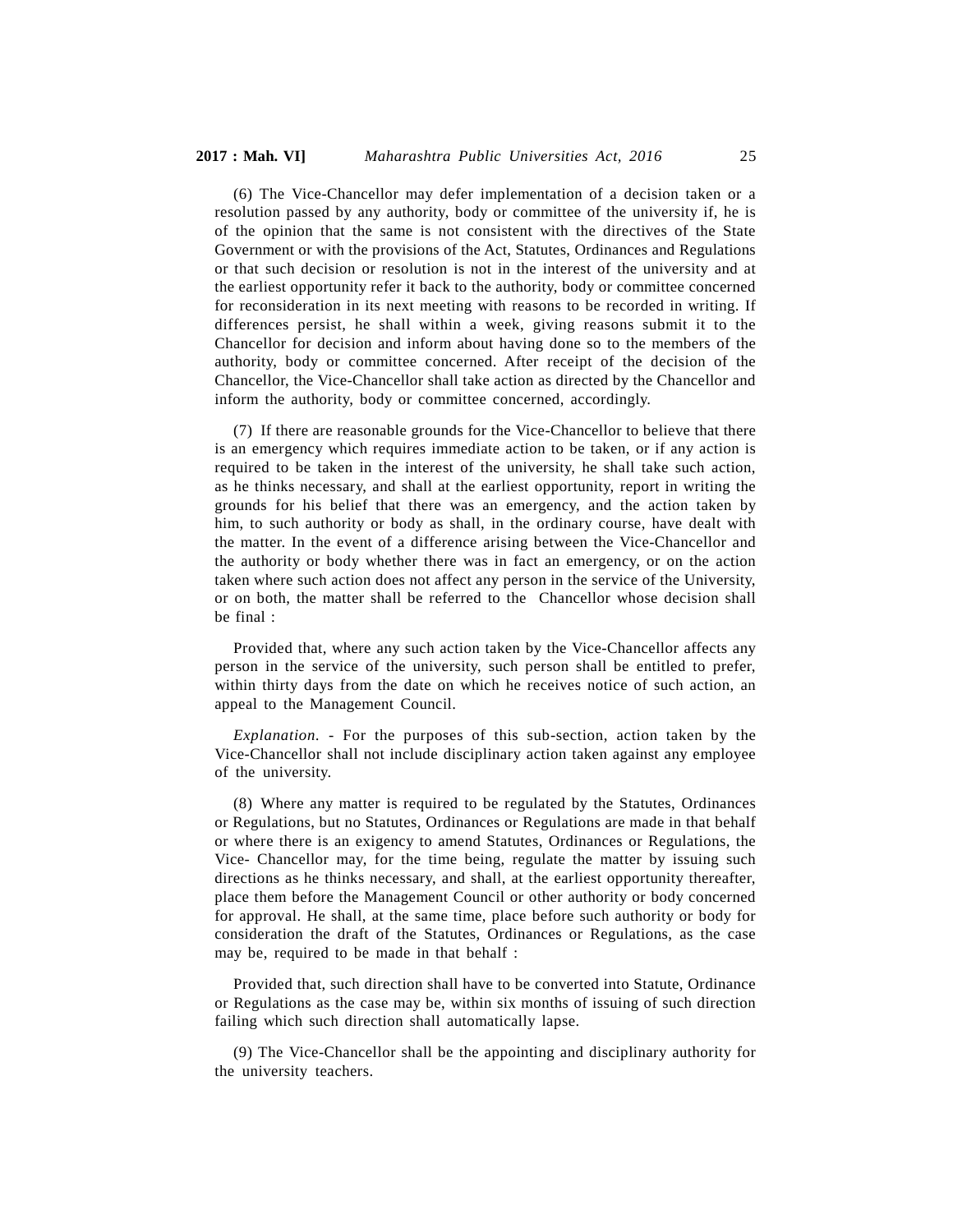(6) The Vice-Chancellor may defer implementation of a decision taken or a resolution passed by any authority, body or committee of the university if, he is of the opinion that the same is not consistent with the directives of the State Government or with the provisions of the Act, Statutes, Ordinances and Regulations or that such decision or resolution is not in the interest of the university and at the earliest opportunity refer it back to the authority, body or committee concerned for reconsideration in its next meeting with reasons to be recorded in writing. If differences persist, he shall within a week, giving reasons submit it to the Chancellor for decision and inform about having done so to the members of the authority, body or committee concerned. After receipt of the decision of the Chancellor, the Vice-Chancellor shall take action as directed by the Chancellor and inform the authority, body or committee concerned, accordingly.

(7) If there are reasonable grounds for the Vice-Chancellor to believe that there is an emergency which requires immediate action to be taken, or if any action is required to be taken in the interest of the university, he shall take such action, as he thinks necessary, and shall at the earliest opportunity, report in writing the grounds for his belief that there was an emergency, and the action taken by him, to such authority or body as shall, in the ordinary course, have dealt with the matter. In the event of a difference arising between the Vice-Chancellor and the authority or body whether there was in fact an emergency, or on the action taken where such action does not affect any person in the service of the University, or on both, the matter shall be referred to the Chancellor whose decision shall be final :

Provided that, where any such action taken by the Vice-Chancellor affects any person in the service of the university, such person shall be entitled to prefer, within thirty days from the date on which he receives notice of such action, an appeal to the Management Council.

*Explanation*. - For the purposes of this sub-section, action taken by the Vice-Chancellor shall not include disciplinary action taken against any employee of the university.

(8) Where any matter is required to be regulated by the Statutes, Ordinances or Regulations, but no Statutes, Ordinances or Regulations are made in that behalf or where there is an exigency to amend Statutes, Ordinances or Regulations, the Vice- Chancellor may, for the time being, regulate the matter by issuing such directions as he thinks necessary, and shall, at the earliest opportunity thereafter, place them before the Management Council or other authority or body concerned for approval. He shall, at the same time, place before such authority or body for consideration the draft of the Statutes, Ordinances or Regulations, as the case may be, required to be made in that behalf :

Provided that, such direction shall have to be converted into Statute, Ordinance or Regulations as the case may be, within six months of issuing of such direction failing which such direction shall automatically lapse.

(9) The Vice-Chancellor shall be the appointing and disciplinary authority for the university teachers.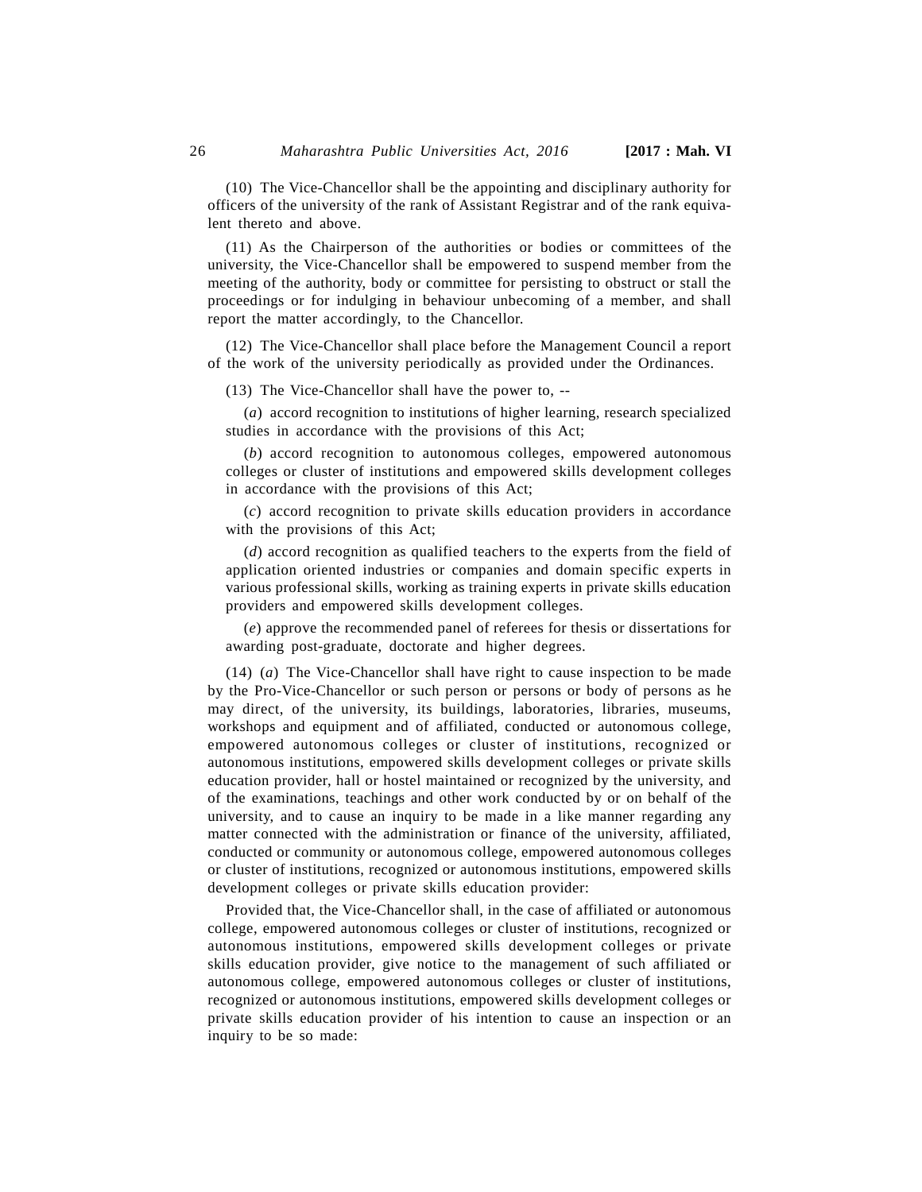(10) The Vice-Chancellor shall be the appointing and disciplinary authority for officers of the university of the rank of Assistant Registrar and of the rank equivalent thereto and above.

(11) As the Chairperson of the authorities or bodies or committees of the university, the Vice-Chancellor shall be empowered to suspend member from the meeting of the authority, body or committee for persisting to obstruct or stall the proceedings or for indulging in behaviour unbecoming of a member, and shall report the matter accordingly, to the Chancellor.

(12) The Vice-Chancellor shall place before the Management Council a report of the work of the university periodically as provided under the Ordinances.

(13) The Vice-Chancellor shall have the power to, --

(*a*) accord recognition to institutions of higher learning, research specialized studies in accordance with the provisions of this Act;

(*b*) accord recognition to autonomous colleges, empowered autonomous colleges or cluster of institutions and empowered skills development colleges in accordance with the provisions of this Act;

(*c*) accord recognition to private skills education providers in accordance with the provisions of this Act;

(*d*) accord recognition as qualified teachers to the experts from the field of application oriented industries or companies and domain specific experts in various professional skills, working as training experts in private skills education providers and empowered skills development colleges.

(*e*) approve the recommended panel of referees for thesis or dissertations for awarding post-graduate, doctorate and higher degrees.

(14) (*a*) The Vice-Chancellor shall have right to cause inspection to be made by the Pro-Vice-Chancellor or such person or persons or body of persons as he may direct, of the university, its buildings, laboratories, libraries, museums, workshops and equipment and of affiliated, conducted or autonomous college, empowered autonomous colleges or cluster of institutions, recognized or autonomous institutions, empowered skills development colleges or private skills education provider, hall or hostel maintained or recognized by the university, and of the examinations, teachings and other work conducted by or on behalf of the university, and to cause an inquiry to be made in a like manner regarding any matter connected with the administration or finance of the university, affiliated, conducted or community or autonomous college, empowered autonomous colleges or cluster of institutions, recognized or autonomous institutions, empowered skills development colleges or private skills education provider:

Provided that, the Vice-Chancellor shall, in the case of affiliated or autonomous college, empowered autonomous colleges or cluster of institutions, recognized or autonomous institutions, empowered skills development colleges or private skills education provider, give notice to the management of such affiliated or autonomous college, empowered autonomous colleges or cluster of institutions, recognized or autonomous institutions, empowered skills development colleges or private skills education provider of his intention to cause an inspection or an inquiry to be so made: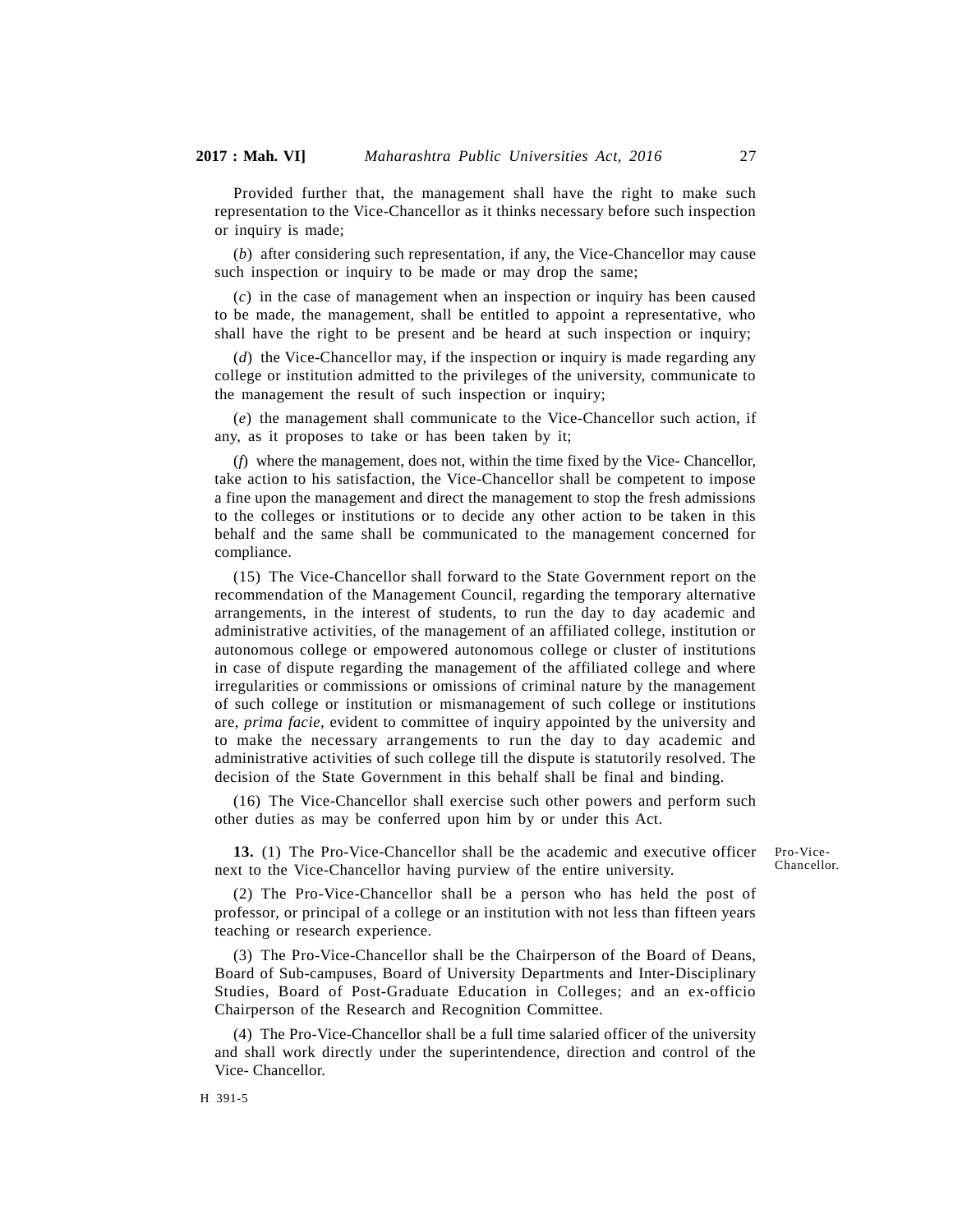Provided further that, the management shall have the right to make such representation to the Vice-Chancellor as it thinks necessary before such inspection or inquiry is made;

(*b*) after considering such representation, if any, the Vice-Chancellor may cause such inspection or inquiry to be made or may drop the same;

(*c*) in the case of management when an inspection or inquiry has been caused to be made, the management, shall be entitled to appoint a representative, who shall have the right to be present and be heard at such inspection or inquiry;

(*d*) the Vice-Chancellor may, if the inspection or inquiry is made regarding any college or institution admitted to the privileges of the university, communicate to the management the result of such inspection or inquiry;

(*e*) the management shall communicate to the Vice-Chancellor such action, if any, as it proposes to take or has been taken by it;

(*f*) where the management, does not, within the time fixed by the Vice- Chancellor, take action to his satisfaction, the Vice-Chancellor shall be competent to impose a fine upon the management and direct the management to stop the fresh admissions to the colleges or institutions or to decide any other action to be taken in this behalf and the same shall be communicated to the management concerned for compliance.

(15) The Vice-Chancellor shall forward to the State Government report on the recommendation of the Management Council, regarding the temporary alternative arrangements, in the interest of students, to run the day to day academic and administrative activities, of the management of an affiliated college, institution or autonomous college or empowered autonomous college or cluster of institutions in case of dispute regarding the management of the affiliated college and where irregularities or commissions or omissions of criminal nature by the management of such college or institution or mismanagement of such college or institutions are, *prima facie*, evident to committee of inquiry appointed by the university and to make the necessary arrangements to run the day to day academic and administrative activities of such college till the dispute is statutorily resolved. The decision of the State Government in this behalf shall be final and binding.

(16) The Vice-Chancellor shall exercise such other powers and perform such other duties as may be conferred upon him by or under this Act.

Pro-Vice-Chancellor.

**13.** (1) The Pro-Vice-Chancellor shall be the academic and executive officer next to the Vice-Chancellor having purview of the entire university.

(2) The Pro-Vice-Chancellor shall be a person who has held the post of professor, or principal of a college or an institution with not less than fifteen years teaching or research experience.

(3) The Pro-Vice-Chancellor shall be the Chairperson of the Board of Deans, Board of Sub-campuses, Board of University Departments and Inter-Disciplinary Studies, Board of Post-Graduate Education in Colleges; and an ex-officio Chairperson of the Research and Recognition Committee.

(4) The Pro-Vice-Chancellor shall be a full time salaried officer of the university and shall work directly under the superintendence, direction and control of the Vice- Chancellor.

H 391-5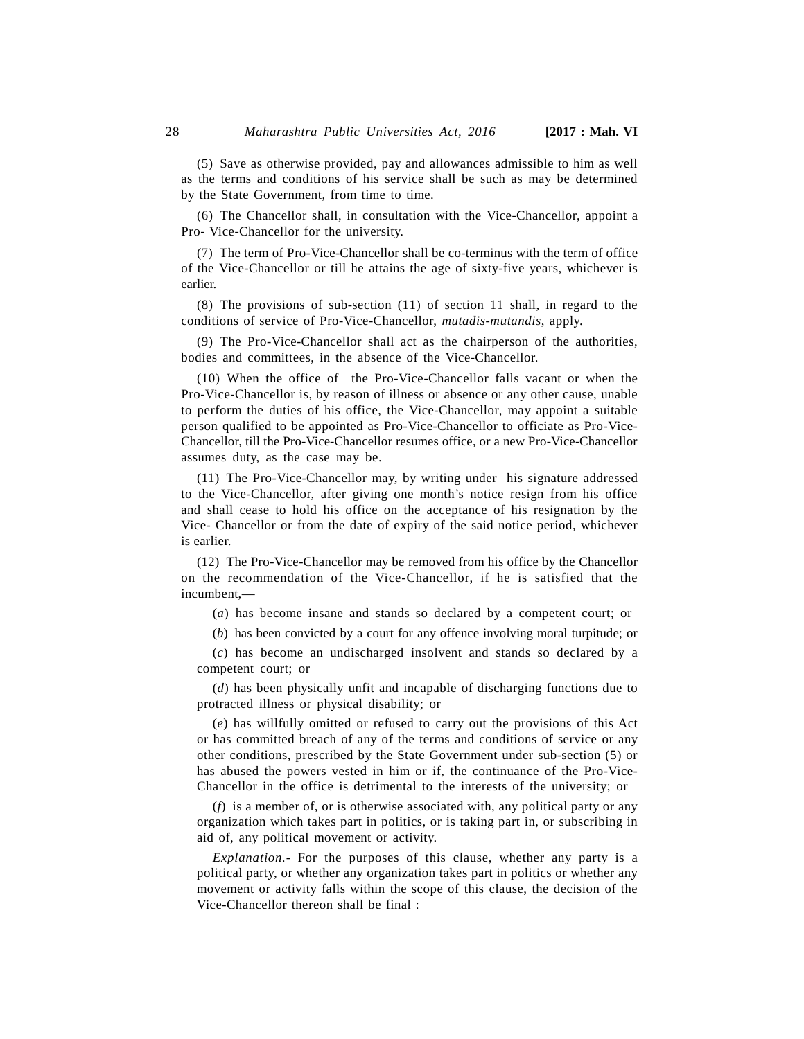(5) Save as otherwise provided, pay and allowances admissible to him as well as the terms and conditions of his service shall be such as may be determined by the State Government, from time to time.

(6) The Chancellor shall, in consultation with the Vice-Chancellor, appoint a Pro- Vice-Chancellor for the university.

(7) The term of Pro-Vice-Chancellor shall be co-terminus with the term of office of the Vice-Chancellor or till he attains the age of sixty-five years, whichever is earlier.

(8) The provisions of sub-section (11) of section 11 shall, in regard to the conditions of service of Pro-Vice-Chancellor, *mutadis-mutandis*, apply.

(9) The Pro-Vice-Chancellor shall act as the chairperson of the authorities, bodies and committees, in the absence of the Vice-Chancellor.

(10) When the office of the Pro-Vice-Chancellor falls vacant or when the Pro-Vice-Chancellor is, by reason of illness or absence or any other cause, unable to perform the duties of his office, the Vice-Chancellor, may appoint a suitable person qualified to be appointed as Pro-Vice-Chancellor to officiate as Pro-Vice-Chancellor, till the Pro-Vice-Chancellor resumes office, or a new Pro-Vice-Chancellor assumes duty, as the case may be.

(11) The Pro-Vice-Chancellor may, by writing under his signature addressed to the Vice-Chancellor, after giving one month's notice resign from his office and shall cease to hold his office on the acceptance of his resignation by the Vice- Chancellor or from the date of expiry of the said notice period, whichever is earlier.

(12) The Pro-Vice-Chancellor may be removed from his office by the Chancellor on the recommendation of the Vice-Chancellor, if he is satisfied that the incumbent,—

(*a*) has become insane and stands so declared by a competent court; or

(*b*) has been convicted by a court for any offence involving moral turpitude; or

(*c*) has become an undischarged insolvent and stands so declared by a competent court; or

(*d*) has been physically unfit and incapable of discharging functions due to protracted illness or physical disability; or

(*e*) has willfully omitted or refused to carry out the provisions of this Act or has committed breach of any of the terms and conditions of service or any other conditions, prescribed by the State Government under sub-section (5) or has abused the powers vested in him or if, the continuance of the Pro-Vice-Chancellor in the office is detrimental to the interests of the university; or

(*f*) is a member of, or is otherwise associated with, any political party or any organization which takes part in politics, or is taking part in, or subscribing in aid of, any political movement or activity.

*Explanation*.- For the purposes of this clause, whether any party is a political party, or whether any organization takes part in politics or whether any movement or activity falls within the scope of this clause, the decision of the Vice-Chancellor thereon shall be final :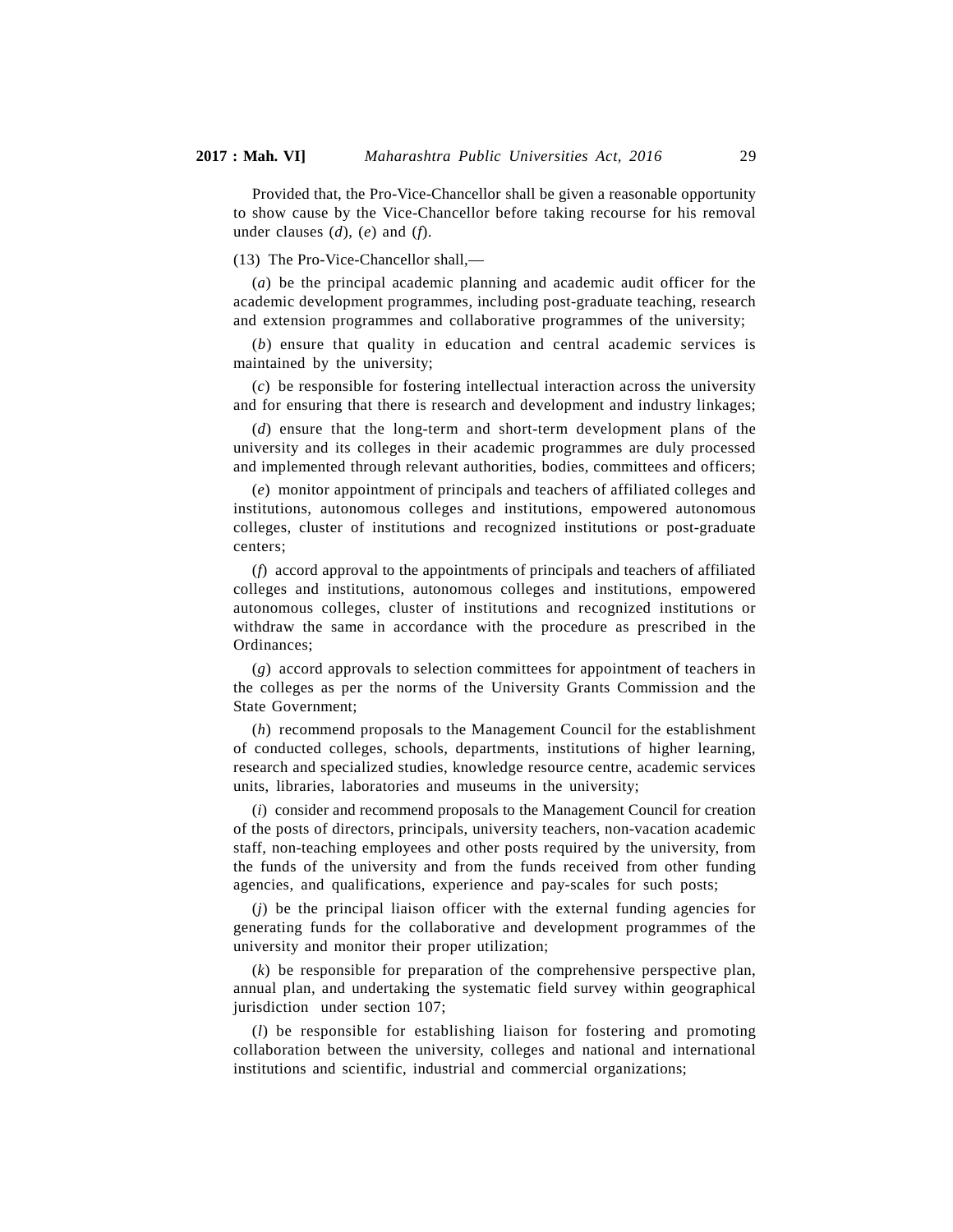Provided that, the Pro-Vice-Chancellor shall be given a reasonable opportunity to show cause by the Vice-Chancellor before taking recourse for his removal under clauses (*d*), (*e*) and (*f*).

(13) The Pro-Vice-Chancellor shall,—

(*a*) be the principal academic planning and academic audit officer for the academic development programmes, including post-graduate teaching, research and extension programmes and collaborative programmes of the university;

(*b*) ensure that quality in education and central academic services is maintained by the university;

(*c*) be responsible for fostering intellectual interaction across the university and for ensuring that there is research and development and industry linkages;

(*d*) ensure that the long-term and short-term development plans of the university and its colleges in their academic programmes are duly processed and implemented through relevant authorities, bodies, committees and officers;

(*e*) monitor appointment of principals and teachers of affiliated colleges and institutions, autonomous colleges and institutions, empowered autonomous colleges, cluster of institutions and recognized institutions or post-graduate centers;

(*f*) accord approval to the appointments of principals and teachers of affiliated colleges and institutions, autonomous colleges and institutions, empowered autonomous colleges, cluster of institutions and recognized institutions or withdraw the same in accordance with the procedure as prescribed in the Ordinances;

(*g*) accord approvals to selection committees for appointment of teachers in the colleges as per the norms of the University Grants Commission and the State Government;

(*h*) recommend proposals to the Management Council for the establishment of conducted colleges, schools, departments, institutions of higher learning, research and specialized studies, knowledge resource centre, academic services units, libraries, laboratories and museums in the university;

(*i*) consider and recommend proposals to the Management Council for creation of the posts of directors, principals, university teachers, non-vacation academic staff, non-teaching employees and other posts required by the university, from the funds of the university and from the funds received from other funding agencies, and qualifications, experience and pay-scales for such posts;

(*j*) be the principal liaison officer with the external funding agencies for generating funds for the collaborative and development programmes of the university and monitor their proper utilization;

(*k*) be responsible for preparation of the comprehensive perspective plan, annual plan, and undertaking the systematic field survey within geographical jurisdiction under section 107;

(*l*) be responsible for establishing liaison for fostering and promoting collaboration between the university, colleges and national and international institutions and scientific, industrial and commercial organizations;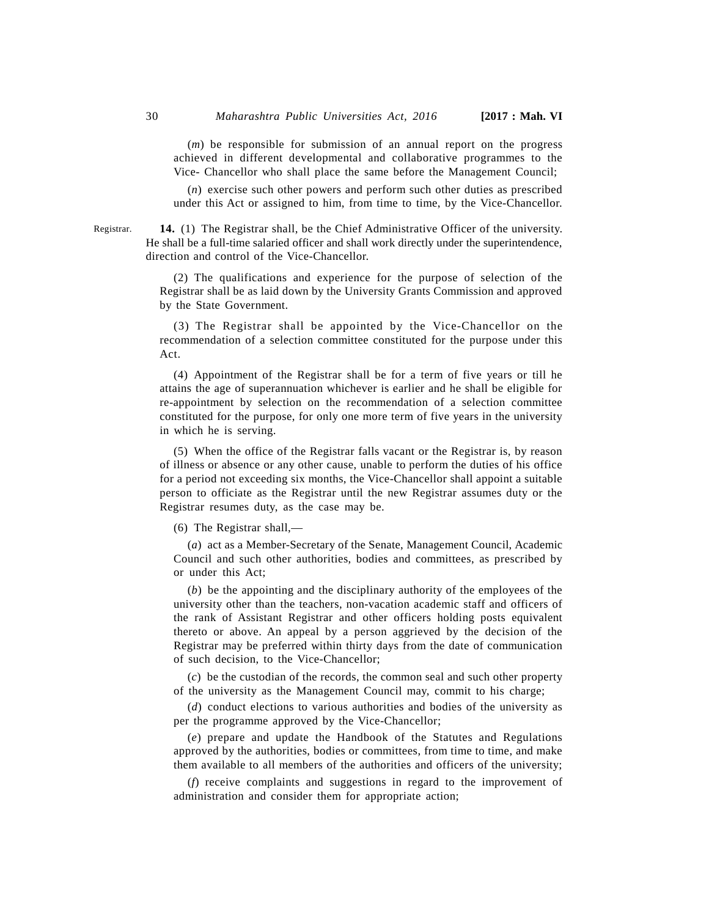(*m*) be responsible for submission of an annual report on the progress achieved in different developmental and collaborative programmes to the Vice- Chancellor who shall place the same before the Management Council;

(*n*) exercise such other powers and perform such other duties as prescribed under this Act or assigned to him, from time to time, by the Vice-Chancellor.

Registrar.

**14.** (1) The Registrar shall, be the Chief Administrative Officer of the university. He shall be a full-time salaried officer and shall work directly under the superintendence, direction and control of the Vice-Chancellor.

(2) The qualifications and experience for the purpose of selection of the Registrar shall be as laid down by the University Grants Commission and approved by the State Government.

(3) The Registrar shall be appointed by the Vice-Chancellor on the recommendation of a selection committee constituted for the purpose under this Act.

(4) Appointment of the Registrar shall be for a term of five years or till he attains the age of superannuation whichever is earlier and he shall be eligible for re-appointment by selection on the recommendation of a selection committee constituted for the purpose, for only one more term of five years in the university in which he is serving.

(5) When the office of the Registrar falls vacant or the Registrar is, by reason of illness or absence or any other cause, unable to perform the duties of his office for a period not exceeding six months, the Vice-Chancellor shall appoint a suitable person to officiate as the Registrar until the new Registrar assumes duty or the Registrar resumes duty, as the case may be.

(6) The Registrar shall,—

(*a*) act as a Member-Secretary of the Senate, Management Council, Academic Council and such other authorities, bodies and committees, as prescribed by or under this Act;

(*b*) be the appointing and the disciplinary authority of the employees of the university other than the teachers, non-vacation academic staff and officers of the rank of Assistant Registrar and other officers holding posts equivalent thereto or above. An appeal by a person aggrieved by the decision of the Registrar may be preferred within thirty days from the date of communication of such decision, to the Vice-Chancellor;

(*c*) be the custodian of the records, the common seal and such other property of the university as the Management Council may, commit to his charge;

(*d*) conduct elections to various authorities and bodies of the university as per the programme approved by the Vice-Chancellor;

(*e*) prepare and update the Handbook of the Statutes and Regulations approved by the authorities, bodies or committees, from time to time, and make them available to all members of the authorities and officers of the university;

(*f*) receive complaints and suggestions in regard to the improvement of administration and consider them for appropriate action;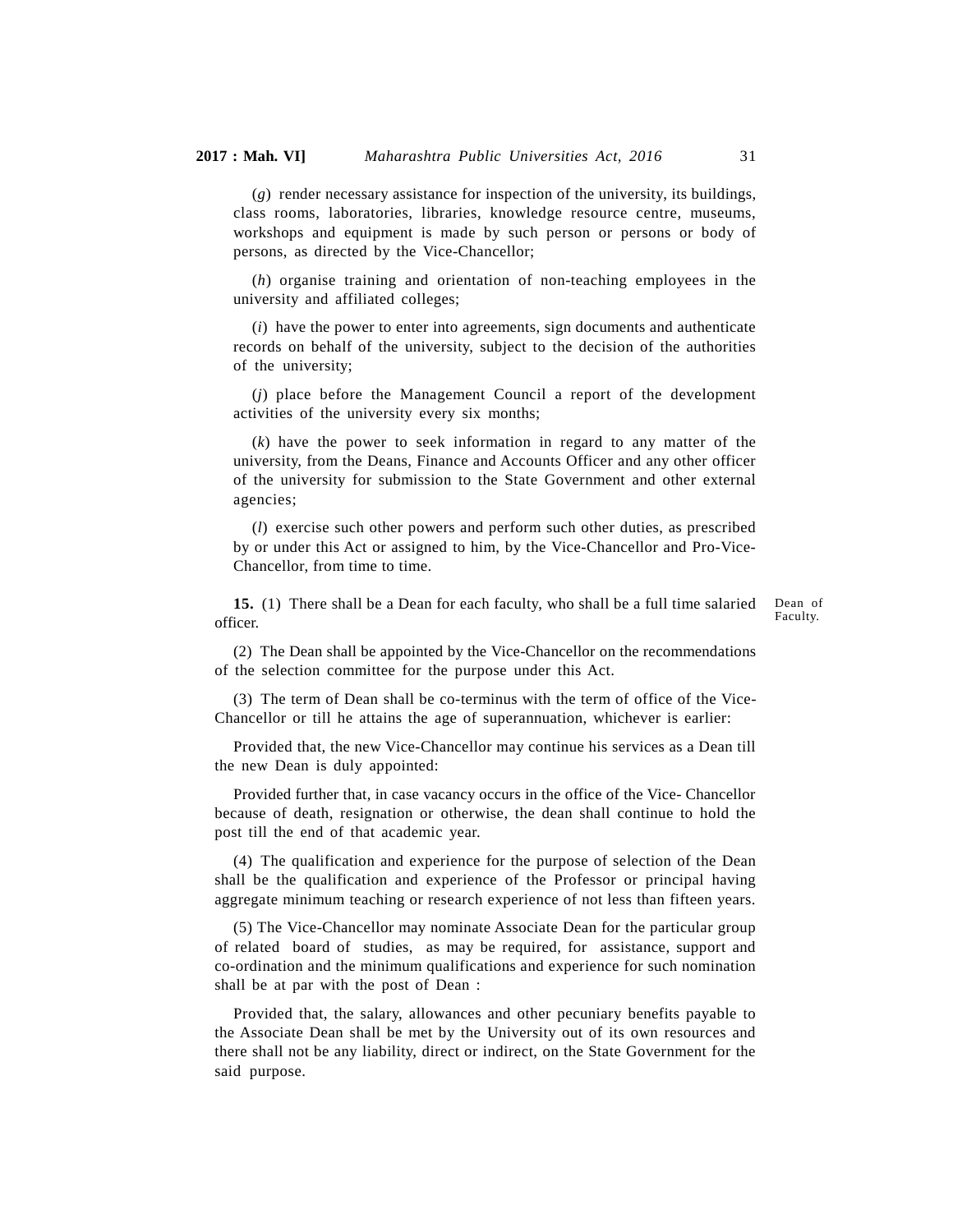(*g*) render necessary assistance for inspection of the university, its buildings, class rooms, laboratories, libraries, knowledge resource centre, museums, workshops and equipment is made by such person or persons or body of persons, as directed by the Vice-Chancellor;

(*h*) organise training and orientation of non-teaching employees in the university and affiliated colleges;

(*i*) have the power to enter into agreements, sign documents and authenticate records on behalf of the university, subject to the decision of the authorities of the university;

(*j*) place before the Management Council a report of the development activities of the university every six months;

(*k*) have the power to seek information in regard to any matter of the university, from the Deans, Finance and Accounts Officer and any other officer of the university for submission to the State Government and other external agencies;

(*l*) exercise such other powers and perform such other duties, as prescribed by or under this Act or assigned to him, by the Vice-Chancellor and Pro-Vice-Chancellor, from time to time.

Dean of Faculty.

**15.** (1) There shall be a Dean for each faculty, who shall be a full time salaried officer.

(2) The Dean shall be appointed by the Vice-Chancellor on the recommendations of the selection committee for the purpose under this Act.

(3) The term of Dean shall be co-terminus with the term of office of the Vice-Chancellor or till he attains the age of superannuation, whichever is earlier:

Provided that, the new Vice-Chancellor may continue his services as a Dean till the new Dean is duly appointed:

Provided further that, in case vacancy occurs in the office of the Vice- Chancellor because of death, resignation or otherwise, the dean shall continue to hold the post till the end of that academic year.

(4) The qualification and experience for the purpose of selection of the Dean shall be the qualification and experience of the Professor or principal having aggregate minimum teaching or research experience of not less than fifteen years.

(5) The Vice-Chancellor may nominate Associate Dean for the particular group of related board of studies, as may be required, for assistance, support and co-ordination and the minimum qualifications and experience for such nomination shall be at par with the post of Dean :

Provided that, the salary, allowances and other pecuniary benefits payable to the Associate Dean shall be met by the University out of its own resources and there shall not be any liability, direct or indirect, on the State Government for the said purpose.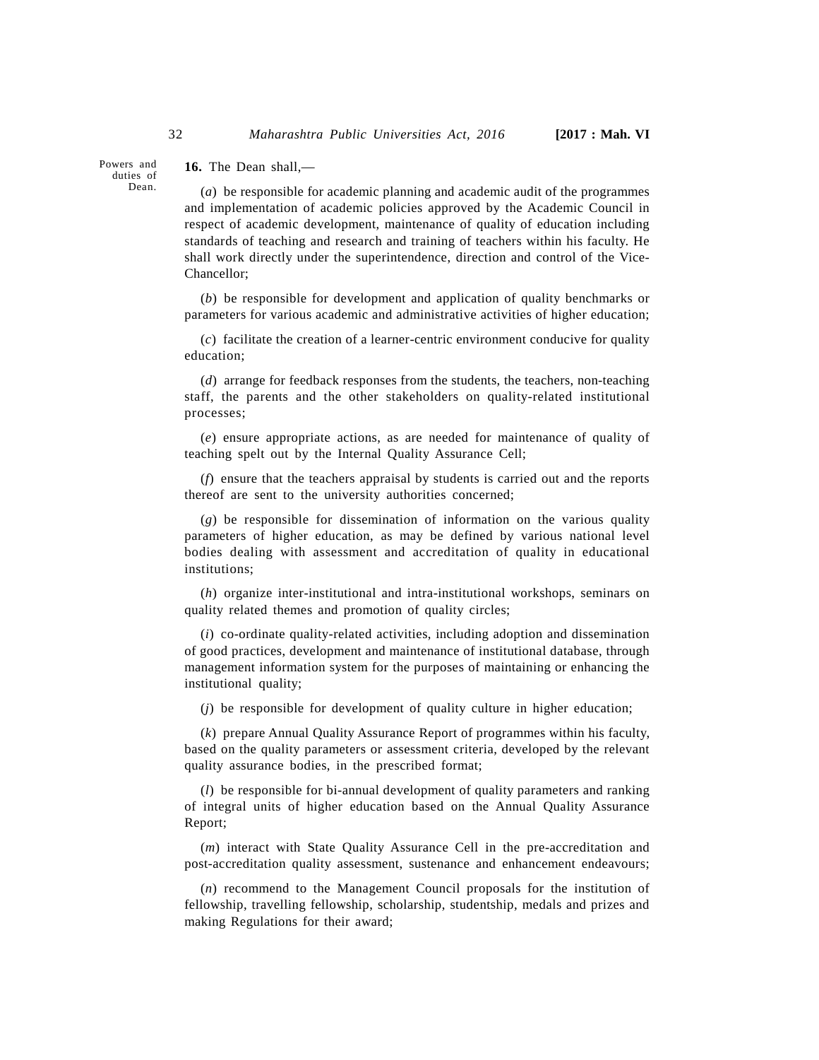Powers and duties of Dean.

**16.** The Dean shall,—

(*a*) be responsible for academic planning and academic audit of the programmes and implementation of academic policies approved by the Academic Council in respect of academic development, maintenance of quality of education including standards of teaching and research and training of teachers within his faculty. He shall work directly under the superintendence, direction and control of the Vice-Chancellor;

(*b*) be responsible for development and application of quality benchmarks or parameters for various academic and administrative activities of higher education;

(*c*) facilitate the creation of a learner-centric environment conducive for quality education;

(*d*) arrange for feedback responses from the students, the teachers, non-teaching staff, the parents and the other stakeholders on quality-related institutional processes;

(*e*) ensure appropriate actions, as are needed for maintenance of quality of teaching spelt out by the Internal Quality Assurance Cell;

(*f*) ensure that the teachers appraisal by students is carried out and the reports thereof are sent to the university authorities concerned;

(*g*) be responsible for dissemination of information on the various quality parameters of higher education, as may be defined by various national level bodies dealing with assessment and accreditation of quality in educational institutions;

(*h*) organize inter-institutional and intra-institutional workshops, seminars on quality related themes and promotion of quality circles;

(*i*) co-ordinate quality-related activities, including adoption and dissemination of good practices, development and maintenance of institutional database, through management information system for the purposes of maintaining or enhancing the institutional quality;

(*j*) be responsible for development of quality culture in higher education;

(*k*) prepare Annual Quality Assurance Report of programmes within his faculty, based on the quality parameters or assessment criteria, developed by the relevant quality assurance bodies, in the prescribed format;

(*l*) be responsible for bi-annual development of quality parameters and ranking of integral units of higher education based on the Annual Quality Assurance Report;

(*m*) interact with State Quality Assurance Cell in the pre-accreditation and post-accreditation quality assessment, sustenance and enhancement endeavours;

(*n*) recommend to the Management Council proposals for the institution of fellowship, travelling fellowship, scholarship, studentship, medals and prizes and making Regulations for their award;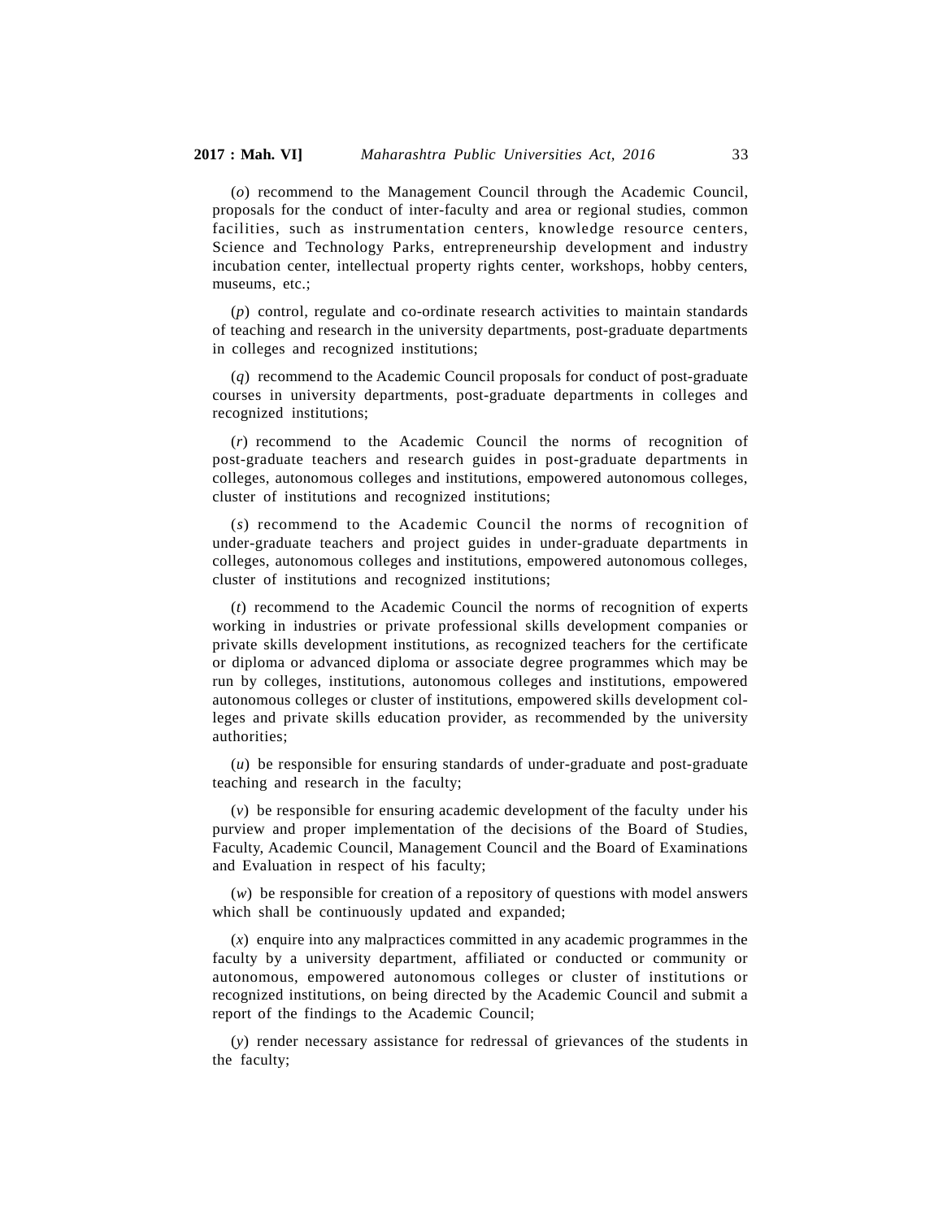(*o*) recommend to the Management Council through the Academic Council, proposals for the conduct of inter-faculty and area or regional studies, common facilities, such as instrumentation centers, knowledge resource centers, Science and Technology Parks, entrepreneurship development and industry incubation center, intellectual property rights center, workshops, hobby centers, museums, etc.;

(*p*) control, regulate and co-ordinate research activities to maintain standards of teaching and research in the university departments, post-graduate departments in colleges and recognized institutions;

(*q*) recommend to the Academic Council proposals for conduct of post-graduate courses in university departments, post-graduate departments in colleges and recognized institutions;

(*r*) recommend to the Academic Council the norms of recognition of post-graduate teachers and research guides in post-graduate departments in colleges, autonomous colleges and institutions, empowered autonomous colleges, cluster of institutions and recognized institutions;

(*s*) recommend to the Academic Council the norms of recognition of under-graduate teachers and project guides in under-graduate departments in colleges, autonomous colleges and institutions, empowered autonomous colleges, cluster of institutions and recognized institutions;

(*t*) recommend to the Academic Council the norms of recognition of experts working in industries or private professional skills development companies or private skills development institutions, as recognized teachers for the certificate or diploma or advanced diploma or associate degree programmes which may be run by colleges, institutions, autonomous colleges and institutions, empowered autonomous colleges or cluster of institutions, empowered skills development colleges and private skills education provider, as recommended by the university authorities;

(*u*) be responsible for ensuring standards of under-graduate and post-graduate teaching and research in the faculty;

(*v*) be responsible for ensuring academic development of the faculty under his purview and proper implementation of the decisions of the Board of Studies, Faculty, Academic Council, Management Council and the Board of Examinations and Evaluation in respect of his faculty;

(*w*) be responsible for creation of a repository of questions with model answers which shall be continuously updated and expanded;

(*x*) enquire into any malpractices committed in any academic programmes in the faculty by a university department, affiliated or conducted or community or autonomous, empowered autonomous colleges or cluster of institutions or recognized institutions, on being directed by the Academic Council and submit a report of the findings to the Academic Council;

(*y*) render necessary assistance for redressal of grievances of the students in the faculty;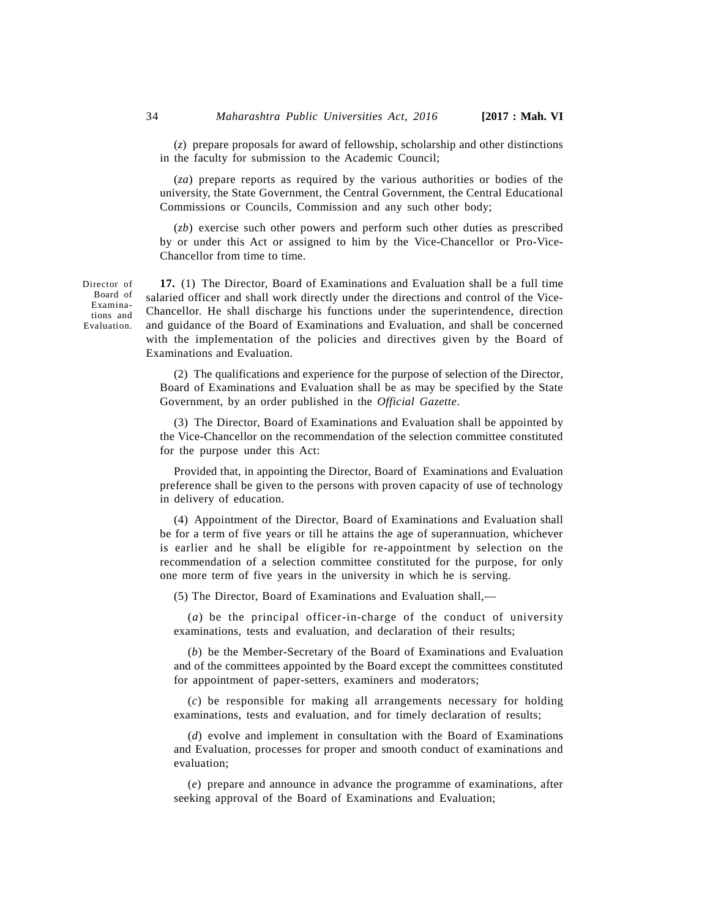(*z*) prepare proposals for award of fellowship, scholarship and other distinctions in the faculty for submission to the Academic Council;

(*za*) prepare reports as required by the various authorities or bodies of the university, the State Government, the Central Government, the Central Educational Commissions or Councils, Commission and any such other body;

(*zb*) exercise such other powers and perform such other duties as prescribed by or under this Act or assigned to him by the Vice-Chancellor or Pro-Vice-Chancellor from time to time.

Director of Board of Examinations and Evaluation.

**17.** (1) The Director, Board of Examinations and Evaluation shall be a full time salaried officer and shall work directly under the directions and control of the Vice-Chancellor. He shall discharge his functions under the superintendence, direction and guidance of the Board of Examinations and Evaluation, and shall be concerned with the implementation of the policies and directives given by the Board of Examinations and Evaluation.

(2) The qualifications and experience for the purpose of selection of the Director, Board of Examinations and Evaluation shall be as may be specified by the State Government, by an order published in the *Official Gazette*.

(3) The Director, Board of Examinations and Evaluation shall be appointed by the Vice-Chancellor on the recommendation of the selection committee constituted for the purpose under this Act:

Provided that, in appointing the Director, Board of Examinations and Evaluation preference shall be given to the persons with proven capacity of use of technology in delivery of education.

(4) Appointment of the Director, Board of Examinations and Evaluation shall be for a term of five years or till he attains the age of superannuation, whichever is earlier and he shall be eligible for re-appointment by selection on the recommendation of a selection committee constituted for the purpose, for only one more term of five years in the university in which he is serving.

(5) The Director, Board of Examinations and Evaluation shall,—

(*a*) be the principal officer-in-charge of the conduct of university examinations, tests and evaluation, and declaration of their results;

(*b*) be the Member-Secretary of the Board of Examinations and Evaluation and of the committees appointed by the Board except the committees constituted for appointment of paper-setters, examiners and moderators;

(*c*) be responsible for making all arrangements necessary for holding examinations, tests and evaluation, and for timely declaration of results;

(*d*) evolve and implement in consultation with the Board of Examinations and Evaluation, processes for proper and smooth conduct of examinations and evaluation;

(*e*) prepare and announce in advance the programme of examinations, after seeking approval of the Board of Examinations and Evaluation;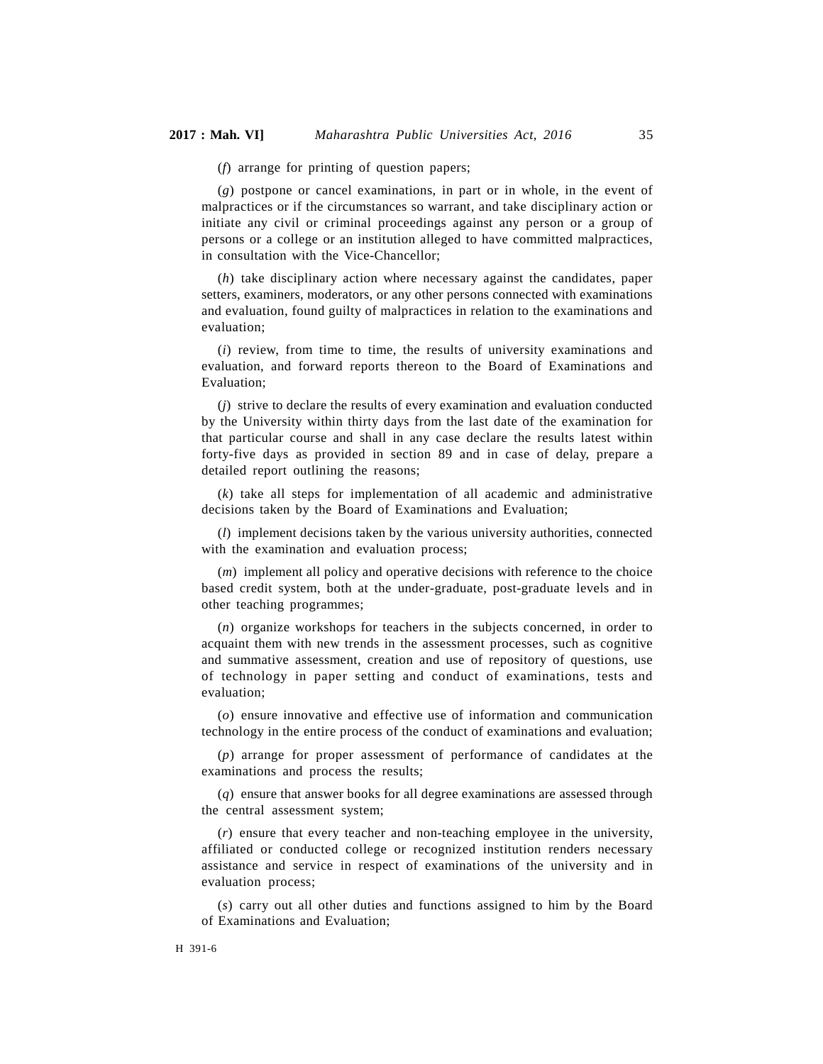(*f*) arrange for printing of question papers;

(*g*) postpone or cancel examinations, in part or in whole, in the event of malpractices or if the circumstances so warrant, and take disciplinary action or initiate any civil or criminal proceedings against any person or a group of persons or a college or an institution alleged to have committed malpractices, in consultation with the Vice-Chancellor;

(*h*) take disciplinary action where necessary against the candidates, paper setters, examiners, moderators, or any other persons connected with examinations and evaluation, found guilty of malpractices in relation to the examinations and evaluation;

(*i*) review, from time to time, the results of university examinations and evaluation, and forward reports thereon to the Board of Examinations and Evaluation;

(*j*) strive to declare the results of every examination and evaluation conducted by the University within thirty days from the last date of the examination for that particular course and shall in any case declare the results latest within forty-five days as provided in section 89 and in case of delay, prepare a detailed report outlining the reasons;

(*k*) take all steps for implementation of all academic and administrative decisions taken by the Board of Examinations and Evaluation;

(*l*) implement decisions taken by the various university authorities, connected with the examination and evaluation process;

(*m*) implement all policy and operative decisions with reference to the choice based credit system, both at the under-graduate, post-graduate levels and in other teaching programmes;

(*n*) organize workshops for teachers in the subjects concerned, in order to acquaint them with new trends in the assessment processes, such as cognitive and summative assessment, creation and use of repository of questions, use of technology in paper setting and conduct of examinations, tests and evaluation;

(*o*) ensure innovative and effective use of information and communication technology in the entire process of the conduct of examinations and evaluation;

(*p*) arrange for proper assessment of performance of candidates at the examinations and process the results;

(*q*) ensure that answer books for all degree examinations are assessed through the central assessment system;

(*r*) ensure that every teacher and non-teaching employee in the university, affiliated or conducted college or recognized institution renders necessary assistance and service in respect of examinations of the university and in evaluation process;

(*s*) carry out all other duties and functions assigned to him by the Board of Examinations and Evaluation;

H 391-6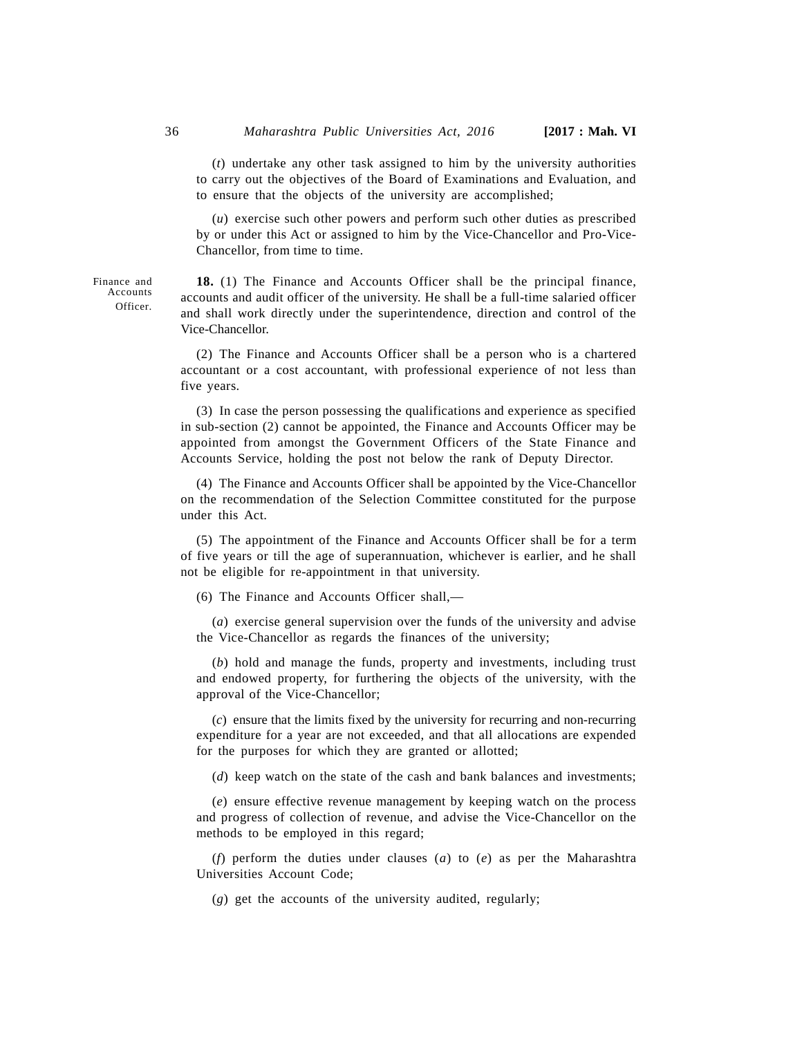(*t*) undertake any other task assigned to him by the university authorities to carry out the objectives of the Board of Examinations and Evaluation, and to ensure that the objects of the university are accomplished;

(*u*) exercise such other powers and perform such other duties as prescribed by or under this Act or assigned to him by the Vice-Chancellor and Pro-Vice-Chancellor, from time to time.

Finance and Accounts Officer.

**18.** (1) The Finance and Accounts Officer shall be the principal finance, accounts and audit officer of the university. He shall be a full-time salaried officer and shall work directly under the superintendence, direction and control of the Vice-Chancellor.

(2) The Finance and Accounts Officer shall be a person who is a chartered accountant or a cost accountant, with professional experience of not less than five years.

(3) In case the person possessing the qualifications and experience as specified in sub-section (2) cannot be appointed, the Finance and Accounts Officer may be appointed from amongst the Government Officers of the State Finance and Accounts Service, holding the post not below the rank of Deputy Director.

(4) The Finance and Accounts Officer shall be appointed by the Vice-Chancellor on the recommendation of the Selection Committee constituted for the purpose under this Act.

(5) The appointment of the Finance and Accounts Officer shall be for a term of five years or till the age of superannuation, whichever is earlier, and he shall not be eligible for re-appointment in that university.

(6) The Finance and Accounts Officer shall,—

(*a*) exercise general supervision over the funds of the university and advise the Vice-Chancellor as regards the finances of the university;

(*b*) hold and manage the funds, property and investments, including trust and endowed property, for furthering the objects of the university, with the approval of the Vice-Chancellor;

(*c*) ensure that the limits fixed by the university for recurring and non-recurring expenditure for a year are not exceeded, and that all allocations are expended for the purposes for which they are granted or allotted;

(*d*) keep watch on the state of the cash and bank balances and investments;

(*e*) ensure effective revenue management by keeping watch on the process and progress of collection of revenue, and advise the Vice-Chancellor on the methods to be employed in this regard;

(*f*) perform the duties under clauses (*a*) to (*e*) as per the Maharashtra Universities Account Code;

(*g*) get the accounts of the university audited, regularly;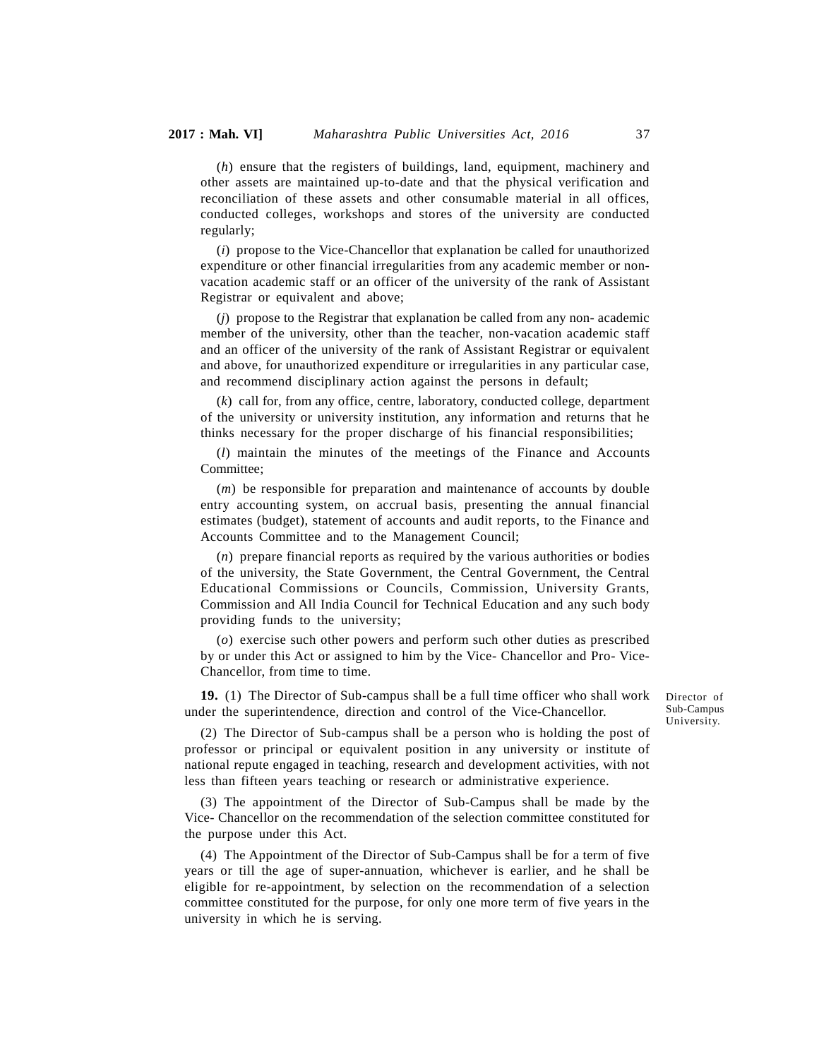(*h*) ensure that the registers of buildings, land, equipment, machinery and other assets are maintained up-to-date and that the physical verification and reconciliation of these assets and other consumable material in all offices, conducted colleges, workshops and stores of the university are conducted regularly;

(*i*) propose to the Vice-Chancellor that explanation be called for unauthorized expenditure or other financial irregularities from any academic member or non-vacation academic staff or an officer of the university of the rank of Assistant Registrar or equivalent and above;

(*j*) propose to the Registrar that explanation be called from any non- academic member of the university, other than the teacher, non-vacation academic staff and an officer of the university of the rank of Assistant Registrar or equivalent and above, for unauthorized expenditure or irregularities in any particular case, and recommend disciplinary action against the persons in default;

(*k*) call for, from any office, centre, laboratory, conducted college, department of the university or university institution, any information and returns that he thinks necessary for the proper discharge of his financial responsibilities;

(*l*) maintain the minutes of the meetings of the Finance and Accounts Committee;

(*m*) be responsible for preparation and maintenance of accounts by double entry accounting system, on accrual basis, presenting the annual financial estimates (budget), statement of accounts and audit reports, to the Finance and Accounts Committee and to the Management Council;

(*n*) prepare financial reports as required by the various authorities or bodies of the university, the State Government, the Central Government, the Central Educational Commissions or Councils, Commission, University Grants, Commission and All India Council for Technical Education and any such body providing funds to the university;

(*o*) exercise such other powers and perform such other duties as prescribed by or under this Act or assigned to him by the Vice- Chancellor and Pro- Vice-Chancellor, from time to time.

Director of Sub-Campus University.

**19.** (1) The Director of Sub-campus shall be a full time officer who shall work under the superintendence, direction and control of the Vice-Chancellor.

(2) The Director of Sub-campus shall be a person who is holding the post of professor or principal or equivalent position in any university or institute of national repute engaged in teaching, research and development activities, with not less than fifteen years teaching or research or administrative experience.

(3) The appointment of the Director of Sub-Campus shall be made by the Vice- Chancellor on the recommendation of the selection committee constituted for the purpose under this Act.

(4) The Appointment of the Director of Sub-Campus shall be for a term of five years or till the age of super-annuation, whichever is earlier, and he shall be eligible for re-appointment, by selection on the recommendation of a selection committee constituted for the purpose, for only one more term of five years in the university in which he is serving.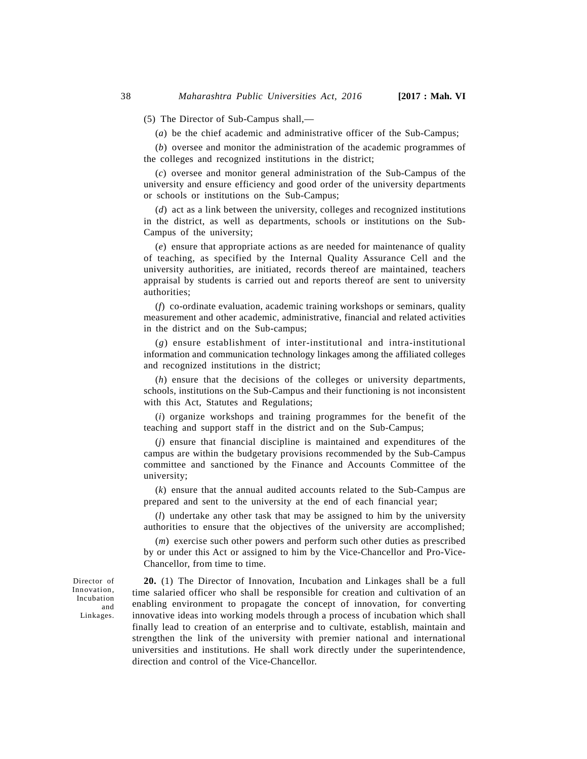(5) The Director of Sub-Campus shall,—

(*a*) be the chief academic and administrative officer of the Sub-Campus;

(*b*) oversee and monitor the administration of the academic programmes of the colleges and recognized institutions in the district;

(*c*) oversee and monitor general administration of the Sub-Campus of the university and ensure efficiency and good order of the university departments or schools or institutions on the Sub-Campus;

(*d*) act as a link between the university, colleges and recognized institutions in the district, as well as departments, schools or institutions on the Sub-Campus of the university;

(*e*) ensure that appropriate actions as are needed for maintenance of quality of teaching, as specified by the Internal Quality Assurance Cell and the university authorities, are initiated, records thereof are maintained, teachers appraisal by students is carried out and reports thereof are sent to university authorities;

(*f*) co-ordinate evaluation, academic training workshops or seminars, quality measurement and other academic, administrative, financial and related activities in the district and on the Sub-campus;

(*g*) ensure establishment of inter-institutional and intra-institutional information and communication technology linkages among the affiliated colleges and recognized institutions in the district;

(*h*) ensure that the decisions of the colleges or university departments, schools, institutions on the Sub-Campus and their functioning is not inconsistent with this Act, Statutes and Regulations;

(*i*) organize workshops and training programmes for the benefit of the teaching and support staff in the district and on the Sub-Campus;

(*j*) ensure that financial discipline is maintained and expenditures of the campus are within the budgetary provisions recommended by the Sub-Campus committee and sanctioned by the Finance and Accounts Committee of the university;

(*k*) ensure that the annual audited accounts related to the Sub-Campus are prepared and sent to the university at the end of each financial year;

(*l*) undertake any other task that may be assigned to him by the university authorities to ensure that the objectives of the university are accomplished;

(*m*) exercise such other powers and perform such other duties as prescribed by or under this Act or assigned to him by the Vice-Chancellor and Pro-Vice-Chancellor, from time to time.

Director of Innovation, Incubation and Linkages.

**20.** (1) The Director of Innovation, Incubation and Linkages shall be a full time salaried officer who shall be responsible for creation and cultivation of an enabling environment to propagate the concept of innovation, for converting innovative ideas into working models through a process of incubation which shall finally lead to creation of an enterprise and to cultivate, establish, maintain and strengthen the link of the university with premier national and international universities and institutions. He shall work directly under the superintendence, direction and control of the Vice-Chancellor.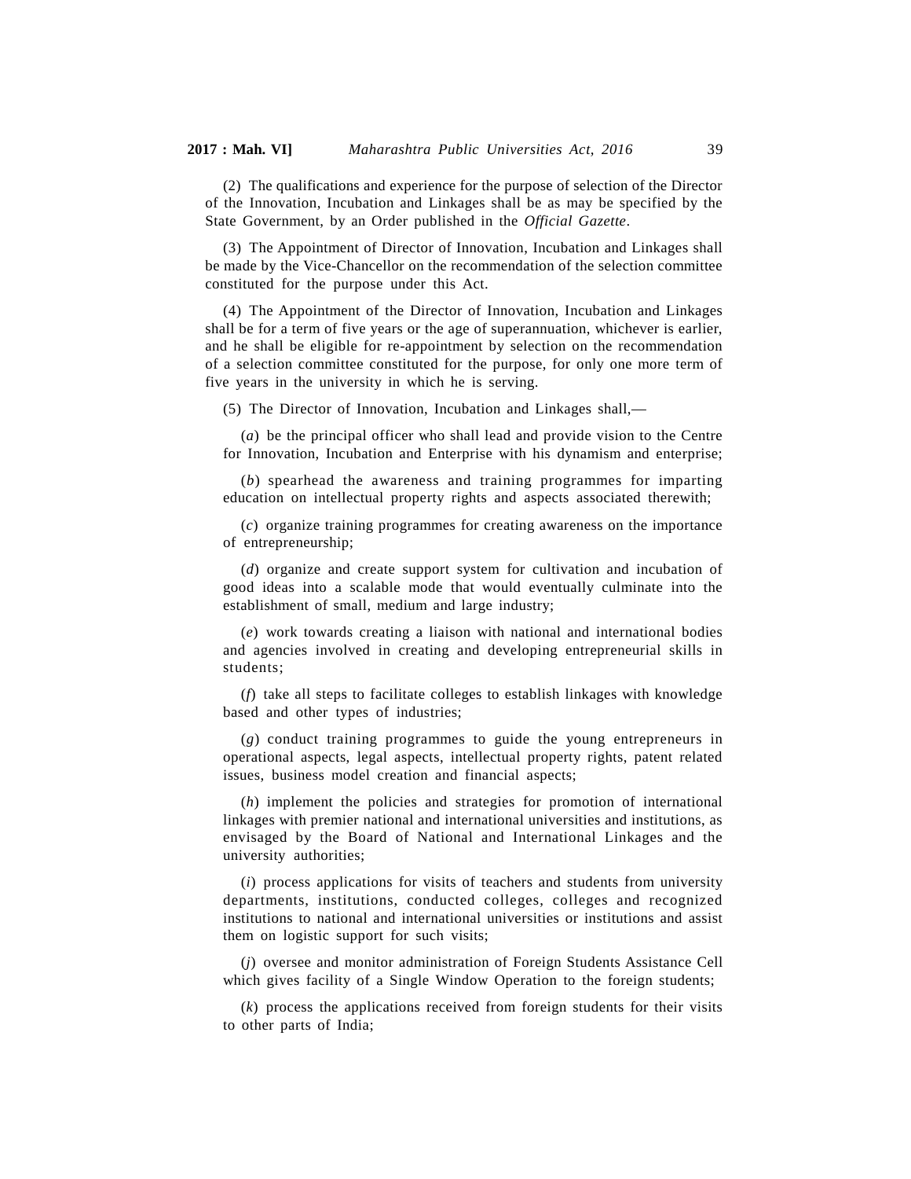(2) The qualifications and experience for the purpose of selection of the Director of the Innovation, Incubation and Linkages shall be as may be specified by the State Government, by an Order published in the *Official Gazette*.

(3) The Appointment of Director of Innovation, Incubation and Linkages shall be made by the Vice-Chancellor on the recommendation of the selection committee constituted for the purpose under this Act.

(4) The Appointment of the Director of Innovation, Incubation and Linkages shall be for a term of five years or the age of superannuation, whichever is earlier, and he shall be eligible for re-appointment by selection on the recommendation of a selection committee constituted for the purpose, for only one more term of five years in the university in which he is serving.

(5) The Director of Innovation, Incubation and Linkages shall,—

(*a*) be the principal officer who shall lead and provide vision to the Centre for Innovation, Incubation and Enterprise with his dynamism and enterprise;

(*b*) spearhead the awareness and training programmes for imparting education on intellectual property rights and aspects associated therewith;

(*c*) organize training programmes for creating awareness on the importance of entrepreneurship;

(*d*) organize and create support system for cultivation and incubation of good ideas into a scalable mode that would eventually culminate into the establishment of small, medium and large industry;

(*e*) work towards creating a liaison with national and international bodies and agencies involved in creating and developing entrepreneurial skills in students;

(*f*) take all steps to facilitate colleges to establish linkages with knowledge based and other types of industries;

(*g*) conduct training programmes to guide the young entrepreneurs in operational aspects, legal aspects, intellectual property rights, patent related issues, business model creation and financial aspects;

(*h*) implement the policies and strategies for promotion of international linkages with premier national and international universities and institutions, as envisaged by the Board of National and International Linkages and the university authorities;

(*i*) process applications for visits of teachers and students from university departments, institutions, conducted colleges, colleges and recognized institutions to national and international universities or institutions and assist them on logistic support for such visits;

(*j*) oversee and monitor administration of Foreign Students Assistance Cell which gives facility of a Single Window Operation to the foreign students;

(*k*) process the applications received from foreign students for their visits to other parts of India;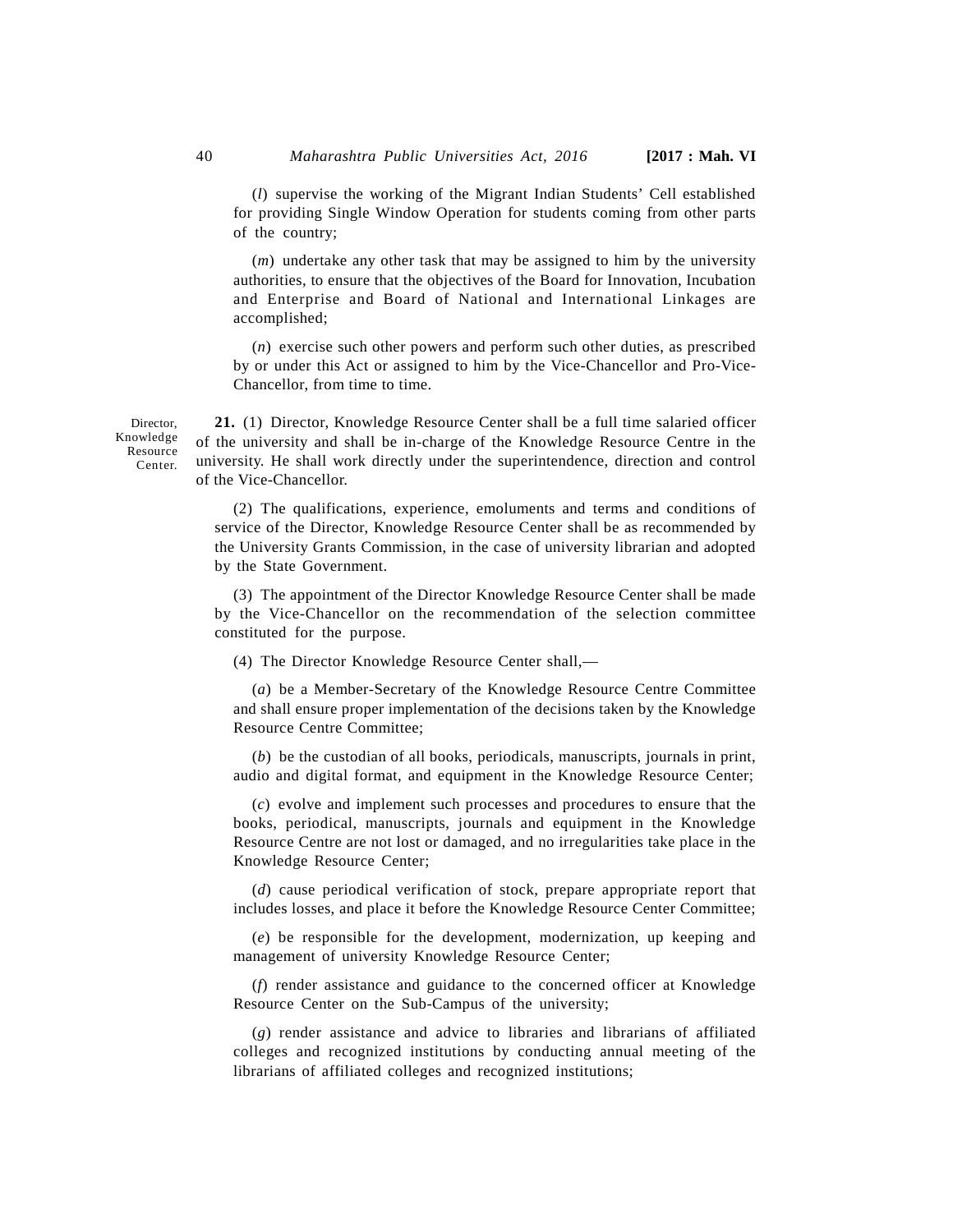(*l*) supervise the working of the Migrant Indian Students' Cell established for providing Single Window Operation for students coming from other parts of the country;

(*m*) undertake any other task that may be assigned to him by the university authorities, to ensure that the objectives of the Board for Innovation, Incubation and Enterprise and Board of National and International Linkages are accomplished;

(*n*) exercise such other powers and perform such other duties, as prescribed by or under this Act or assigned to him by the Vice-Chancellor and Pro-Vice-Chancellor, from time to time.

Director, Knowledge Resource Center.

**21.** (1) Director, Knowledge Resource Center shall be a full time salaried officer of the university and shall be in-charge of the Knowledge Resource Centre in the university. He shall work directly under the superintendence, direction and control of the Vice-Chancellor.

(2) The qualifications, experience, emoluments and terms and conditions of service of the Director, Knowledge Resource Center shall be as recommended by the University Grants Commission, in the case of university librarian and adopted by the State Government.

(3) The appointment of the Director Knowledge Resource Center shall be made by the Vice-Chancellor on the recommendation of the selection committee constituted for the purpose.

(4) The Director Knowledge Resource Center shall,—

(*a*) be a Member-Secretary of the Knowledge Resource Centre Committee and shall ensure proper implementation of the decisions taken by the Knowledge Resource Centre Committee;

(*b*) be the custodian of all books, periodicals, manuscripts, journals in print, audio and digital format, and equipment in the Knowledge Resource Center;

(*c*) evolve and implement such processes and procedures to ensure that the books, periodical, manuscripts, journals and equipment in the Knowledge Resource Centre are not lost or damaged, and no irregularities take place in the Knowledge Resource Center;

(*d*) cause periodical verification of stock, prepare appropriate report that includes losses, and place it before the Knowledge Resource Center Committee;

(*e*) be responsible for the development, modernization, up keeping and management of university Knowledge Resource Center;

(*f*) render assistance and guidance to the concerned officer at Knowledge Resource Center on the Sub-Campus of the university;

(*g*) render assistance and advice to libraries and librarians of affiliated colleges and recognized institutions by conducting annual meeting of the librarians of affiliated colleges and recognized institutions;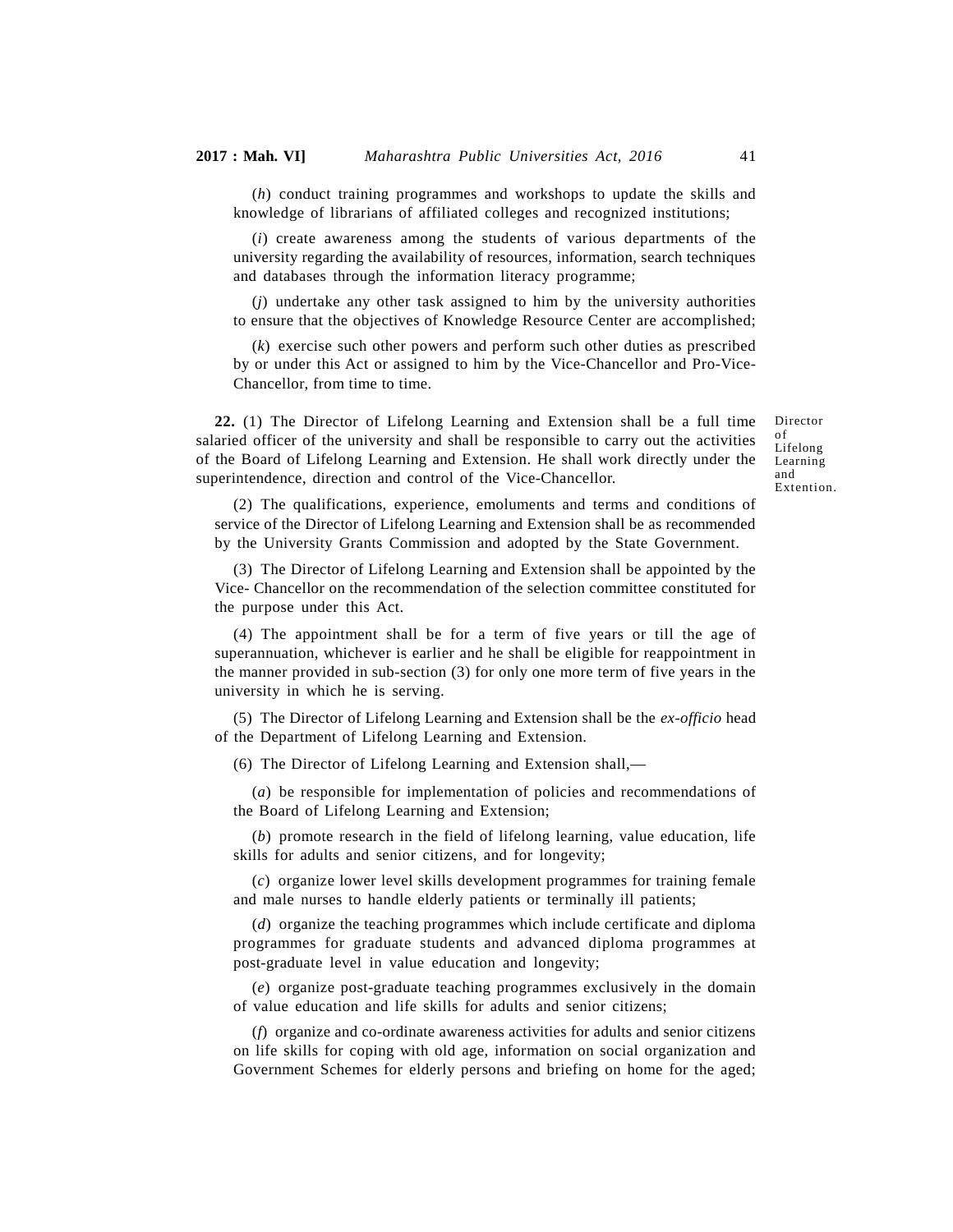(*h*) conduct training programmes and workshops to update the skills and knowledge of librarians of affiliated colleges and recognized institutions;

(*i*) create awareness among the students of various departments of the university regarding the availability of resources, information, search techniques and databases through the information literacy programme;

(*j*) undertake any other task assigned to him by the university authorities to ensure that the objectives of Knowledge Resource Center are accomplished;

(*k*) exercise such other powers and perform such other duties as prescribed by or under this Act or assigned to him by the Vice-Chancellor and Pro-Vice-Chancellor, from time to time.

Director of Lifelong Learning and Extention.

**22.** (1) The Director of Lifelong Learning and Extension shall be a full time salaried officer of the university and shall be responsible to carry out the activities of the Board of Lifelong Learning and Extension. He shall work directly under the superintendence, direction and control of the Vice-Chancellor.

(2) The qualifications, experience, emoluments and terms and conditions of service of the Director of Lifelong Learning and Extension shall be as recommended by the University Grants Commission and adopted by the State Government.

(3) The Director of Lifelong Learning and Extension shall be appointed by the Vice- Chancellor on the recommendation of the selection committee constituted for the purpose under this Act.

(4) The appointment shall be for a term of five years or till the age of superannuation, whichever is earlier and he shall be eligible for reappointment in the manner provided in sub-section (3) for only one more term of five years in the university in which he is serving.

(5) The Director of Lifelong Learning and Extension shall be the *ex-officio* head of the Department of Lifelong Learning and Extension.

(6) The Director of Lifelong Learning and Extension shall,—

(*a*) be responsible for implementation of policies and recommendations of the Board of Lifelong Learning and Extension;

(*b*) promote research in the field of lifelong learning, value education, life skills for adults and senior citizens, and for longevity;

(*c*) organize lower level skills development programmes for training female and male nurses to handle elderly patients or terminally ill patients;

(*d*) organize the teaching programmes which include certificate and diploma programmes for graduate students and advanced diploma programmes at post-graduate level in value education and longevity;

(*e*) organize post-graduate teaching programmes exclusively in the domain of value education and life skills for adults and senior citizens;

(*f*) organize and co-ordinate awareness activities for adults and senior citizens on life skills for coping with old age, information on social organization and Government Schemes for elderly persons and briefing on home for the aged;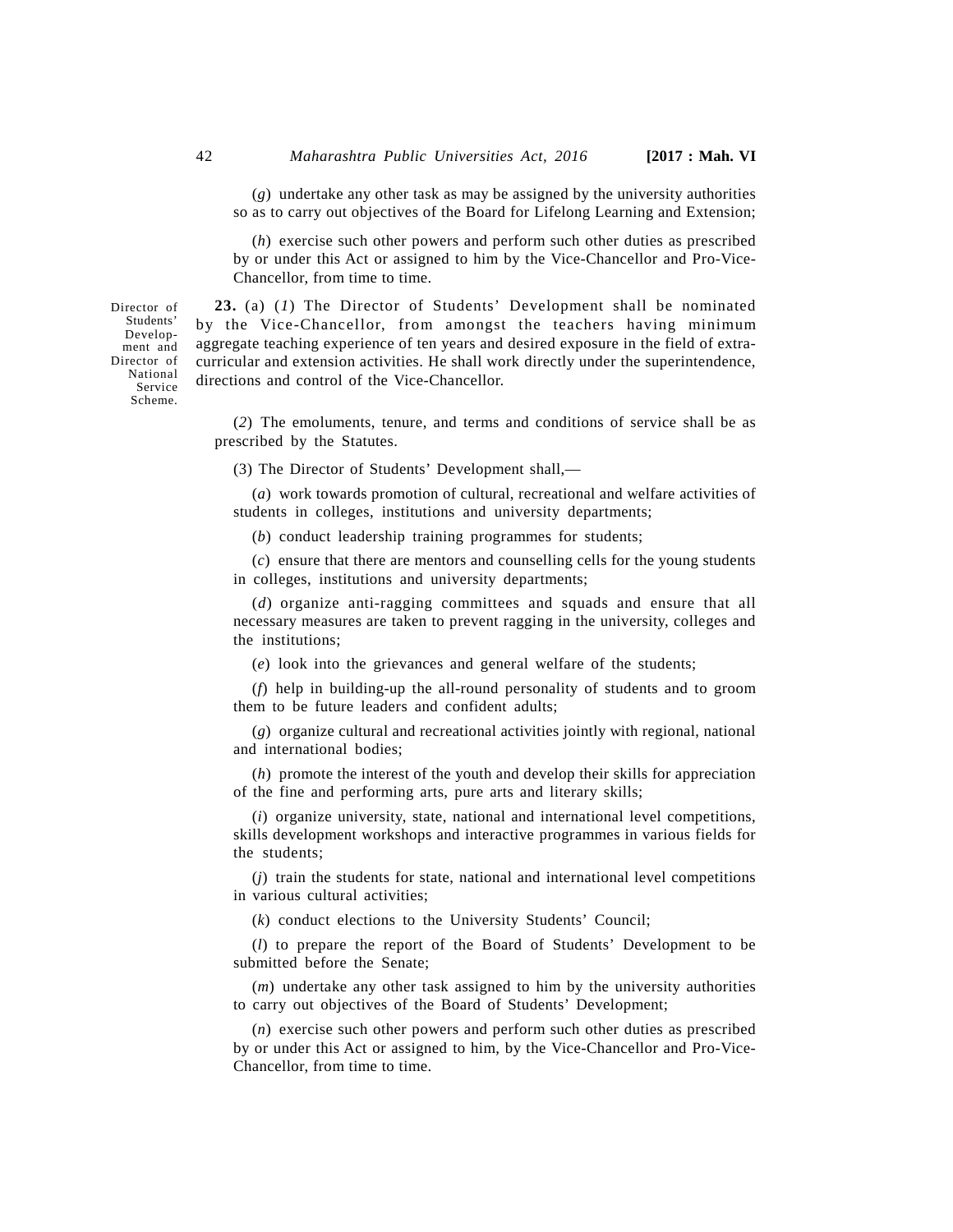(*g*) undertake any other task as may be assigned by the university authorities so as to carry out objectives of the Board for Lifelong Learning and Extension;

(*h*) exercise such other powers and perform such other duties as prescribed by or under this Act or assigned to him by the Vice-Chancellor and Pro-Vice-Chancellor, from time to time.

Director of Students' Development and Director of National Service Scheme.

**23.** (a) (*1*) The Director of Students' Development shall be nominated by the Vice-Chancellor, from amongst the teachers having minimum aggregate teaching experience of ten years and desired exposure in the field of extra-curricular and extension activities. He shall work directly under the superintendence, directions and control of the Vice-Chancellor.

(*2*) The emoluments, tenure, and terms and conditions of service shall be as prescribed by the Statutes.

(3) The Director of Students' Development shall,—

(*a*) work towards promotion of cultural, recreational and welfare activities of students in colleges, institutions and university departments;

(*b*) conduct leadership training programmes for students;

(*c*) ensure that there are mentors and counselling cells for the young students in colleges, institutions and university departments;

(*d*) organize anti-ragging committees and squads and ensure that all necessary measures are taken to prevent ragging in the university, colleges and the institutions;

(*e*) look into the grievances and general welfare of the students;

(*f*) help in building-up the all-round personality of students and to groom them to be future leaders and confident adults;

(*g*) organize cultural and recreational activities jointly with regional, national and international bodies;

(*h*) promote the interest of the youth and develop their skills for appreciation of the fine and performing arts, pure arts and literary skills;

(*i*) organize university, state, national and international level competitions, skills development workshops and interactive programmes in various fields for the students;

(*j*) train the students for state, national and international level competitions in various cultural activities;

(*k*) conduct elections to the University Students' Council;

(*l*) to prepare the report of the Board of Students' Development to be submitted before the Senate;

(*m*) undertake any other task assigned to him by the university authorities to carry out objectives of the Board of Students' Development;

(*n*) exercise such other powers and perform such other duties as prescribed by or under this Act or assigned to him, by the Vice-Chancellor and Pro-Vice-Chancellor, from time to time.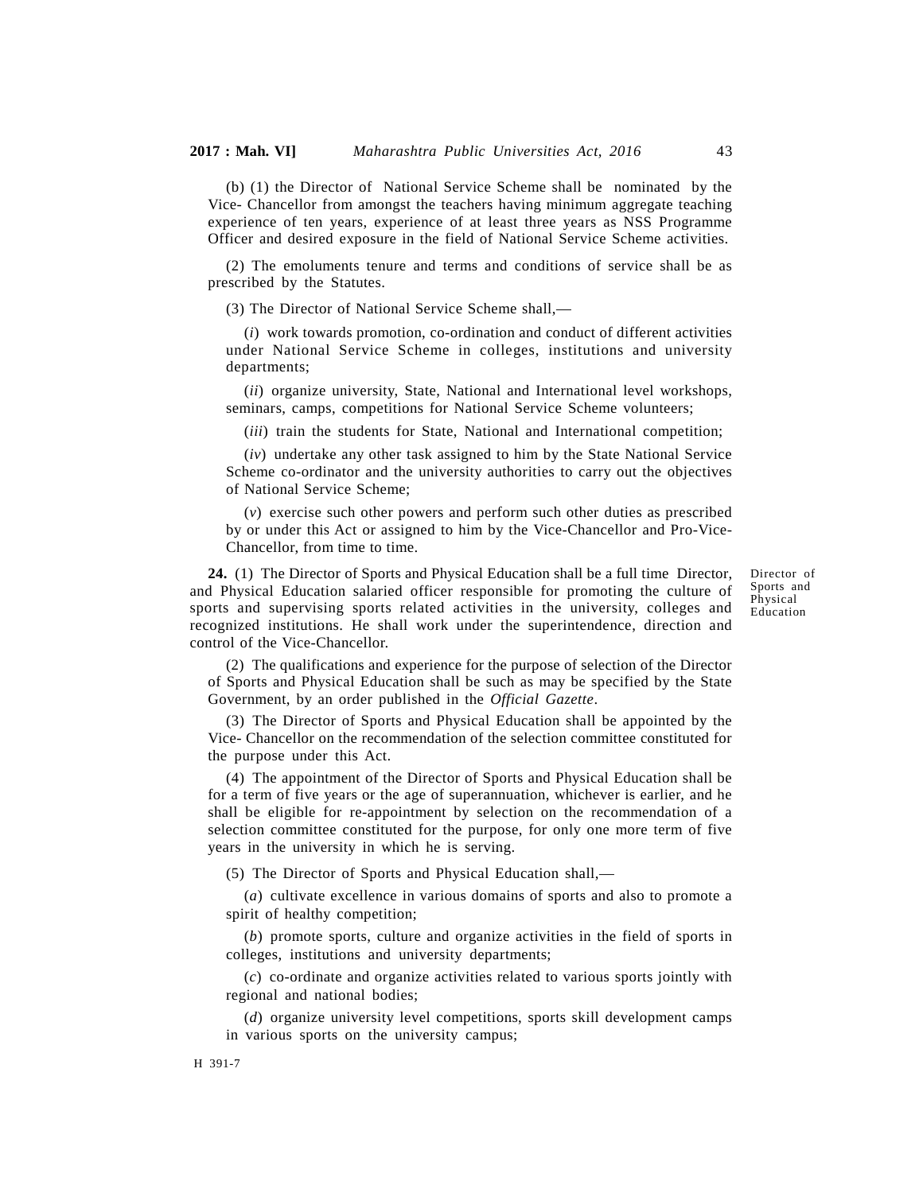(b) (1) the Director of National Service Scheme shall be nominated by the Vice- Chancellor from amongst the teachers having minimum aggregate teaching experience of ten years, experience of at least three years as NSS Programme Officer and desired exposure in the field of National Service Scheme activities.

(2) The emoluments tenure and terms and conditions of service shall be as prescribed by the Statutes.

(3) The Director of National Service Scheme shall,—

(*i*) work towards promotion, co-ordination and conduct of different activities under National Service Scheme in colleges, institutions and university departments;

(*ii*) organize university, State, National and International level workshops, seminars, camps, competitions for National Service Scheme volunteers;

(*iii*) train the students for State, National and International competition;

(*iv*) undertake any other task assigned to him by the State National Service Scheme co-ordinator and the university authorities to carry out the objectives of National Service Scheme;

(*v*) exercise such other powers and perform such other duties as prescribed by or under this Act or assigned to him by the Vice-Chancellor and Pro-Vice-Chancellor, from time to time.

Director of Sports and Physical Education

**24.** (1) The Director of Sports and Physical Education shall be a full time Director, and Physical Education salaried officer responsible for promoting the culture of sports and supervising sports related activities in the university, colleges and recognized institutions. He shall work under the superintendence, direction and control of the Vice-Chancellor.

(2) The qualifications and experience for the purpose of selection of the Director of Sports and Physical Education shall be such as may be specified by the State Government, by an order published in the *Official Gazette*.

(3) The Director of Sports and Physical Education shall be appointed by the Vice- Chancellor on the recommendation of the selection committee constituted for the purpose under this Act.

(4) The appointment of the Director of Sports and Physical Education shall be for a term of five years or the age of superannuation, whichever is earlier, and he shall be eligible for re-appointment by selection on the recommendation of a selection committee constituted for the purpose, for only one more term of five years in the university in which he is serving.

(5) The Director of Sports and Physical Education shall,—

(*a*) cultivate excellence in various domains of sports and also to promote a spirit of healthy competition;

(*b*) promote sports, culture and organize activities in the field of sports in colleges, institutions and university departments;

(*c*) co-ordinate and organize activities related to various sports jointly with regional and national bodies;

(*d*) organize university level competitions, sports skill development camps in various sports on the university campus;

H 391-7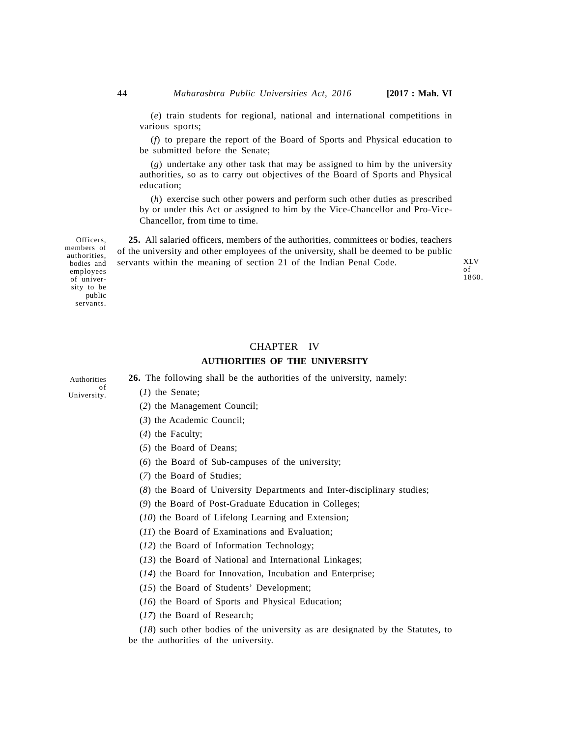(*e*) train students for regional, national and international competitions in various sports;

(*f*) to prepare the report of the Board of Sports and Physical education to be submitted before the Senate;

(*g*) undertake any other task that may be assigned to him by the university authorities, so as to carry out objectives of the Board of Sports and Physical education;

(*h*) exercise such other powers and perform such other duties as prescribed by or under this Act or assigned to him by the Vice-Chancellor and Pro-Vice-Chancellor, from time to time.

Officers, members of authorities, bodies and employees of university to be public servants.

**25.** All salaried officers, members of the authorities, committees or bodies, teachers of the university and other employees of the university, shall be deemed to be public servants within the meaning of section 21 of the Indian Penal Code. XLV of 1860.

## CHAPTER IV

### AUTHORITIES OF THE UNIVERSITY

Authorities of University.

**26.** The following shall be the authorities of the university, namely:

(*1*) the Senate;

(*2*) the Management Council;

(*3*) the Academic Council;

(*4*) the Faculty;

(*5*) the Board of Deans;

(*6*) the Board of Sub-campuses of the university;

(*7*) the Board of Studies;

(*8*) the Board of University Departments and Inter-disciplinary studies;

(*9*) the Board of Post-Graduate Education in Colleges;

(*10*) the Board of Lifelong Learning and Extension;

(*11*) the Board of Examinations and Evaluation;

(*12*) the Board of Information Technology;

(*13*) the Board of National and International Linkages;

(*14*) the Board for Innovation, Incubation and Enterprise;

(*15*) the Board of Students' Development;

(*16*) the Board of Sports and Physical Education;

(*17*) the Board of Research;

(*18*) such other bodies of the university as are designated by the Statutes, to be the authorities of the university.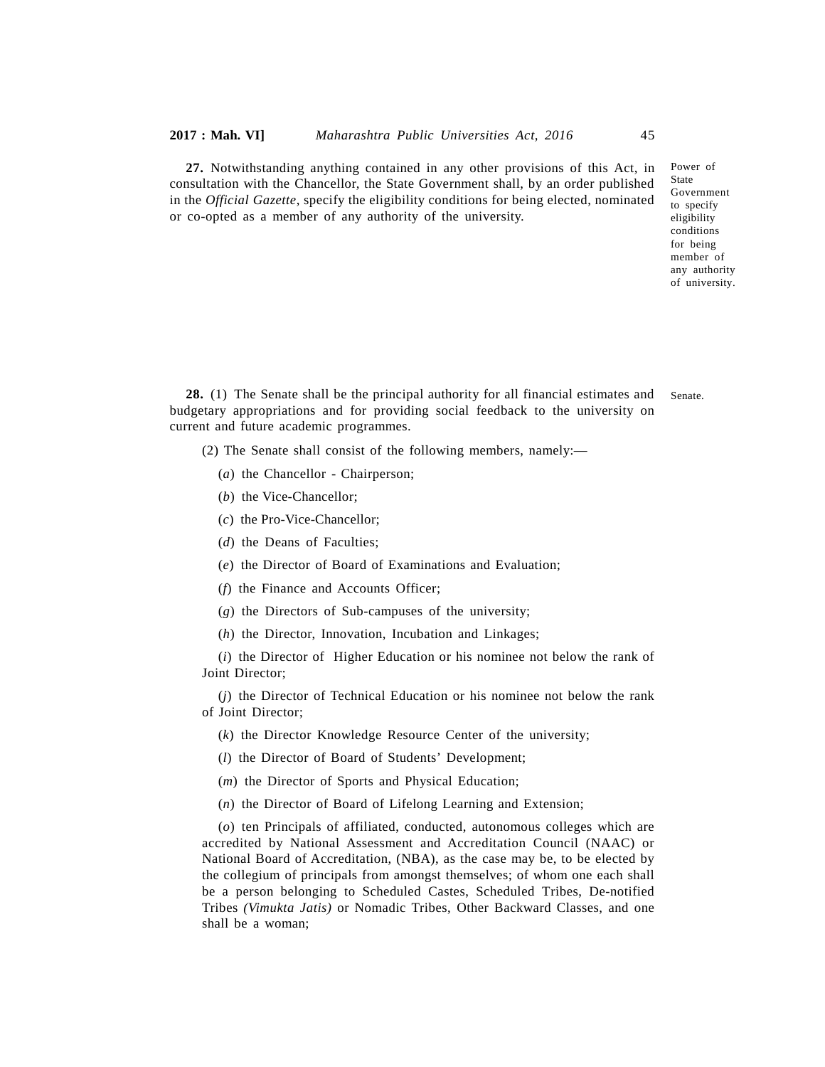**27.** Notwithstanding anything contained in any other provisions of this Act, in consultation with the Chancellor, the State Government shall, by an order published in the *Official Gazette*, specify the eligibility conditions for being elected, nominated or co-opted as a member of any authority of the university.

Power of State Government to specify eligibility conditions for being member of any authority of university.

**28.** (1) The Senate shall be the principal authority for all financial estimates and budgetary appropriations and for providing social feedback to the university on current and future academic programmes.

Senate.

(2) The Senate shall consist of the following members, namely:—

(*a*) the Chancellor - Chairperson;

(*b*) the Vice-Chancellor;

(*c*) the Pro-Vice-Chancellor;

(*d*) the Deans of Faculties;

(*e*) the Director of Board of Examinations and Evaluation;

(*f*) the Finance and Accounts Officer;

(*g*) the Directors of Sub-campuses of the university;

(*h*) the Director, Innovation, Incubation and Linkages;

(*i*) the Director of Higher Education or his nominee not below the rank of Joint Director;

(*j*) the Director of Technical Education or his nominee not below the rank of Joint Director;

(*k*) the Director Knowledge Resource Center of the university;

(*l*) the Director of Board of Students' Development;

(*m*) the Director of Sports and Physical Education;

(*n*) the Director of Board of Lifelong Learning and Extension;

(*o*) ten Principals of affiliated, conducted, autonomous colleges which are accredited by National Assessment and Accreditation Council (NAAC) or National Board of Accreditation, (NBA), as the case may be, to be elected by the collegium of principals from amongst themselves; of whom one each shall be a person belonging to Scheduled Castes, Scheduled Tribes, De-notified Tribes *(Vimukta Jatis)* or Nomadic Tribes, Other Backward Classes, and one shall be a woman;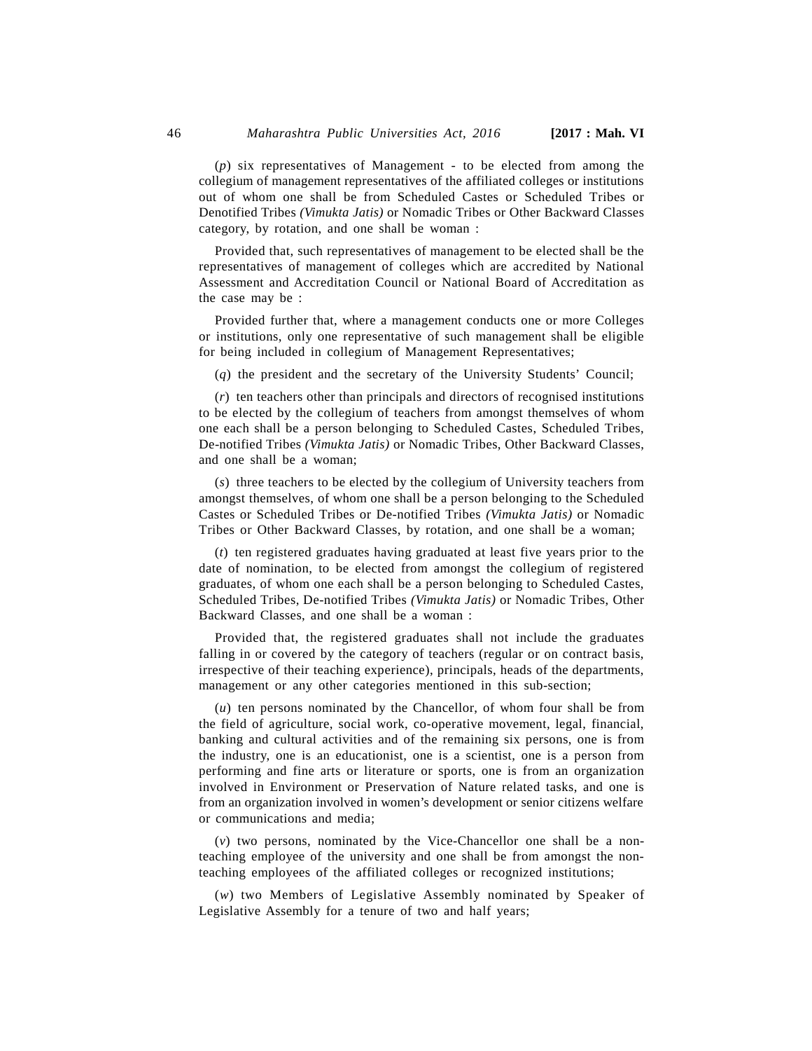(*p*) six representatives of Management - to be elected from among the collegium of management representatives of the affiliated colleges or institutions out of whom one shall be from Scheduled Castes or Scheduled Tribes or Denotified Tribes *(Vimukta Jatis)* or Nomadic Tribes or Other Backward Classes category, by rotation, and one shall be woman :

Provided that, such representatives of management to be elected shall be the representatives of management of colleges which are accredited by National Assessment and Accreditation Council or National Board of Accreditation as the case may be :

Provided further that, where a management conducts one or more Colleges or institutions, only one representative of such management shall be eligible for being included in collegium of Management Representatives;

(*q*) the president and the secretary of the University Students' Council;

(*r*) ten teachers other than principals and directors of recognised institutions to be elected by the collegium of teachers from amongst themselves of whom one each shall be a person belonging to Scheduled Castes, Scheduled Tribes, De-notified Tribes *(Vimukta Jatis)* or Nomadic Tribes, Other Backward Classes, and one shall be a woman;

(*s*) three teachers to be elected by the collegium of University teachers from amongst themselves, of whom one shall be a person belonging to the Scheduled Castes or Scheduled Tribes or De-notified Tribes *(Vimukta Jatis)* or Nomadic Tribes or Other Backward Classes, by rotation, and one shall be a woman;

(*t*) ten registered graduates having graduated at least five years prior to the date of nomination, to be elected from amongst the collegium of registered graduates, of whom one each shall be a person belonging to Scheduled Castes, Scheduled Tribes, De-notified Tribes *(Vimukta Jatis)* or Nomadic Tribes, Other Backward Classes, and one shall be a woman :

Provided that, the registered graduates shall not include the graduates falling in or covered by the category of teachers (regular or on contract basis, irrespective of their teaching experience), principals, heads of the departments, management or any other categories mentioned in this sub-section;

(*u*) ten persons nominated by the Chancellor, of whom four shall be from the field of agriculture, social work, co-operative movement, legal, financial, banking and cultural activities and of the remaining six persons, one is from the industry, one is an educationist, one is a scientist, one is a person from performing and fine arts or literature or sports, one is from an organization involved in Environment or Preservation of Nature related tasks, and one is from an organization involved in women's development or senior citizens welfare or communications and media;

(*v*) two persons, nominated by the Vice-Chancellor one shall be a non-teaching employee of the university and one shall be from amongst the non-teaching employees of the affiliated colleges or recognized institutions;

(*w*) two Members of Legislative Assembly nominated by Speaker of Legislative Assembly for a tenure of two and half years;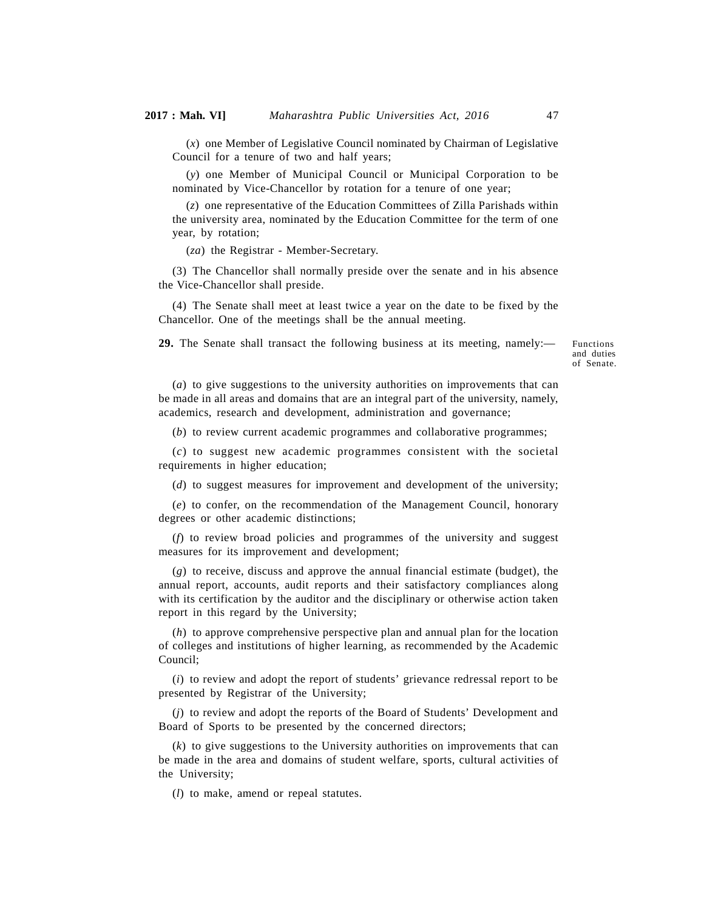(*x*) one Member of Legislative Council nominated by Chairman of Legislative Council for a tenure of two and half years;

(*y*) one Member of Municipal Council or Municipal Corporation to be nominated by Vice-Chancellor by rotation for a tenure of one year;

(*z*) one representative of the Education Committees of Zilla Parishads within the university area, nominated by the Education Committee for the term of one year, by rotation;

(*za*) the Registrar - Member-Secretary.

(3) The Chancellor shall normally preside over the senate and in his absence the Vice-Chancellor shall preside.

(4) The Senate shall meet at least twice a year on the date to be fixed by the Chancellor. One of the meetings shall be the annual meeting.

Functions and duties of Senate.

**29.** The Senate shall transact the following business at its meeting, namely:—

(*a*) to give suggestions to the university authorities on improvements that can be made in all areas and domains that are an integral part of the university, namely, academics, research and development, administration and governance;

(*b*) to review current academic programmes and collaborative programmes;

(*c*) to suggest new academic programmes consistent with the societal requirements in higher education;

(*d*) to suggest measures for improvement and development of the university;

(*e*) to confer, on the recommendation of the Management Council, honorary degrees or other academic distinctions;

(*f*) to review broad policies and programmes of the university and suggest measures for its improvement and development;

(*g*) to receive, discuss and approve the annual financial estimate (budget), the annual report, accounts, audit reports and their satisfactory compliances along with its certification by the auditor and the disciplinary or otherwise action taken report in this regard by the University;

(*h*) to approve comprehensive perspective plan and annual plan for the location of colleges and institutions of higher learning, as recommended by the Academic Council;

(*i*) to review and adopt the report of students' grievance redressal report to be presented by Registrar of the University;

(*j*) to review and adopt the reports of the Board of Students' Development and Board of Sports to be presented by the concerned directors;

(*k*) to give suggestions to the University authorities on improvements that can be made in the area and domains of student welfare, sports, cultural activities of the University;

(*l*) to make, amend or repeal statutes.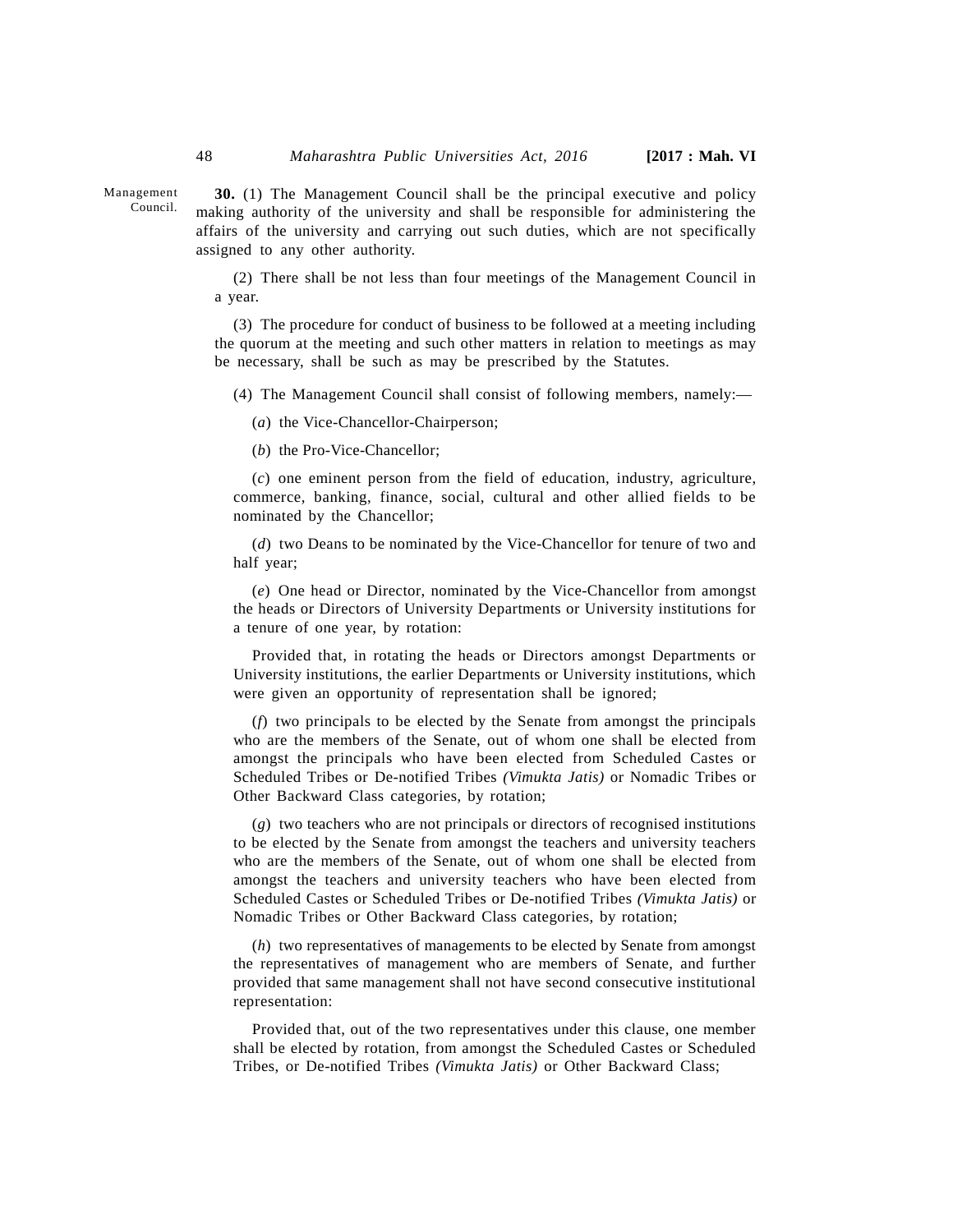Management Council.

**30.** (1) The Management Council shall be the principal executive and policy making authority of the university and shall be responsible for administering the affairs of the university and carrying out such duties, which are not specifically assigned to any other authority.

(2) There shall be not less than four meetings of the Management Council in a year.

(3) The procedure for conduct of business to be followed at a meeting including the quorum at the meeting and such other matters in relation to meetings as may be necessary, shall be such as may be prescribed by the Statutes.

(4) The Management Council shall consist of following members, namely:—

(*a*) the Vice-Chancellor-Chairperson;

(*b*) the Pro-Vice-Chancellor;

(*c*) one eminent person from the field of education, industry, agriculture, commerce, banking, finance, social, cultural and other allied fields to be nominated by the Chancellor;

(*d*) two Deans to be nominated by the Vice-Chancellor for tenure of two and half year;

(*e*) One head or Director, nominated by the Vice-Chancellor from amongst the heads or Directors of University Departments or University institutions for a tenure of one year, by rotation:

Provided that, in rotating the heads or Directors amongst Departments or University institutions, the earlier Departments or University institutions, which were given an opportunity of representation shall be ignored;

(*f*) two principals to be elected by the Senate from amongst the principals who are the members of the Senate, out of whom one shall be elected from amongst the principals who have been elected from Scheduled Castes or Scheduled Tribes or De-notified Tribes *(Vimukta Jatis)* or Nomadic Tribes or Other Backward Class categories, by rotation;

(*g*) two teachers who are not principals or directors of recognised institutions to be elected by the Senate from amongst the teachers and university teachers who are the members of the Senate, out of whom one shall be elected from amongst the teachers and university teachers who have been elected from Scheduled Castes or Scheduled Tribes or De-notified Tribes *(Vimukta Jatis)* or Nomadic Tribes or Other Backward Class categories, by rotation;

(*h*) two representatives of managements to be elected by Senate from amongst the representatives of management who are members of Senate, and further provided that same management shall not have second consecutive institutional representation:

Provided that, out of the two representatives under this clause, one member shall be elected by rotation, from amongst the Scheduled Castes or Scheduled Tribes, or De-notified Tribes *(Vimukta Jatis)* or Other Backward Class;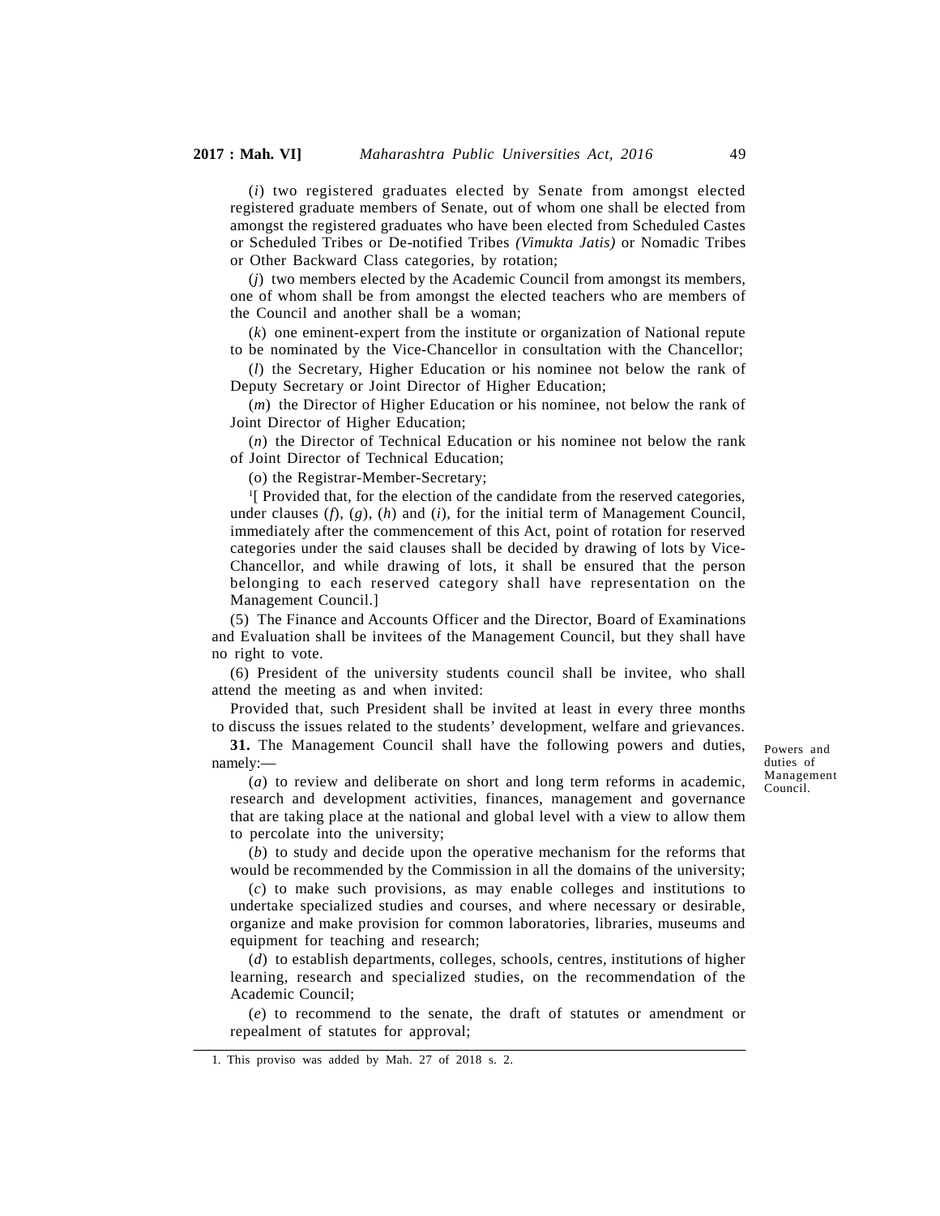(*i*) two registered graduates elected by Senate from amongst elected registered graduate members of Senate, out of whom one shall be elected from amongst the registered graduates who have been elected from Scheduled Castes or Scheduled Tribes or De-notified Tribes *(Vimukta Jatis)* or Nomadic Tribes or Other Backward Class categories, by rotation;

(*j*) two members elected by the Academic Council from amongst its members, one of whom shall be from amongst the elected teachers who are members of the Council and another shall be a woman;

(*k*) one eminent-expert from the institute or organization of National repute to be nominated by the Vice-Chancellor in consultation with the Chancellor;

(*l*) the Secretary, Higher Education or his nominee not below the rank of Deputy Secretary or Joint Director of Higher Education;

(*m*) the Director of Higher Education or his nominee, not below the rank of Joint Director of Higher Education;

(*n*) the Director of Technical Education or his nominee not below the rank of Joint Director of Technical Education;

(o) the Registrar-Member-Secretary;

[1][ Provided that, for the election of the candidate from the reserved categories, under clauses (*f*), (*g*), (*h*) and (*i*), for the initial term of Management Council, immediately after the commencement of this Act, point of rotation for reserved categories under the said clauses shall be decided by drawing of lots by Vice-Chancellor, and while drawing of lots, it shall be ensured that the person belonging to each reserved category shall have representation on the Management Council.]

(5) The Finance and Accounts Officer and the Director, Board of Examinations and Evaluation shall be invitees of the Management Council, but they shall have no right to vote.

(6) President of the university students council shall be invitee, who shall attend the meeting as and when invited:

Provided that, such President shall be invited at least in every three months to discuss the issues related to the students' development, welfare and grievances.

Powers and duties of Management Council.

**31.** The Management Council shall have the following powers and duties, namely:—

(*a*) to review and deliberate on short and long term reforms in academic, research and development activities, finances, management and governance that are taking place at the national and global level with a view to allow them to percolate into the university;

(*b*) to study and decide upon the operative mechanism for the reforms that would be recommended by the Commission in all the domains of the university;

(*c*) to make such provisions, as may enable colleges and institutions to undertake specialized studies and courses, and where necessary or desirable, organize and make provision for common laboratories, libraries, museums and equipment for teaching and research;

(*d*) to establish departments, colleges, schools, centres, institutions of higher learning, research and specialized studies, on the recommendation of the Academic Council;

(*e*) to recommend to the senate, the draft of statutes or amendment or repealment of statutes for approval;

1. This proviso was added by Mah. 27 of 2018 s. 2.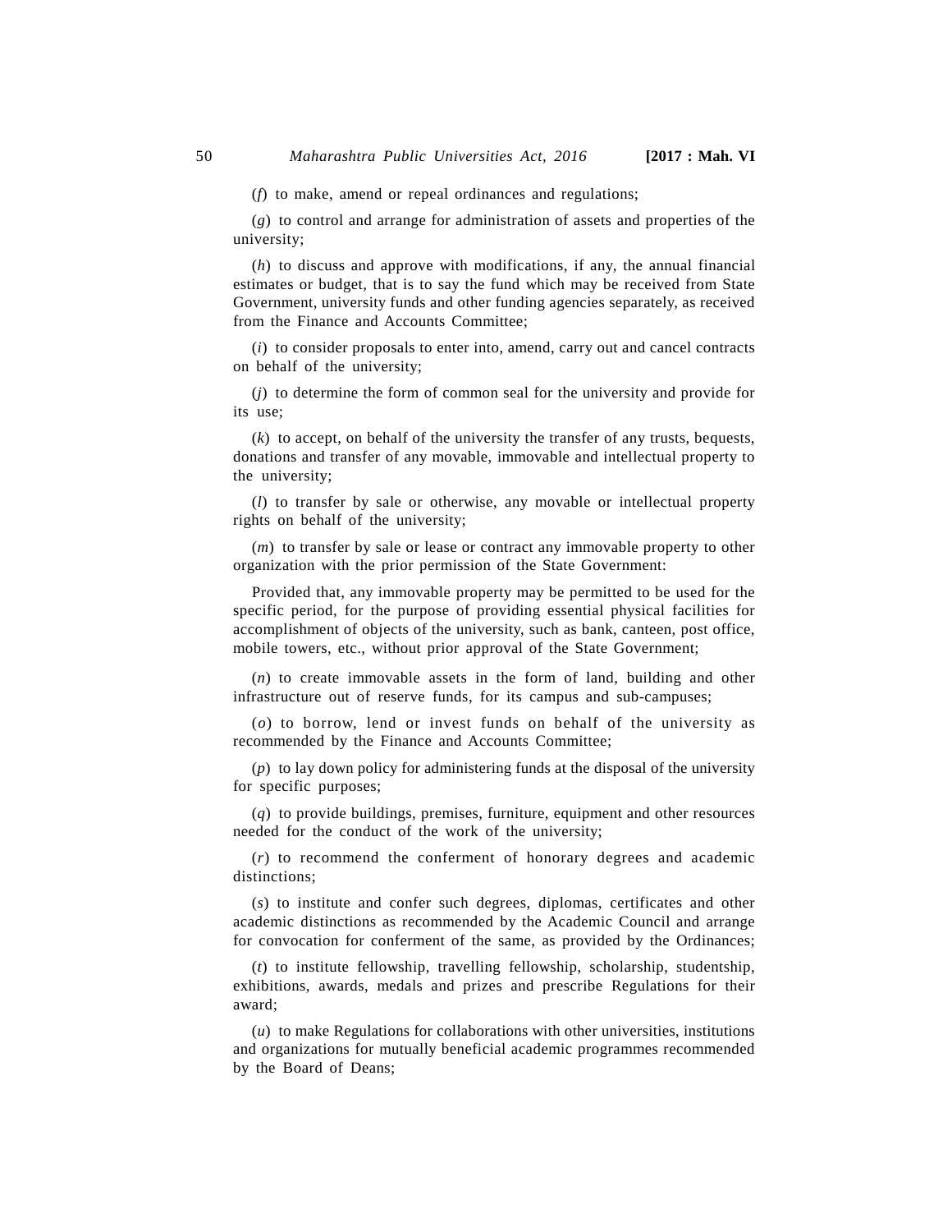(*f*) to make, amend or repeal ordinances and regulations;

(*g*) to control and arrange for administration of assets and properties of the university;

(*h*) to discuss and approve with modifications, if any, the annual financial estimates or budget, that is to say the fund which may be received from State Government, university funds and other funding agencies separately, as received from the Finance and Accounts Committee;

(*i*) to consider proposals to enter into, amend, carry out and cancel contracts on behalf of the university;

(*j*) to determine the form of common seal for the university and provide for its use;

(*k*) to accept, on behalf of the university the transfer of any trusts, bequests, donations and transfer of any movable, immovable and intellectual property to the university;

(*l*) to transfer by sale or otherwise, any movable or intellectual property rights on behalf of the university;

(*m*) to transfer by sale or lease or contract any immovable property to other organization with the prior permission of the State Government:

Provided that, any immovable property may be permitted to be used for the specific period, for the purpose of providing essential physical facilities for accomplishment of objects of the university, such as bank, canteen, post office, mobile towers, etc., without prior approval of the State Government;

(*n*) to create immovable assets in the form of land, building and other infrastructure out of reserve funds, for its campus and sub-campuses;

(*o*) to borrow, lend or invest funds on behalf of the university as recommended by the Finance and Accounts Committee;

(*p*) to lay down policy for administering funds at the disposal of the university for specific purposes;

(*q*) to provide buildings, premises, furniture, equipment and other resources needed for the conduct of the work of the university;

(*r*) to recommend the conferment of honorary degrees and academic distinctions;

(*s*) to institute and confer such degrees, diplomas, certificates and other academic distinctions as recommended by the Academic Council and arrange for convocation for conferment of the same, as provided by the Ordinances;

(*t*) to institute fellowship, travelling fellowship, scholarship, studentship, exhibitions, awards, medals and prizes and prescribe Regulations for their award;

(*u*) to make Regulations for collaborations with other universities, institutions and organizations for mutually beneficial academic programmes recommended by the Board of Deans;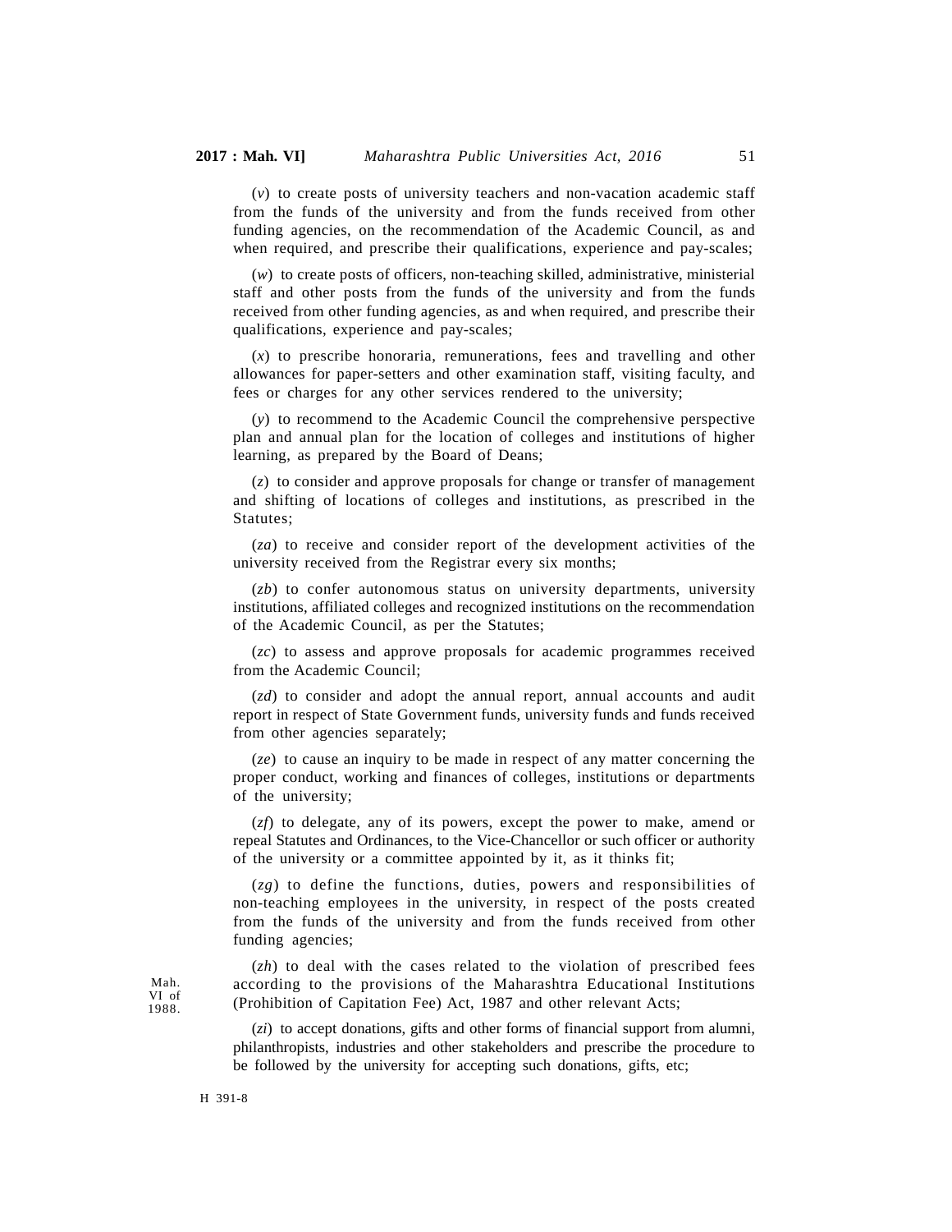(*v*) to create posts of university teachers and non-vacation academic staff from the funds of the university and from the funds received from other funding agencies, on the recommendation of the Academic Council, as and when required, and prescribe their qualifications, experience and pay-scales;

(*w*) to create posts of officers, non-teaching skilled, administrative, ministerial staff and other posts from the funds of the university and from the funds received from other funding agencies, as and when required, and prescribe their qualifications, experience and pay-scales;

(*x*) to prescribe honoraria, remunerations, fees and travelling and other allowances for paper-setters and other examination staff, visiting faculty, and fees or charges for any other services rendered to the university;

(*y*) to recommend to the Academic Council the comprehensive perspective plan and annual plan for the location of colleges and institutions of higher learning, as prepared by the Board of Deans;

(*z*) to consider and approve proposals for change or transfer of management and shifting of locations of colleges and institutions, as prescribed in the Statutes;

(*za*) to receive and consider report of the development activities of the university received from the Registrar every six months;

(*zb*) to confer autonomous status on university departments, university institutions, affiliated colleges and recognized institutions on the recommendation of the Academic Council, as per the Statutes;

(*zc*) to assess and approve proposals for academic programmes received from the Academic Council;

(*zd*) to consider and adopt the annual report, annual accounts and audit report in respect of State Government funds, university funds and funds received from other agencies separately;

(*ze*) to cause an inquiry to be made in respect of any matter concerning the proper conduct, working and finances of colleges, institutions or departments of the university;

(*zf*) to delegate, any of its powers, except the power to make, amend or repeal Statutes and Ordinances, to the Vice-Chancellor or such officer or authority of the university or a committee appointed by it, as it thinks fit;

(*zg*) to define the functions, duties, powers and responsibilities of non-teaching employees in the university, in respect of the posts created from the funds of the university and from the funds received from other funding agencies;

(*zh*) to deal with the cases related to the violation of prescribed fees according to the provisions of the Maharashtra Educational Institutions (Prohibition of Capitation Fee) Act, 1987 and other relevant Acts;

Mah. VI of 1988.

(*zi*) to accept donations, gifts and other forms of financial support from alumni, philanthropists, industries and other stakeholders and prescribe the procedure to be followed by the university for accepting such donations, gifts, etc;

H 391-8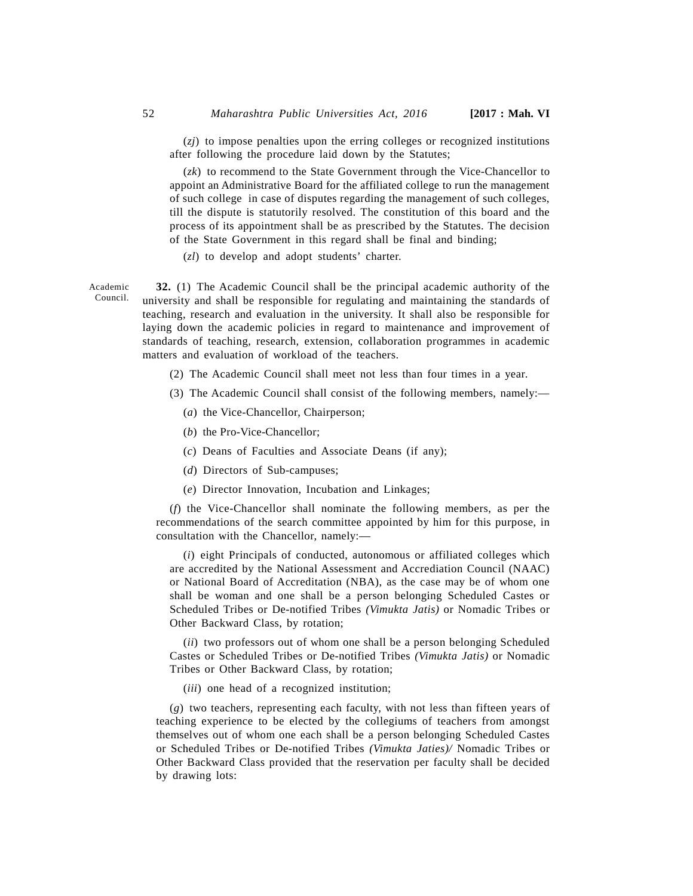(*zj*) to impose penalties upon the erring colleges or recognized institutions after following the procedure laid down by the Statutes;

(*zk*) to recommend to the State Government through the Vice-Chancellor to appoint an Administrative Board for the affiliated college to run the management of such college in case of disputes regarding the management of such colleges, till the dispute is statutorily resolved. The constitution of this board and the process of its appointment shall be as prescribed by the Statutes. The decision of the State Government in this regard shall be final and binding;

(*zl*) to develop and adopt students' charter.

Academic Council.

**32.** (1) The Academic Council shall be the principal academic authority of the university and shall be responsible for regulating and maintaining the standards of teaching, research and evaluation in the university. It shall also be responsible for laying down the academic policies in regard to maintenance and improvement of standards of teaching, research, extension, collaboration programmes in academic matters and evaluation of workload of the teachers.

(2) The Academic Council shall meet not less than four times in a year.

(3) The Academic Council shall consist of the following members, namely:—

(*a*) the Vice-Chancellor, Chairperson;

(*b*) the Pro-Vice-Chancellor;

(*c*) Deans of Faculties and Associate Deans (if any);

(*d*) Directors of Sub-campuses;

(*e*) Director Innovation, Incubation and Linkages;

(*f*) the Vice-Chancellor shall nominate the following members, as per the recommendations of the search committee appointed by him for this purpose, in consultation with the Chancellor, namely:—

(*i*) eight Principals of conducted, autonomous or affiliated colleges which are accredited by the National Assessment and Accrediation Council (NAAC) or National Board of Accreditation (NBA), as the case may be of whom one shall be woman and one shall be a person belonging Scheduled Castes or Scheduled Tribes or De-notified Tribes *(Vimukta Jatis)* or Nomadic Tribes or Other Backward Class, by rotation;

(*ii*) two professors out of whom one shall be a person belonging Scheduled Castes or Scheduled Tribes or De-notified Tribes *(Vimukta Jatis)* or Nomadic Tribes or Other Backward Class, by rotation;

(*iii*) one head of a recognized institution;

(*g*) two teachers, representing each faculty, with not less than fifteen years of teaching experience to be elected by the collegiums of teachers from amongst themselves out of whom one each shall be a person belonging Scheduled Castes or Scheduled Tribes or De-notified Tribes *(Vimukta Jaties)/* Nomadic Tribes or Other Backward Class provided that the reservation per faculty shall be decided by drawing lots: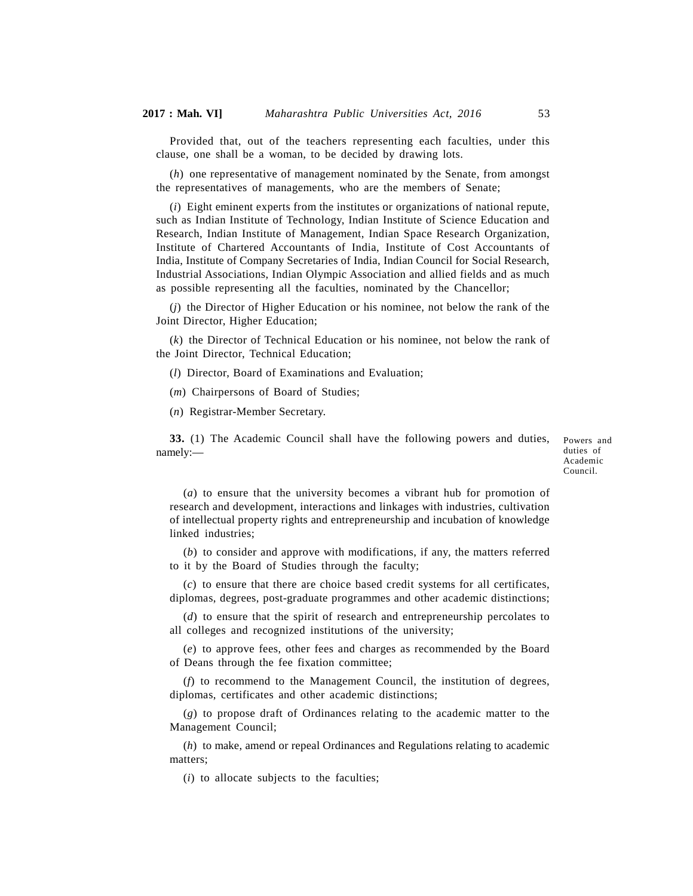Provided that, out of the teachers representing each faculties, under this clause, one shall be a woman, to be decided by drawing lots.

(*h*) one representative of management nominated by the Senate, from amongst the representatives of managements, who are the members of Senate;

(*i*) Eight eminent experts from the institutes or organizations of national repute, such as Indian Institute of Technology, Indian Institute of Science Education and Research, Indian Institute of Management, Indian Space Research Organization, Institute of Chartered Accountants of India, Institute of Cost Accountants of India, Institute of Company Secretaries of India, Indian Council for Social Research, Industrial Associations, Indian Olympic Association and allied fields and as much as possible representing all the faculties, nominated by the Chancellor;

(*j*) the Director of Higher Education or his nominee, not below the rank of the Joint Director, Higher Education;

(*k*) the Director of Technical Education or his nominee, not below the rank of the Joint Director, Technical Education;

(*l*) Director, Board of Examinations and Evaluation;

(*m*) Chairpersons of Board of Studies;

(*n*) Registrar-Member Secretary.

Powers and duties of Academic Council.

**33.** (1) The Academic Council shall have the following powers and duties, namely:—

(*a*) to ensure that the university becomes a vibrant hub for promotion of research and development, interactions and linkages with industries, cultivation of intellectual property rights and entrepreneurship and incubation of knowledge linked industries;

(*b*) to consider and approve with modifications, if any, the matters referred to it by the Board of Studies through the faculty;

(*c*) to ensure that there are choice based credit systems for all certificates, diplomas, degrees, post-graduate programmes and other academic distinctions;

(*d*) to ensure that the spirit of research and entrepreneurship percolates to all colleges and recognized institutions of the university;

(*e*) to approve fees, other fees and charges as recommended by the Board of Deans through the fee fixation committee;

(*f*) to recommend to the Management Council, the institution of degrees, diplomas, certificates and other academic distinctions;

(*g*) to propose draft of Ordinances relating to the academic matter to the Management Council;

(*h*) to make, amend or repeal Ordinances and Regulations relating to academic matters;

(*i*) to allocate subjects to the faculties;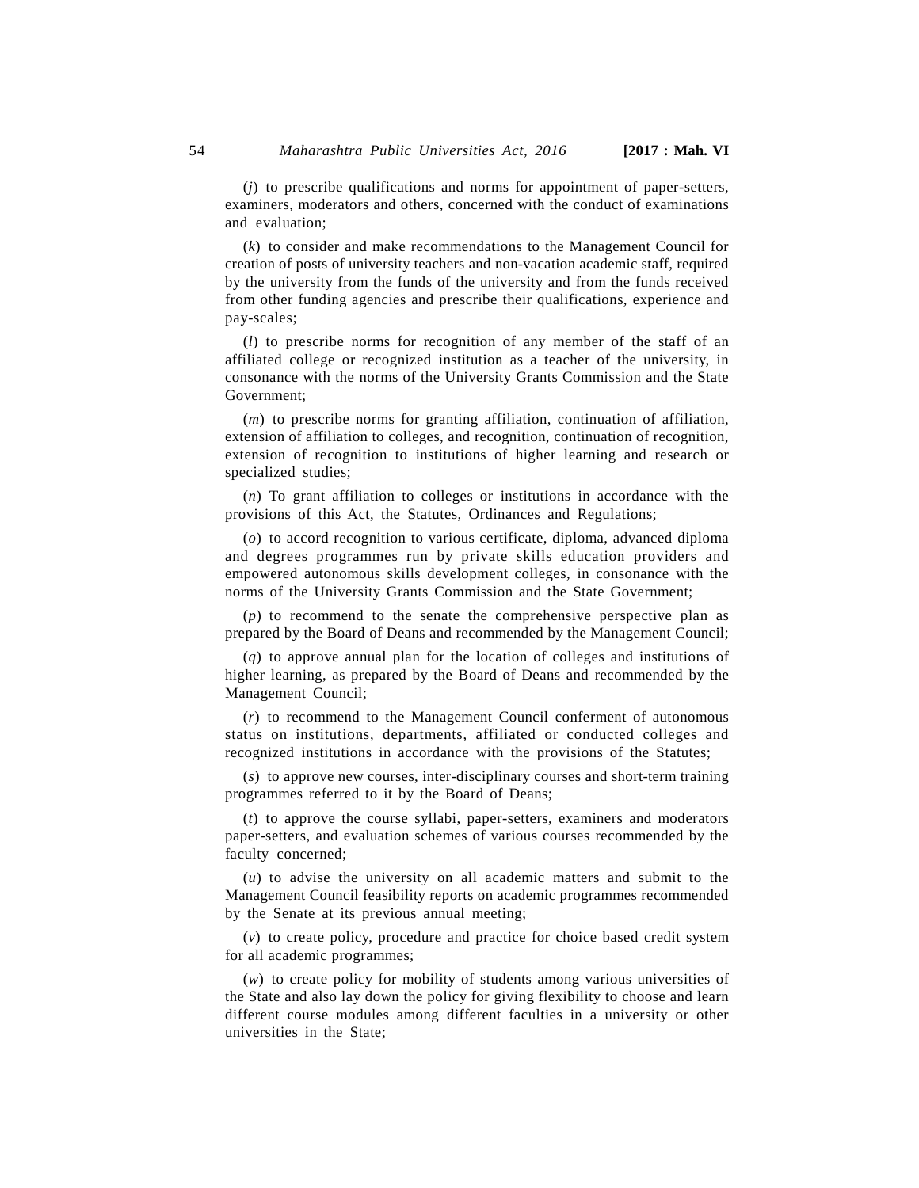(*j*) to prescribe qualifications and norms for appointment of paper-setters, examiners, moderators and others, concerned with the conduct of examinations and evaluation;

(*k*) to consider and make recommendations to the Management Council for creation of posts of university teachers and non-vacation academic staff, required by the university from the funds of the university and from the funds received from other funding agencies and prescribe their qualifications, experience and pay-scales;

(*l*) to prescribe norms for recognition of any member of the staff of an affiliated college or recognized institution as a teacher of the university, in consonance with the norms of the University Grants Commission and the State Government;

(*m*) to prescribe norms for granting affiliation, continuation of affiliation, extension of affiliation to colleges, and recognition, continuation of recognition, extension of recognition to institutions of higher learning and research or specialized studies;

(*n*) To grant affiliation to colleges or institutions in accordance with the provisions of this Act, the Statutes, Ordinances and Regulations;

(*o*) to accord recognition to various certificate, diploma, advanced diploma and degrees programmes run by private skills education providers and empowered autonomous skills development colleges, in consonance with the norms of the University Grants Commission and the State Government;

(*p*) to recommend to the senate the comprehensive perspective plan as prepared by the Board of Deans and recommended by the Management Council;

(*q*) to approve annual plan for the location of colleges and institutions of higher learning, as prepared by the Board of Deans and recommended by the Management Council;

(*r*) to recommend to the Management Council conferment of autonomous status on institutions, departments, affiliated or conducted colleges and recognized institutions in accordance with the provisions of the Statutes;

(*s*) to approve new courses, inter-disciplinary courses and short-term training programmes referred to it by the Board of Deans;

(*t*) to approve the course syllabi, paper-setters, examiners and moderators paper-setters, and evaluation schemes of various courses recommended by the faculty concerned;

(*u*) to advise the university on all academic matters and submit to the Management Council feasibility reports on academic programmes recommended by the Senate at its previous annual meeting;

(*v*) to create policy, procedure and practice for choice based credit system for all academic programmes;

(*w*) to create policy for mobility of students among various universities of the State and also lay down the policy for giving flexibility to choose and learn different course modules among different faculties in a university or other universities in the State;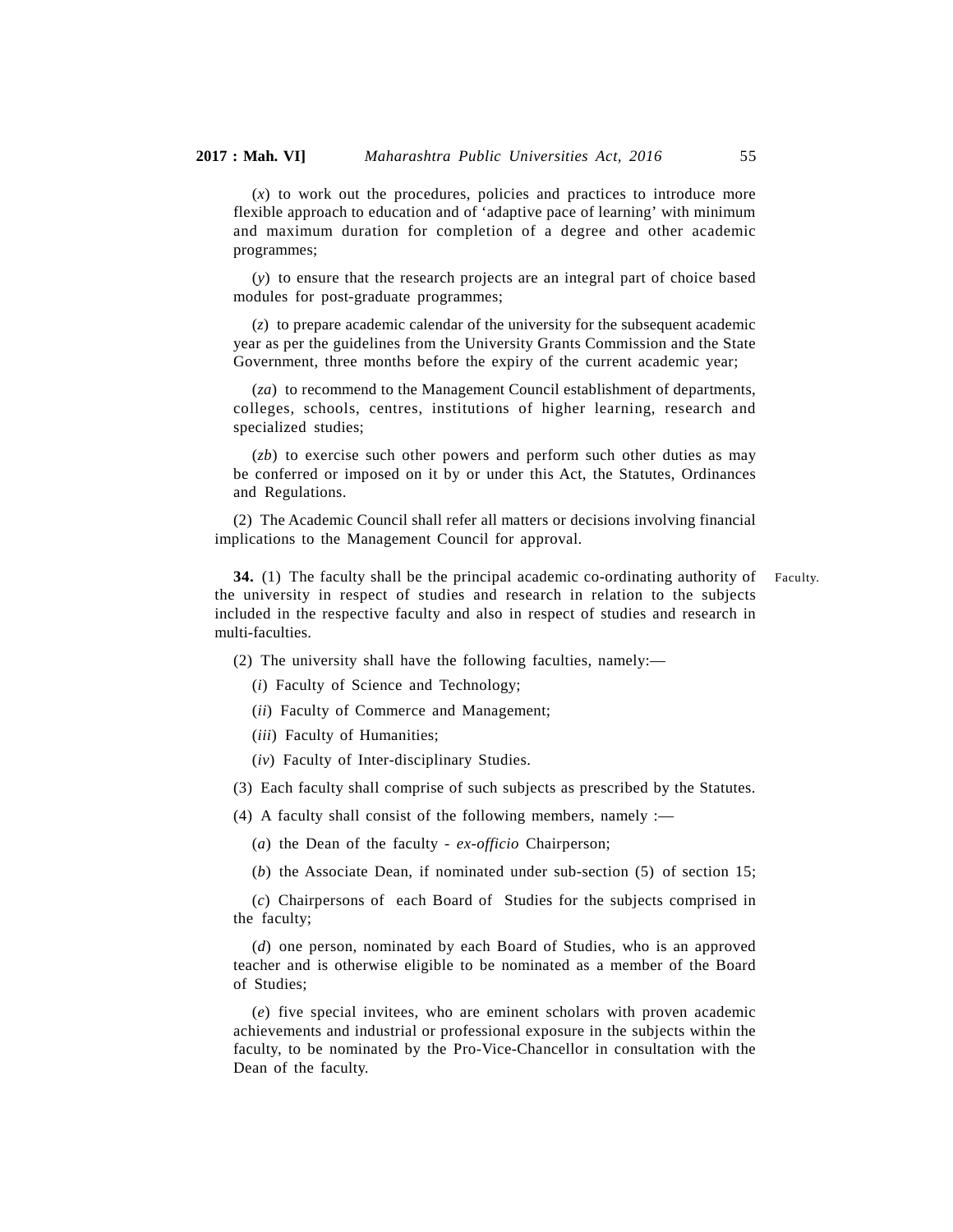(*x*) to work out the procedures, policies and practices to introduce more flexible approach to education and of 'adaptive pace of learning' with minimum and maximum duration for completion of a degree and other academic programmes;

(*y*) to ensure that the research projects are an integral part of choice based modules for post-graduate programmes;

(*z*) to prepare academic calendar of the university for the subsequent academic year as per the guidelines from the University Grants Commission and the State Government, three months before the expiry of the current academic year;

(*za*) to recommend to the Management Council establishment of departments, colleges, schools, centres, institutions of higher learning, research and specialized studies;

(*zb*) to exercise such other powers and perform such other duties as may be conferred or imposed on it by or under this Act, the Statutes, Ordinances and Regulations.

(2) The Academic Council shall refer all matters or decisions involving financial implications to the Management Council for approval.

Faculty.

**34.** (1) The faculty shall be the principal academic co-ordinating authority of the university in respect of studies and research in relation to the subjects included in the respective faculty and also in respect of studies and research in multi-faculties.

(2) The university shall have the following faculties, namely:—

(*i*) Faculty of Science and Technology;

(*ii*) Faculty of Commerce and Management;

(*iii*) Faculty of Humanities;

(*iv*) Faculty of Inter-disciplinary Studies.

(3) Each faculty shall comprise of such subjects as prescribed by the Statutes.

(4) A faculty shall consist of the following members, namely :—

(*a*) the Dean of the faculty - *ex-officio* Chairperson;

(*b*) the Associate Dean, if nominated under sub-section (5) of section 15;

(*c*) Chairpersons of each Board of Studies for the subjects comprised in the faculty;

(*d*) one person, nominated by each Board of Studies, who is an approved teacher and is otherwise eligible to be nominated as a member of the Board of Studies;

(*e*) five special invitees, who are eminent scholars with proven academic achievements and industrial or professional exposure in the subjects within the faculty, to be nominated by the Pro-Vice-Chancellor in consultation with the Dean of the faculty.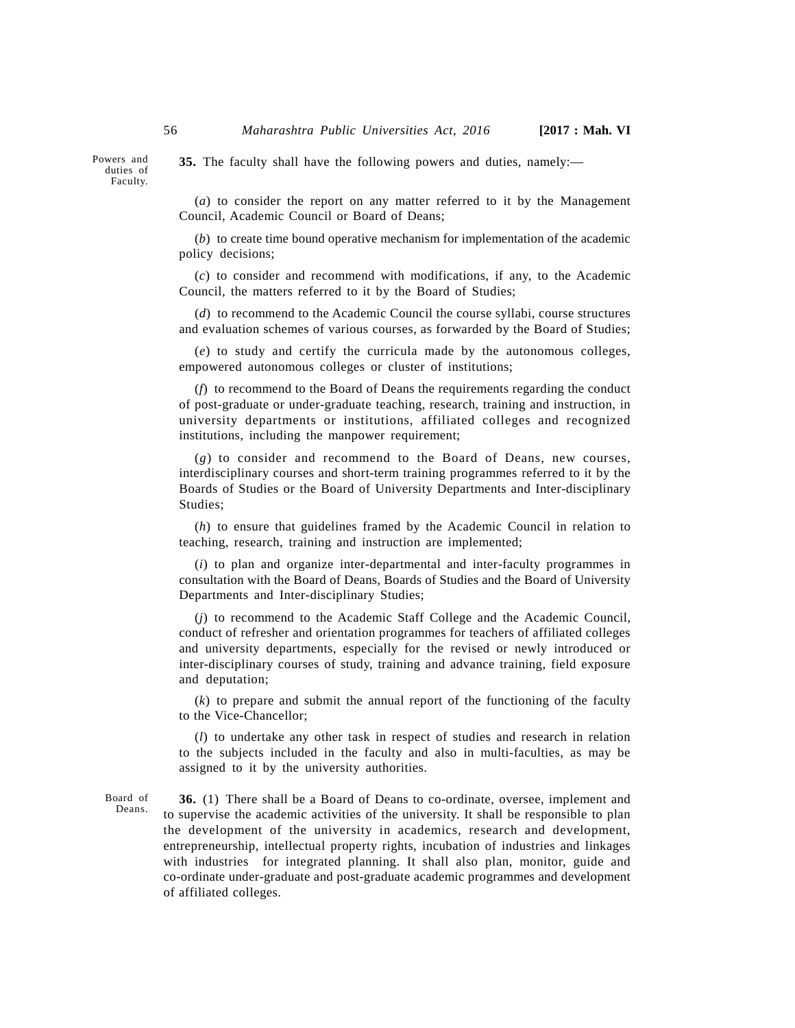Powers and duties of Faculty.

**35.** The faculty shall have the following powers and duties, namely:—

(*a*) to consider the report on any matter referred to it by the Management Council, Academic Council or Board of Deans;

(*b*) to create time bound operative mechanism for implementation of the academic policy decisions;

(*c*) to consider and recommend with modifications, if any, to the Academic Council, the matters referred to it by the Board of Studies;

(*d*) to recommend to the Academic Council the course syllabi, course structures and evaluation schemes of various courses, as forwarded by the Board of Studies;

(*e*) to study and certify the curricula made by the autonomous colleges, empowered autonomous colleges or cluster of institutions;

(*f*) to recommend to the Board of Deans the requirements regarding the conduct of post-graduate or under-graduate teaching, research, training and instruction, in university departments or institutions, affiliated colleges and recognized institutions, including the manpower requirement;

(*g*) to consider and recommend to the Board of Deans, new courses, interdisciplinary courses and short-term training programmes referred to it by the Boards of Studies or the Board of University Departments and Inter-disciplinary Studies;

(*h*) to ensure that guidelines framed by the Academic Council in relation to teaching, research, training and instruction are implemented;

(*i*) to plan and organize inter-departmental and inter-faculty programmes in consultation with the Board of Deans, Boards of Studies and the Board of University Departments and Inter-disciplinary Studies;

(*j*) to recommend to the Academic Staff College and the Academic Council, conduct of refresher and orientation programmes for teachers of affiliated colleges and university departments, especially for the revised or newly introduced or inter-disciplinary courses of study, training and advance training, field exposure and deputation;

(*k*) to prepare and submit the annual report of the functioning of the faculty to the Vice-Chancellor;

(*l*) to undertake any other task in respect of studies and research in relation to the subjects included in the faculty and also in multi-faculties, as may be assigned to it by the university authorities.

Board of Deans.

**36.** (1) There shall be a Board of Deans to co-ordinate, oversee, implement and to supervise the academic activities of the university. It shall be responsible to plan the development of the university in academics, research and development, entrepreneurship, intellectual property rights, incubation of industries and linkages with industries for integrated planning. It shall also plan, monitor, guide and co-ordinate under-graduate and post-graduate academic programmes and development of affiliated colleges.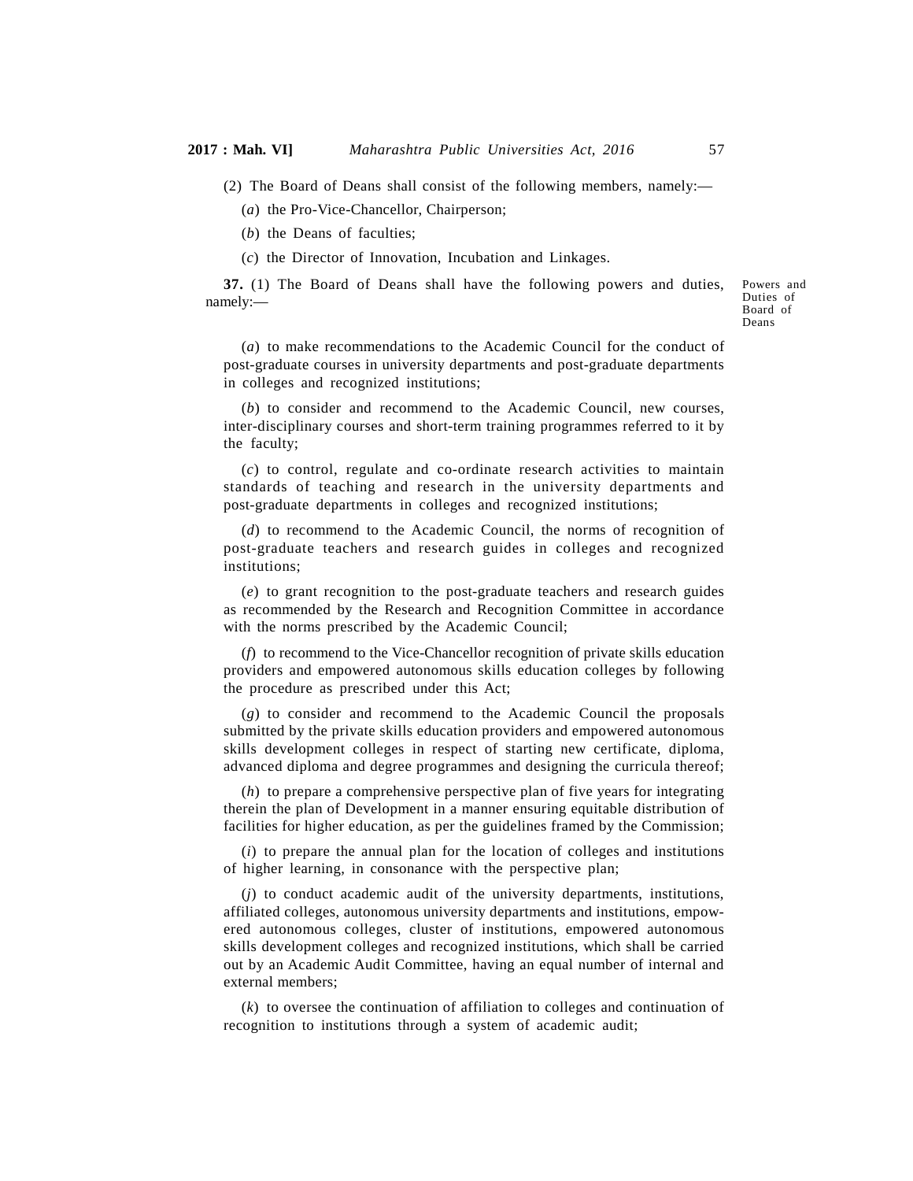(2) The Board of Deans shall consist of the following members, namely:—

(*a*) the Pro-Vice-Chancellor, Chairperson;

(*b*) the Deans of faculties;

(*c*) the Director of Innovation, Incubation and Linkages.

Powers and Duties of Board of Deans

**37.** (1) The Board of Deans shall have the following powers and duties, namely:—

(*a*) to make recommendations to the Academic Council for the conduct of post-graduate courses in university departments and post-graduate departments in colleges and recognized institutions;

(*b*) to consider and recommend to the Academic Council, new courses, inter-disciplinary courses and short-term training programmes referred to it by the faculty;

(*c*) to control, regulate and co-ordinate research activities to maintain standards of teaching and research in the university departments and post-graduate departments in colleges and recognized institutions;

(*d*) to recommend to the Academic Council, the norms of recognition of post-graduate teachers and research guides in colleges and recognized institutions;

(*e*) to grant recognition to the post-graduate teachers and research guides as recommended by the Research and Recognition Committee in accordance with the norms prescribed by the Academic Council;

(*f*) to recommend to the Vice-Chancellor recognition of private skills education providers and empowered autonomous skills education colleges by following the procedure as prescribed under this Act;

(*g*) to consider and recommend to the Academic Council the proposals submitted by the private skills education providers and empowered autonomous skills development colleges in respect of starting new certificate, diploma, advanced diploma and degree programmes and designing the curricula thereof;

(*h*) to prepare a comprehensive perspective plan of five years for integrating therein the plan of Development in a manner ensuring equitable distribution of facilities for higher education, as per the guidelines framed by the Commission;

(*i*) to prepare the annual plan for the location of colleges and institutions of higher learning, in consonance with the perspective plan;

(*j*) to conduct academic audit of the university departments, institutions, affiliated colleges, autonomous university departments and institutions, empowered autonomous colleges, cluster of institutions, empowered autonomous skills development colleges and recognized institutions, which shall be carried out by an Academic Audit Committee, having an equal number of internal and external members;

(*k*) to oversee the continuation of affiliation to colleges and continuation of recognition to institutions through a system of academic audit;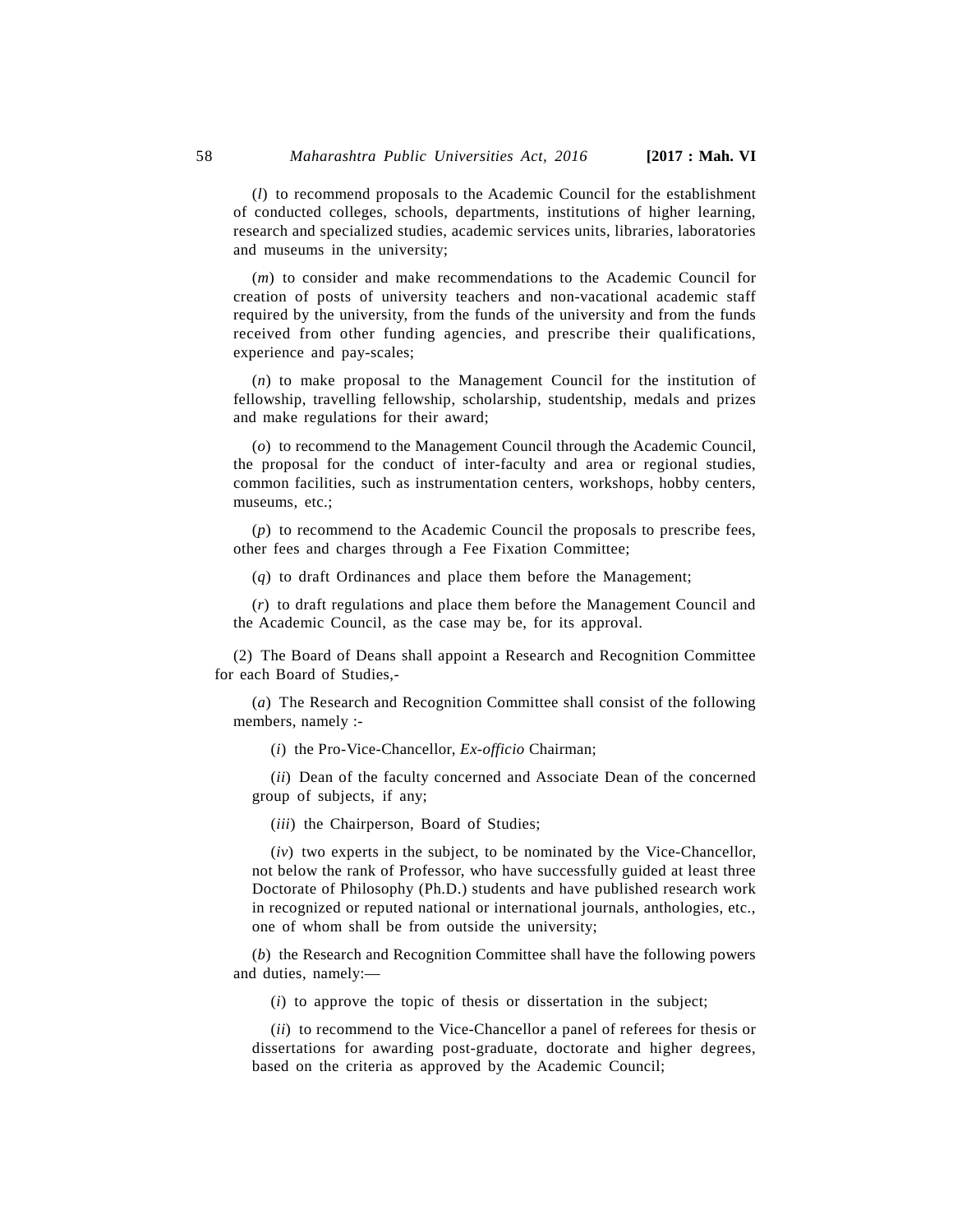(*l*) to recommend proposals to the Academic Council for the establishment of conducted colleges, schools, departments, institutions of higher learning, research and specialized studies, academic services units, libraries, laboratories and museums in the university;

(*m*) to consider and make recommendations to the Academic Council for creation of posts of university teachers and non-vacational academic staff required by the university, from the funds of the university and from the funds received from other funding agencies, and prescribe their qualifications, experience and pay-scales;

(*n*) to make proposal to the Management Council for the institution of fellowship, travelling fellowship, scholarship, studentship, medals and prizes and make regulations for their award;

(*o*) to recommend to the Management Council through the Academic Council, the proposal for the conduct of inter-faculty and area or regional studies, common facilities, such as instrumentation centers, workshops, hobby centers, museums, etc.;

(*p*) to recommend to the Academic Council the proposals to prescribe fees, other fees and charges through a Fee Fixation Committee;

(*q*) to draft Ordinances and place them before the Management;

(*r*) to draft regulations and place them before the Management Council and the Academic Council, as the case may be, for its approval.

(2) The Board of Deans shall appoint a Research and Recognition Committee for each Board of Studies,-

(*a*) The Research and Recognition Committee shall consist of the following members, namely :-

(*i*) the Pro-Vice-Chancellor, *Ex-officio* Chairman;

(*ii*) Dean of the faculty concerned and Associate Dean of the concerned group of subjects, if any;

(*iii*) the Chairperson, Board of Studies;

(*iv*) two experts in the subject, to be nominated by the Vice-Chancellor, not below the rank of Professor, who have successfully guided at least three Doctorate of Philosophy (Ph.D.) students and have published research work in recognized or reputed national or international journals, anthologies, etc., one of whom shall be from outside the university;

(*b*) the Research and Recognition Committee shall have the following powers and duties, namely:—

(*i*) to approve the topic of thesis or dissertation in the subject;

(*ii*) to recommend to the Vice-Chancellor a panel of referees for thesis or dissertations for awarding post-graduate, doctorate and higher degrees, based on the criteria as approved by the Academic Council;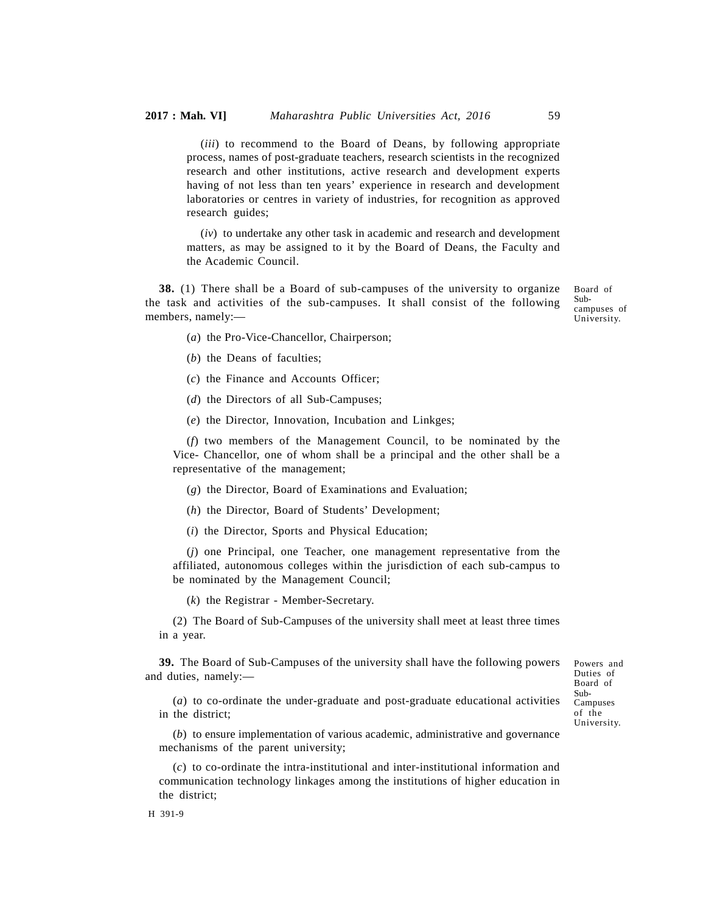(*iii*) to recommend to the Board of Deans, by following appropriate process, names of post-graduate teachers, research scientists in the recognized research and other institutions, active research and development experts having of not less than ten years' experience in research and development laboratories or centres in variety of industries, for recognition as approved research guides;

(*iv*) to undertake any other task in academic and research and development matters, as may be assigned to it by the Board of Deans, the Faculty and the Academic Council.

Board of Sub-campuses of University.

**38.** (1) There shall be a Board of sub-campuses of the university to organize the task and activities of the sub-campuses. It shall consist of the following members, namely:—

(*a*) the Pro-Vice-Chancellor, Chairperson;

(*b*) the Deans of faculties;

(*c*) the Finance and Accounts Officer;

(*d*) the Directors of all Sub-Campuses;

(*e*) the Director, Innovation, Incubation and Linkges;

(*f*) two members of the Management Council, to be nominated by the Vice- Chancellor, one of whom shall be a principal and the other shall be a representative of the management;

(*g*) the Director, Board of Examinations and Evaluation;

(*h*) the Director, Board of Students' Development;

(*i*) the Director, Sports and Physical Education;

(*j*) one Principal, one Teacher, one management representative from the affiliated, autonomous colleges within the jurisdiction of each sub-campus to be nominated by the Management Council;

(*k*) the Registrar - Member-Secretary.

(2) The Board of Sub-Campuses of the university shall meet at least three times in a year.

Powers and Duties of Board of Sub-Campuses of the University.

**39.** The Board of Sub-Campuses of the university shall have the following powers and duties, namely:—

(*a*) to co-ordinate the under-graduate and post-graduate educational activities in the district;

(*b*) to ensure implementation of various academic, administrative and governance mechanisms of the parent university;

(*c*) to co-ordinate the intra-institutional and inter-institutional information and communication technology linkages among the institutions of higher education in the district;

H 391-9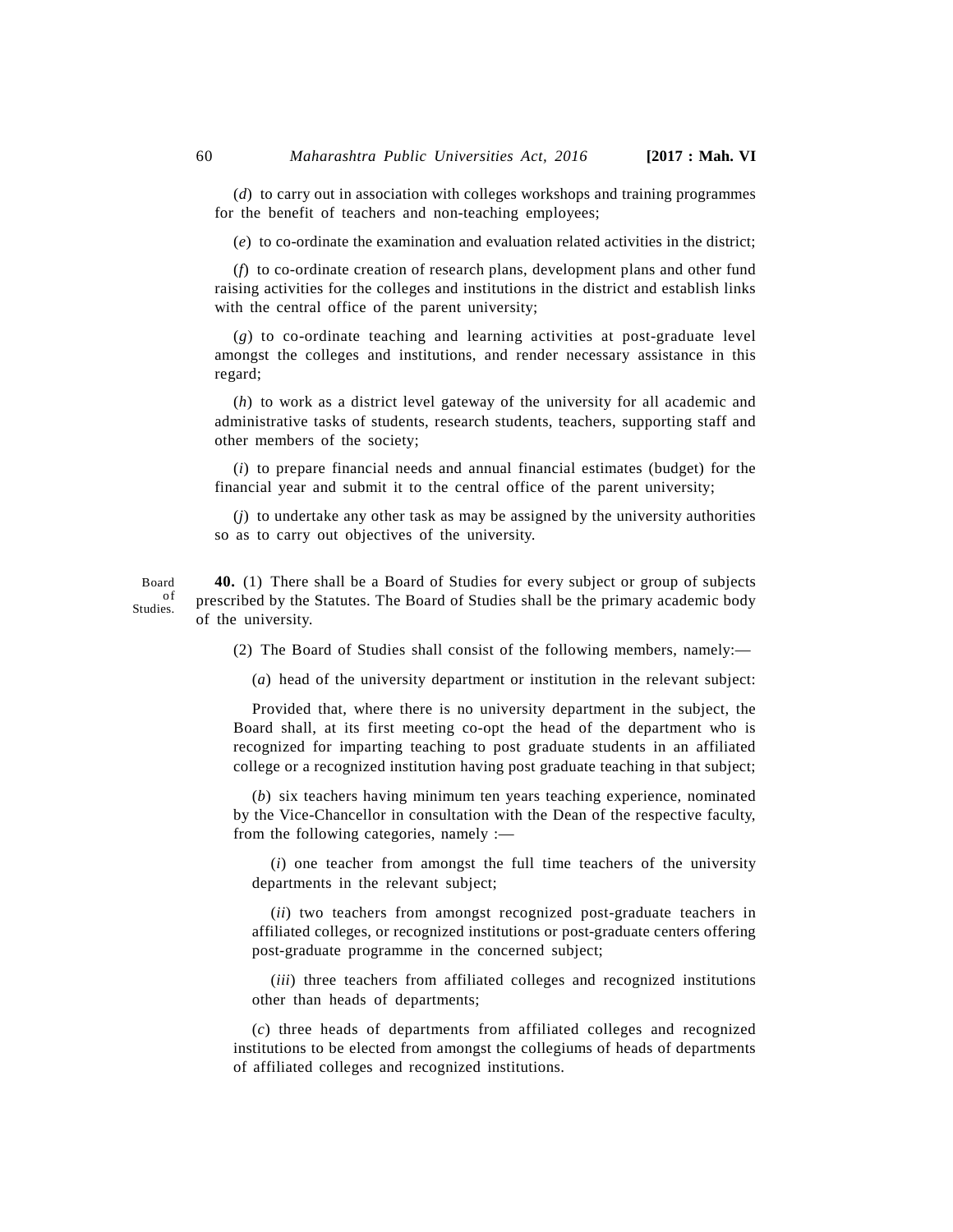(*d*) to carry out in association with colleges workshops and training programmes for the benefit of teachers and non-teaching employees;

(*e*) to co-ordinate the examination and evaluation related activities in the district;

(*f*) to co-ordinate creation of research plans, development plans and other fund raising activities for the colleges and institutions in the district and establish links with the central office of the parent university;

(*g*) to co-ordinate teaching and learning activities at post-graduate level amongst the colleges and institutions, and render necessary assistance in this regard;

(*h*) to work as a district level gateway of the university for all academic and administrative tasks of students, research students, teachers, supporting staff and other members of the society;

(*i*) to prepare financial needs and annual financial estimates (budget) for the financial year and submit it to the central office of the parent university;

(*j*) to undertake any other task as may be assigned by the university authorities so as to carry out objectives of the university.

Board of Studies.

**40.** (1) There shall be a Board of Studies for every subject or group of subjects prescribed by the Statutes. The Board of Studies shall be the primary academic body of the university.

(2) The Board of Studies shall consist of the following members, namely:—

(*a*) head of the university department or institution in the relevant subject:

Provided that, where there is no university department in the subject, the Board shall, at its first meeting co-opt the head of the department who is recognized for imparting teaching to post graduate students in an affiliated college or a recognized institution having post graduate teaching in that subject;

(*b*) six teachers having minimum ten years teaching experience, nominated by the Vice-Chancellor in consultation with the Dean of the respective faculty, from the following categories, namely :—

(*i*) one teacher from amongst the full time teachers of the university departments in the relevant subject;

(*ii*) two teachers from amongst recognized post-graduate teachers in affiliated colleges, or recognized institutions or post-graduate centers offering post-graduate programme in the concerned subject;

(*iii*) three teachers from affiliated colleges and recognized institutions other than heads of departments;

(*c*) three heads of departments from affiliated colleges and recognized institutions to be elected from amongst the collegiums of heads of departments of affiliated colleges and recognized institutions.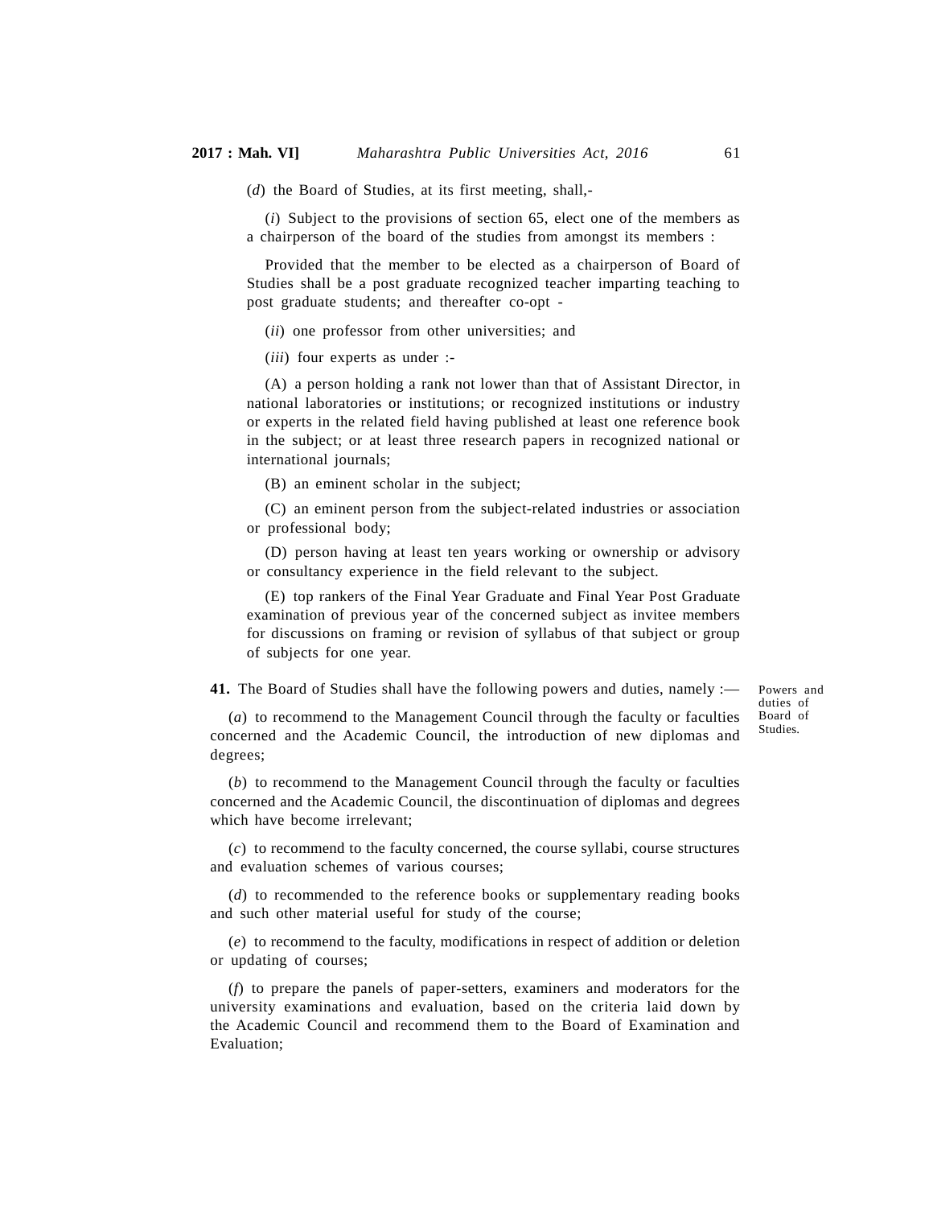(*d*) the Board of Studies, at its first meeting, shall,-

(*i*) Subject to the provisions of section 65, elect one of the members as a chairperson of the board of the studies from amongst its members :

Provided that the member to be elected as a chairperson of Board of Studies shall be a post graduate recognized teacher imparting teaching to post graduate students; and thereafter co-opt -

(*ii*) one professor from other universities; and

(*iii*) four experts as under :-

(A) a person holding a rank not lower than that of Assistant Director, in national laboratories or institutions; or recognized institutions or industry or experts in the related field having published at least one reference book in the subject; or at least three research papers in recognized national or international journals;

(B) an eminent scholar in the subject;

(C) an eminent person from the subject-related industries or association or professional body;

(D) person having at least ten years working or ownership or advisory or consultancy experience in the field relevant to the subject.

(E) top rankers of the Final Year Graduate and Final Year Post Graduate examination of previous year of the concerned subject as invitee members for discussions on framing or revision of syllabus of that subject or group of subjects for one year.

Powers and duties of Board of Studies.

**41.** The Board of Studies shall have the following powers and duties, namely :—

(*a*) to recommend to the Management Council through the faculty or faculties concerned and the Academic Council, the introduction of new diplomas and degrees;

(*b*) to recommend to the Management Council through the faculty or faculties concerned and the Academic Council, the discontinuation of diplomas and degrees which have become irrelevant;

(*c*) to recommend to the faculty concerned, the course syllabi, course structures and evaluation schemes of various courses;

(*d*) to recommended to the reference books or supplementary reading books and such other material useful for study of the course;

(*e*) to recommend to the faculty, modifications in respect of addition or deletion or updating of courses;

(*f*) to prepare the panels of paper-setters, examiners and moderators for the university examinations and evaluation, based on the criteria laid down by the Academic Council and recommend them to the Board of Examination and Evaluation;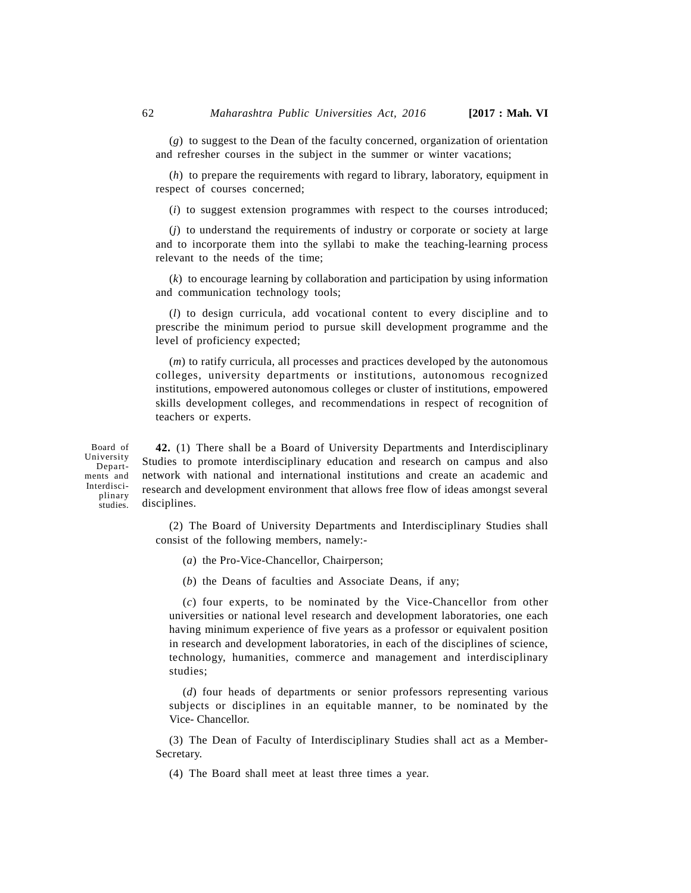(*g*) to suggest to the Dean of the faculty concerned, organization of orientation and refresher courses in the subject in the summer or winter vacations;

(*h*) to prepare the requirements with regard to library, laboratory, equipment in respect of courses concerned;

(*i*) to suggest extension programmes with respect to the courses introduced;

(*j*) to understand the requirements of industry or corporate or society at large and to incorporate them into the syllabi to make the teaching-learning process relevant to the needs of the time;

(*k*) to encourage learning by collaboration and participation by using information and communication technology tools;

(*l*) to design curricula, add vocational content to every discipline and to prescribe the minimum period to pursue skill development programme and the level of proficiency expected;

(*m*) to ratify curricula, all processes and practices developed by the autonomous colleges, university departments or institutions, autonomous recognized institutions, empowered autonomous colleges or cluster of institutions, empowered skills development colleges, and recommendations in respect of recognition of teachers or experts.

Board of University Departments and Interdisciplinary studies.

**42.** (1) There shall be a Board of University Departments and Interdisciplinary Studies to promote interdisciplinary education and research on campus and also network with national and international institutions and create an academic and research and development environment that allows free flow of ideas amongst several disciplines.

(2) The Board of University Departments and Interdisciplinary Studies shall consist of the following members, namely:-

(*a*) the Pro-Vice-Chancellor, Chairperson;

(*b*) the Deans of faculties and Associate Deans, if any;

(*c*) four experts, to be nominated by the Vice-Chancellor from other universities or national level research and development laboratories, one each having minimum experience of five years as a professor or equivalent position in research and development laboratories, in each of the disciplines of science, technology, humanities, commerce and management and interdisciplinary studies;

(*d*) four heads of departments or senior professors representing various subjects or disciplines in an equitable manner, to be nominated by the Vice- Chancellor.

(3) The Dean of Faculty of Interdisciplinary Studies shall act as a Member-Secretary.

(4) The Board shall meet at least three times a year.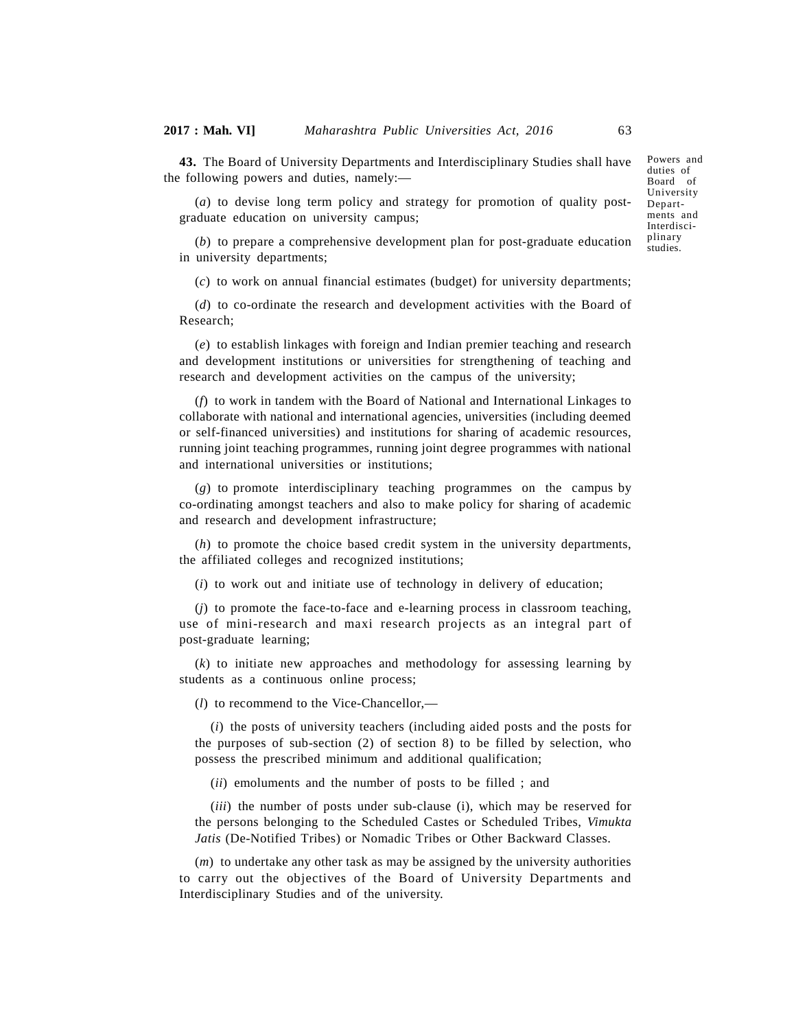Powers and duties of Board of University Departments and Interdisciplinary studies.

**43.** The Board of University Departments and Interdisciplinary Studies shall have the following powers and duties, namely:—

(*a*) to devise long term policy and strategy for promotion of quality post-graduate education on university campus;

(*b*) to prepare a comprehensive development plan for post-graduate education in university departments;

(*c*) to work on annual financial estimates (budget) for university departments;

(*d*) to co-ordinate the research and development activities with the Board of Research;

(*e*) to establish linkages with foreign and Indian premier teaching and research and development institutions or universities for strengthening of teaching and research and development activities on the campus of the university;

(*f*) to work in tandem with the Board of National and International Linkages to collaborate with national and international agencies, universities (including deemed or self-financed universities) and institutions for sharing of academic resources, running joint teaching programmes, running joint degree programmes with national and international universities or institutions;

(*g*) to promote interdisciplinary teaching programmes on the campus by co-ordinating amongst teachers and also to make policy for sharing of academic and research and development infrastructure;

(*h*) to promote the choice based credit system in the university departments, the affiliated colleges and recognized institutions;

(*i*) to work out and initiate use of technology in delivery of education;

(*j*) to promote the face-to-face and e-learning process in classroom teaching, use of mini-research and maxi research projects as an integral part of post-graduate learning;

(*k*) to initiate new approaches and methodology for assessing learning by students as a continuous online process;

(*l*) to recommend to the Vice-Chancellor,—

(*i*) the posts of university teachers (including aided posts and the posts for the purposes of sub-section (2) of section 8) to be filled by selection, who possess the prescribed minimum and additional qualification;

(*ii*) emoluments and the number of posts to be filled ; and

(*iii*) the number of posts under sub-clause (i), which may be reserved for the persons belonging to the Scheduled Castes or Scheduled Tribes, *Vimukta Jatis* (De-Notified Tribes) or Nomadic Tribes or Other Backward Classes.

(*m*) to undertake any other task as may be assigned by the university authorities to carry out the objectives of the Board of University Departments and Interdisciplinary Studies and of the university.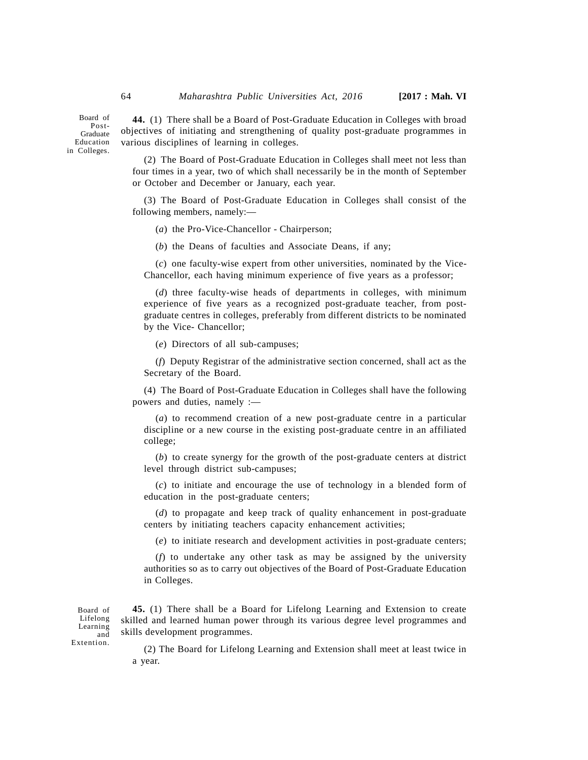Board of Post-Graduate Education in Colleges.

**44.** (1) There shall be a Board of Post-Graduate Education in Colleges with broad objectives of initiating and strengthening of quality post-graduate programmes in various disciplines of learning in colleges.

(2) The Board of Post-Graduate Education in Colleges shall meet not less than four times in a year, two of which shall necessarily be in the month of September or October and December or January, each year.

(3) The Board of Post-Graduate Education in Colleges shall consist of the following members, namely:—

(*a*) the Pro-Vice-Chancellor - Chairperson;

(*b*) the Deans of faculties and Associate Deans, if any;

(*c*) one faculty-wise expert from other universities, nominated by the Vice-Chancellor, each having minimum experience of five years as a professor;

(*d*) three faculty-wise heads of departments in colleges, with minimum experience of five years as a recognized post-graduate teacher, from post-graduate centres in colleges, preferably from different districts to be nominated by the Vice- Chancellor;

(*e*) Directors of all sub-campuses;

(*f*) Deputy Registrar of the administrative section concerned, shall act as the Secretary of the Board.

(4) The Board of Post-Graduate Education in Colleges shall have the following powers and duties, namely :—

(*a*) to recommend creation of a new post-graduate centre in a particular discipline or a new course in the existing post-graduate centre in an affiliated college;

(*b*) to create synergy for the growth of the post-graduate centers at district level through district sub-campuses;

(*c*) to initiate and encourage the use of technology in a blended form of education in the post-graduate centers;

(*d*) to propagate and keep track of quality enhancement in post-graduate centers by initiating teachers capacity enhancement activities;

(*e*) to initiate research and development activities in post-graduate centers;

(*f*) to undertake any other task as may be assigned by the university authorities so as to carry out objectives of the Board of Post-Graduate Education in Colleges.

Board of Lifelong Learning and Extention.

**45.** (1) There shall be a Board for Lifelong Learning and Extension to create skilled and learned human power through its various degree level programmes and skills development programmes.

(2) The Board for Lifelong Learning and Extension shall meet at least twice in a year.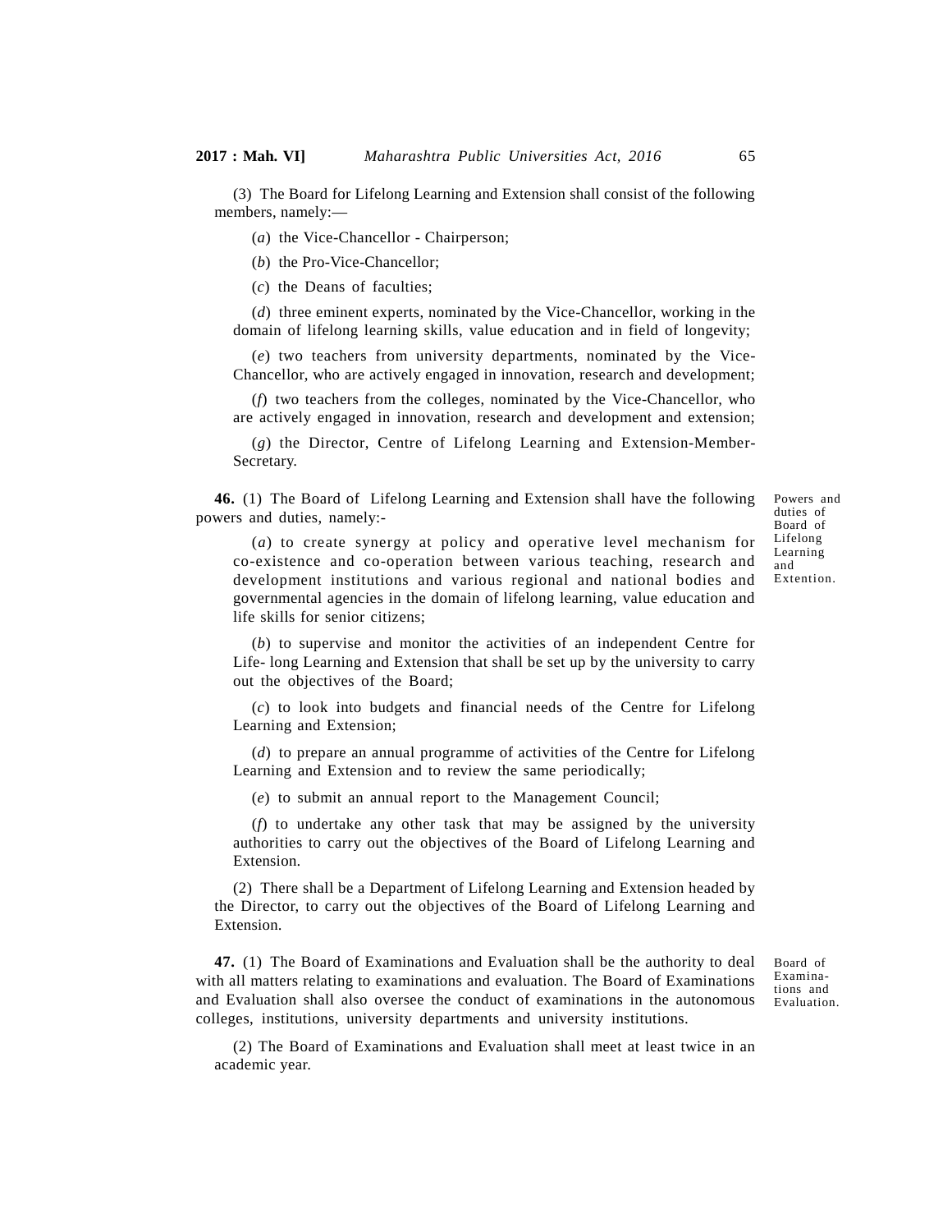(3) The Board for Lifelong Learning and Extension shall consist of the following members, namely:—

(*a*) the Vice-Chancellor - Chairperson;

(*b*) the Pro-Vice-Chancellor;

(*c*) the Deans of faculties;

(*d*) three eminent experts, nominated by the Vice-Chancellor, working in the domain of lifelong learning skills, value education and in field of longevity;

(*e*) two teachers from university departments, nominated by the Vice-Chancellor, who are actively engaged in innovation, research and development;

(*f*) two teachers from the colleges, nominated by the Vice-Chancellor, who are actively engaged in innovation, research and development and extension;

(*g*) the Director, Centre of Lifelong Learning and Extension-Member-Secretary.

Powers and duties of Board of Lifelong Learning and Extention.

**46.** (1) The Board of Lifelong Learning and Extension shall have the following powers and duties, namely:-

(*a*) to create synergy at policy and operative level mechanism for co-existence and co-operation between various teaching, research and development institutions and various regional and national bodies and governmental agencies in the domain of lifelong learning, value education and life skills for senior citizens;

(*b*) to supervise and monitor the activities of an independent Centre for Life- long Learning and Extension that shall be set up by the university to carry out the objectives of the Board;

(*c*) to look into budgets and financial needs of the Centre for Lifelong Learning and Extension;

(*d*) to prepare an annual programme of activities of the Centre for Lifelong Learning and Extension and to review the same periodically;

(*e*) to submit an annual report to the Management Council;

(*f*) to undertake any other task that may be assigned by the university authorities to carry out the objectives of the Board of Lifelong Learning and Extension.

(2) There shall be a Department of Lifelong Learning and Extension headed by the Director, to carry out the objectives of the Board of Lifelong Learning and Extension.

Board of Examinations and Evaluation.

**47.** (1) The Board of Examinations and Evaluation shall be the authority to deal with all matters relating to examinations and evaluation. The Board of Examinations and Evaluation shall also oversee the conduct of examinations in the autonomous colleges, institutions, university departments and university institutions.

(2) The Board of Examinations and Evaluation shall meet at least twice in an academic year.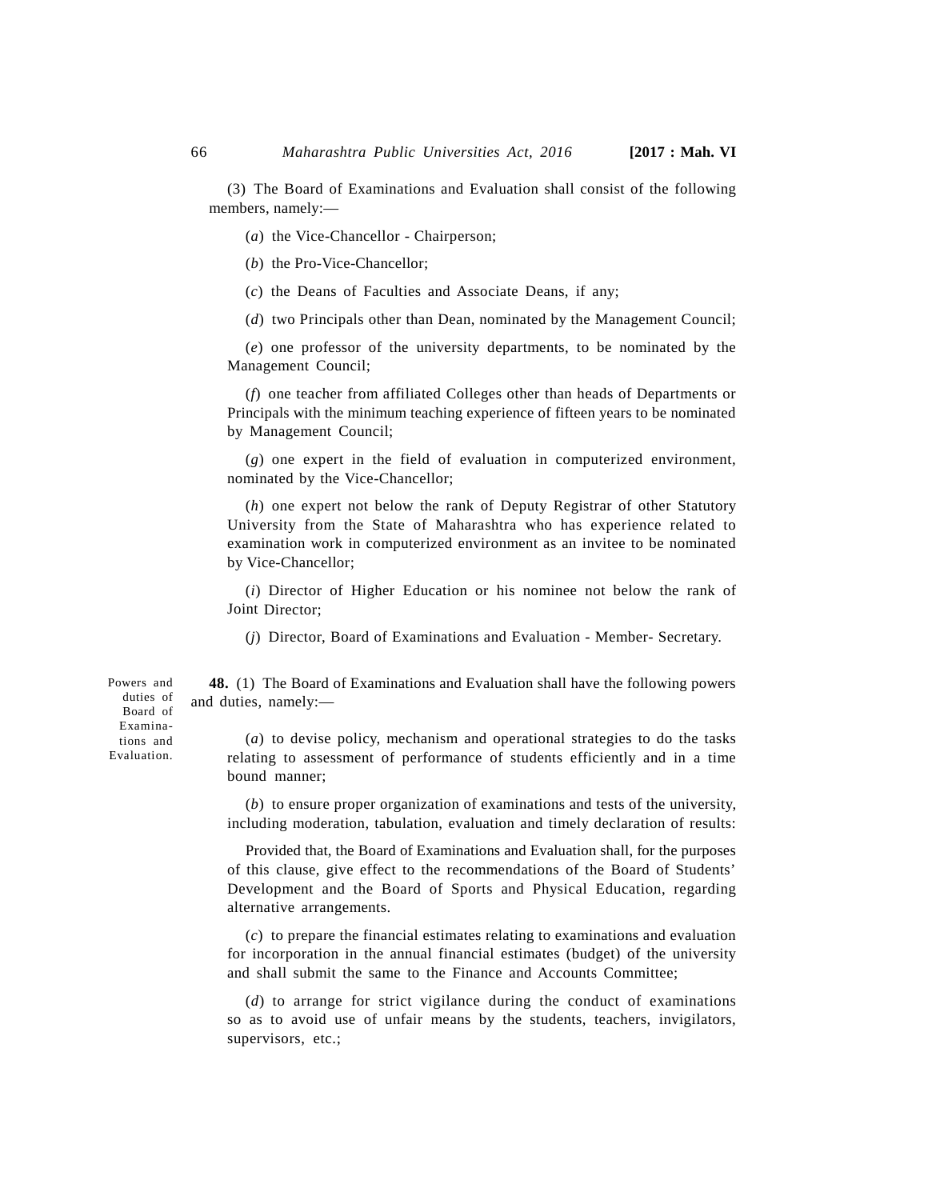(3) The Board of Examinations and Evaluation shall consist of the following members, namely:—

(*a*) the Vice-Chancellor - Chairperson;

(*b*) the Pro-Vice-Chancellor;

(*c*) the Deans of Faculties and Associate Deans, if any;

(*d*) two Principals other than Dean, nominated by the Management Council;

(*e*) one professor of the university departments, to be nominated by the Management Council;

(*f*) one teacher from affiliated Colleges other than heads of Departments or Principals with the minimum teaching experience of fifteen years to be nominated by Management Council;

(*g*) one expert in the field of evaluation in computerized environment, nominated by the Vice-Chancellor;

(*h*) one expert not below the rank of Deputy Registrar of other Statutory University from the State of Maharashtra who has experience related to examination work in computerized environment as an invitee to be nominated by Vice-Chancellor;

(*i*) Director of Higher Education or his nominee not below the rank of Joint Director;

(*j*) Director, Board of Examinations and Evaluation - Member- Secretary.

Powers and duties of Board of Examinations and Evaluation.

**48.** (1) The Board of Examinations and Evaluation shall have the following powers and duties, namely:—

(*a*) to devise policy, mechanism and operational strategies to do the tasks relating to assessment of performance of students efficiently and in a time bound manner;

(*b*) to ensure proper organization of examinations and tests of the university, including moderation, tabulation, evaluation and timely declaration of results:

Provided that, the Board of Examinations and Evaluation shall, for the purposes of this clause, give effect to the recommendations of the Board of Students' Development and the Board of Sports and Physical Education, regarding alternative arrangements.

(*c*) to prepare the financial estimates relating to examinations and evaluation for incorporation in the annual financial estimates (budget) of the university and shall submit the same to the Finance and Accounts Committee;

(*d*) to arrange for strict vigilance during the conduct of examinations so as to avoid use of unfair means by the students, teachers, invigilators, supervisors, etc.;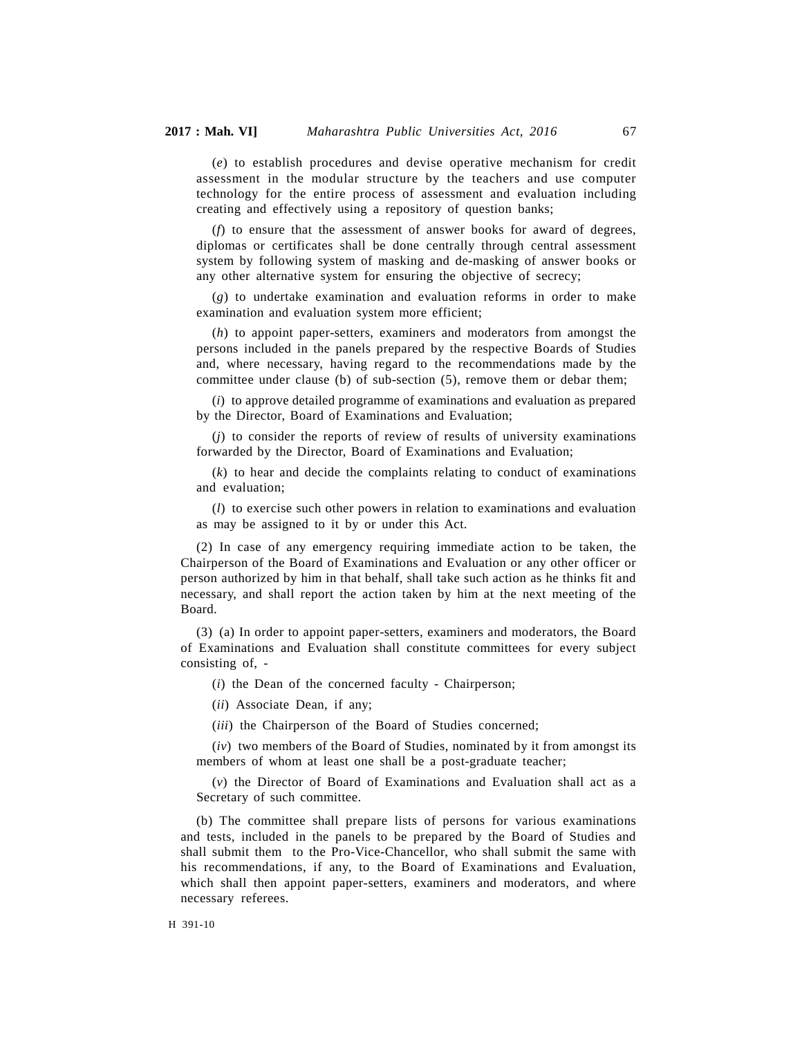(*e*) to establish procedures and devise operative mechanism for credit assessment in the modular structure by the teachers and use computer technology for the entire process of assessment and evaluation including creating and effectively using a repository of question banks;

(*f*) to ensure that the assessment of answer books for award of degrees, diplomas or certificates shall be done centrally through central assessment system by following system of masking and de-masking of answer books or any other alternative system for ensuring the objective of secrecy;

(*g*) to undertake examination and evaluation reforms in order to make examination and evaluation system more efficient;

(*h*) to appoint paper-setters, examiners and moderators from amongst the persons included in the panels prepared by the respective Boards of Studies and, where necessary, having regard to the recommendations made by the committee under clause (b) of sub-section (5), remove them or debar them;

(*i*) to approve detailed programme of examinations and evaluation as prepared by the Director, Board of Examinations and Evaluation;

(*j*) to consider the reports of review of results of university examinations forwarded by the Director, Board of Examinations and Evaluation;

(*k*) to hear and decide the complaints relating to conduct of examinations and evaluation;

(*l*) to exercise such other powers in relation to examinations and evaluation as may be assigned to it by or under this Act.

(2) In case of any emergency requiring immediate action to be taken, the Chairperson of the Board of Examinations and Evaluation or any other officer or person authorized by him in that behalf, shall take such action as he thinks fit and necessary, and shall report the action taken by him at the next meeting of the Board.

(3) (a) In order to appoint paper-setters, examiners and moderators, the Board of Examinations and Evaluation shall constitute committees for every subject consisting of, -

(*i*) the Dean of the concerned faculty - Chairperson;

(*ii*) Associate Dean, if any;

(*iii*) the Chairperson of the Board of Studies concerned;

(*iv*) two members of the Board of Studies, nominated by it from amongst its members of whom at least one shall be a post-graduate teacher;

(*v*) the Director of Board of Examinations and Evaluation shall act as a Secretary of such committee.

(b) The committee shall prepare lists of persons for various examinations and tests, included in the panels to be prepared by the Board of Studies and shall submit them to the Pro-Vice-Chancellor, who shall submit the same with his recommendations, if any, to the Board of Examinations and Evaluation, which shall then appoint paper-setters, examiners and moderators, and where necessary referees.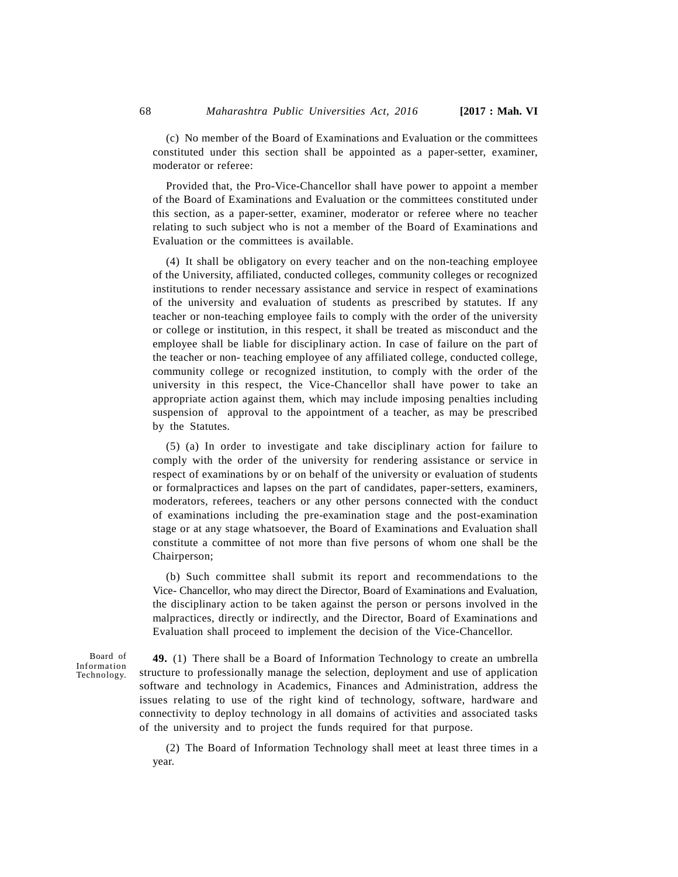(c) No member of the Board of Examinations and Evaluation or the committees constituted under this section shall be appointed as a paper-setter, examiner, moderator or referee:

Provided that, the Pro-Vice-Chancellor shall have power to appoint a member of the Board of Examinations and Evaluation or the committees constituted under this section, as a paper-setter, examiner, moderator or referee where no teacher relating to such subject who is not a member of the Board of Examinations and Evaluation or the committees is available.

(4) It shall be obligatory on every teacher and on the non-teaching employee of the University, affiliated, conducted colleges, community colleges or recognized institutions to render necessary assistance and service in respect of examinations of the university and evaluation of students as prescribed by statutes. If any teacher or non-teaching employee fails to comply with the order of the university or college or institution, in this respect, it shall be treated as misconduct and the employee shall be liable for disciplinary action. In case of failure on the part of the teacher or non- teaching employee of any affiliated college, conducted college, community college or recognized institution, to comply with the order of the university in this respect, the Vice-Chancellor shall have power to take an appropriate action against them, which may include imposing penalties including suspension of approval to the appointment of a teacher, as may be prescribed by the Statutes.

(5) (a) In order to investigate and take disciplinary action for failure to comply with the order of the university for rendering assistance or service in respect of examinations by or on behalf of the university or evaluation of students or formalpractices and lapses on the part of candidates, paper-setters, examiners, moderators, referees, teachers or any other persons connected with the conduct of examinations including the pre-examination stage and the post-examination stage or at any stage whatsoever, the Board of Examinations and Evaluation shall constitute a committee of not more than five persons of whom one shall be the Chairperson;

(b) Such committee shall submit its report and recommendations to the Vice- Chancellor, who may direct the Director, Board of Examinations and Evaluation, the disciplinary action to be taken against the person or persons involved in the malpractices, directly or indirectly, and the Director, Board of Examinations and Evaluation shall proceed to implement the decision of the Vice-Chancellor.

Board of Information Technology.

**49.** (1) There shall be a Board of Information Technology to create an umbrella structure to professionally manage the selection, deployment and use of application software and technology in Academics, Finances and Administration, address the issues relating to use of the right kind of technology, software, hardware and connectivity to deploy technology in all domains of activities and associated tasks of the university and to project the funds required for that purpose.

(2) The Board of Information Technology shall meet at least three times in a year.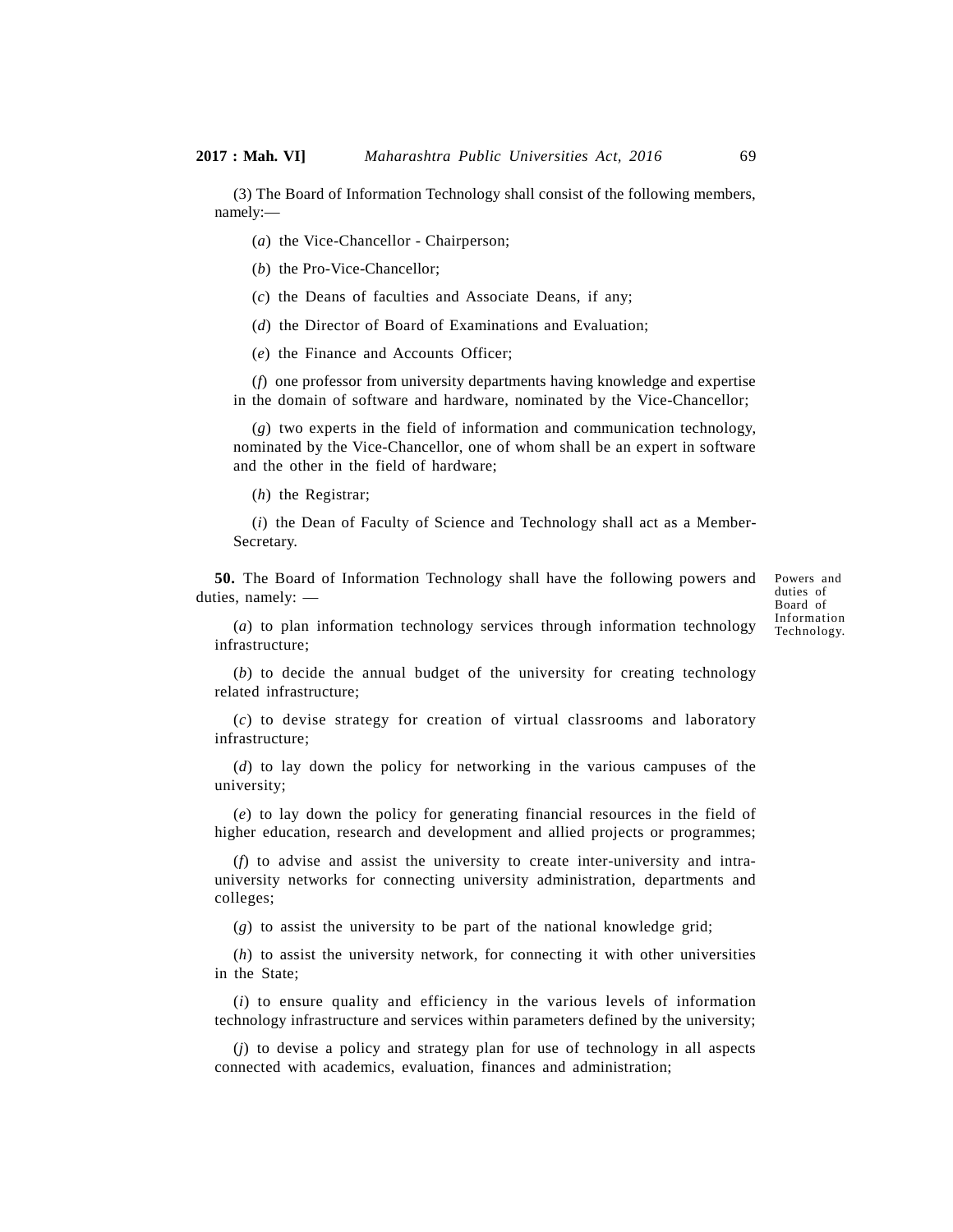(3) The Board of Information Technology shall consist of the following members, namely:—

(*a*) the Vice-Chancellor - Chairperson;

(*b*) the Pro-Vice-Chancellor;

(*c*) the Deans of faculties and Associate Deans, if any;

(*d*) the Director of Board of Examinations and Evaluation;

(*e*) the Finance and Accounts Officer;

(*f*) one professor from university departments having knowledge and expertise in the domain of software and hardware, nominated by the Vice-Chancellor;

(*g*) two experts in the field of information and communication technology, nominated by the Vice-Chancellor, one of whom shall be an expert in software and the other in the field of hardware;

(*h*) the Registrar;

(*i*) the Dean of Faculty of Science and Technology shall act as a Member-Secretary.

Powers and duties of Board of Information Technology.

**50.** The Board of Information Technology shall have the following powers and duties, namely: —

(*a*) to plan information technology services through information technology infrastructure;

(*b*) to decide the annual budget of the university for creating technology related infrastructure;

(*c*) to devise strategy for creation of virtual classrooms and laboratory infrastructure;

(*d*) to lay down the policy for networking in the various campuses of the university;

(*e*) to lay down the policy for generating financial resources in the field of higher education, research and development and allied projects or programmes;

(*f*) to advise and assist the university to create inter-university and intra-university networks for connecting university administration, departments and colleges;

(*g*) to assist the university to be part of the national knowledge grid;

(*h*) to assist the university network, for connecting it with other universities in the State;

(*i*) to ensure quality and efficiency in the various levels of information technology infrastructure and services within parameters defined by the university;

(*j*) to devise a policy and strategy plan for use of technology in all aspects connected with academics, evaluation, finances and administration;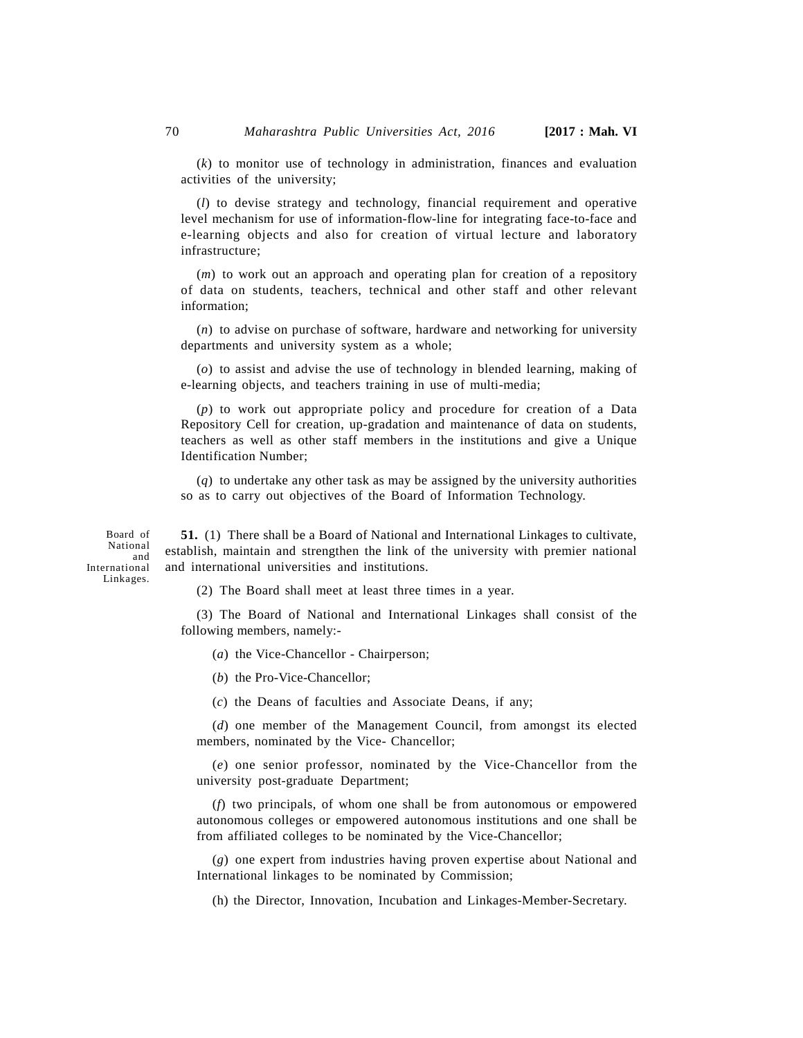(*k*) to monitor use of technology in administration, finances and evaluation activities of the university;

(*l*) to devise strategy and technology, financial requirement and operative level mechanism for use of information-flow-line for integrating face-to-face and e-learning objects and also for creation of virtual lecture and laboratory infrastructure;

(*m*) to work out an approach and operating plan for creation of a repository of data on students, teachers, technical and other staff and other relevant information;

(*n*) to advise on purchase of software, hardware and networking for university departments and university system as a whole;

(*o*) to assist and advise the use of technology in blended learning, making of e-learning objects, and teachers training in use of multi-media;

(*p*) to work out appropriate policy and procedure for creation of a Data Repository Cell for creation, up-gradation and maintenance of data on students, teachers as well as other staff members in the institutions and give a Unique Identification Number;

(*q*) to undertake any other task as may be assigned by the university authorities so as to carry out objectives of the Board of Information Technology.

Board of National and International Linkages.

**51.** (1) There shall be a Board of National and International Linkages to cultivate, establish, maintain and strengthen the link of the university with premier national and international universities and institutions.

(2) The Board shall meet at least three times in a year.

(3) The Board of National and International Linkages shall consist of the following members, namely:-

(*a*) the Vice-Chancellor - Chairperson;

(*b*) the Pro-Vice-Chancellor;

(*c*) the Deans of faculties and Associate Deans, if any;

(*d*) one member of the Management Council, from amongst its elected members, nominated by the Vice- Chancellor;

(*e*) one senior professor, nominated by the Vice-Chancellor from the university post-graduate Department;

(*f*) two principals, of whom one shall be from autonomous or empowered autonomous colleges or empowered autonomous institutions and one shall be from affiliated colleges to be nominated by the Vice-Chancellor;

(*g*) one expert from industries having proven expertise about National and International linkages to be nominated by Commission;

(h) the Director, Innovation, Incubation and Linkages-Member-Secretary.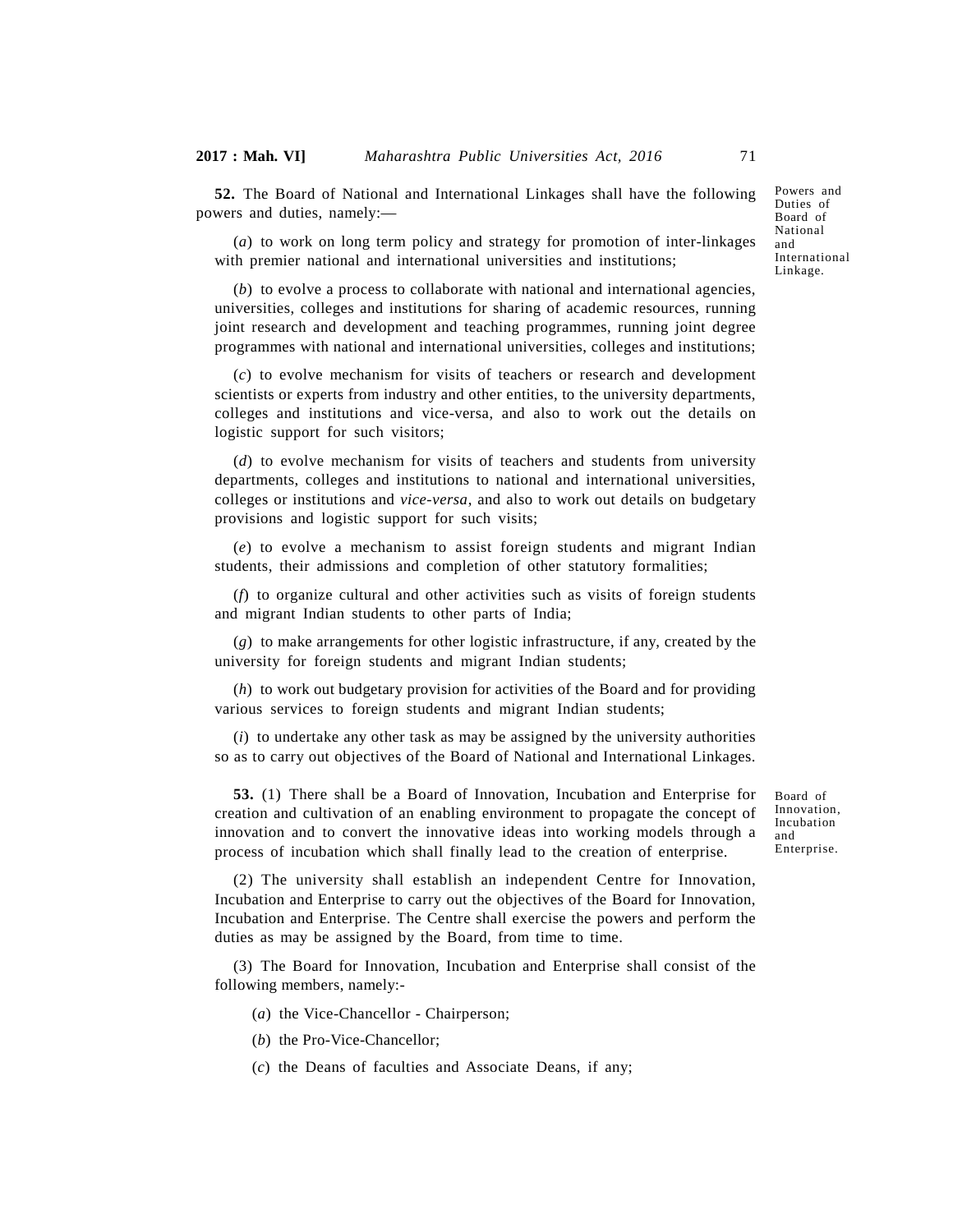Powers and Duties of Board of National and International Linkage.

**52.** The Board of National and International Linkages shall have the following powers and duties, namely:—

(*a*) to work on long term policy and strategy for promotion of inter-linkages with premier national and international universities and institutions;

(*b*) to evolve a process to collaborate with national and international agencies, universities, colleges and institutions for sharing of academic resources, running joint research and development and teaching programmes, running joint degree programmes with national and international universities, colleges and institutions;

(*c*) to evolve mechanism for visits of teachers or research and development scientists or experts from industry and other entities, to the university departments, colleges and institutions and vice-versa, and also to work out the details on logistic support for such visitors;

(*d*) to evolve mechanism for visits of teachers and students from university departments, colleges and institutions to national and international universities, colleges or institutions and *vice-versa*, and also to work out details on budgetary provisions and logistic support for such visits;

(*e*) to evolve a mechanism to assist foreign students and migrant Indian students, their admissions and completion of other statutory formalities;

(*f*) to organize cultural and other activities such as visits of foreign students and migrant Indian students to other parts of India;

(*g*) to make arrangements for other logistic infrastructure, if any, created by the university for foreign students and migrant Indian students;

(*h*) to work out budgetary provision for activities of the Board and for providing various services to foreign students and migrant Indian students;

(*i*) to undertake any other task as may be assigned by the university authorities so as to carry out objectives of the Board of National and International Linkages.

Board of Innovation, Incubation and Enterprise.

**53.** (1) There shall be a Board of Innovation, Incubation and Enterprise for creation and cultivation of an enabling environment to propagate the concept of innovation and to convert the innovative ideas into working models through a process of incubation which shall finally lead to the creation of enterprise.

(2) The university shall establish an independent Centre for Innovation, Incubation and Enterprise to carry out the objectives of the Board for Innovation, Incubation and Enterprise. The Centre shall exercise the powers and perform the duties as may be assigned by the Board, from time to time.

(3) The Board for Innovation, Incubation and Enterprise shall consist of the following members, namely:-

(*a*) the Vice-Chancellor - Chairperson;

(*b*) the Pro-Vice-Chancellor;

(*c*) the Deans of faculties and Associate Deans, if any;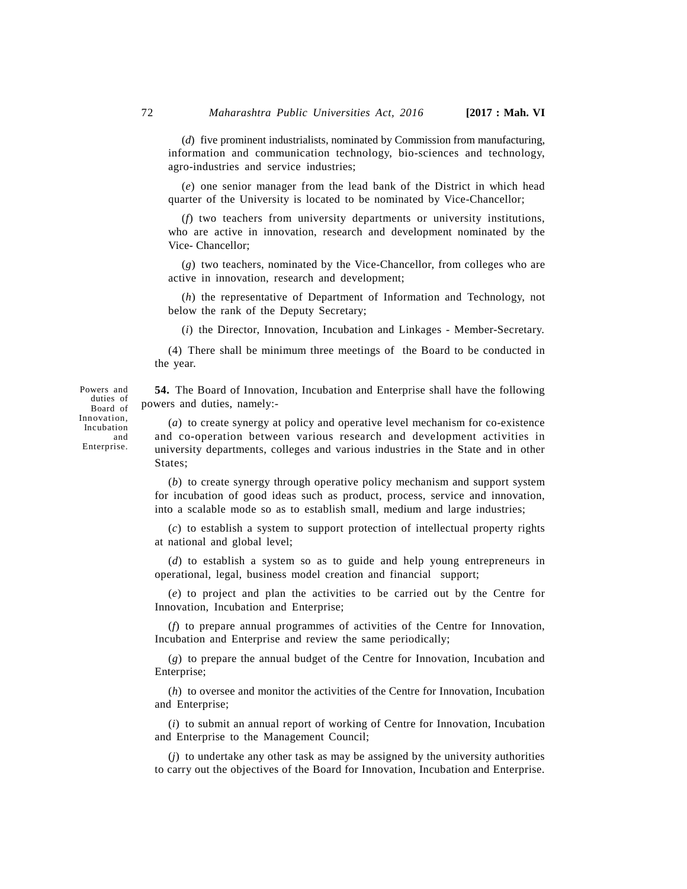(*d*) five prominent industrialists, nominated by Commission from manufacturing, information and communication technology, bio-sciences and technology, agro-industries and service industries;

(*e*) one senior manager from the lead bank of the District in which head quarter of the University is located to be nominated by Vice-Chancellor;

(*f*) two teachers from university departments or university institutions, who are active in innovation, research and development nominated by the Vice- Chancellor;

(*g*) two teachers, nominated by the Vice-Chancellor, from colleges who are active in innovation, research and development;

(*h*) the representative of Department of Information and Technology, not below the rank of the Deputy Secretary;

(*i*) the Director, Innovation, Incubation and Linkages - Member-Secretary.

(4) There shall be minimum three meetings of the Board to be conducted in the year.

Powers and duties of Board of Innovation, Incubation and Enterprise.

**54.** The Board of Innovation, Incubation and Enterprise shall have the following powers and duties, namely:-

(*a*) to create synergy at policy and operative level mechanism for co-existence and co-operation between various research and development activities in university departments, colleges and various industries in the State and in other States;

(*b*) to create synergy through operative policy mechanism and support system for incubation of good ideas such as product, process, service and innovation, into a scalable mode so as to establish small, medium and large industries;

(*c*) to establish a system to support protection of intellectual property rights at national and global level;

(*d*) to establish a system so as to guide and help young entrepreneurs in operational, legal, business model creation and financial support;

(*e*) to project and plan the activities to be carried out by the Centre for Innovation, Incubation and Enterprise;

(*f*) to prepare annual programmes of activities of the Centre for Innovation, Incubation and Enterprise and review the same periodically;

(*g*) to prepare the annual budget of the Centre for Innovation, Incubation and Enterprise;

(*h*) to oversee and monitor the activities of the Centre for Innovation, Incubation and Enterprise;

(*i*) to submit an annual report of working of Centre for Innovation, Incubation and Enterprise to the Management Council;

(*j*) to undertake any other task as may be assigned by the university authorities to carry out the objectives of the Board for Innovation, Incubation and Enterprise.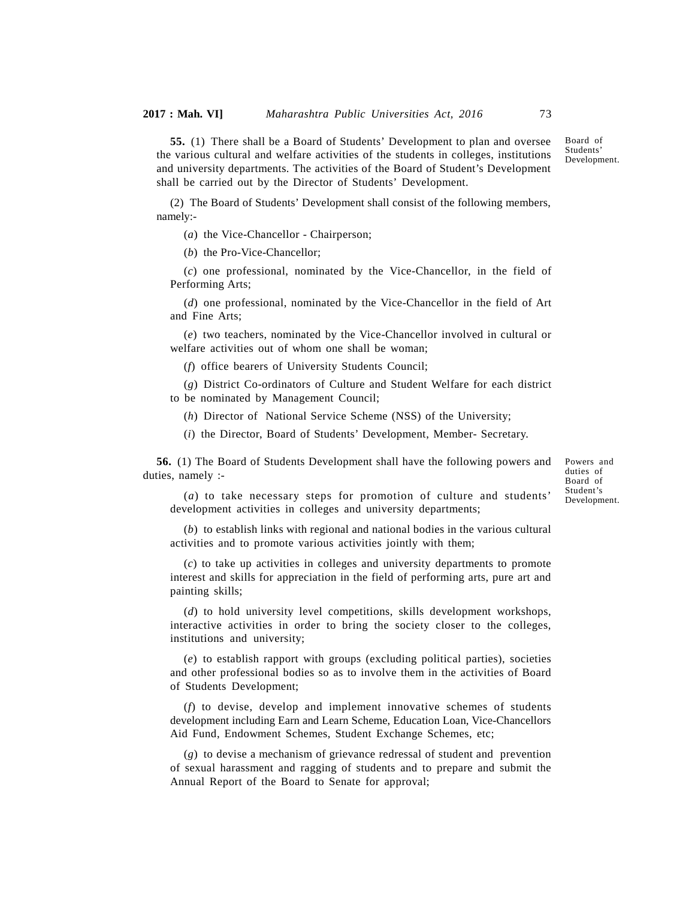**55.** (1) There shall be a Board of Students' Development to plan and oversee the various cultural and welfare activities of the students in colleges, institutions and university departments. The activities of the Board of Student's Development shall be carried out by the Director of Students' Development.

Board of Students' Development.

(2) The Board of Students' Development shall consist of the following members, namely:-

(*a*) the Vice-Chancellor - Chairperson;

(*b*) the Pro-Vice-Chancellor;

(*c*) one professional, nominated by the Vice-Chancellor, in the field of Performing Arts;

(*d*) one professional, nominated by the Vice-Chancellor in the field of Art and Fine Arts;

(*e*) two teachers, nominated by the Vice-Chancellor involved in cultural or welfare activities out of whom one shall be woman;

(*f*) office bearers of University Students Council;

(*g*) District Co-ordinators of Culture and Student Welfare for each district to be nominated by Management Council;

(*h*) Director of National Service Scheme (NSS) of the University;

(*i*) the Director, Board of Students' Development, Member- Secretary.

**56.** (1) The Board of Students Development shall have the following powers and duties, namely :-

Powers and duties of Board of Student's Development.

(*a*) to take necessary steps for promotion of culture and students' development activities in colleges and university departments;

(*b*) to establish links with regional and national bodies in the various cultural activities and to promote various activities jointly with them;

(*c*) to take up activities in colleges and university departments to promote interest and skills for appreciation in the field of performing arts, pure art and painting skills;

(*d*) to hold university level competitions, skills development workshops, interactive activities in order to bring the society closer to the colleges, institutions and university;

(*e*) to establish rapport with groups (excluding political parties), societies and other professional bodies so as to involve them in the activities of Board of Students Development;

(*f*) to devise, develop and implement innovative schemes of students development including Earn and Learn Scheme, Education Loan, Vice-Chancellors Aid Fund, Endowment Schemes, Student Exchange Schemes, etc;

(*g*) to devise a mechanism of grievance redressal of student and prevention of sexual harassment and ragging of students and to prepare and submit the Annual Report of the Board to Senate for approval;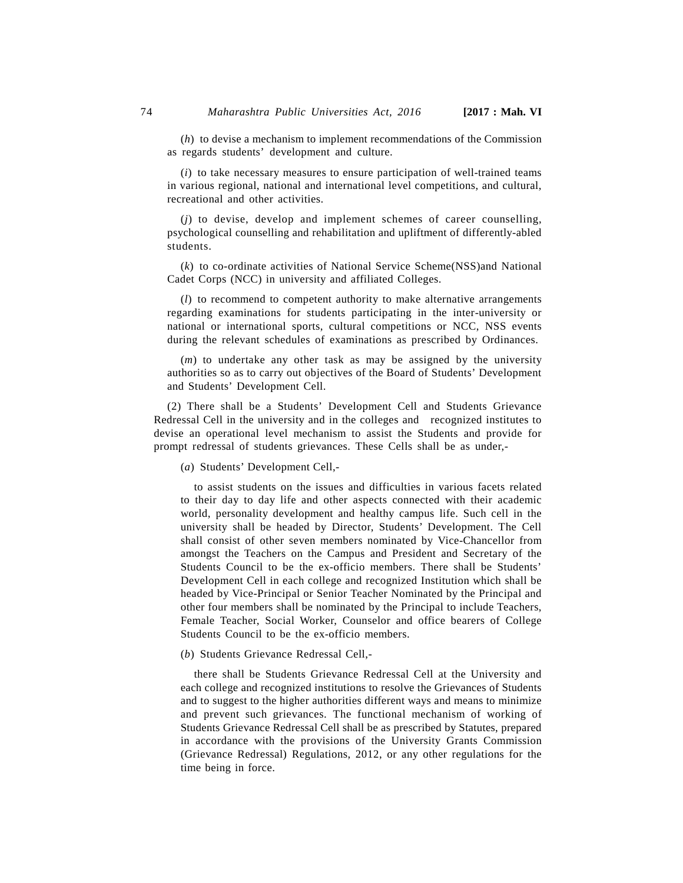(*h*) to devise a mechanism to implement recommendations of the Commission as regards students' development and culture.

(*i*) to take necessary measures to ensure participation of well-trained teams in various regional, national and international level competitions, and cultural, recreational and other activities.

(*j*) to devise, develop and implement schemes of career counselling, psychological counselling and rehabilitation and upliftment of differently-abled students.

(*k*) to co-ordinate activities of National Service Scheme(NSS)and National Cadet Corps (NCC) in university and affiliated Colleges.

(*l*) to recommend to competent authority to make alternative arrangements regarding examinations for students participating in the inter-university or national or international sports, cultural competitions or NCC, NSS events during the relevant schedules of examinations as prescribed by Ordinances.

(*m*) to undertake any other task as may be assigned by the university authorities so as to carry out objectives of the Board of Students' Development and Students' Development Cell.

(2) There shall be a Students' Development Cell and Students Grievance Redressal Cell in the university and in the colleges and recognized institutes to devise an operational level mechanism to assist the Students and provide for prompt redressal of students grievances. These Cells shall be as under,-

(*a*) Students' Development Cell,-

to assist students on the issues and difficulties in various facets related to their day to day life and other aspects connected with their academic world, personality development and healthy campus life. Such cell in the university shall be headed by Director, Students' Development. The Cell shall consist of other seven members nominated by Vice-Chancellor from amongst the Teachers on the Campus and President and Secretary of the Students Council to be the ex-officio members. There shall be Students' Development Cell in each college and recognized Institution which shall be headed by Vice-Principal or Senior Teacher Nominated by the Principal and other four members shall be nominated by the Principal to include Teachers, Female Teacher, Social Worker, Counselor and office bearers of College Students Council to be the ex-officio members.

(*b*) Students Grievance Redressal Cell,-

there shall be Students Grievance Redressal Cell at the University and each college and recognized institutions to resolve the Grievances of Students and to suggest to the higher authorities different ways and means to minimize and prevent such grievances. The functional mechanism of working of Students Grievance Redressal Cell shall be as prescribed by Statutes, prepared in accordance with the provisions of the University Grants Commission (Grievance Redressal) Regulations, 2012, or any other regulations for the time being in force.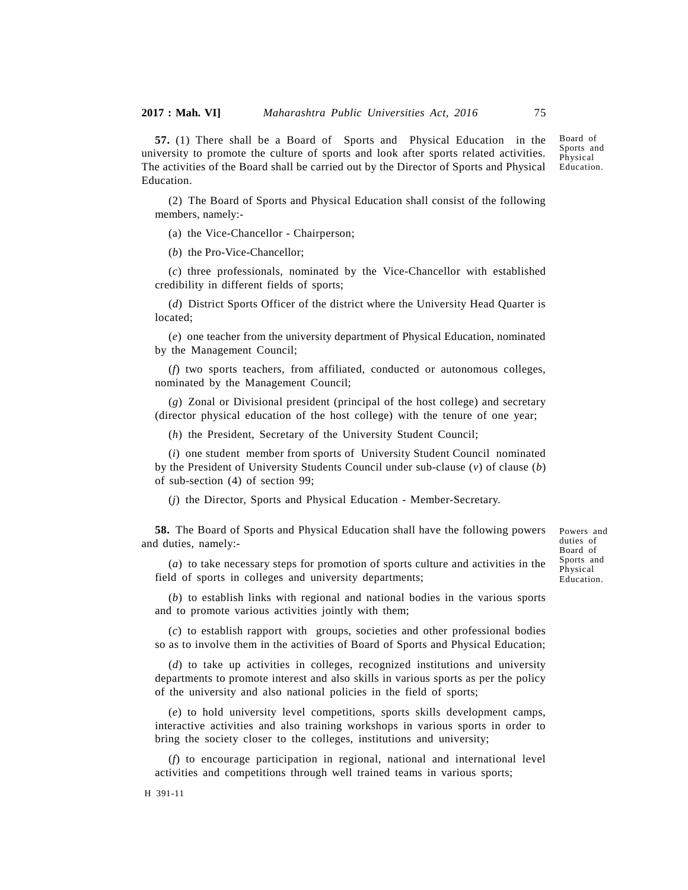**57.** (1) There shall be a Board of Sports and Physical Education in the university to promote the culture of sports and look after sports related activities. The activities of the Board shall be carried out by the Director of Sports and Physical Education.

Board of Sports and Physical Education.

(2) The Board of Sports and Physical Education shall consist of the following members, namely:-

(a) the Vice-Chancellor - Chairperson;

(*b*) the Pro-Vice-Chancellor;

(*c*) three professionals, nominated by the Vice-Chancellor with established credibility in different fields of sports;

(*d*) District Sports Officer of the district where the University Head Quarter is located;

(*e*) one teacher from the university department of Physical Education, nominated by the Management Council;

(*f*) two sports teachers, from affiliated, conducted or autonomous colleges, nominated by the Management Council;

(*g*) Zonal or Divisional president (principal of the host college) and secretary (director physical education of the host college) with the tenure of one year;

(*h*) the President, Secretary of the University Student Council;

(*i*) one student member from sports of University Student Council nominated by the President of University Students Council under sub-clause (*v*) of clause (*b*) of sub-section (4) of section 99;

(*j*) the Director, Sports and Physical Education - Member-Secretary.

**58.** The Board of Sports and Physical Education shall have the following powers and duties, namely:-

Powers and duties of Board of Sports and Physical Education.

(*a*) to take necessary steps for promotion of sports culture and activities in the field of sports in colleges and university departments;

(*b*) to establish links with regional and national bodies in the various sports and to promote various activities jointly with them;

(*c*) to establish rapport with groups, societies and other professional bodies so as to involve them in the activities of Board of Sports and Physical Education;

(*d*) to take up activities in colleges, recognized institutions and university departments to promote interest and also skills in various sports as per the policy of the university and also national policies in the field of sports;

(*e*) to hold university level competitions, sports skills development camps, interactive activities and also training workshops in various sports in order to bring the society closer to the colleges, institutions and university;

(*f*) to encourage participation in regional, national and international level activities and competitions through well trained teams in various sports;

H 391-11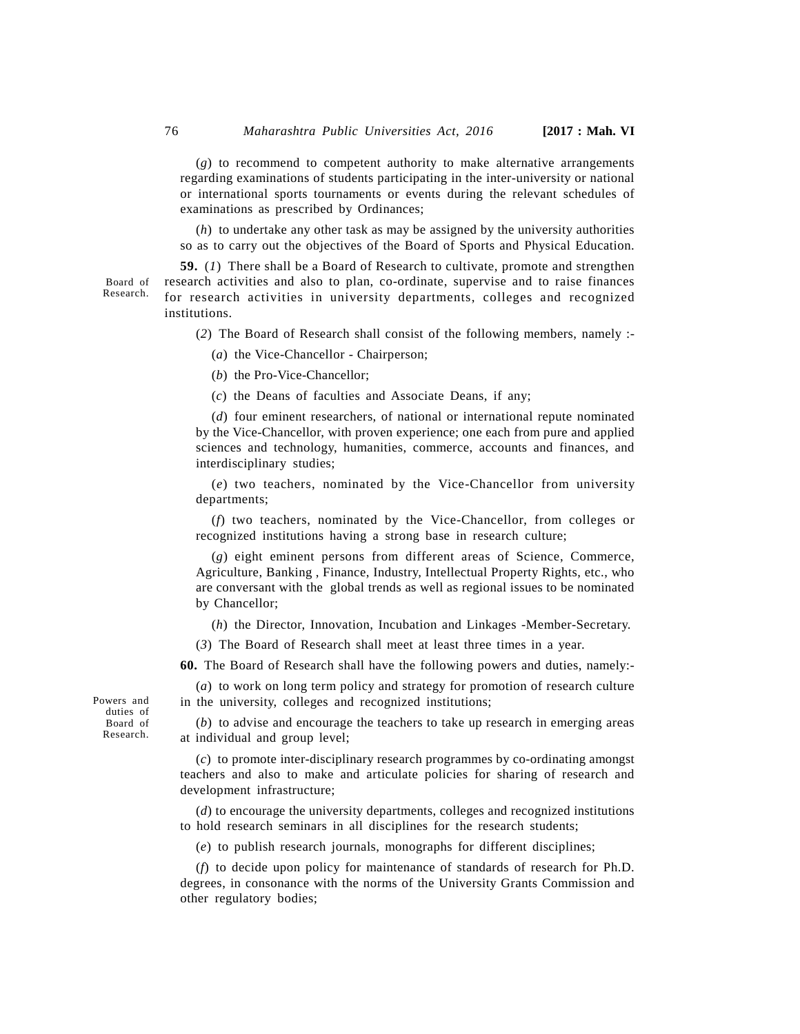(*g*) to recommend to competent authority to make alternative arrangements regarding examinations of students participating in the inter-university or national or international sports tournaments or events during the relevant schedules of examinations as prescribed by Ordinances;

(*h*) to undertake any other task as may be assigned by the university authorities so as to carry out the objectives of the Board of Sports and Physical Education.

Board of Research.

**59.** (*1*) There shall be a Board of Research to cultivate, promote and strengthen research activities and also to plan, co-ordinate, supervise and to raise finances for research activities in university departments, colleges and recognized institutions.

(*2*) The Board of Research shall consist of the following members, namely :-

(*a*) the Vice-Chancellor - Chairperson;

(*b*) the Pro-Vice-Chancellor;

(*c*) the Deans of faculties and Associate Deans, if any;

(*d*) four eminent researchers, of national or international repute nominated by the Vice-Chancellor, with proven experience; one each from pure and applied sciences and technology, humanities, commerce, accounts and finances, and interdisciplinary studies;

(*e*) two teachers, nominated by the Vice-Chancellor from university departments;

(*f*) two teachers, nominated by the Vice-Chancellor, from colleges or recognized institutions having a strong base in research culture;

(*g*) eight eminent persons from different areas of Science, Commerce, Agriculture, Banking , Finance, Industry, Intellectual Property Rights, etc., who are conversant with the global trends as well as regional issues to be nominated by Chancellor;

(*h*) the Director, Innovation, Incubation and Linkages -Member-Secretary.

(*3*) The Board of Research shall meet at least three times in a year.

Powers and duties of Board of Research.

**60.** The Board of Research shall have the following powers and duties, namely:-

(*a*) to work on long term policy and strategy for promotion of research culture in the university, colleges and recognized institutions;

(*b*) to advise and encourage the teachers to take up research in emerging areas at individual and group level;

(*c*) to promote inter-disciplinary research programmes by co-ordinating amongst teachers and also to make and articulate policies for sharing of research and development infrastructure;

(*d*) to encourage the university departments, colleges and recognized institutions to hold research seminars in all disciplines for the research students;

(*e*) to publish research journals, monographs for different disciplines;

(*f*) to decide upon policy for maintenance of standards of research for Ph.D. degrees, in consonance with the norms of the University Grants Commission and other regulatory bodies;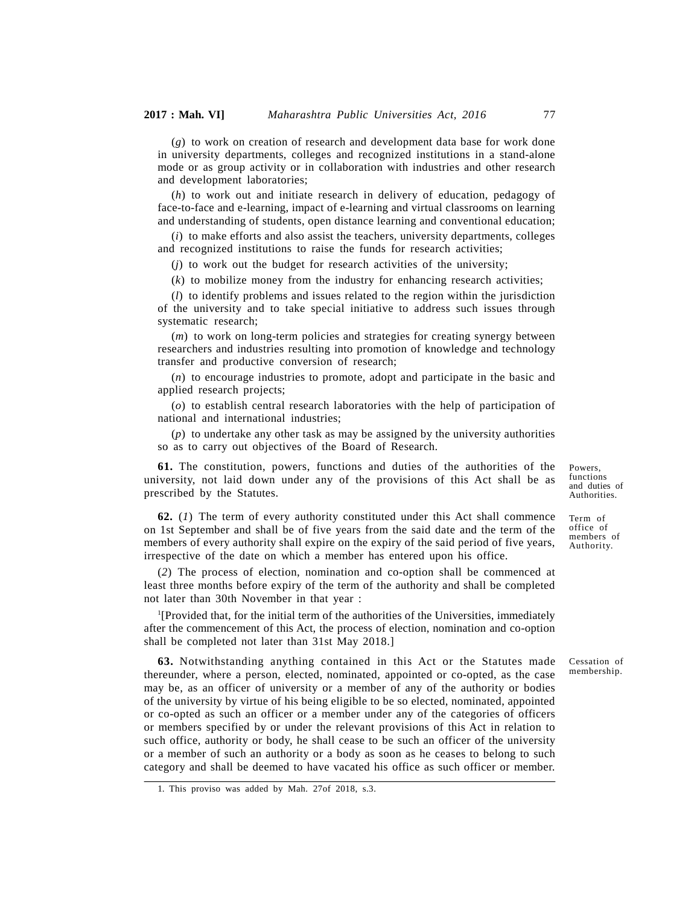(*g*) to work on creation of research and development data base for work done in university departments, colleges and recognized institutions in a stand-alone mode or as group activity or in collaboration with industries and other research and development laboratories;

(*h*) to work out and initiate research in delivery of education, pedagogy of face-to-face and e-learning, impact of e-learning and virtual classrooms on learning and understanding of students, open distance learning and conventional education;

(*i*) to make efforts and also assist the teachers, university departments, colleges and recognized institutions to raise the funds for research activities;

(*j*) to work out the budget for research activities of the university;

(*k*) to mobilize money from the industry for enhancing research activities;

(*l*) to identify problems and issues related to the region within the jurisdiction of the university and to take special initiative to address such issues through systematic research;

(*m*) to work on long-term policies and strategies for creating synergy between researchers and industries resulting into promotion of knowledge and technology transfer and productive conversion of research;

(*n*) to encourage industries to promote, adopt and participate in the basic and applied research projects;

(*o*) to establish central research laboratories with the help of participation of national and international industries;

(*p*) to undertake any other task as may be assigned by the university authorities so as to carry out objectives of the Board of Research.

Powers, functions and duties of Authorities.

**61.** The constitution, powers, functions and duties of the authorities of the university, not laid down under any of the provisions of this Act shall be as prescribed by the Statutes.

Term of office of members of Authority.

**62.** (*1*) The term of every authority constituted under this Act shall commence on 1st September and shall be of five years from the said date and the term of the members of every authority shall expire on the expiry of the said period of five years, irrespective of the date on which a member has entered upon his office.

(*2*) The process of election, nomination and co-option shall be commenced at least three months before expiry of the term of the authority and shall be completed not later than 30th November in that year :

[1][Provided that, for the initial term of the authorities of the Universities, immediately after the commencement of this Act, the process of election, nomination and co-option shall be completed not later than 31st May 2018.]

Cessation of membership.

**63.** Notwithstanding anything contained in this Act or the Statutes made thereunder, where a person, elected, nominated, appointed or co-opted, as the case may be, as an officer of university or a member of any of the authority or bodies of the university by virtue of his being eligible to be so elected, nominated, appointed or co-opted as such an officer or a member under any of the categories of officers or members specified by or under the relevant provisions of this Act in relation to such office, authority or body, he shall cease to be such an officer of the university or a member of such an authority or a body as soon as he ceases to belong to such category and shall be deemed to have vacated his office as such officer or member.

---

1. This proviso was added by Mah. 27of 2018, s.3.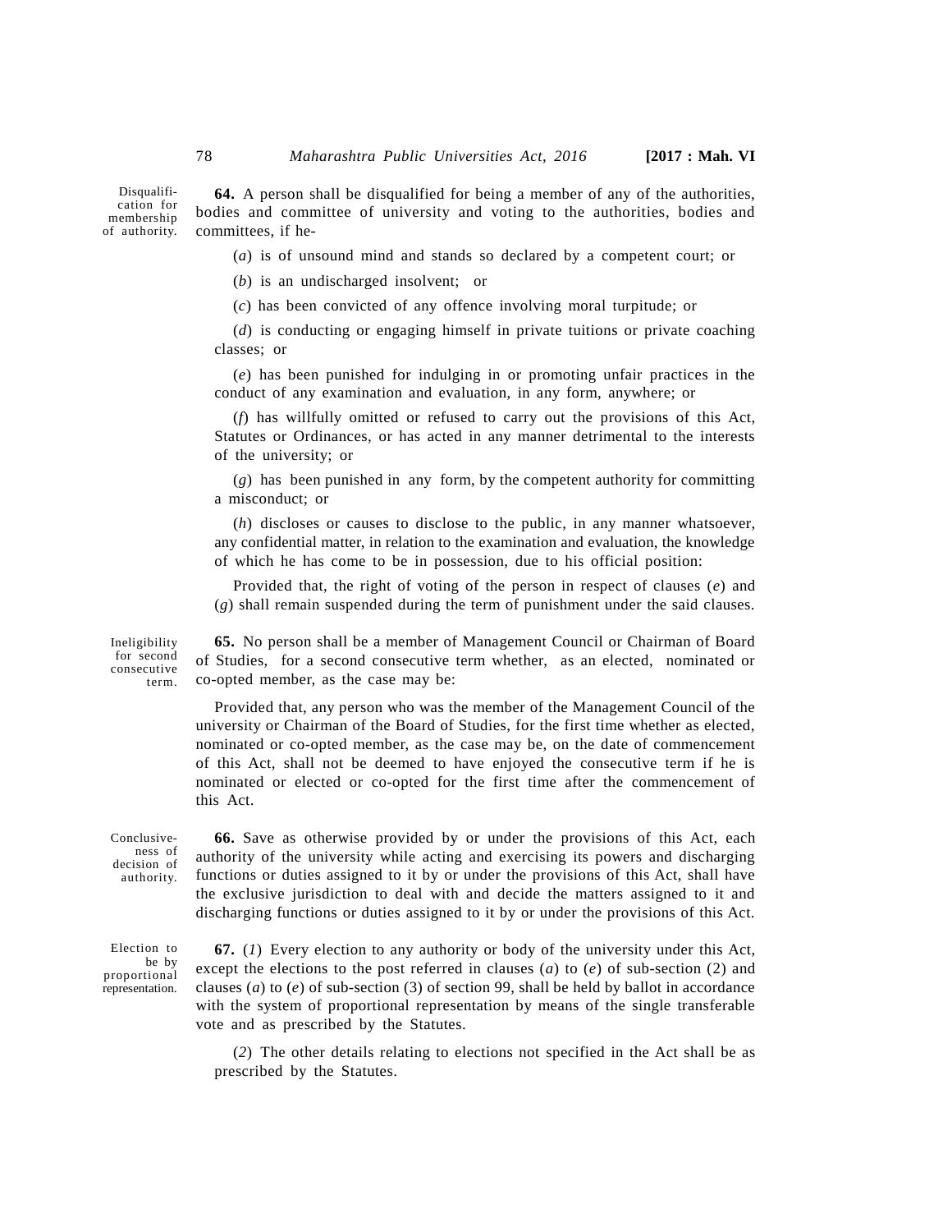Disqualification for membership of authority.

**64.** A person shall be disqualified for being a member of any of the authorities, bodies and committee of university and voting to the authorities, bodies and committees, if he-

(*a*) is of unsound mind and stands so declared by a competent court; or

(*b*) is an undischarged insolvent; or

(*c*) has been convicted of any offence involving moral turpitude; or

(*d*) is conducting or engaging himself in private tuitions or private coaching classes; or

(*e*) has been punished for indulging in or promoting unfair practices in the conduct of any examination and evaluation, in any form, anywhere; or

(*f*) has willfully omitted or refused to carry out the provisions of this Act, Statutes or Ordinances, or has acted in any manner detrimental to the interests of the university; or

(*g*) has been punished in any form, by the competent authority for committing a misconduct; or

(*h*) discloses or causes to disclose to the public, in any manner whatsoever, any confidential matter, in relation to the examination and evaluation, the knowledge of which he has come to be in possession, due to his official position:

Provided that, the right of voting of the person in respect of clauses (*e*) and (*g*) shall remain suspended during the term of punishment under the said clauses.

Ineligibility for second consecutive term.

**65.** No person shall be a member of Management Council or Chairman of Board of Studies, for a second consecutive term whether, as an elected, nominated or co-opted member, as the case may be:

Provided that, any person who was the member of the Management Council of the university or Chairman of the Board of Studies, for the first time whether as elected, nominated or co-opted member, as the case may be, on the date of commencement of this Act, shall not be deemed to have enjoyed the consecutive term if he is nominated or elected or co-opted for the first time after the commencement of this Act.

Conclusiveness of decision of authority.

**66.** Save as otherwise provided by or under the provisions of this Act, each authority of the university while acting and exercising its powers and discharging functions or duties assigned to it by or under the provisions of this Act, shall have the exclusive jurisdiction to deal with and decide the matters assigned to it and discharging functions or duties assigned to it by or under the provisions of this Act.

Election to be by proportional representation.

**67.** (*1*) Every election to any authority or body of the university under this Act, except the elections to the post referred in clauses (*a*) to (*e*) of sub-section (2) and clauses (*a*) to (*e*) of sub-section (3) of section 99, shall be held by ballot in accordance with the system of proportional representation by means of the single transferable vote and as prescribed by the Statutes.

(*2*) The other details relating to elections not specified in the Act shall be as prescribed by the Statutes.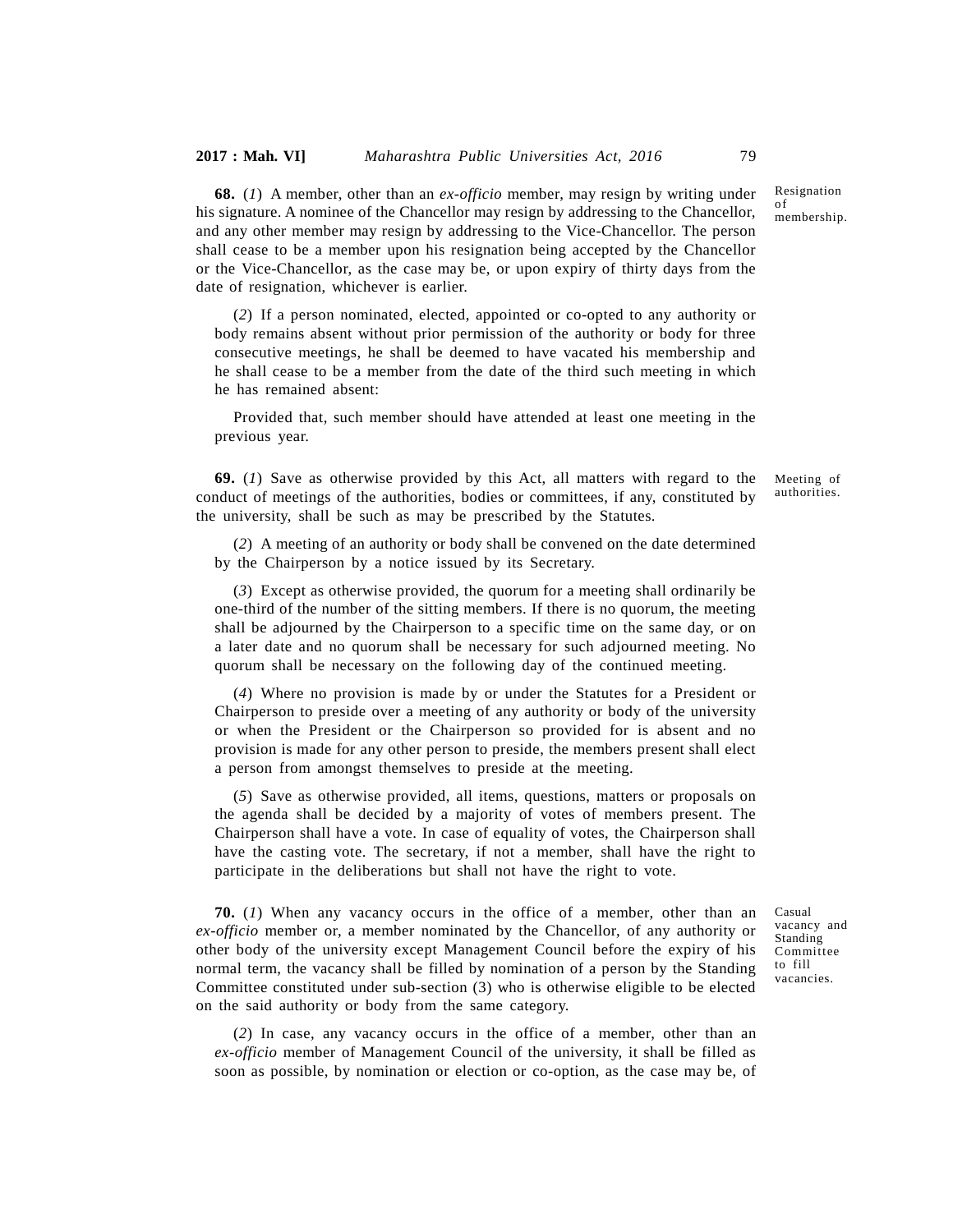Resignation of membership.

**68.** (*1*) A member, other than an *ex-officio* member, may resign by writing under his signature. A nominee of the Chancellor may resign by addressing to the Chancellor, and any other member may resign by addressing to the Vice-Chancellor. The person shall cease to be a member upon his resignation being accepted by the Chancellor or the Vice-Chancellor, as the case may be, or upon expiry of thirty days from the date of resignation, whichever is earlier.

(*2*) If a person nominated, elected, appointed or co-opted to any authority or body remains absent without prior permission of the authority or body for three consecutive meetings, he shall be deemed to have vacated his membership and he shall cease to be a member from the date of the third such meeting in which he has remained absent:

Provided that, such member should have attended at least one meeting in the previous year.

Meeting of authorities.

**69.** (*1*) Save as otherwise provided by this Act, all matters with regard to the conduct of meetings of the authorities, bodies or committees, if any, constituted by the university, shall be such as may be prescribed by the Statutes.

(*2*) A meeting of an authority or body shall be convened on the date determined by the Chairperson by a notice issued by its Secretary.

(*3*) Except as otherwise provided, the quorum for a meeting shall ordinarily be one-third of the number of the sitting members. If there is no quorum, the meeting shall be adjourned by the Chairperson to a specific time on the same day, or on a later date and no quorum shall be necessary for such adjourned meeting. No quorum shall be necessary on the following day of the continued meeting.

(*4*) Where no provision is made by or under the Statutes for a President or Chairperson to preside over a meeting of any authority or body of the university or when the President or the Chairperson so provided for is absent and no provision is made for any other person to preside, the members present shall elect a person from amongst themselves to preside at the meeting.

(*5*) Save as otherwise provided, all items, questions, matters or proposals on the agenda shall be decided by a majority of votes of members present. The Chairperson shall have a vote. In case of equality of votes, the Chairperson shall have the casting vote. The secretary, if not a member, shall have the right to participate in the deliberations but shall not have the right to vote.

Casual vacancy and Standing Committee to fill vacancies.

**70.** (*1*) When any vacancy occurs in the office of a member, other than an *ex-officio* member or, a member nominated by the Chancellor, of any authority or other body of the university except Management Council before the expiry of his normal term, the vacancy shall be filled by nomination of a person by the Standing Committee constituted under sub-section (3) who is otherwise eligible to be elected on the said authority or body from the same category.

(*2*) In case, any vacancy occurs in the office of a member, other than an *ex-officio* member of Management Council of the university, it shall be filled as soon as possible, by nomination or election or co-option, as the case may be, of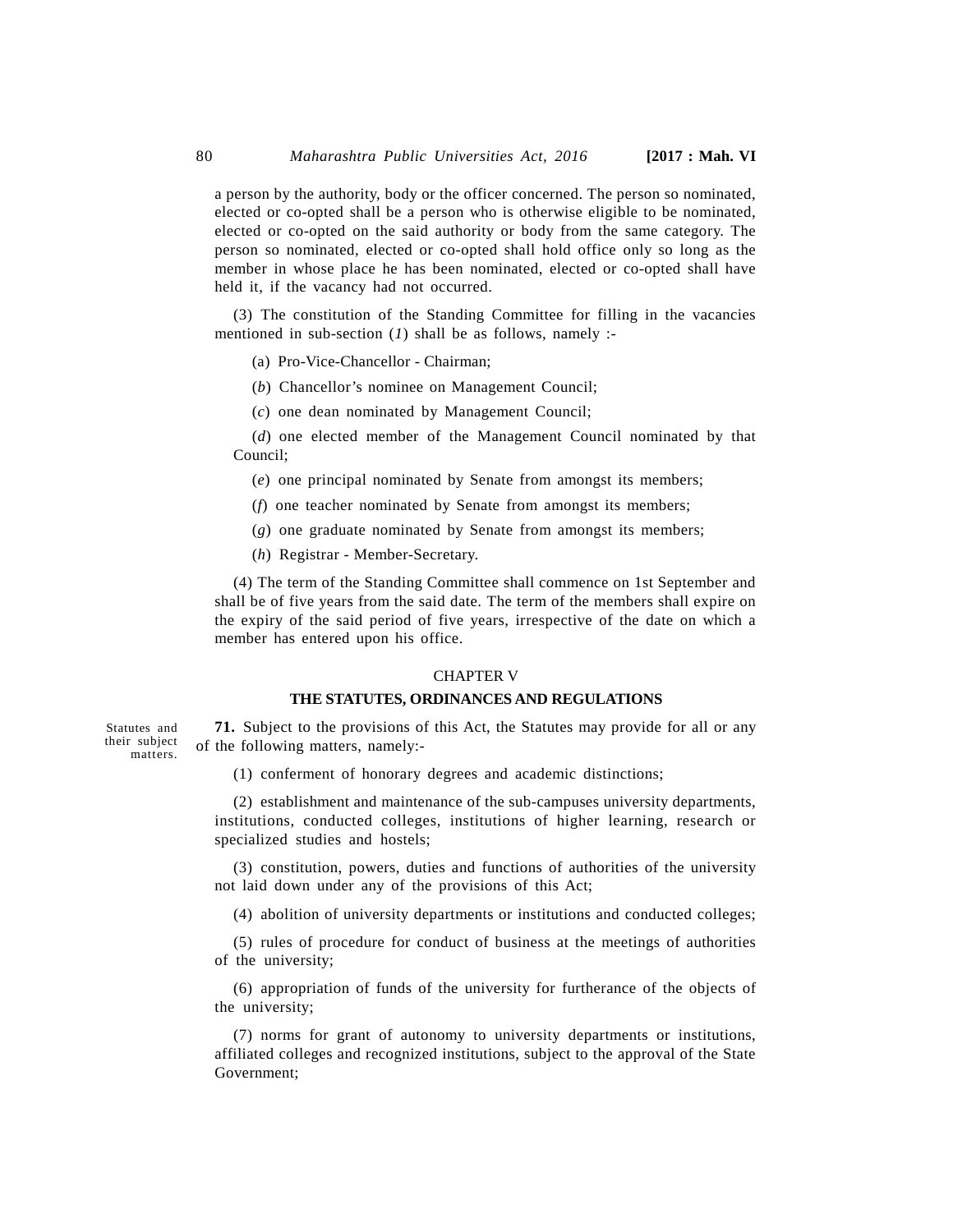a person by the authority, body or the officer concerned. The person so nominated, elected or co-opted shall be a person who is otherwise eligible to be nominated, elected or co-opted on the said authority or body from the same category. The person so nominated, elected or co-opted shall hold office only so long as the member in whose place he has been nominated, elected or co-opted shall have held it, if the vacancy had not occurred.

(3) The constitution of the Standing Committee for filling in the vacancies mentioned in sub-section (*1*) shall be as follows, namely :-

(a) Pro-Vice-Chancellor - Chairman;

(*b*) Chancellor's nominee on Management Council;

(*c*) one dean nominated by Management Council;

(*d*) one elected member of the Management Council nominated by that Council;

(*e*) one principal nominated by Senate from amongst its members;

(*f*) one teacher nominated by Senate from amongst its members;

(*g*) one graduate nominated by Senate from amongst its members;

(*h*) Registrar - Member-Secretary.

(4) The term of the Standing Committee shall commence on 1st September and shall be of five years from the said date. The term of the members shall expire on the expiry of the said period of five years, irrespective of the date on which a member has entered upon his office.

## CHAPTER V

## THE STATUTES, ORDINANCES AND REGULATIONS

Statutes and their subject matters.

**71.** Subject to the provisions of this Act, the Statutes may provide for all or any of the following matters, namely:-

(1) conferment of honorary degrees and academic distinctions;

(2) establishment and maintenance of the sub-campuses university departments, institutions, conducted colleges, institutions of higher learning, research or specialized studies and hostels;

(3) constitution, powers, duties and functions of authorities of the university not laid down under any of the provisions of this Act;

(4) abolition of university departments or institutions and conducted colleges;

(5) rules of procedure for conduct of business at the meetings of authorities of the university;

(6) appropriation of funds of the university for furtherance of the objects of the university;

(7) norms for grant of autonomy to university departments or institutions, affiliated colleges and recognized institutions, subject to the approval of the State Government;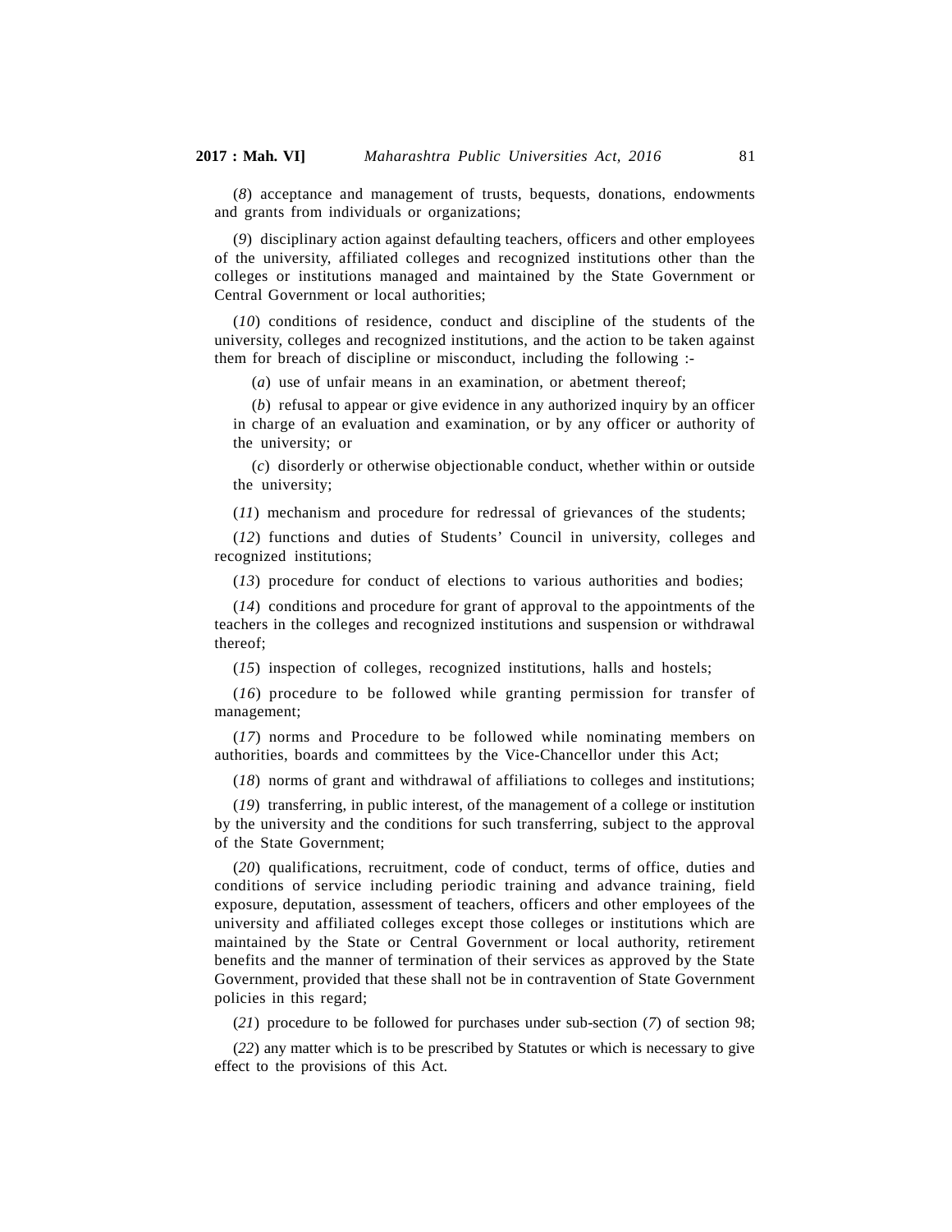(*8*) acceptance and management of trusts, bequests, donations, endowments and grants from individuals or organizations;

(*9*) disciplinary action against defaulting teachers, officers and other employees of the university, affiliated colleges and recognized institutions other than the colleges or institutions managed and maintained by the State Government or Central Government or local authorities;

(*10*) conditions of residence, conduct and discipline of the students of the university, colleges and recognized institutions, and the action to be taken against them for breach of discipline or misconduct, including the following :-

(*a*) use of unfair means in an examination, or abetment thereof;

(*b*) refusal to appear or give evidence in any authorized inquiry by an officer in charge of an evaluation and examination, or by any officer or authority of the university; or

(*c*) disorderly or otherwise objectionable conduct, whether within or outside the university;

(*11*) mechanism and procedure for redressal of grievances of the students;

(*12*) functions and duties of Students' Council in university, colleges and recognized institutions;

(*13*) procedure for conduct of elections to various authorities and bodies;

(*14*) conditions and procedure for grant of approval to the appointments of the teachers in the colleges and recognized institutions and suspension or withdrawal thereof;

(*15*) inspection of colleges, recognized institutions, halls and hostels;

(*16*) procedure to be followed while granting permission for transfer of management;

(*17*) norms and Procedure to be followed while nominating members on authorities, boards and committees by the Vice-Chancellor under this Act;

(*18*) norms of grant and withdrawal of affiliations to colleges and institutions;

(*19*) transferring, in public interest, of the management of a college or institution by the university and the conditions for such transferring, subject to the approval of the State Government;

(*20*) qualifications, recruitment, code of conduct, terms of office, duties and conditions of service including periodic training and advance training, field exposure, deputation, assessment of teachers, officers and other employees of the university and affiliated colleges except those colleges or institutions which are maintained by the State or Central Government or local authority, retirement benefits and the manner of termination of their services as approved by the State Government, provided that these shall not be in contravention of State Government policies in this regard;

(*21*) procedure to be followed for purchases under sub-section (*7*) of section 98;

(*22*) any matter which is to be prescribed by Statutes or which is necessary to give effect to the provisions of this Act.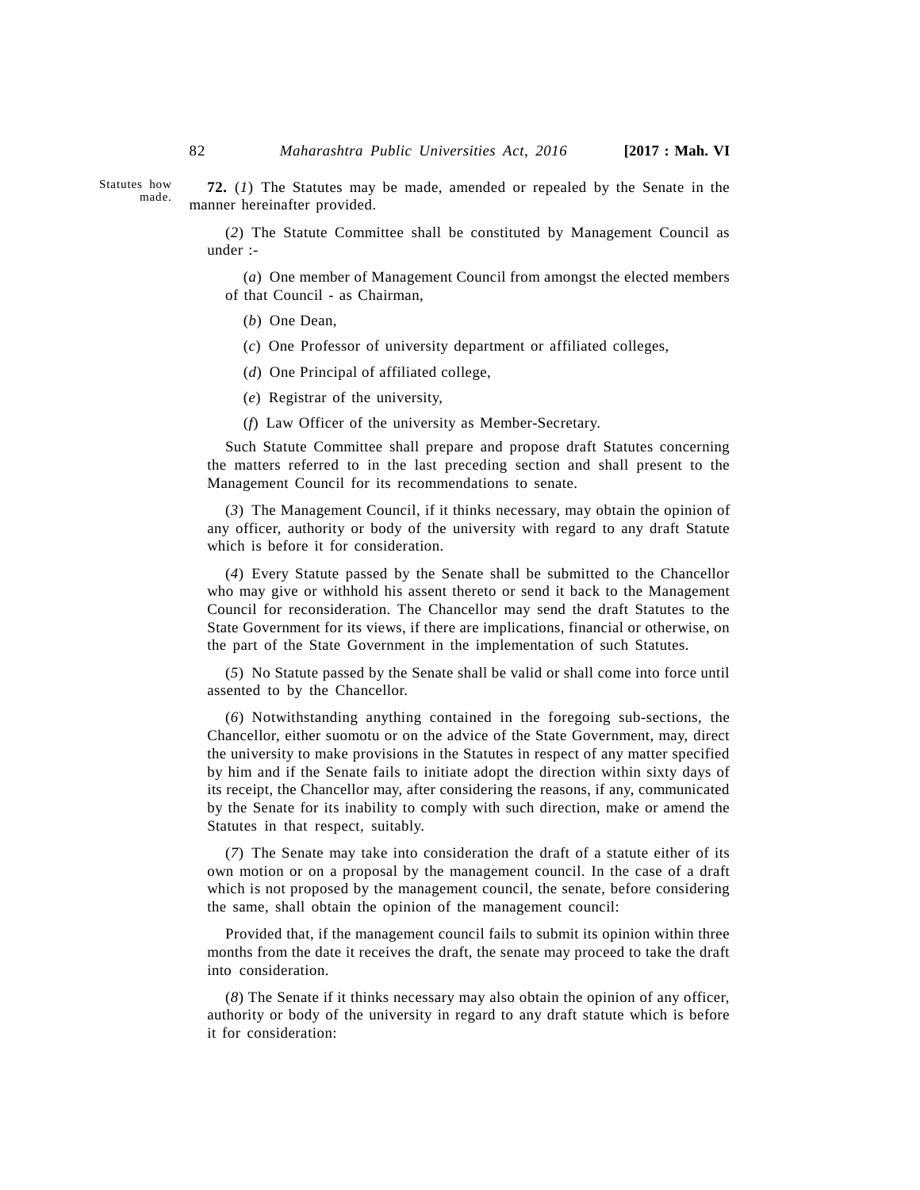Statutes how made.

**72.** (*1*) The Statutes may be made, amended or repealed by the Senate in the manner hereinafter provided.

(*2*) The Statute Committee shall be constituted by Management Council as under :-

(*a*) One member of Management Council from amongst the elected members of that Council - as Chairman,

(*b*) One Dean,

(*c*) One Professor of university department or affiliated colleges,

(*d*) One Principal of affiliated college,

(*e*) Registrar of the university,

(*f*) Law Officer of the university as Member-Secretary.

Such Statute Committee shall prepare and propose draft Statutes concerning the matters referred to in the last preceding section and shall present to the Management Council for its recommendations to senate.

(*3*) The Management Council, if it thinks necessary, may obtain the opinion of any officer, authority or body of the university with regard to any draft Statute which is before it for consideration.

(*4*) Every Statute passed by the Senate shall be submitted to the Chancellor who may give or withhold his assent thereto or send it back to the Management Council for reconsideration. The Chancellor may send the draft Statutes to the State Government for its views, if there are implications, financial or otherwise, on the part of the State Government in the implementation of such Statutes.

(*5*) No Statute passed by the Senate shall be valid or shall come into force until assented to by the Chancellor.

(*6*) Notwithstanding anything contained in the foregoing sub-sections, the Chancellor, either suomotu or on the advice of the State Government, may, direct the university to make provisions in the Statutes in respect of any matter specified by him and if the Senate fails to initiate adopt the direction within sixty days of its receipt, the Chancellor may, after considering the reasons, if any, communicated by the Senate for its inability to comply with such direction, make or amend the Statutes in that respect, suitably.

(*7*) The Senate may take into consideration the draft of a statute either of its own motion or on a proposal by the management council. In the case of a draft which is not proposed by the management council, the senate, before considering the same, shall obtain the opinion of the management council:

Provided that, if the management council fails to submit its opinion within three months from the date it receives the draft, the senate may proceed to take the draft into consideration.

(*8*) The Senate if it thinks necessary may also obtain the opinion of any officer, authority or body of the university in regard to any draft statute which is before it for consideration: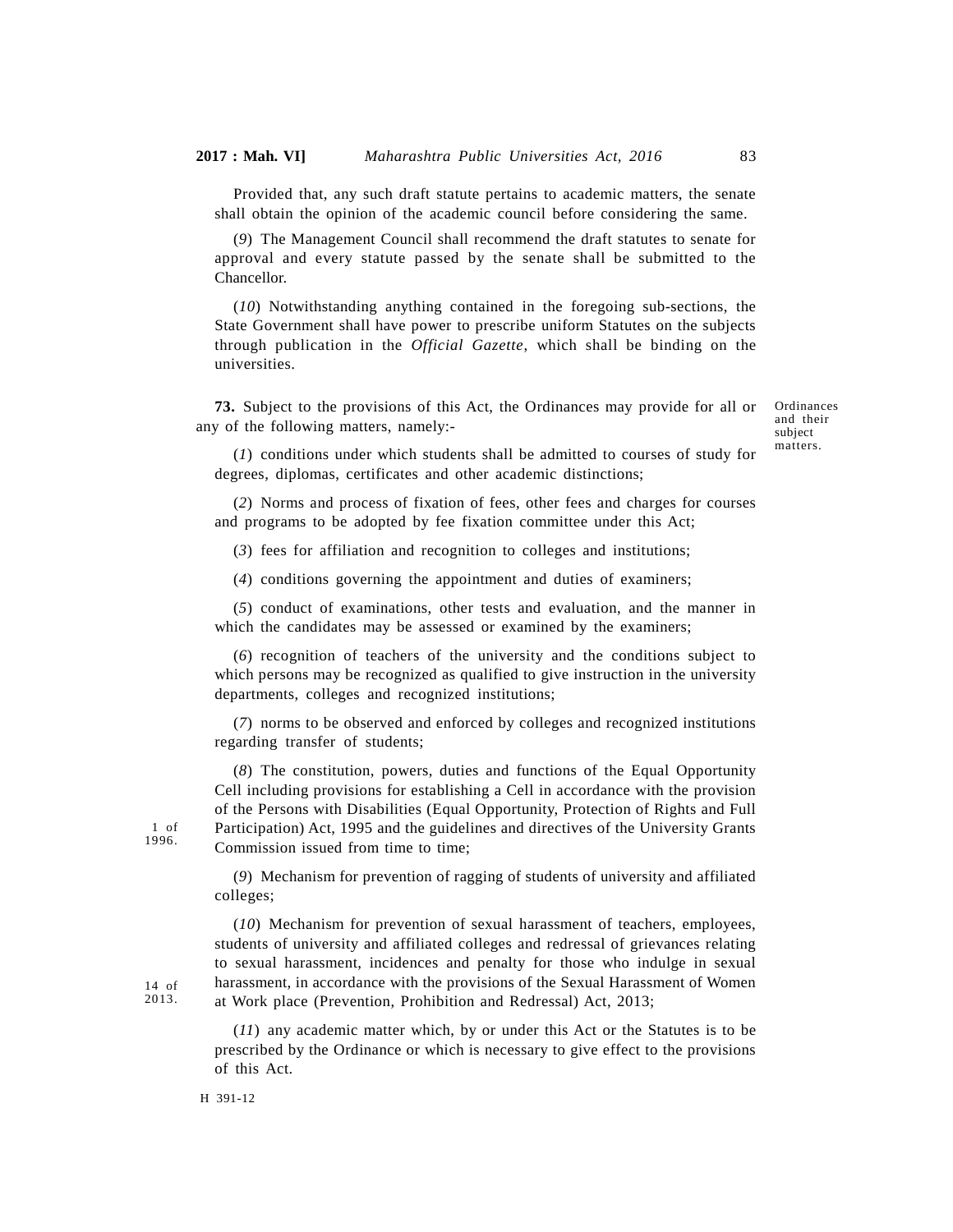Provided that, any such draft statute pertains to academic matters, the senate shall obtain the opinion of the academic council before considering the same.

(*9*) The Management Council shall recommend the draft statutes to senate for approval and every statute passed by the senate shall be submitted to the Chancellor.

(*10*) Notwithstanding anything contained in the foregoing sub-sections, the State Government shall have power to prescribe uniform Statutes on the subjects through publication in the *Official Gazette*, which shall be binding on the universities.

Ordinances and their subject matters.

**73.** Subject to the provisions of this Act, the Ordinances may provide for all or any of the following matters, namely:-

(*1*) conditions under which students shall be admitted to courses of study for degrees, diplomas, certificates and other academic distinctions;

(*2*) Norms and process of fixation of fees, other fees and charges for courses and programs to be adopted by fee fixation committee under this Act;

(*3*) fees for affiliation and recognition to colleges and institutions;

(*4*) conditions governing the appointment and duties of examiners;

(*5*) conduct of examinations, other tests and evaluation, and the manner in which the candidates may be assessed or examined by the examiners;

(*6*) recognition of teachers of the university and the conditions subject to which persons may be recognized as qualified to give instruction in the university departments, colleges and recognized institutions;

(*7*) norms to be observed and enforced by colleges and recognized institutions regarding transfer of students;

(*8*) The constitution, powers, duties and functions of the Equal Opportunity Cell including provisions for establishing a Cell in accordance with the provision of the Persons with Disabilities (Equal Opportunity, Protection of Rights and Full Participation) Act, 1995 and the guidelines and directives of the University Grants Commission issued from time to time;

1 of 1996.

(*9*) Mechanism for prevention of ragging of students of university and affiliated colleges;

(*10*) Mechanism for prevention of sexual harassment of teachers, employees, students of university and affiliated colleges and redressal of grievances relating to sexual harassment, incidences and penalty for those who indulge in sexual harassment, in accordance with the provisions of the Sexual Harassment of Women at Work place (Prevention, Prohibition and Redressal) Act, 2013;

14 of 2013.

(*11*) any academic matter which, by or under this Act or the Statutes is to be prescribed by the Ordinance or which is necessary to give effect to the provisions of this Act.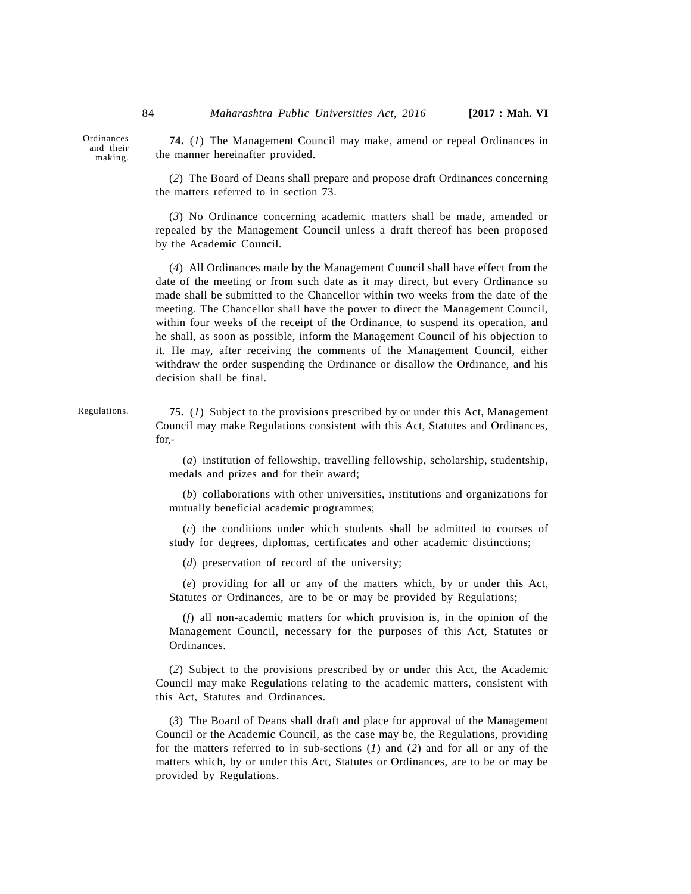Ordinances and their making.

**74.** (*1*) The Management Council may make, amend or repeal Ordinances in the manner hereinafter provided.

(*2*) The Board of Deans shall prepare and propose draft Ordinances concerning the matters referred to in section 73.

(*3*) No Ordinance concerning academic matters shall be made, amended or repealed by the Management Council unless a draft thereof has been proposed by the Academic Council.

(*4*) All Ordinances made by the Management Council shall have effect from the date of the meeting or from such date as it may direct, but every Ordinance so made shall be submitted to the Chancellor within two weeks from the date of the meeting. The Chancellor shall have the power to direct the Management Council, within four weeks of the receipt of the Ordinance, to suspend its operation, and he shall, as soon as possible, inform the Management Council of his objection to it. He may, after receiving the comments of the Management Council, either withdraw the order suspending the Ordinance or disallow the Ordinance, and his decision shall be final.

Regulations.

**75.** (*1*) Subject to the provisions prescribed by or under this Act, Management Council may make Regulations consistent with this Act, Statutes and Ordinances, for,-

(*a*) institution of fellowship, travelling fellowship, scholarship, studentship, medals and prizes and for their award;

(*b*) collaborations with other universities, institutions and organizations for mutually beneficial academic programmes;

(*c*) the conditions under which students shall be admitted to courses of study for degrees, diplomas, certificates and other academic distinctions;

(*d*) preservation of record of the university;

(*e*) providing for all or any of the matters which, by or under this Act, Statutes or Ordinances, are to be or may be provided by Regulations;

(*f*) all non-academic matters for which provision is, in the opinion of the Management Council, necessary for the purposes of this Act, Statutes or Ordinances.

(*2*) Subject to the provisions prescribed by or under this Act, the Academic Council may make Regulations relating to the academic matters, consistent with this Act, Statutes and Ordinances.

(*3*) The Board of Deans shall draft and place for approval of the Management Council or the Academic Council, as the case may be, the Regulations, providing for the matters referred to in sub-sections (*1*) and (*2*) and for all or any of the matters which, by or under this Act, Statutes or Ordinances, are to be or may be provided by Regulations.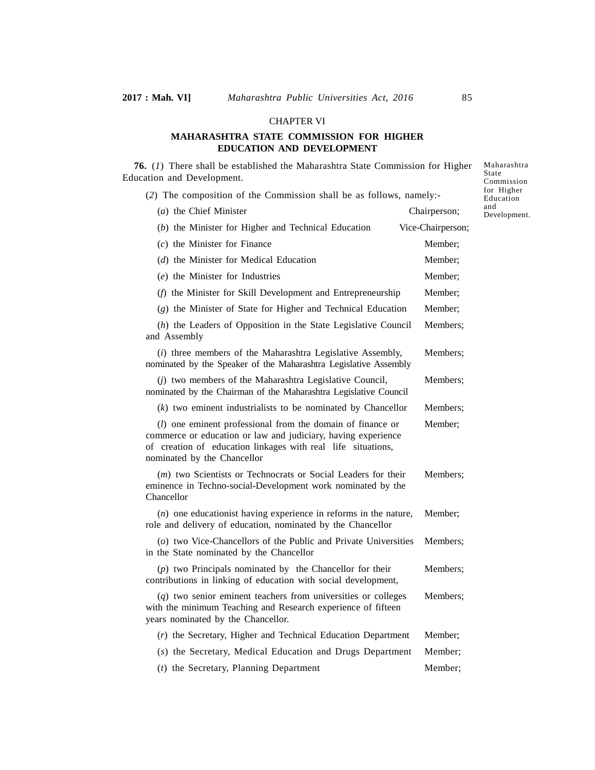CHAPTER VI

## MAHARASHTRA STATE COMMISSION FOR HIGHER EDUCATION AND DEVELOPMENT

*Maharashtra State Commission for Higher Education and Development.*

**76.** (*1*) There shall be established the Maharashtra State Commission for Higher Education and Development.

(*2*) The composition of the Commission shall be as follows, namely:-

| | |
|---|---|
| (*a*) the Chief Minister | Chairperson; |
| (*b*) the Minister for Higher and Technical Education | Vice-Chairperson; |
| (*c*) the Minister for Finance | Member; |
| (*d*) the Minister for Medical Education | Member; |
| (*e*) the Minister for Industries | Member; |
| (*f*) the Minister for Skill Development and Entrepreneurship | Member; |
| (*g*) the Minister of State for Higher and Technical Education | Member; |
| (*h*) the Leaders of Opposition in the State Legislative Council and Assembly | Members; |
| (*i*) three members of the Maharashtra Legislative Assembly, nominated by the Speaker of the Maharashtra Legislative Assembly | Members; |
| (*j*) two members of the Maharashtra Legislative Council, nominated by the Chairman of the Maharashtra Legislative Council | Members; |
| (*k*) two eminent industrialists to be nominated by Chancellor | Members; |
| (*l*) one eminent professional from the domain of finance or commerce or education or law and judiciary, having experience of creation of education linkages with real life situations, nominated by the Chancellor | Member; |
| (*m*) two Scientists or Technocrats or Social Leaders for their eminence in Techno-social-Development work nominated by the Chancellor | Members; |
| (*n*) one educationist having experience in reforms in the nature, role and delivery of education, nominated by the Chancellor | Member; |
| (*o*) two Vice-Chancellors of the Public and Private Universities in the State nominated by the Chancellor | Members; |
| (*p*) two Principals nominated by the Chancellor for their contributions in linking of education with social development, | Members; |
| (*q*) two senior eminent teachers from universities or colleges with the minimum Teaching and Research experience of fifteen years nominated by the Chancellor. | Members; |
| (*r*) the Secretary, Higher and Technical Education Department | Member; |
| (*s*) the Secretary, Medical Education and Drugs Department | Member; |
| (*t*) the Secretary, Planning Department | Member; |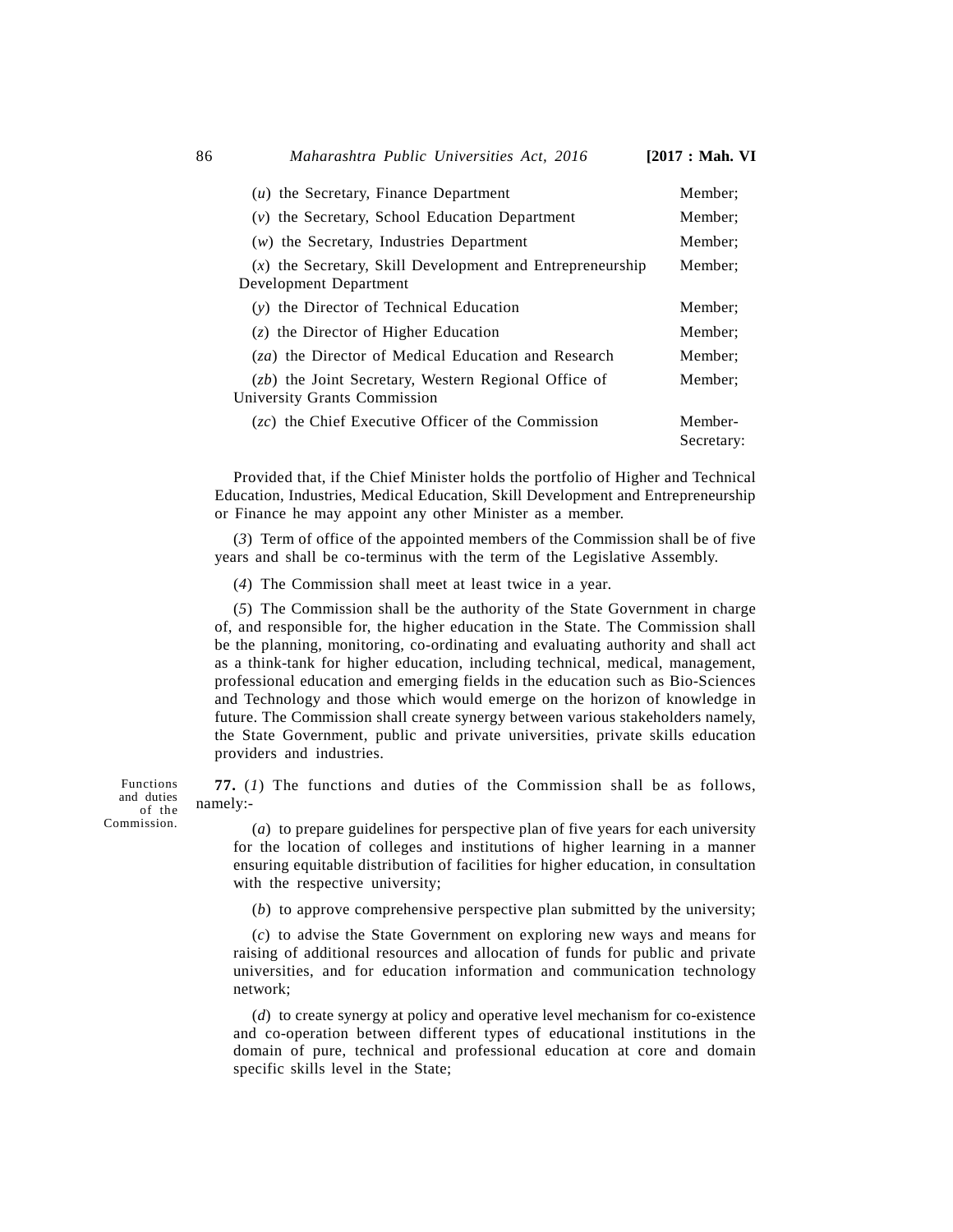| | |
|---|---|
| (*u*) the Secretary, Finance Department | Member; |
| (*v*) the Secretary, School Education Department | Member; |
| (*w*) the Secretary, Industries Department | Member; |
| (*x*) the Secretary, Skill Development and Entrepreneurship Development Department | Member; |
| (*y*) the Director of Technical Education | Member; |
| (*z*) the Director of Higher Education | Member; |
| (*za*) the Director of Medical Education and Research | Member; |
| (*zb*) the Joint Secretary, Western Regional Office of University Grants Commission | Member; |
| (*zc*) the Chief Executive Officer of the Commission | Member-Secretary: |

Provided that, if the Chief Minister holds the portfolio of Higher and Technical Education, Industries, Medical Education, Skill Development and Entrepreneurship or Finance he may appoint any other Minister as a member.

(*3*) Term of office of the appointed members of the Commission shall be of five years and shall be co-terminus with the term of the Legislative Assembly.

(*4*) The Commission shall meet at least twice in a year.

(*5*) The Commission shall be the authority of the State Government in charge of, and responsible for, the higher education in the State. The Commission shall be the planning, monitoring, co-ordinating and evaluating authority and shall act as a think-tank for higher education, including technical, medical, management, professional education and emerging fields in the education such as Bio-Sciences and Technology and those which would emerge on the horizon of knowledge in future. The Commission shall create synergy between various stakeholders namely, the State Government, public and private universities, private skills education providers and industries.

Functions and duties of the Commission.

**77.** (*1*) The functions and duties of the Commission shall be as follows, namely:-

(*a*) to prepare guidelines for perspective plan of five years for each university for the location of colleges and institutions of higher learning in a manner ensuring equitable distribution of facilities for higher education, in consultation with the respective university;

(*b*) to approve comprehensive perspective plan submitted by the university;

(*c*) to advise the State Government on exploring new ways and means for raising of additional resources and allocation of funds for public and private universities, and for education information and communication technology network;

(*d*) to create synergy at policy and operative level mechanism for co-existence and co-operation between different types of educational institutions in the domain of pure, technical and professional education at core and domain specific skills level in the State;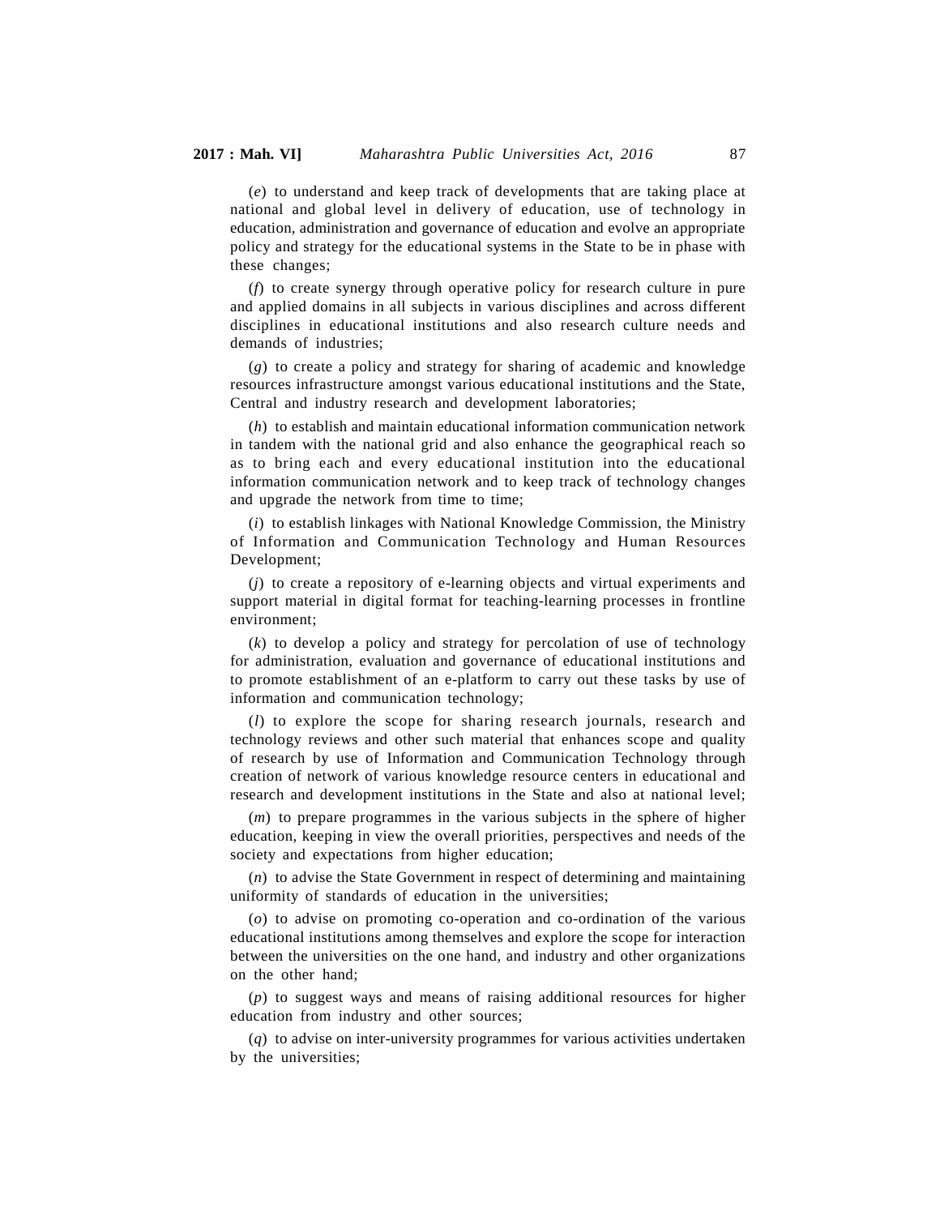(*e*) to understand and keep track of developments that are taking place at national and global level in delivery of education, use of technology in education, administration and governance of education and evolve an appropriate policy and strategy for the educational systems in the State to be in phase with these changes;

(*f*) to create synergy through operative policy for research culture in pure and applied domains in all subjects in various disciplines and across different disciplines in educational institutions and also research culture needs and demands of industries;

(*g*) to create a policy and strategy for sharing of academic and knowledge resources infrastructure amongst various educational institutions and the State, Central and industry research and development laboratories;

(*h*) to establish and maintain educational information communication network in tandem with the national grid and also enhance the geographical reach so as to bring each and every educational institution into the educational information communication network and to keep track of technology changes and upgrade the network from time to time;

(*i*) to establish linkages with National Knowledge Commission, the Ministry of Information and Communication Technology and Human Resources Development;

(*j*) to create a repository of e-learning objects and virtual experiments and support material in digital format for teaching-learning processes in frontline environment;

(*k*) to develop a policy and strategy for percolation of use of technology for administration, evaluation and governance of educational institutions and to promote establishment of an e-platform to carry out these tasks by use of information and communication technology;

(*l*) to explore the scope for sharing research journals, research and technology reviews and other such material that enhances scope and quality of research by use of Information and Communication Technology through creation of network of various knowledge resource centers in educational and research and development institutions in the State and also at national level;

(*m*) to prepare programmes in the various subjects in the sphere of higher education, keeping in view the overall priorities, perspectives and needs of the society and expectations from higher education;

(*n*) to advise the State Government in respect of determining and maintaining uniformity of standards of education in the universities;

(*o*) to advise on promoting co-operation and co-ordination of the various educational institutions among themselves and explore the scope for interaction between the universities on the one hand, and industry and other organizations on the other hand;

(*p*) to suggest ways and means of raising additional resources for higher education from industry and other sources;

(*q*) to advise on inter-university programmes for various activities undertaken by the universities;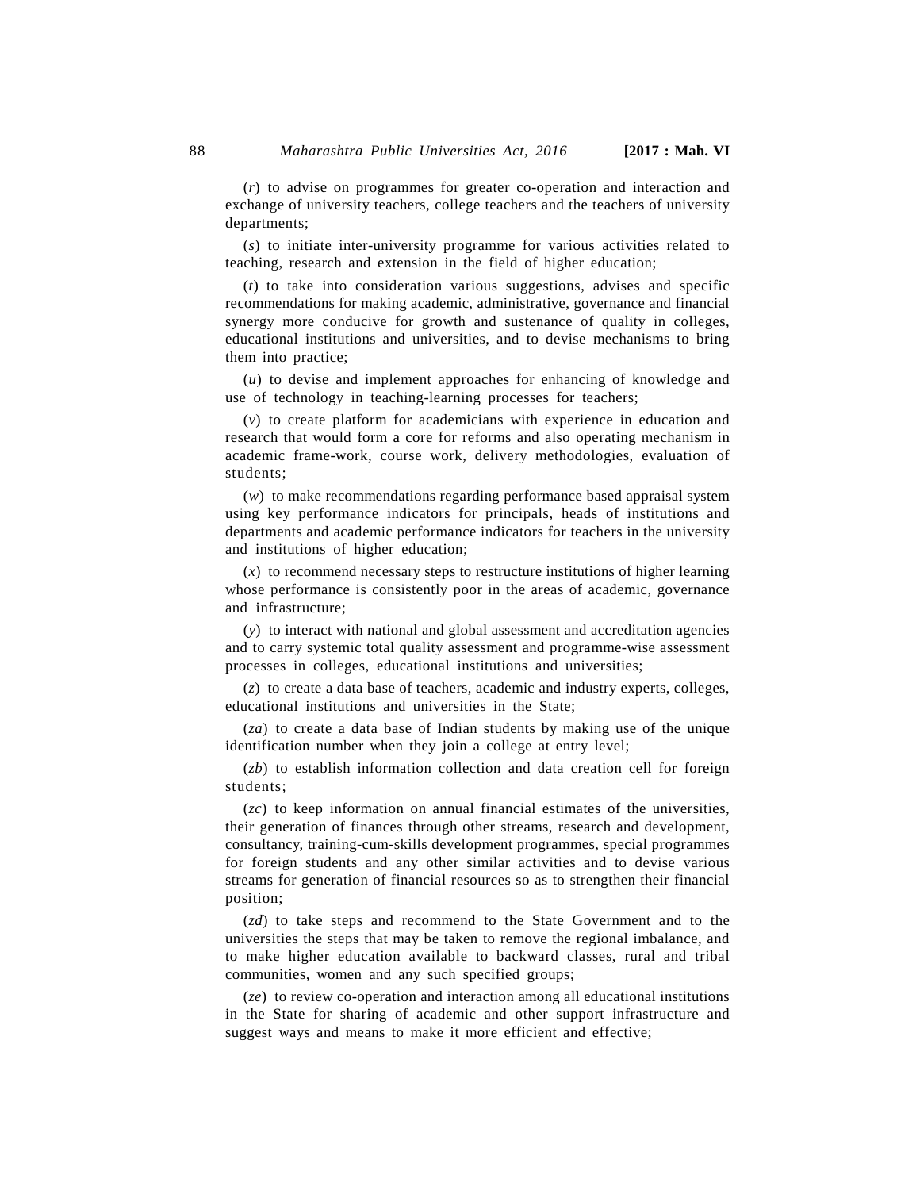(*r*) to advise on programmes for greater co-operation and interaction and exchange of university teachers, college teachers and the teachers of university departments;

(*s*) to initiate inter-university programme for various activities related to teaching, research and extension in the field of higher education;

(*t*) to take into consideration various suggestions, advises and specific recommendations for making academic, administrative, governance and financial synergy more conducive for growth and sustenance of quality in colleges, educational institutions and universities, and to devise mechanisms to bring them into practice;

(*u*) to devise and implement approaches for enhancing of knowledge and use of technology in teaching-learning processes for teachers;

(*v*) to create platform for academicians with experience in education and research that would form a core for reforms and also operating mechanism in academic frame-work, course work, delivery methodologies, evaluation of students;

(*w*) to make recommendations regarding performance based appraisal system using key performance indicators for principals, heads of institutions and departments and academic performance indicators for teachers in the university and institutions of higher education;

(*x*) to recommend necessary steps to restructure institutions of higher learning whose performance is consistently poor in the areas of academic, governance and infrastructure;

(*y*) to interact with national and global assessment and accreditation agencies and to carry systemic total quality assessment and programme-wise assessment processes in colleges, educational institutions and universities;

(*z*) to create a data base of teachers, academic and industry experts, colleges, educational institutions and universities in the State;

(*za*) to create a data base of Indian students by making use of the unique identification number when they join a college at entry level;

(*zb*) to establish information collection and data creation cell for foreign students;

(*zc*) to keep information on annual financial estimates of the universities, their generation of finances through other streams, research and development, consultancy, training-cum-skills development programmes, special programmes for foreign students and any other similar activities and to devise various streams for generation of financial resources so as to strengthen their financial position;

(*zd*) to take steps and recommend to the State Government and to the universities the steps that may be taken to remove the regional imbalance, and to make higher education available to backward classes, rural and tribal communities, women and any such specified groups;

(*ze*) to review co-operation and interaction among all educational institutions in the State for sharing of academic and other support infrastructure and suggest ways and means to make it more efficient and effective;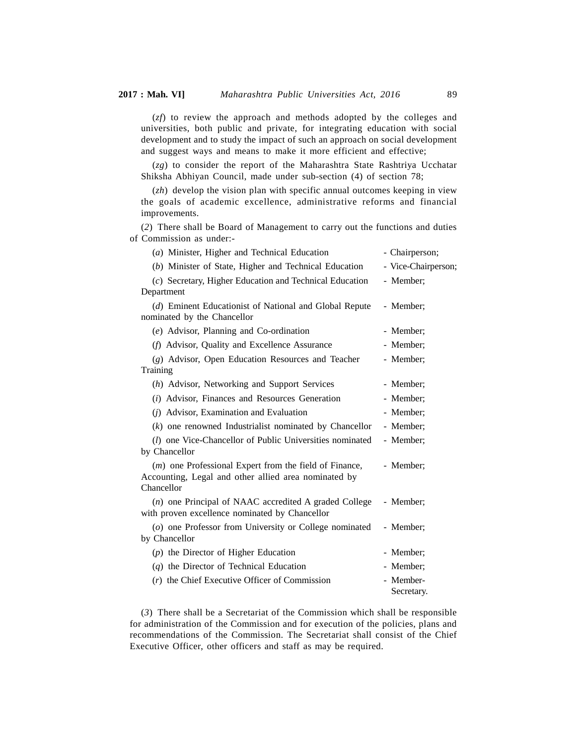(*zf*) to review the approach and methods adopted by the colleges and universities, both public and private, for integrating education with social development and to study the impact of such an approach on social development and suggest ways and means to make it more efficient and effective;

(*zg*) to consider the report of the Maharashtra State Rashtriya Ucchatar Shiksha Abhiyan Council, made under sub-section (4) of section 78;

(*zh*) develop the vision plan with specific annual outcomes keeping in view the goals of academic excellence, administrative reforms and financial improvements.

(*2*) There shall be Board of Management to carry out the functions and duties of Commission as under:-

| | |
|---|---|
| (*a*) Minister, Higher and Technical Education | - Chairperson; |
| (*b*) Minister of State, Higher and Technical Education | - Vice-Chairperson; |
| (*c*) Secretary, Higher Education and Technical Education Department | - Member; |
| (*d*) Eminent Educationist of National and Global Repute nominated by the Chancellor | - Member; |
| (*e*) Advisor, Planning and Co-ordination | - Member; |
| (*f*) Advisor, Quality and Excellence Assurance | - Member; |
| (*g*) Advisor, Open Education Resources and Teacher Training | - Member; |
| (*h*) Advisor, Networking and Support Services | - Member; |
| (*i*) Advisor, Finances and Resources Generation | - Member; |
| (*j*) Advisor, Examination and Evaluation | - Member; |
| (*k*) one renowned Industrialist nominated by Chancellor | - Member; |
| (*l*) one Vice-Chancellor of Public Universities nominated by Chancellor | - Member; |
| (*m*) one Professional Expert from the field of Finance, Accounting, Legal and other allied area nominated by Chancellor | - Member; |
| (*n*) one Principal of NAAC accredited A graded College with proven excellence nominated by Chancellor | - Member; |
| (*o*) one Professor from University or College nominated by Chancellor | - Member; |
| (*p*) the Director of Higher Education | - Member; |
| (*q*) the Director of Technical Education | - Member; |
| (*r*) the Chief Executive Officer of Commission | - Member-Secretary. |

(*3*) There shall be a Secretariat of the Commission which shall be responsible for administration of the Commission and for execution of the policies, plans and recommendations of the Commission. The Secretariat shall consist of the Chief Executive Officer, other officers and staff as may be required.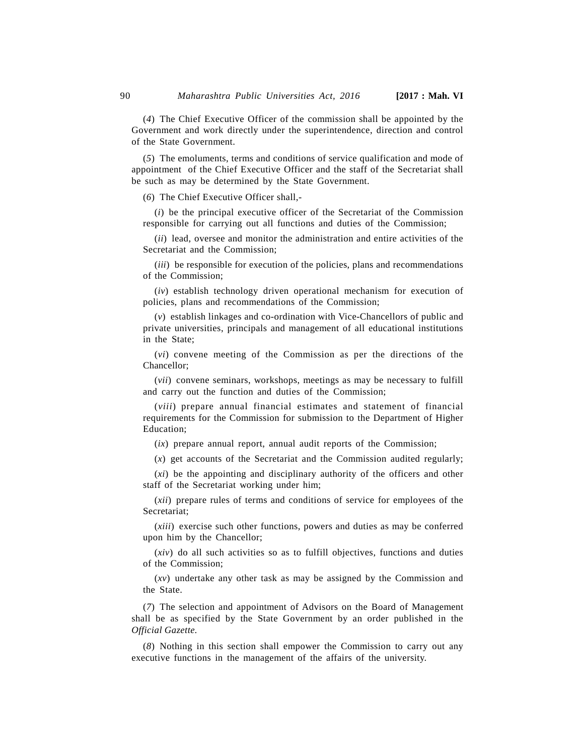(*4*) The Chief Executive Officer of the commission shall be appointed by the Government and work directly under the superintendence, direction and control of the State Government.

(*5*) The emoluments, terms and conditions of service qualification and mode of appointment of the Chief Executive Officer and the staff of the Secretariat shall be such as may be determined by the State Government.

(*6*) The Chief Executive Officer shall,-

(*i*) be the principal executive officer of the Secretariat of the Commission responsible for carrying out all functions and duties of the Commission;

(*ii*) lead, oversee and monitor the administration and entire activities of the Secretariat and the Commission;

(*iii*) be responsible for execution of the policies, plans and recommendations of the Commission;

(*iv*) establish technology driven operational mechanism for execution of policies, plans and recommendations of the Commission;

(*v*) establish linkages and co-ordination with Vice-Chancellors of public and private universities, principals and management of all educational institutions in the State;

(*vi*) convene meeting of the Commission as per the directions of the Chancellor;

(*vii*) convene seminars, workshops, meetings as may be necessary to fulfill and carry out the function and duties of the Commission;

(*viii*) prepare annual financial estimates and statement of financial requirements for the Commission for submission to the Department of Higher Education;

(*ix*) prepare annual report, annual audit reports of the Commission;

(*x*) get accounts of the Secretariat and the Commission audited regularly;

(*xi*) be the appointing and disciplinary authority of the officers and other staff of the Secretariat working under him;

(*xii*) prepare rules of terms and conditions of service for employees of the Secretariat;

(*xiii*) exercise such other functions, powers and duties as may be conferred upon him by the Chancellor;

(*xiv*) do all such activities so as to fulfill objectives, functions and duties of the Commission;

(*xv*) undertake any other task as may be assigned by the Commission and the State.

(*7*) The selection and appointment of Advisors on the Board of Management shall be as specified by the State Government by an order published in the *Official Gazette.*

(*8*) Nothing in this section shall empower the Commission to carry out any executive functions in the management of the affairs of the university.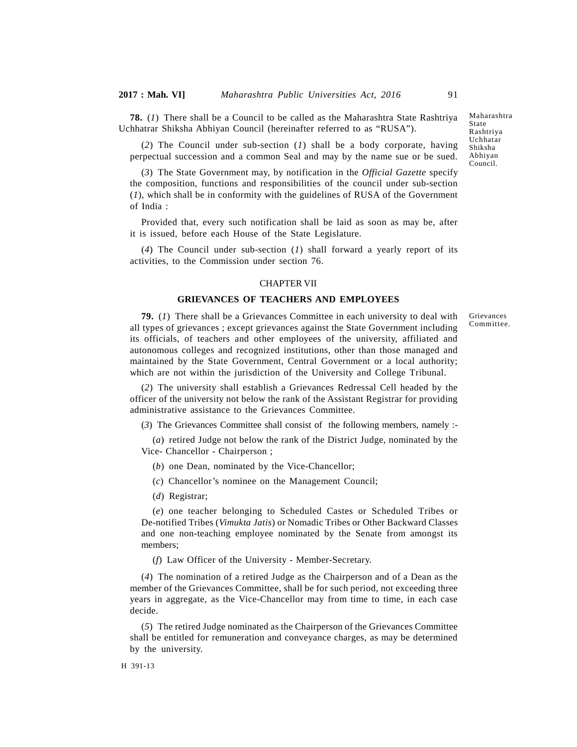**78.** (*1*) There shall be a Council to be called as the Maharashtra State Rashtriya Uchhatrar Shiksha Abhiyan Council (hereinafter referred to as "RUSA").

Maharashtra State Rashtriya Uchhatar Shiksha Abhiyan Council.

(*2*) The Council under sub-section (*1*) shall be a body corporate, having perpectual succession and a common Seal and may by the name sue or be sued.

(*3*) The State Government may, by notification in the *Official Gazette* specify the composition, functions and responsibilities of the council under sub-section (*1*), which shall be in conformity with the guidelines of RUSA of the Government of India :

Provided that, every such notification shall be laid as soon as may be, after it is issued, before each House of the State Legislature.

(*4*) The Council under sub-section (*1*) shall forward a yearly report of its activities, to the Commission under section 76.

## CHAPTER VII

## GRIEVANCES OF TEACHERS AND EMPLOYEES

**79.** (*1*) There shall be a Grievances Committee in each university to deal with all types of grievances ; except grievances against the State Government including its officials, of teachers and other employees of the university, affiliated and autonomous colleges and recognized institutions, other than those managed and maintained by the State Government, Central Government or a local authority; which are not within the jurisdiction of the University and College Tribunal.

Grievances Committee.

(*2*) The university shall establish a Grievances Redressal Cell headed by the officer of the university not below the rank of the Assistant Registrar for providing administrative assistance to the Grievances Committee.

(*3*) The Grievances Committee shall consist of the following members, namely :-

(*a*) retired Judge not below the rank of the District Judge, nominated by the Vice- Chancellor - Chairperson ;

(*b*) one Dean, nominated by the Vice-Chancellor;

(*c*) Chancellor's nominee on the Management Council;

(*d*) Registrar;

(*e*) one teacher belonging to Scheduled Castes or Scheduled Tribes or De-notified Tribes (*Vimukta Jatis*) or Nomadic Tribes or Other Backward Classes and one non-teaching employee nominated by the Senate from amongst its members;

(*f*) Law Officer of the University - Member-Secretary.

(*4*) The nomination of a retired Judge as the Chairperson and of a Dean as the member of the Grievances Committee, shall be for such period, not exceeding three years in aggregate, as the Vice-Chancellor may from time to time, in each case decide.

(*5*) The retired Judge nominated as the Chairperson of the Grievances Committee shall be entitled for remuneration and conveyance charges, as may be determined by the university.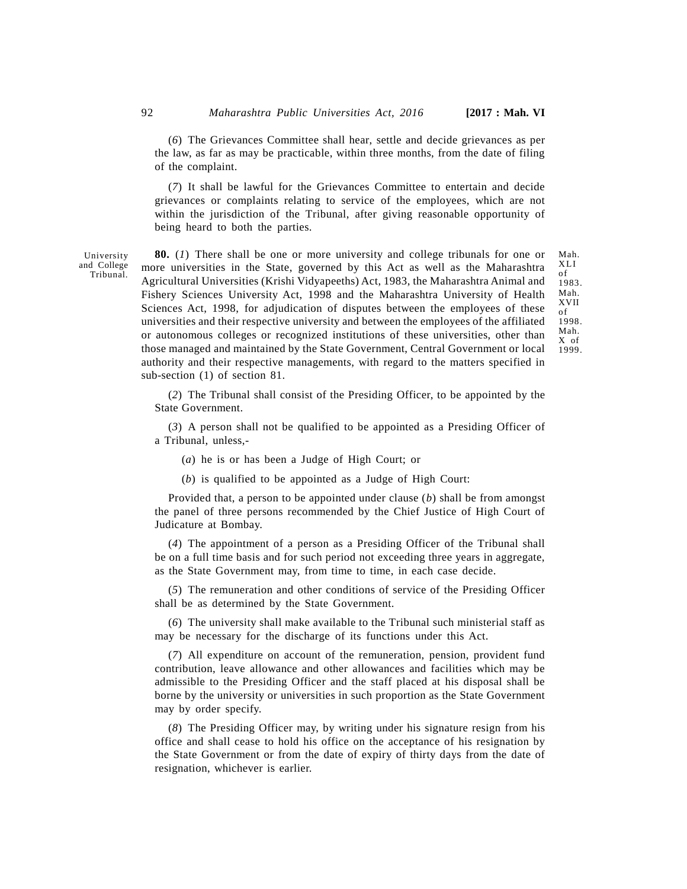(*6*) The Grievances Committee shall hear, settle and decide grievances as per the law, as far as may be practicable, within three months, from the date of filing of the complaint.

(*7*) It shall be lawful for the Grievances Committee to entertain and decide grievances or complaints relating to service of the employees, which are not within the jurisdiction of the Tribunal, after giving reasonable opportunity of being heard to both the parties.

University and College Tribunal.

**80.** (*1*) There shall be one or more university and college tribunals for one or more universities in the State, governed by this Act as well as the Maharashtra Agricultural Universities (Krishi Vidyapeeths) Act, 1983, the Maharashtra Animal and Fishery Sciences University Act, 1998 and the Maharashtra University of Health Sciences Act, 1998, for adjudication of disputes between the employees of these universities and their respective university and between the employees of the affiliated or autonomous colleges or recognized institutions of these universities, other than those managed and maintained by the State Government, Central Government or local authority and their respective managements, with regard to the matters specified in sub-section (1) of section 81.

Mah. XLI of 1983. Mah. XVII of 1998. Mah. X of 1999.

(*2*) The Tribunal shall consist of the Presiding Officer, to be appointed by the State Government.

(*3*) A person shall not be qualified to be appointed as a Presiding Officer of a Tribunal, unless,-

(*a*) he is or has been a Judge of High Court; or

(*b*) is qualified to be appointed as a Judge of High Court:

Provided that, a person to be appointed under clause (*b*) shall be from amongst the panel of three persons recommended by the Chief Justice of High Court of Judicature at Bombay.

(*4*) The appointment of a person as a Presiding Officer of the Tribunal shall be on a full time basis and for such period not exceeding three years in aggregate, as the State Government may, from time to time, in each case decide.

(*5*) The remuneration and other conditions of service of the Presiding Officer shall be as determined by the State Government.

(*6*) The university shall make available to the Tribunal such ministerial staff as may be necessary for the discharge of its functions under this Act.

(*7*) All expenditure on account of the remuneration, pension, provident fund contribution, leave allowance and other allowances and facilities which may be admissible to the Presiding Officer and the staff placed at his disposal shall be borne by the university or universities in such proportion as the State Government may by order specify.

(*8*) The Presiding Officer may, by writing under his signature resign from his office and shall cease to hold his office on the acceptance of his resignation by the State Government or from the date of expiry of thirty days from the date of resignation, whichever is earlier.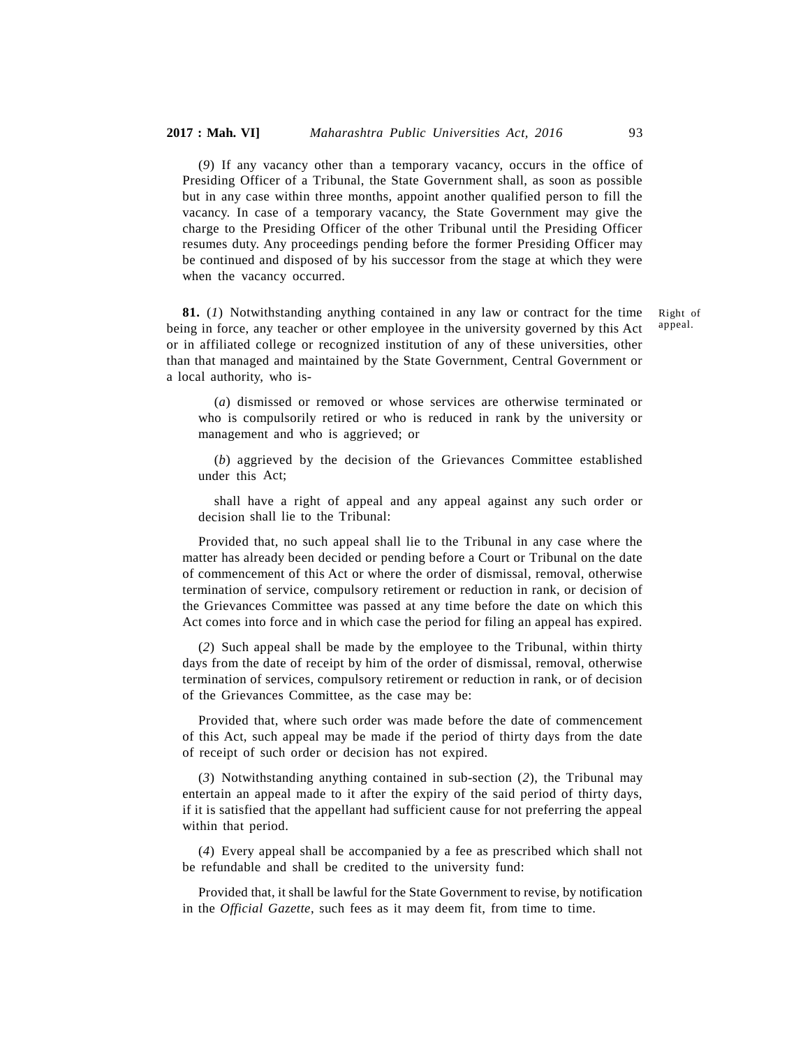(*9*) If any vacancy other than a temporary vacancy, occurs in the office of Presiding Officer of a Tribunal, the State Government shall, as soon as possible but in any case within three months, appoint another qualified person to fill the vacancy. In case of a temporary vacancy, the State Government may give the charge to the Presiding Officer of the other Tribunal until the Presiding Officer resumes duty. Any proceedings pending before the former Presiding Officer may be continued and disposed of by his successor from the stage at which they were when the vacancy occurred.

Right of appeal.

**81.** (*1*) Notwithstanding anything contained in any law or contract for the time being in force, any teacher or other employee in the university governed by this Act or in affiliated college or recognized institution of any of these universities, other than that managed and maintained by the State Government, Central Government or a local authority, who is-

(*a*) dismissed or removed or whose services are otherwise terminated or who is compulsorily retired or who is reduced in rank by the university or management and who is aggrieved; or

(*b*) aggrieved by the decision of the Grievances Committee established under this Act;

shall have a right of appeal and any appeal against any such order or decision shall lie to the Tribunal:

Provided that, no such appeal shall lie to the Tribunal in any case where the matter has already been decided or pending before a Court or Tribunal on the date of commencement of this Act or where the order of dismissal, removal, otherwise termination of service, compulsory retirement or reduction in rank, or decision of the Grievances Committee was passed at any time before the date on which this Act comes into force and in which case the period for filing an appeal has expired.

(*2*) Such appeal shall be made by the employee to the Tribunal, within thirty days from the date of receipt by him of the order of dismissal, removal, otherwise termination of services, compulsory retirement or reduction in rank, or of decision of the Grievances Committee, as the case may be:

Provided that, where such order was made before the date of commencement of this Act, such appeal may be made if the period of thirty days from the date of receipt of such order or decision has not expired.

(*3*) Notwithstanding anything contained in sub-section (*2*), the Tribunal may entertain an appeal made to it after the expiry of the said period of thirty days, if it is satisfied that the appellant had sufficient cause for not preferring the appeal within that period.

(*4*) Every appeal shall be accompanied by a fee as prescribed which shall not be refundable and shall be credited to the university fund:

Provided that, it shall be lawful for the State Government to revise, by notification in the *Official Gazette*, such fees as it may deem fit, from time to time.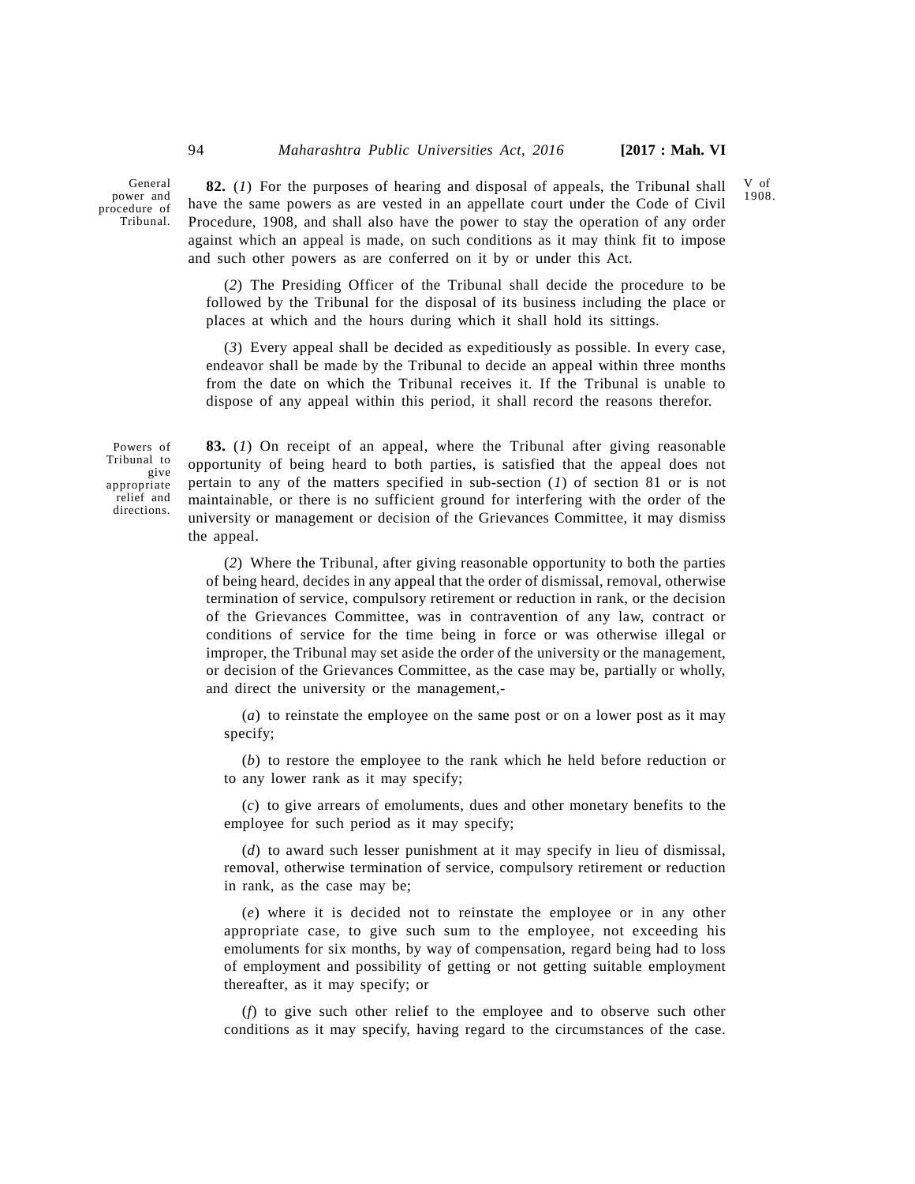General power and procedure of Tribunal.

**82.** (*1*) For the purposes of hearing and disposal of appeals, the Tribunal shall have the same powers as are vested in an appellate court under the Code of Civil Procedure, 1908, and shall also have the power to stay the operation of any order against which an appeal is made, on such conditions as it may think fit to impose and such other powers as are conferred on it by or under this Act.

V of 1908.

(*2*) The Presiding Officer of the Tribunal shall decide the procedure to be followed by the Tribunal for the disposal of its business including the place or places at which and the hours during which it shall hold its sittings.

(*3*) Every appeal shall be decided as expeditiously as possible. In every case, endeavor shall be made by the Tribunal to decide an appeal within three months from the date on which the Tribunal receives it. If the Tribunal is unable to dispose of any appeal within this period, it shall record the reasons therefor.

Powers of Tribunal to give appropriate relief and directions.

**83.** (*1*) On receipt of an appeal, where the Tribunal after giving reasonable opportunity of being heard to both parties, is satisfied that the appeal does not pertain to any of the matters specified in sub-section (*1*) of section 81 or is not maintainable, or there is no sufficient ground for interfering with the order of the university or management or decision of the Grievances Committee, it may dismiss the appeal.

(*2*) Where the Tribunal, after giving reasonable opportunity to both the parties of being heard, decides in any appeal that the order of dismissal, removal, otherwise termination of service, compulsory retirement or reduction in rank, or the decision of the Grievances Committee, was in contravention of any law, contract or conditions of service for the time being in force or was otherwise illegal or improper, the Tribunal may set aside the order of the university or the management, or decision of the Grievances Committee, as the case may be, partially or wholly, and direct the university or the management,-

(*a*) to reinstate the employee on the same post or on a lower post as it may specify;

(*b*) to restore the employee to the rank which he held before reduction or to any lower rank as it may specify;

(*c*) to give arrears of emoluments, dues and other monetary benefits to the employee for such period as it may specify;

(*d*) to award such lesser punishment at it may specify in lieu of dismissal, removal, otherwise termination of service, compulsory retirement or reduction in rank, as the case may be;

(*e*) where it is decided not to reinstate the employee or in any other appropriate case, to give such sum to the employee, not exceeding his emoluments for six months, by way of compensation, regard being had to loss of employment and possibility of getting or not getting suitable employment thereafter, as it may specify; or

(*f*) to give such other relief to the employee and to observe such other conditions as it may specify, having regard to the circumstances of the case.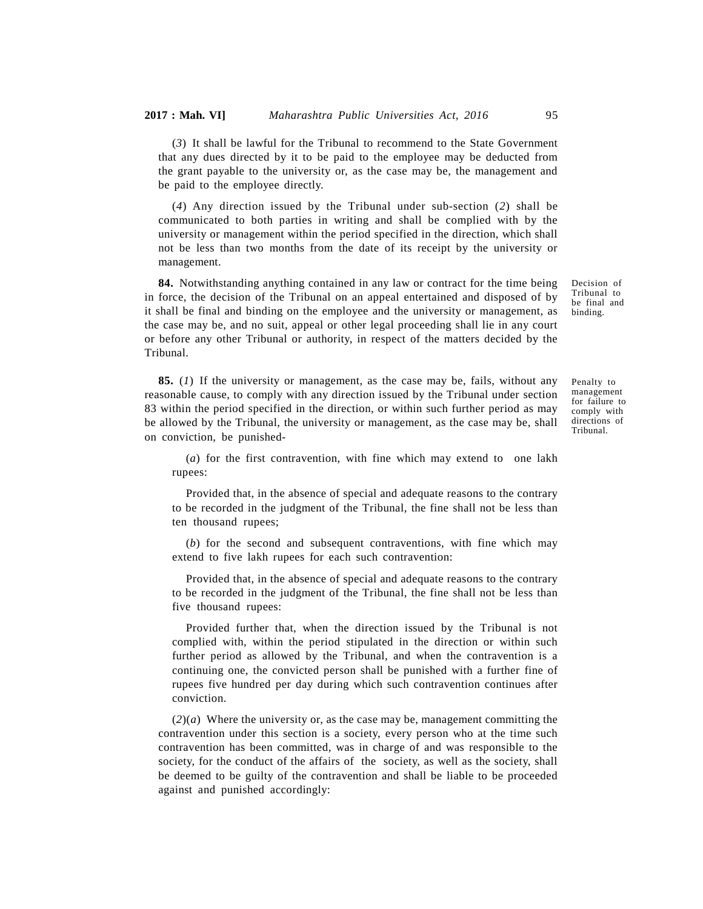(*3*) It shall be lawful for the Tribunal to recommend to the State Government that any dues directed by it to be paid to the employee may be deducted from the grant payable to the university or, as the case may be, the management and be paid to the employee directly.

(*4*) Any direction issued by the Tribunal under sub-section (*2*) shall be communicated to both parties in writing and shall be complied with by the university or management within the period specified in the direction, which shall not be less than two months from the date of its receipt by the university or management.

Decision of Tribunal to be final and binding.

**84.** Notwithstanding anything contained in any law or contract for the time being in force, the decision of the Tribunal on an appeal entertained and disposed of by it shall be final and binding on the employee and the university or management, as the case may be, and no suit, appeal or other legal proceeding shall lie in any court or before any other Tribunal or authority, in respect of the matters decided by the Tribunal.

Penalty to management for failure to comply with directions of Tribunal.

**85.** (*1*) If the university or management, as the case may be, fails, without any reasonable cause, to comply with any direction issued by the Tribunal under section 83 within the period specified in the direction, or within such further period as may be allowed by the Tribunal, the university or management, as the case may be, shall on conviction, be punished-

(*a*) for the first contravention, with fine which may extend to one lakh rupees:

Provided that, in the absence of special and adequate reasons to the contrary to be recorded in the judgment of the Tribunal, the fine shall not be less than ten thousand rupees;

(*b*) for the second and subsequent contraventions, with fine which may extend to five lakh rupees for each such contravention:

Provided that, in the absence of special and adequate reasons to the contrary to be recorded in the judgment of the Tribunal, the fine shall not be less than five thousand rupees:

Provided further that, when the direction issued by the Tribunal is not complied with, within the period stipulated in the direction or within such further period as allowed by the Tribunal, and when the contravention is a continuing one, the convicted person shall be punished with a further fine of rupees five hundred per day during which such contravention continues after conviction.

(*2*)(*a*) Where the university or, as the case may be, management committing the contravention under this section is a society, every person who at the time such contravention has been committed, was in charge of and was responsible to the society, for the conduct of the affairs of the society, as well as the society, shall be deemed to be guilty of the contravention and shall be liable to be proceeded against and punished accordingly: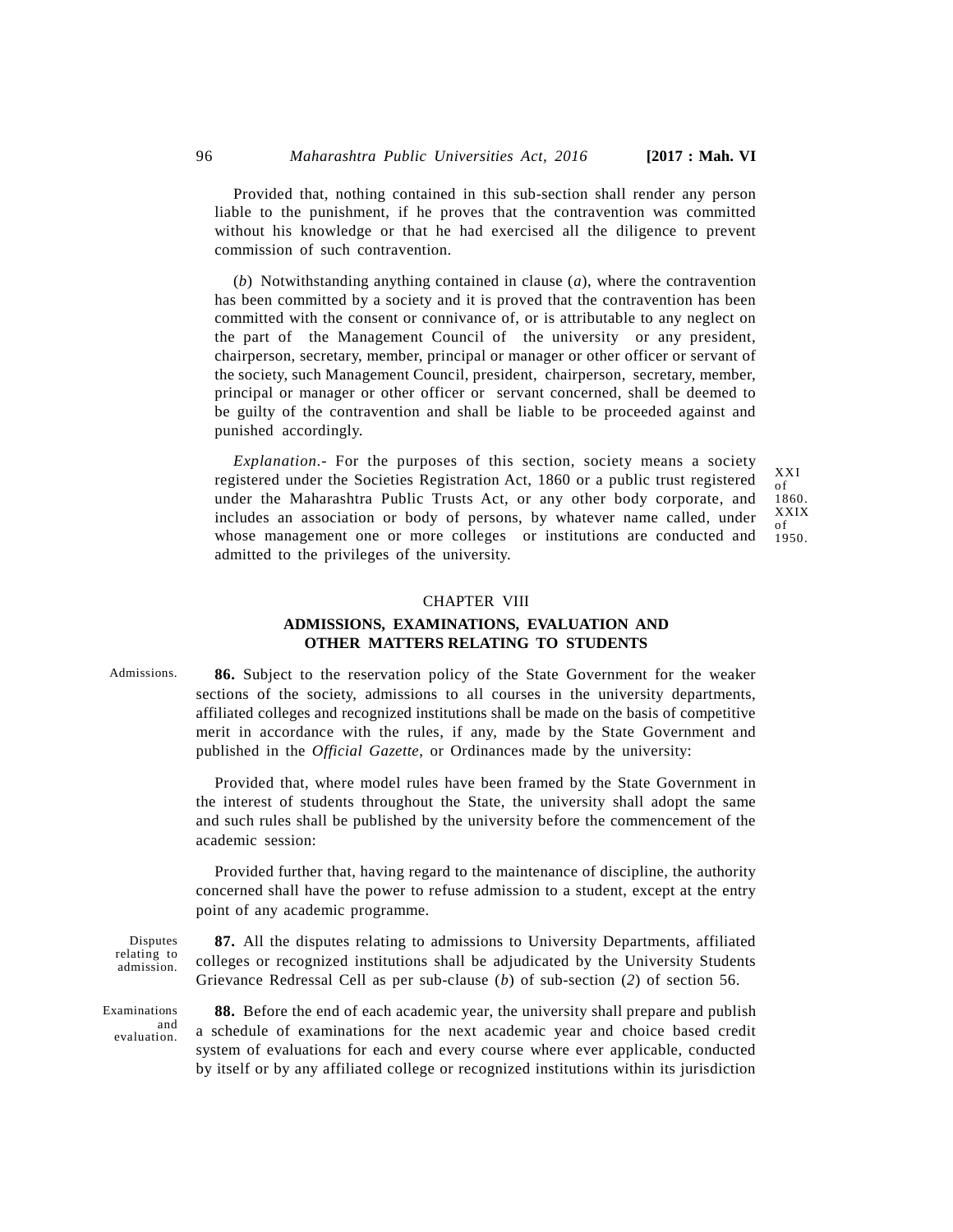Provided that, nothing contained in this sub-section shall render any person liable to the punishment, if he proves that the contravention was committed without his knowledge or that he had exercised all the diligence to prevent commission of such contravention.

(*b*) Notwithstanding anything contained in clause (*a*), where the contravention has been committed by a society and it is proved that the contravention has been committed with the consent or connivance of, or is attributable to any neglect on the part of the Management Council of the university or any president, chairperson, secretary, member, principal or manager or other officer or servant of the society, such Management Council, president, chairperson, secretary, member, principal or manager or other officer or servant concerned, shall be deemed to be guilty of the contravention and shall be liable to be proceeded against and punished accordingly.

*Explanation*.- For the purposes of this section, society means a society registered under the Societies Registration Act, 1860 or a public trust registered under the Maharashtra Public Trusts Act, or any other body corporate, and includes an association or body of persons, by whatever name called, under whose management one or more colleges or institutions are conducted and admitted to the privileges of the university.

XXI of 1860.
XXIX of 1950.

## CHAPTER VIII

## ADMISSIONS, EXAMINATIONS, EVALUATION AND OTHER MATTERS RELATING TO STUDENTS

Admissions.

**86.** Subject to the reservation policy of the State Government for the weaker sections of the society, admissions to all courses in the university departments, affiliated colleges and recognized institutions shall be made on the basis of competitive merit in accordance with the rules, if any, made by the State Government and published in the *Official Gazette*, or Ordinances made by the university:

Provided that, where model rules have been framed by the State Government in the interest of students throughout the State, the university shall adopt the same and such rules shall be published by the university before the commencement of the academic session:

Provided further that, having regard to the maintenance of discipline, the authority concerned shall have the power to refuse admission to a student, except at the entry point of any academic programme.

Disputes relating to admission.

**87.** All the disputes relating to admissions to University Departments, affiliated colleges or recognized institutions shall be adjudicated by the University Students Grievance Redressal Cell as per sub-clause (*b*) of sub-section (*2*) of section 56.

Examinations and evaluation.

**88.** Before the end of each academic year, the university shall prepare and publish a schedule of examinations for the next academic year and choice based credit system of evaluations for each and every course where ever applicable, conducted by itself or by any affiliated college or recognized institutions within its jurisdiction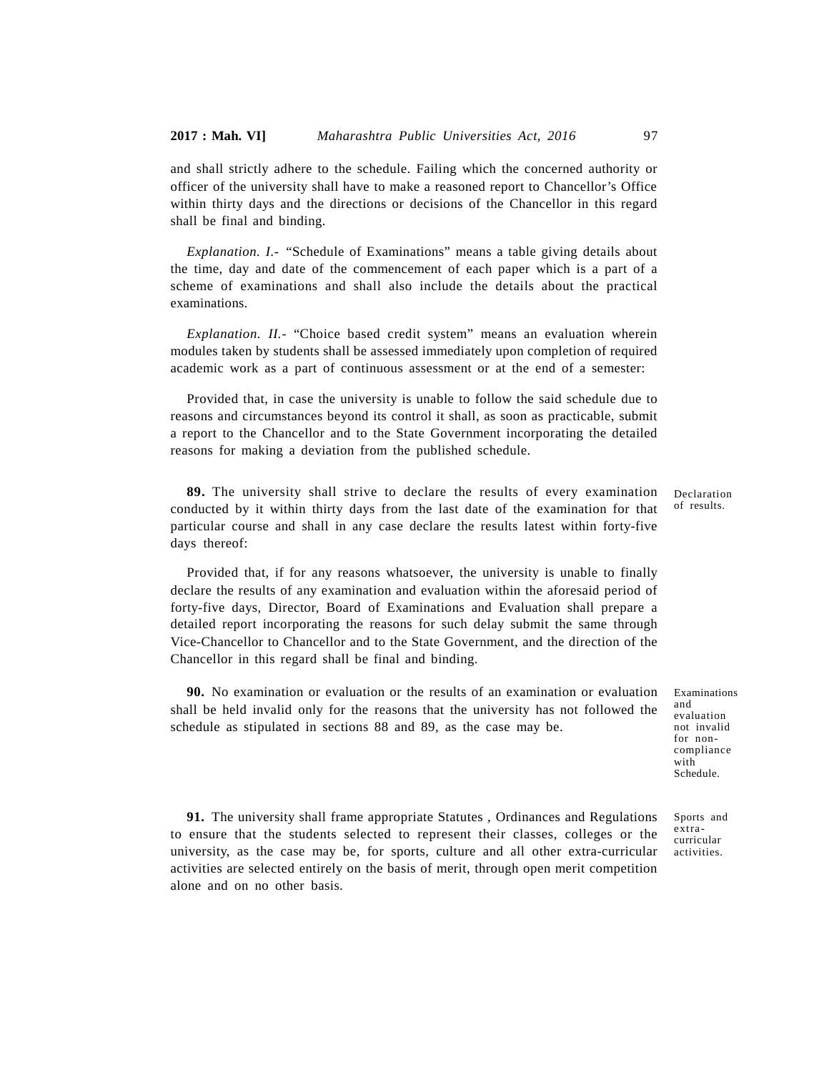and shall strictly adhere to the schedule. Failing which the concerned authority or officer of the university shall have to make a reasoned report to Chancellor's Office within thirty days and the directions or decisions of the Chancellor in this regard shall be final and binding.

*Explanation. I.*- "Schedule of Examinations" means a table giving details about the time, day and date of the commencement of each paper which is a part of a scheme of examinations and shall also include the details about the practical examinations.

*Explanation. II.*- "Choice based credit system" means an evaluation wherein modules taken by students shall be assessed immediately upon completion of required academic work as a part of continuous assessment or at the end of a semester:

Provided that, in case the university is unable to follow the said schedule due to reasons and circumstances beyond its control it shall, as soon as practicable, submit a report to the Chancellor and to the State Government incorporating the detailed reasons for making a deviation from the published schedule.

Declaration of results.

**89.** The university shall strive to declare the results of every examination conducted by it within thirty days from the last date of the examination for that particular course and shall in any case declare the results latest within forty-five days thereof:

Provided that, if for any reasons whatsoever, the university is unable to finally declare the results of any examination and evaluation within the aforesaid period of forty-five days, Director, Board of Examinations and Evaluation shall prepare a detailed report incorporating the reasons for such delay submit the same through Vice-Chancellor to Chancellor and to the State Government, and the direction of the Chancellor in this regard shall be final and binding.

Examinations and evaluation not invalid for non-compliance with Schedule.

**90.** No examination or evaluation or the results of an examination or evaluation shall be held invalid only for the reasons that the university has not followed the schedule as stipulated in sections 88 and 89, as the case may be.

Sports and extra-curricular activities.

**91.** The university shall frame appropriate Statutes , Ordinances and Regulations to ensure that the students selected to represent their classes, colleges or the university, as the case may be, for sports, culture and all other extra-curricular activities are selected entirely on the basis of merit, through open merit competition alone and on no other basis.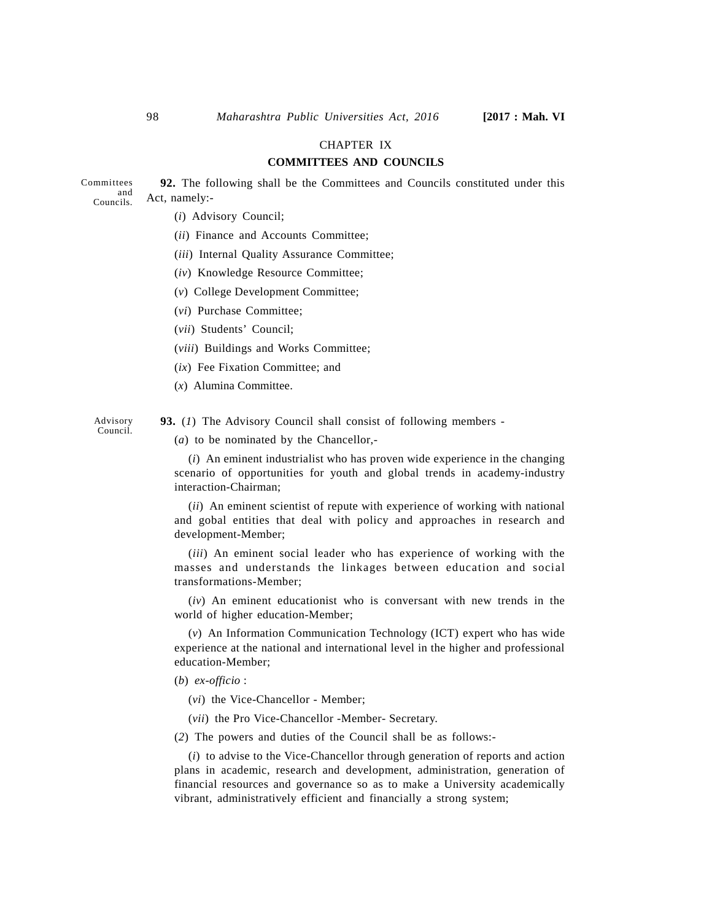## CHAPTER IX

## COMMITTEES AND COUNCILS

Committees and Councils.

**92.** The following shall be the Committees and Councils constituted under this Act, namely:-

(*i*) Advisory Council;

(*ii*) Finance and Accounts Committee;

(*iii*) Internal Quality Assurance Committee;

(*iv*) Knowledge Resource Committee;

(*v*) College Development Committee;

(*vi*) Purchase Committee;

(*vii*) Students' Council;

(*viii*) Buildings and Works Committee;

(*ix*) Fee Fixation Committee; and

(*x*) Alumina Committee.

Advisory Council.

**93.** (*1*) The Advisory Council shall consist of following members -

(*a*) to be nominated by the Chancellor,-

(*i*) An eminent industrialist who has proven wide experience in the changing scenario of opportunities for youth and global trends in academy-industry interaction-Chairman;

(*ii*) An eminent scientist of repute with experience of working with national and gobal entities that deal with policy and approaches in research and development-Member;

(*iii*) An eminent social leader who has experience of working with the masses and understands the linkages between education and social transformations-Member;

(*iv*) An eminent educationist who is conversant with new trends in the world of higher education-Member;

(*v*) An Information Communication Technology (ICT) expert who has wide experience at the national and international level in the higher and professional education-Member;

(*b*) *ex-officio* :

(*vi*) the Vice-Chancellor - Member;

(*vii*) the Pro Vice-Chancellor -Member- Secretary.

(*2*) The powers and duties of the Council shall be as follows:-

(*i*) to advise to the Vice-Chancellor through generation of reports and action plans in academic, research and development, administration, generation of financial resources and governance so as to make a University academically vibrant, administratively efficient and financially a strong system;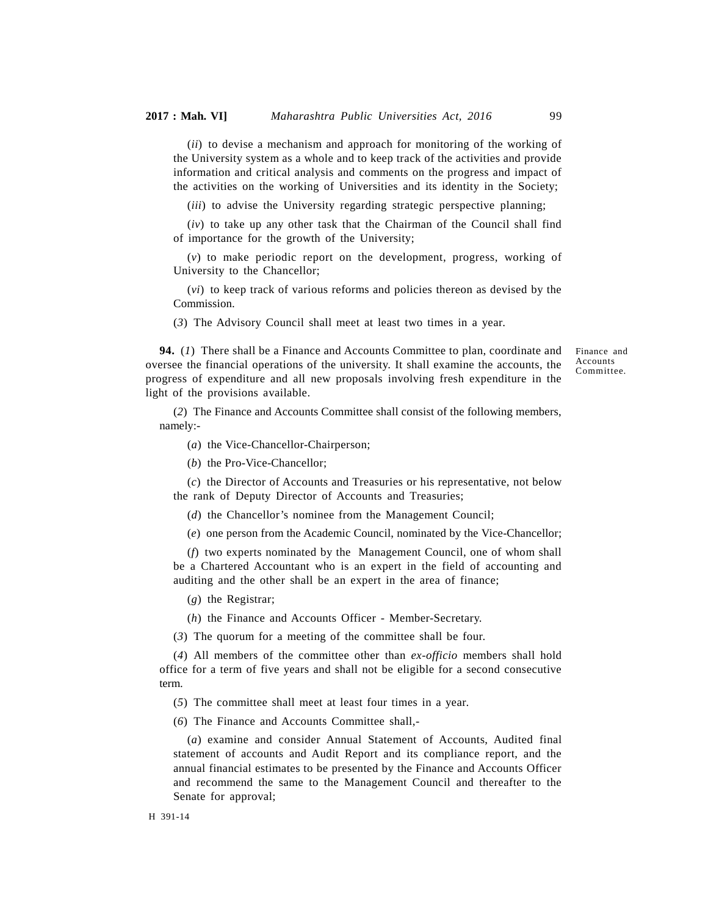(*ii*) to devise a mechanism and approach for monitoring of the working of the University system as a whole and to keep track of the activities and provide information and critical analysis and comments on the progress and impact of the activities on the working of Universities and its identity in the Society;

(*iii*) to advise the University regarding strategic perspective planning;

(*iv*) to take up any other task that the Chairman of the Council shall find of importance for the growth of the University;

(*v*) to make periodic report on the development, progress, working of University to the Chancellor;

(*vi*) to keep track of various reforms and policies thereon as devised by the Commission.

(*3*) The Advisory Council shall meet at least two times in a year.

Finance and Accounts Committee.

**94.** (*1*) There shall be a Finance and Accounts Committee to plan, coordinate and oversee the financial operations of the university. It shall examine the accounts, the progress of expenditure and all new proposals involving fresh expenditure in the light of the provisions available.

(*2*) The Finance and Accounts Committee shall consist of the following members, namely:-

(*a*) the Vice-Chancellor-Chairperson;

(*b*) the Pro-Vice-Chancellor;

(*c*) the Director of Accounts and Treasuries or his representative, not below the rank of Deputy Director of Accounts and Treasuries;

(*d*) the Chancellor's nominee from the Management Council;

(*e*) one person from the Academic Council, nominated by the Vice-Chancellor;

(*f*) two experts nominated by the Management Council, one of whom shall be a Chartered Accountant who is an expert in the field of accounting and auditing and the other shall be an expert in the area of finance;

(*g*) the Registrar;

(*h*) the Finance and Accounts Officer - Member-Secretary.

(*3*) The quorum for a meeting of the committee shall be four.

(*4*) All members of the committee other than *ex-officio* members shall hold office for a term of five years and shall not be eligible for a second consecutive term.

(*5*) The committee shall meet at least four times in a year.

(*6*) The Finance and Accounts Committee shall,-

(*a*) examine and consider Annual Statement of Accounts, Audited final statement of accounts and Audit Report and its compliance report, and the annual financial estimates to be presented by the Finance and Accounts Officer and recommend the same to the Management Council and thereafter to the Senate for approval;

H 391-14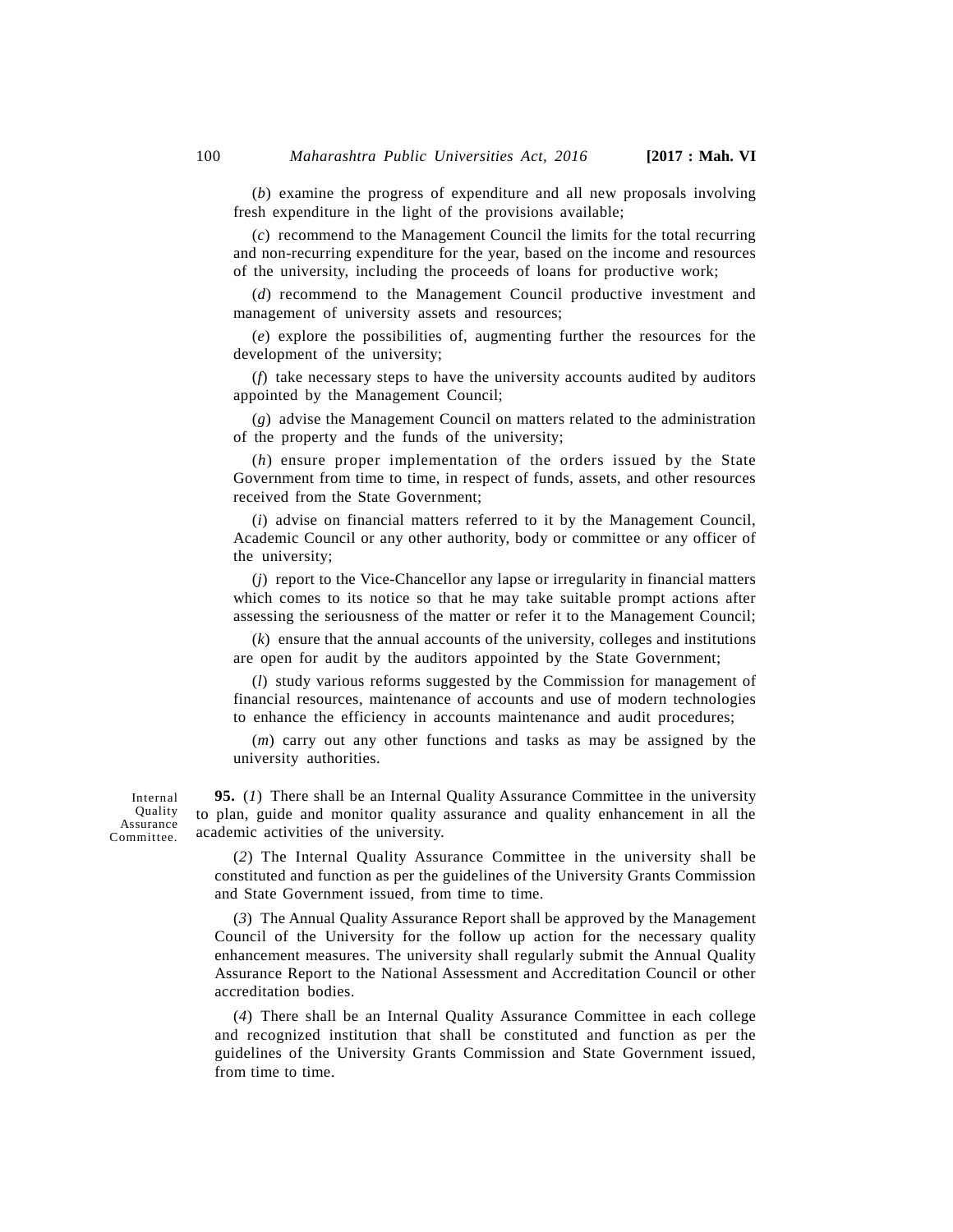(*b*) examine the progress of expenditure and all new proposals involving fresh expenditure in the light of the provisions available;

(*c*) recommend to the Management Council the limits for the total recurring and non-recurring expenditure for the year, based on the income and resources of the university, including the proceeds of loans for productive work;

(*d*) recommend to the Management Council productive investment and management of university assets and resources;

(*e*) explore the possibilities of, augmenting further the resources for the development of the university;

(*f*) take necessary steps to have the university accounts audited by auditors appointed by the Management Council;

(*g*) advise the Management Council on matters related to the administration of the property and the funds of the university;

(*h*) ensure proper implementation of the orders issued by the State Government from time to time, in respect of funds, assets, and other resources received from the State Government;

(*i*) advise on financial matters referred to it by the Management Council, Academic Council or any other authority, body or committee or any officer of the university;

(*j*) report to the Vice-Chancellor any lapse or irregularity in financial matters which comes to its notice so that he may take suitable prompt actions after assessing the seriousness of the matter or refer it to the Management Council;

(*k*) ensure that the annual accounts of the university, colleges and institutions are open for audit by the auditors appointed by the State Government;

(*l*) study various reforms suggested by the Commission for management of financial resources, maintenance of accounts and use of modern technologies to enhance the efficiency in accounts maintenance and audit procedures;

(*m*) carry out any other functions and tasks as may be assigned by the university authorities.

Internal Quality Assurance Committee.

**95.** (*1*) There shall be an Internal Quality Assurance Committee in the university to plan, guide and monitor quality assurance and quality enhancement in all the academic activities of the university.

(*2*) The Internal Quality Assurance Committee in the university shall be constituted and function as per the guidelines of the University Grants Commission and State Government issued, from time to time.

(*3*) The Annual Quality Assurance Report shall be approved by the Management Council of the University for the follow up action for the necessary quality enhancement measures. The university shall regularly submit the Annual Quality Assurance Report to the National Assessment and Accreditation Council or other accreditation bodies.

(*4*) There shall be an Internal Quality Assurance Committee in each college and recognized institution that shall be constituted and function as per the guidelines of the University Grants Commission and State Government issued, from time to time.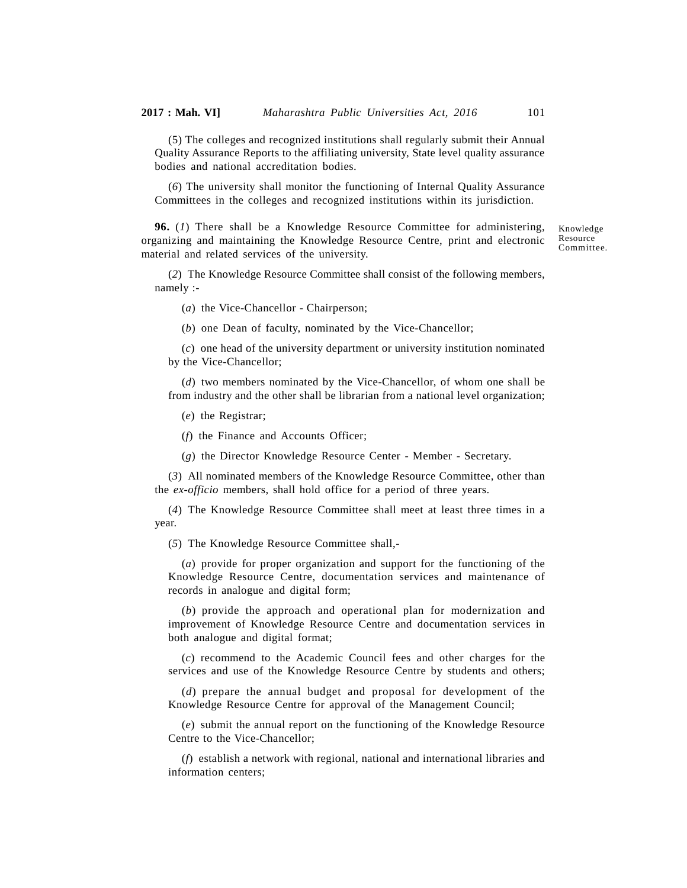(5) The colleges and recognized institutions shall regularly submit their Annual Quality Assurance Reports to the affiliating university, State level quality assurance bodies and national accreditation bodies.

(*6*) The university shall monitor the functioning of Internal Quality Assurance Committees in the colleges and recognized institutions within its jurisdiction.

Knowledge Resource Committee.

**96.** (*1*) There shall be a Knowledge Resource Committee for administering, organizing and maintaining the Knowledge Resource Centre, print and electronic material and related services of the university.

(*2*) The Knowledge Resource Committee shall consist of the following members, namely :-

(*a*) the Vice-Chancellor - Chairperson;

(*b*) one Dean of faculty, nominated by the Vice-Chancellor;

(*c*) one head of the university department or university institution nominated by the Vice-Chancellor;

(*d*) two members nominated by the Vice-Chancellor, of whom one shall be from industry and the other shall be librarian from a national level organization;

(*e*) the Registrar;

(*f*) the Finance and Accounts Officer;

(*g*) the Director Knowledge Resource Center - Member - Secretary.

(*3*) All nominated members of the Knowledge Resource Committee, other than the *ex-officio* members, shall hold office for a period of three years.

(*4*) The Knowledge Resource Committee shall meet at least three times in a year.

(*5*) The Knowledge Resource Committee shall,-

(*a*) provide for proper organization and support for the functioning of the Knowledge Resource Centre, documentation services and maintenance of records in analogue and digital form;

(*b*) provide the approach and operational plan for modernization and improvement of Knowledge Resource Centre and documentation services in both analogue and digital format;

(*c*) recommend to the Academic Council fees and other charges for the services and use of the Knowledge Resource Centre by students and others;

(*d*) prepare the annual budget and proposal for development of the Knowledge Resource Centre for approval of the Management Council;

(*e*) submit the annual report on the functioning of the Knowledge Resource Centre to the Vice-Chancellor;

(*f*) establish a network with regional, national and international libraries and information centers;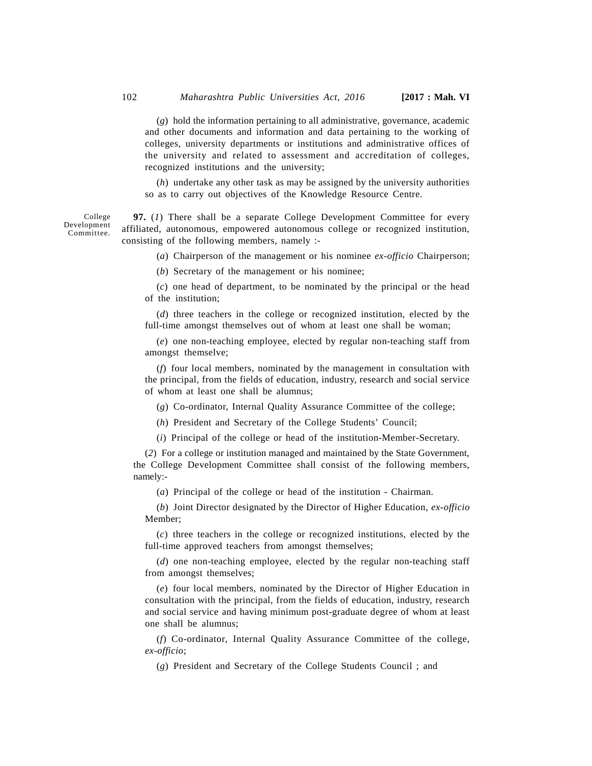(*g*) hold the information pertaining to all administrative, governance, academic and other documents and information and data pertaining to the working of colleges, university departments or institutions and administrative offices of the university and related to assessment and accreditation of colleges, recognized institutions and the university;

(*h*) undertake any other task as may be assigned by the university authorities so as to carry out objectives of the Knowledge Resource Centre.

College Development Committee.

**97.** (*1*) There shall be a separate College Development Committee for every affiliated, autonomous, empowered autonomous college or recognized institution, consisting of the following members, namely :-

(*a*) Chairperson of the management or his nominee *ex-officio* Chairperson;

(*b*) Secretary of the management or his nominee;

(*c*) one head of department, to be nominated by the principal or the head of the institution;

(*d*) three teachers in the college or recognized institution, elected by the full-time amongst themselves out of whom at least one shall be woman;

(*e*) one non-teaching employee, elected by regular non-teaching staff from amongst themselve;

(*f*) four local members, nominated by the management in consultation with the principal, from the fields of education, industry, research and social service of whom at least one shall be alumnus;

(*g*) Co-ordinator, Internal Quality Assurance Committee of the college;

(*h*) President and Secretary of the College Students' Council;

(*i*) Principal of the college or head of the institution-Member-Secretary.

(*2*) For a college or institution managed and maintained by the State Government, the College Development Committee shall consist of the following members, namely:-

(*a*) Principal of the college or head of the institution - Chairman.

(*b*) Joint Director designated by the Director of Higher Education, *ex-officio* Member;

(*c*) three teachers in the college or recognized institutions, elected by the full-time approved teachers from amongst themselves;

(*d*) one non-teaching employee, elected by the regular non-teaching staff from amongst themselves;

(*e*) four local members, nominated by the Director of Higher Education in consultation with the principal, from the fields of education, industry, research and social service and having minimum post-graduate degree of whom at least one shall be alumnus;

(*f*) Co-ordinator, Internal Quality Assurance Committee of the college, *ex-officio*;

(*g*) President and Secretary of the College Students Council ; and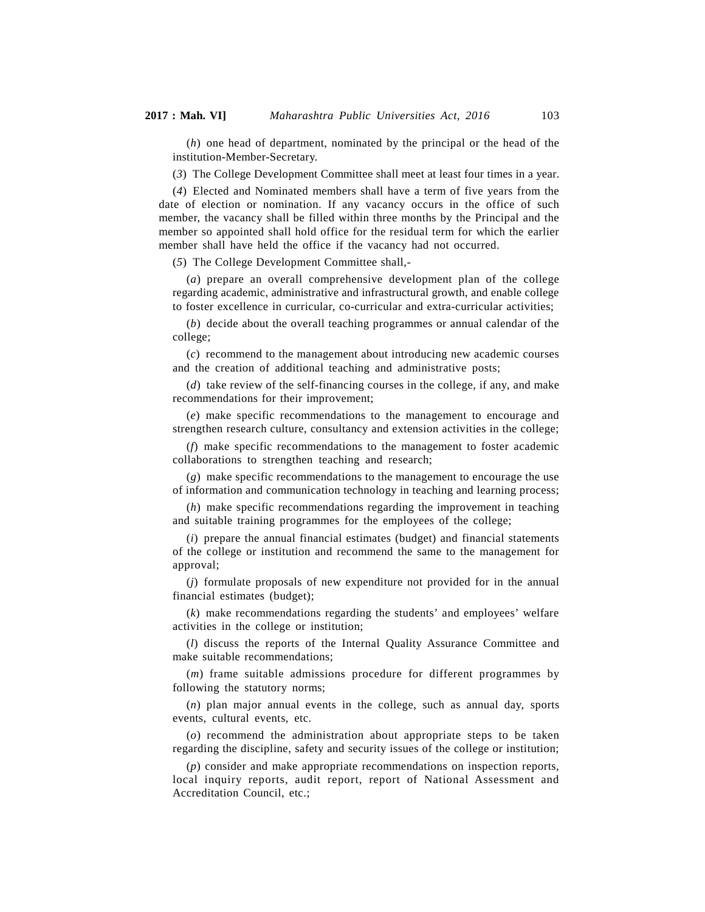(*h*) one head of department, nominated by the principal or the head of the institution-Member-Secretary.

(*3*) The College Development Committee shall meet at least four times in a year.

(*4*) Elected and Nominated members shall have a term of five years from the date of election or nomination. If any vacancy occurs in the office of such member, the vacancy shall be filled within three months by the Principal and the member so appointed shall hold office for the residual term for which the earlier member shall have held the office if the vacancy had not occurred.

(*5*) The College Development Committee shall,-

(*a*) prepare an overall comprehensive development plan of the college regarding academic, administrative and infrastructural growth, and enable college to foster excellence in curricular, co-curricular and extra-curricular activities;

(*b*) decide about the overall teaching programmes or annual calendar of the college;

(*c*) recommend to the management about introducing new academic courses and the creation of additional teaching and administrative posts;

(*d*) take review of the self-financing courses in the college, if any, and make recommendations for their improvement;

(*e*) make specific recommendations to the management to encourage and strengthen research culture, consultancy and extension activities in the college;

(*f*) make specific recommendations to the management to foster academic collaborations to strengthen teaching and research;

(*g*) make specific recommendations to the management to encourage the use of information and communication technology in teaching and learning process;

(*h*) make specific recommendations regarding the improvement in teaching and suitable training programmes for the employees of the college;

(*i*) prepare the annual financial estimates (budget) and financial statements of the college or institution and recommend the same to the management for approval;

(*j*) formulate proposals of new expenditure not provided for in the annual financial estimates (budget);

(*k*) make recommendations regarding the students' and employees' welfare activities in the college or institution;

(*l*) discuss the reports of the Internal Quality Assurance Committee and make suitable recommendations;

(*m*) frame suitable admissions procedure for different programmes by following the statutory norms;

(*n*) plan major annual events in the college, such as annual day, sports events, cultural events, etc.

(*o*) recommend the administration about appropriate steps to be taken regarding the discipline, safety and security issues of the college or institution;

(*p*) consider and make appropriate recommendations on inspection reports, local inquiry reports, audit report, report of National Assessment and Accreditation Council, etc.;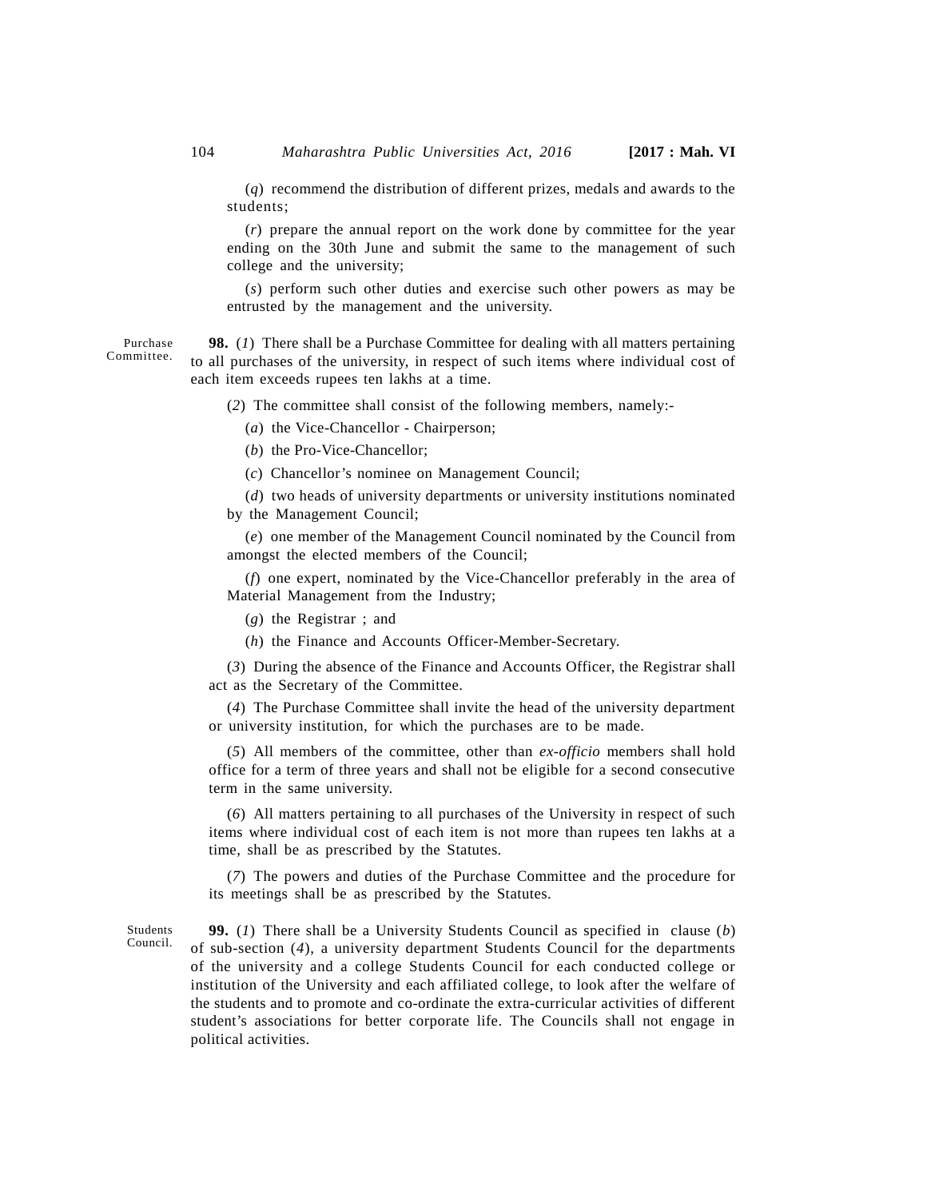(*q*) recommend the distribution of different prizes, medals and awards to the students;

(*r*) prepare the annual report on the work done by committee for the year ending on the 30th June and submit the same to the management of such college and the university;

(*s*) perform such other duties and exercise such other powers as may be entrusted by the management and the university.

Purchase Committee.

**98.** (*1*) There shall be a Purchase Committee for dealing with all matters pertaining to all purchases of the university, in respect of such items where individual cost of each item exceeds rupees ten lakhs at a time.

(*2*) The committee shall consist of the following members, namely:-

(*a*) the Vice-Chancellor - Chairperson;

(*b*) the Pro-Vice-Chancellor;

(*c*) Chancellor's nominee on Management Council;

(*d*) two heads of university departments or university institutions nominated by the Management Council;

(*e*) one member of the Management Council nominated by the Council from amongst the elected members of the Council;

(*f*) one expert, nominated by the Vice-Chancellor preferably in the area of Material Management from the Industry;

(*g*) the Registrar ; and

(*h*) the Finance and Accounts Officer-Member-Secretary.

(*3*) During the absence of the Finance and Accounts Officer, the Registrar shall act as the Secretary of the Committee.

(*4*) The Purchase Committee shall invite the head of the university department or university institution, for which the purchases are to be made.

(*5*) All members of the committee, other than *ex-officio* members shall hold office for a term of three years and shall not be eligible for a second consecutive term in the same university.

(*6*) All matters pertaining to all purchases of the University in respect of such items where individual cost of each item is not more than rupees ten lakhs at a time, shall be as prescribed by the Statutes.

(*7*) The powers and duties of the Purchase Committee and the procedure for its meetings shall be as prescribed by the Statutes.

Students Council.

**99.** (*1*) There shall be a University Students Council as specified in clause (*b*) of sub-section (*4*), a university department Students Council for the departments of the university and a college Students Council for each conducted college or institution of the University and each affiliated college, to look after the welfare of the students and to promote and co-ordinate the extra-curricular activities of different student's associations for better corporate life. The Councils shall not engage in political activities.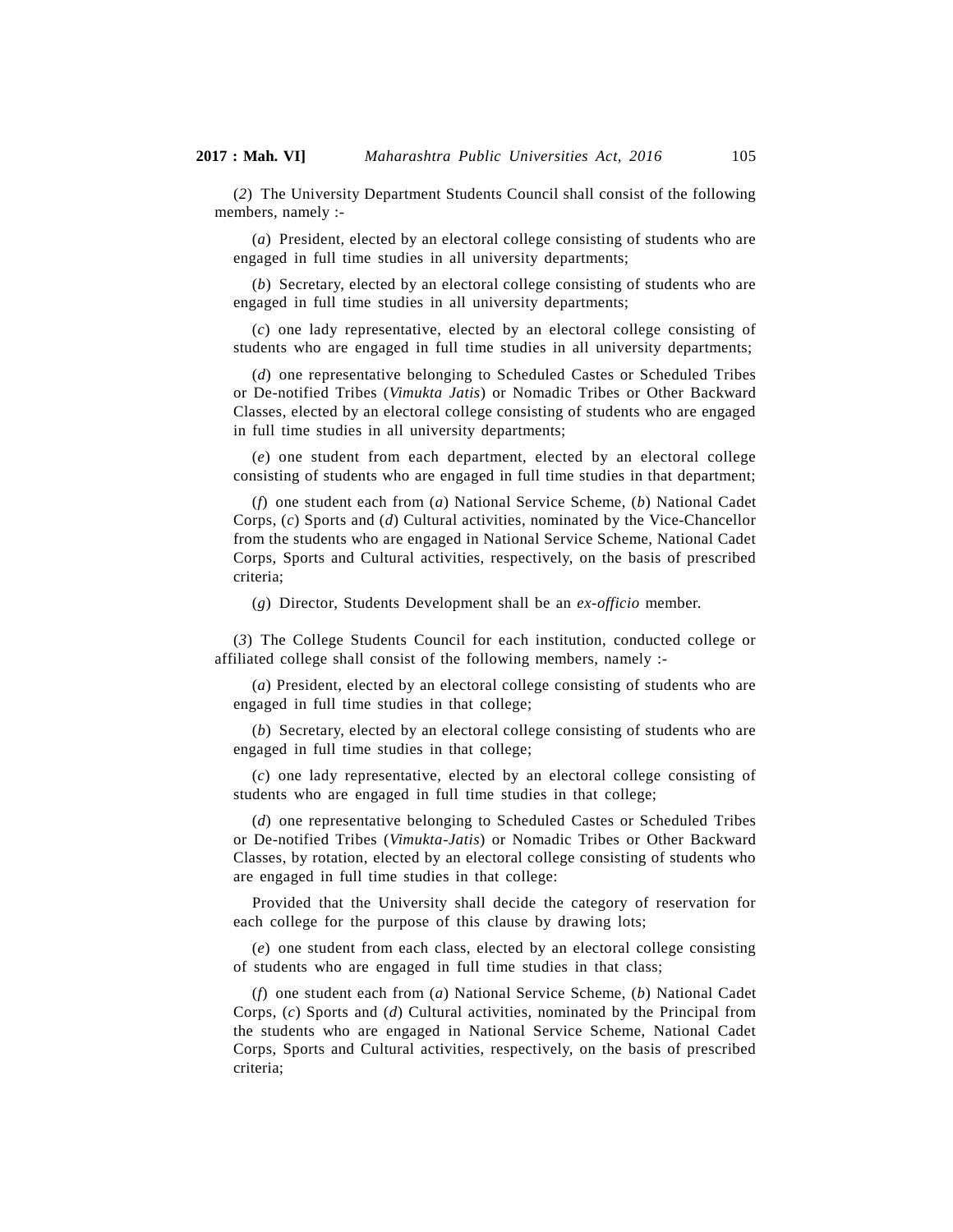(*2*) The University Department Students Council shall consist of the following members, namely :-

(*a*) President, elected by an electoral college consisting of students who are engaged in full time studies in all university departments;

(*b*) Secretary, elected by an electoral college consisting of students who are engaged in full time studies in all university departments;

(*c*) one lady representative, elected by an electoral college consisting of students who are engaged in full time studies in all university departments;

(*d*) one representative belonging to Scheduled Castes or Scheduled Tribes or De-notified Tribes (*Vimukta Jatis*) or Nomadic Tribes or Other Backward Classes, elected by an electoral college consisting of students who are engaged in full time studies in all university departments;

(*e*) one student from each department, elected by an electoral college consisting of students who are engaged in full time studies in that department;

(*f*) one student each from (*a*) National Service Scheme, (*b*) National Cadet Corps, (*c*) Sports and (*d*) Cultural activities, nominated by the Vice-Chancellor from the students who are engaged in National Service Scheme, National Cadet Corps, Sports and Cultural activities, respectively, on the basis of prescribed criteria;

(*g*) Director, Students Development shall be an *ex-officio* member.

(*3*) The College Students Council for each institution, conducted college or affiliated college shall consist of the following members, namely :-

(*a*) President, elected by an electoral college consisting of students who are engaged in full time studies in that college;

(*b*) Secretary, elected by an electoral college consisting of students who are engaged in full time studies in that college;

(*c*) one lady representative, elected by an electoral college consisting of students who are engaged in full time studies in that college;

(*d*) one representative belonging to Scheduled Castes or Scheduled Tribes or De-notified Tribes (*Vimukta-Jatis*) or Nomadic Tribes or Other Backward Classes, by rotation, elected by an electoral college consisting of students who are engaged in full time studies in that college:

Provided that the University shall decide the category of reservation for each college for the purpose of this clause by drawing lots;

(*e*) one student from each class, elected by an electoral college consisting of students who are engaged in full time studies in that class;

(*f*) one student each from (*a*) National Service Scheme, (*b*) National Cadet Corps, (*c*) Sports and (*d*) Cultural activities, nominated by the Principal from the students who are engaged in National Service Scheme, National Cadet Corps, Sports and Cultural activities, respectively, on the basis of prescribed criteria;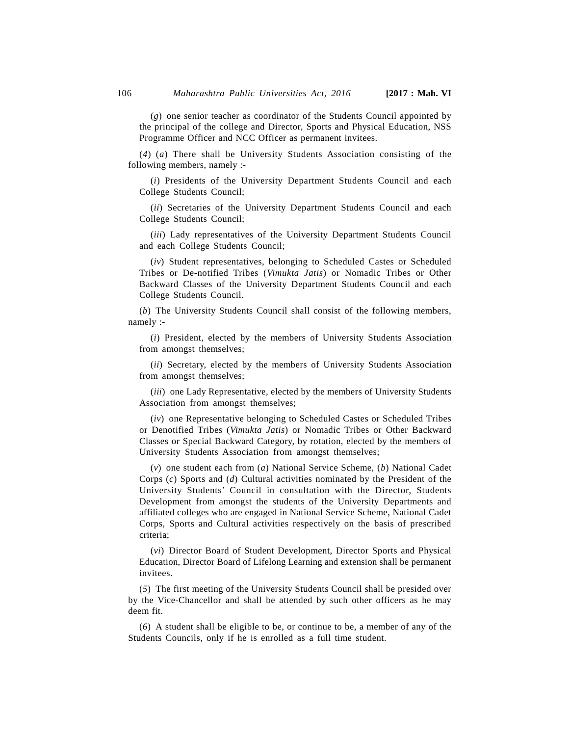(*g*) one senior teacher as coordinator of the Students Council appointed by the principal of the college and Director, Sports and Physical Education, NSS Programme Officer and NCC Officer as permanent invitees.

(*4*) (*a*) There shall be University Students Association consisting of the following members, namely :-

(*i*) Presidents of the University Department Students Council and each College Students Council;

(*ii*) Secretaries of the University Department Students Council and each College Students Council;

(*iii*) Lady representatives of the University Department Students Council and each College Students Council;

(*iv*) Student representatives, belonging to Scheduled Castes or Scheduled Tribes or De-notified Tribes (*Vimukta Jatis*) or Nomadic Tribes or Other Backward Classes of the University Department Students Council and each College Students Council.

(*b*) The University Students Council shall consist of the following members, namely :-

(*i*) President, elected by the members of University Students Association from amongst themselves;

(*ii*) Secretary, elected by the members of University Students Association from amongst themselves;

(*iii*) one Lady Representative, elected by the members of University Students Association from amongst themselves;

(*iv*) one Representative belonging to Scheduled Castes or Scheduled Tribes or Denotified Tribes (*Vimukta Jatis*) or Nomadic Tribes or Other Backward Classes or Special Backward Category, by rotation, elected by the members of University Students Association from amongst themselves;

(*v*) one student each from (*a*) National Service Scheme, (*b*) National Cadet Corps (*c*) Sports and (*d*) Cultural activities nominated by the President of the University Students' Council in consultation with the Director, Students Development from amongst the students of the University Departments and affiliated colleges who are engaged in National Service Scheme, National Cadet Corps, Sports and Cultural activities respectively on the basis of prescribed criteria;

(*vi*) Director Board of Student Development, Director Sports and Physical Education, Director Board of Lifelong Learning and extension shall be permanent invitees.

(*5*) The first meeting of the University Students Council shall be presided over by the Vice-Chancellor and shall be attended by such other officers as he may deem fit.

(*6*) A student shall be eligible to be, or continue to be, a member of any of the Students Councils, only if he is enrolled as a full time student.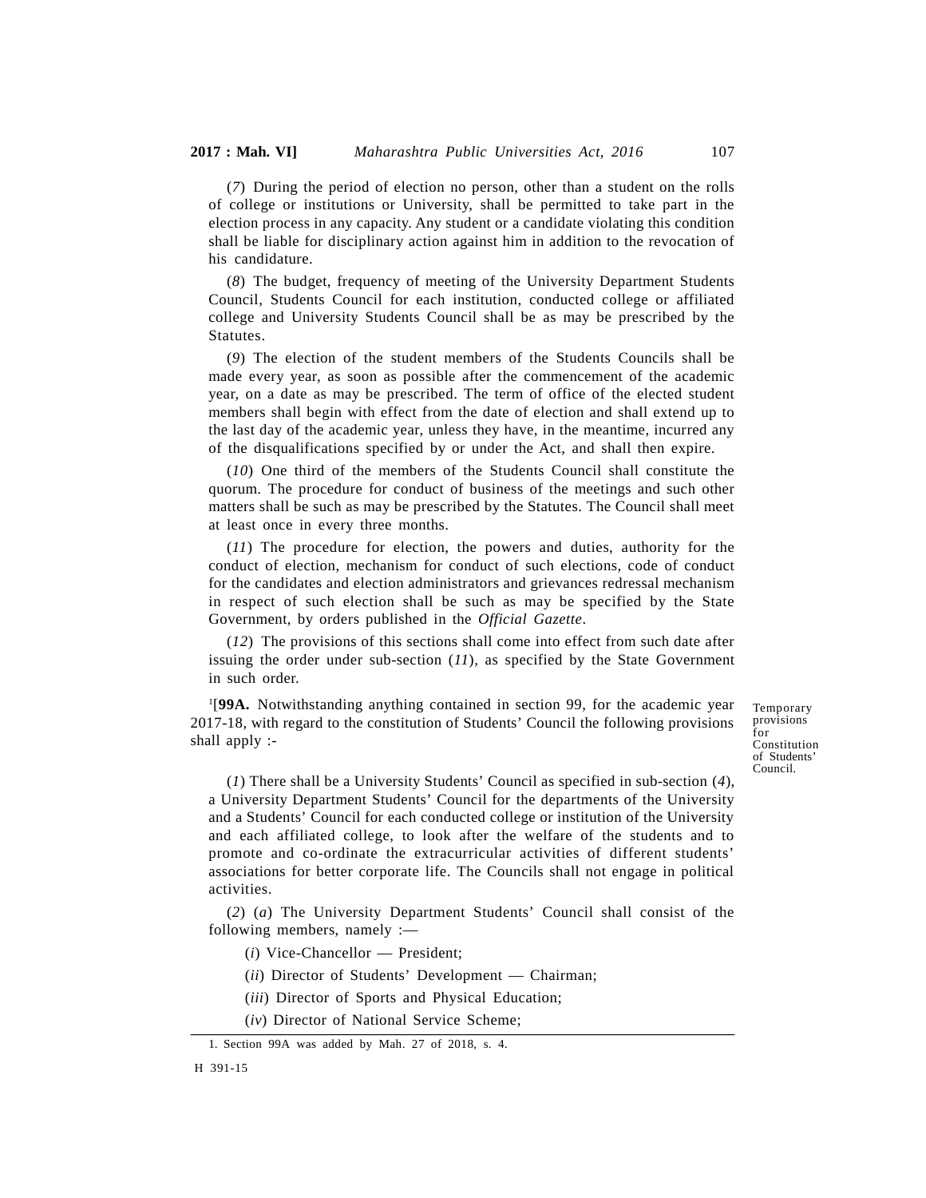(*7*) During the period of election no person, other than a student on the rolls of college or institutions or University, shall be permitted to take part in the election process in any capacity. Any student or a candidate violating this condition shall be liable for disciplinary action against him in addition to the revocation of his candidature.

(*8*) The budget, frequency of meeting of the University Department Students Council, Students Council for each institution, conducted college or affiliated college and University Students Council shall be as may be prescribed by the Statutes.

(*9*) The election of the student members of the Students Councils shall be made every year, as soon as possible after the commencement of the academic year, on a date as may be prescribed. The term of office of the elected student members shall begin with effect from the date of election and shall extend up to the last day of the academic year, unless they have, in the meantime, incurred any of the disqualifications specified by or under the Act, and shall then expire.

(*10*) One third of the members of the Students Council shall constitute the quorum. The procedure for conduct of business of the meetings and such other matters shall be such as may be prescribed by the Statutes. The Council shall meet at least once in every three months.

(*11*) The procedure for election, the powers and duties, authority for the conduct of election, mechanism for conduct of such elections, code of conduct for the candidates and election administrators and grievances redressal mechanism in respect of such election shall be such as may be specified by the State Government, by orders published in the *Official Gazette*.

(*12*) The provisions of this sections shall come into effect from such date after issuing the order under sub-section (*11*), as specified by the State Government in such order.

Temporary provisions for Constitution of Students' Council.

[1][**99A.** Notwithstanding anything contained in section 99, for the academic year 2017-18, with regard to the constitution of Students' Council the following provisions shall apply :-

(*1*) There shall be a University Students' Council as specified in sub-section (*4*), a University Department Students' Council for the departments of the University and a Students' Council for each conducted college or institution of the University and each affiliated college, to look after the welfare of the students and to promote and co-ordinate the extracurricular activities of different students' associations for better corporate life. The Councils shall not engage in political activities.

(*2*) (*a*) The University Department Students' Council shall consist of the following members, namely :—

(*i*) Vice-Chancellor — President;

(*ii*) Director of Students' Development — Chairman;

(*iii*) Director of Sports and Physical Education;

(*iv*) Director of National Service Scheme;

---

1. Section 99A was added by Mah. 27 of 2018, s. 4.

H 391-15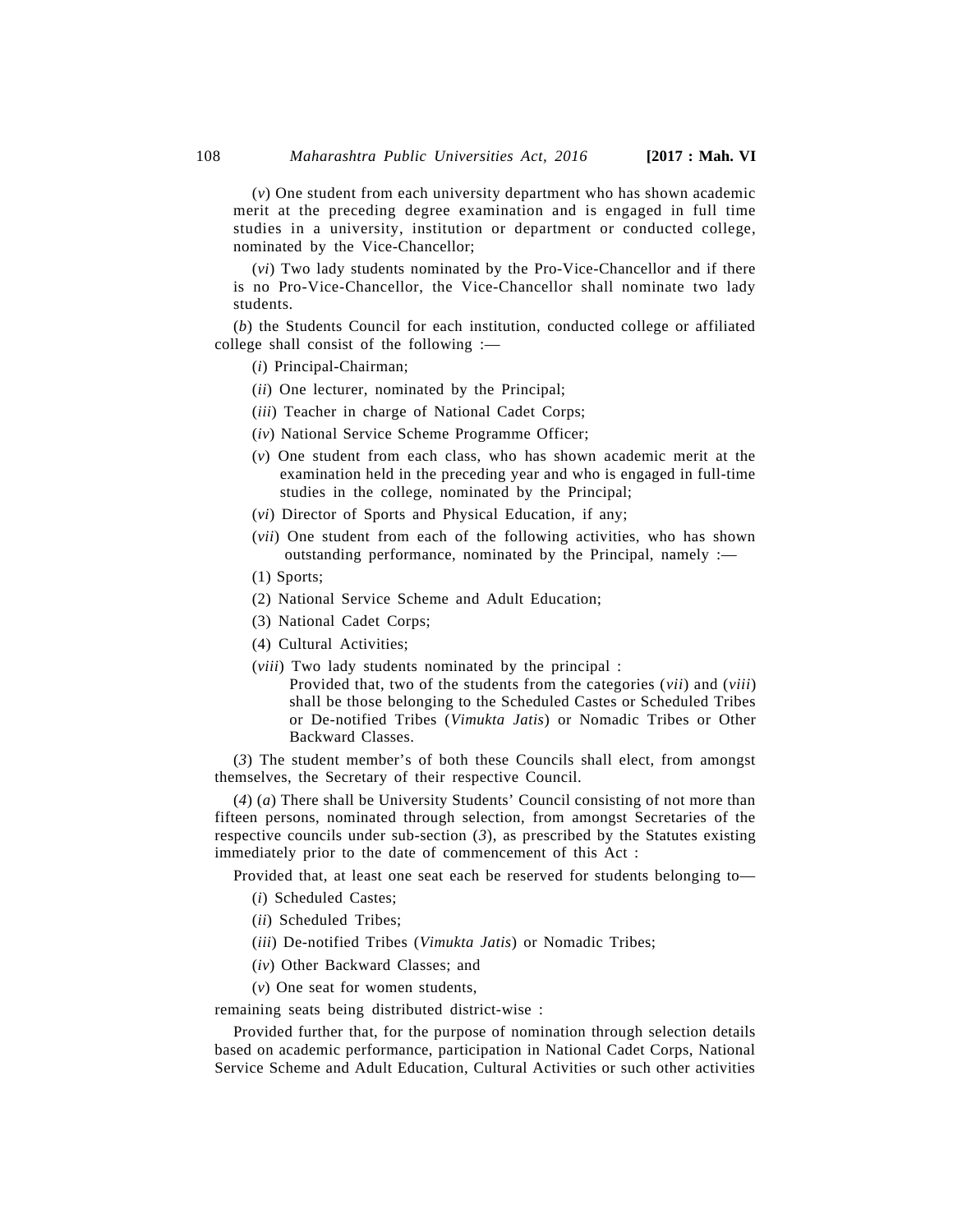(*v*) One student from each university department who has shown academic merit at the preceding degree examination and is engaged in full time studies in a university, institution or department or conducted college, nominated by the Vice-Chancellor;

(*vi*) Two lady students nominated by the Pro-Vice-Chancellor and if there is no Pro-Vice-Chancellor, the Vice-Chancellor shall nominate two lady students.

(*b*) the Students Council for each institution, conducted college or affiliated college shall consist of the following :—

(*i*) Principal-Chairman;

(*ii*) One lecturer, nominated by the Principal;

(*iii*) Teacher in charge of National Cadet Corps;

(*iv*) National Service Scheme Programme Officer;

(*v*) One student from each class, who has shown academic merit at the examination held in the preceding year and who is engaged in full-time studies in the college, nominated by the Principal;

(*vi*) Director of Sports and Physical Education, if any;

(*vii*) One student from each of the following activities, who has shown outstanding performance, nominated by the Principal, namely :—

(1) Sports;

(2) National Service Scheme and Adult Education;

(3) National Cadet Corps;

(4) Cultural Activities;

(*viii*) Two lady students nominated by the principal :

Provided that, two of the students from the categories (*vii*) and (*viii*) shall be those belonging to the Scheduled Castes or Scheduled Tribes or De-notified Tribes (*Vimukta Jatis*) or Nomadic Tribes or Other Backward Classes.

(*3*) The student member's of both these Councils shall elect, from amongst themselves, the Secretary of their respective Council.

(*4*) (*a*) There shall be University Students' Council consisting of not more than fifteen persons, nominated through selection, from amongst Secretaries of the respective councils under sub-section (*3*), as prescribed by the Statutes existing immediately prior to the date of commencement of this Act :

Provided that, at least one seat each be reserved for students belonging to—

(*i*) Scheduled Castes;

(*ii*) Scheduled Tribes;

(*iii*) De-notified Tribes (*Vimukta Jatis*) or Nomadic Tribes;

(*iv*) Other Backward Classes; and

(*v*) One seat for women students,

remaining seats being distributed district-wise :

Provided further that, for the purpose of nomination through selection details based on academic performance, participation in National Cadet Corps, National Service Scheme and Adult Education, Cultural Activities or such other activities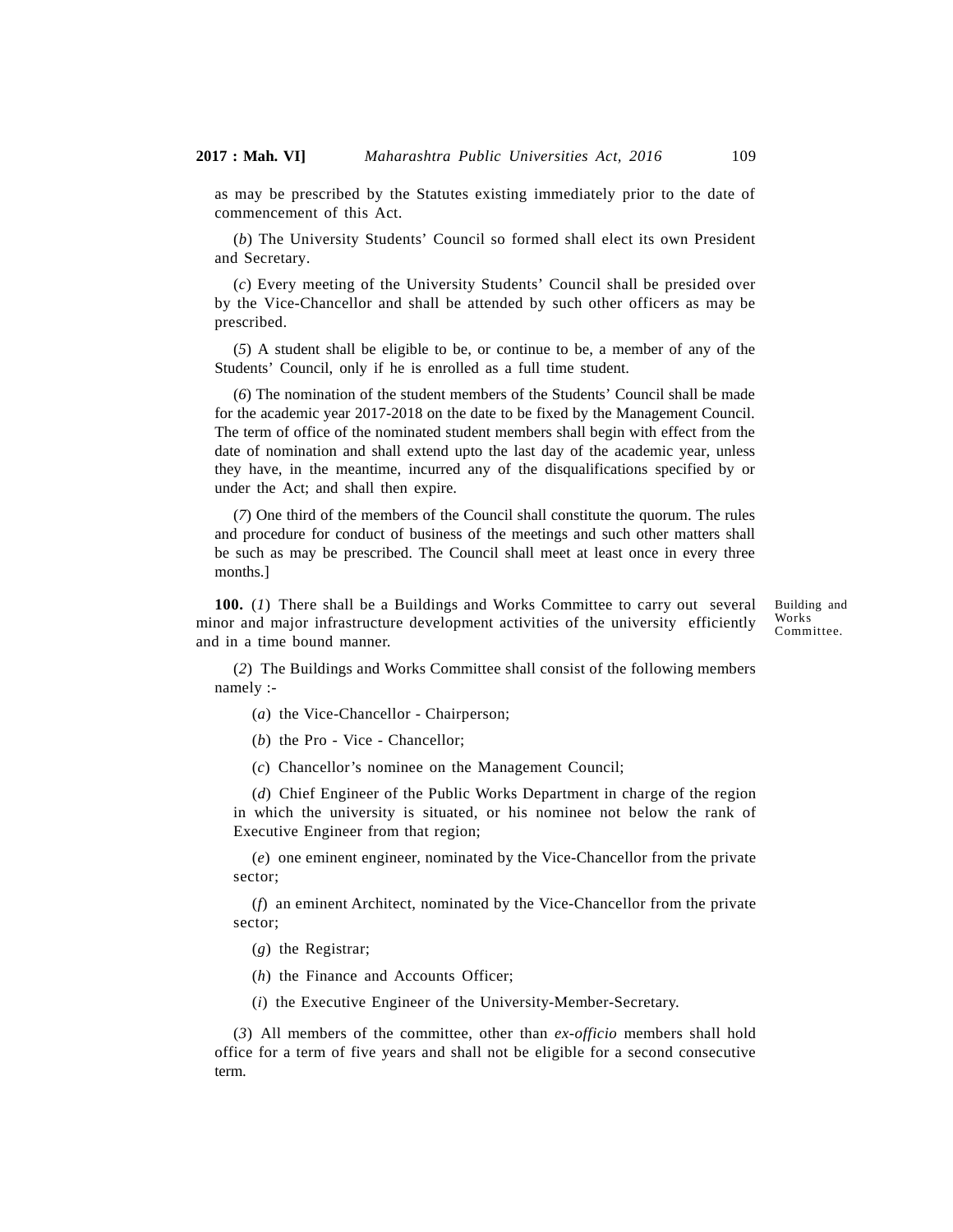as may be prescribed by the Statutes existing immediately prior to the date of commencement of this Act.

(*b*) The University Students' Council so formed shall elect its own President and Secretary.

(*c*) Every meeting of the University Students' Council shall be presided over by the Vice-Chancellor and shall be attended by such other officers as may be prescribed.

(*5*) A student shall be eligible to be, or continue to be, a member of any of the Students' Council, only if he is enrolled as a full time student.

(*6*) The nomination of the student members of the Students' Council shall be made for the academic year 2017-2018 on the date to be fixed by the Management Council. The term of office of the nominated student members shall begin with effect from the date of nomination and shall extend upto the last day of the academic year, unless they have, in the meantime, incurred any of the disqualifications specified by or under the Act; and shall then expire.

(*7*) One third of the members of the Council shall constitute the quorum. The rules and procedure for conduct of business of the meetings and such other matters shall be such as may be prescribed. The Council shall meet at least once in every three months.]

Building and Works Committee.

**100.** (*1*) There shall be a Buildings and Works Committee to carry out several minor and major infrastructure development activities of the university efficiently and in a time bound manner.

(*2*) The Buildings and Works Committee shall consist of the following members namely :-

(*a*) the Vice-Chancellor - Chairperson;

(*b*) the Pro - Vice - Chancellor;

(*c*) Chancellor's nominee on the Management Council;

(*d*) Chief Engineer of the Public Works Department in charge of the region in which the university is situated, or his nominee not below the rank of Executive Engineer from that region;

(*e*) one eminent engineer, nominated by the Vice-Chancellor from the private sector;

(*f*) an eminent Architect, nominated by the Vice-Chancellor from the private sector;

(*g*) the Registrar;

(*h*) the Finance and Accounts Officer;

(*i*) the Executive Engineer of the University-Member-Secretary.

(*3*) All members of the committee, other than *ex-officio* members shall hold office for a term of five years and shall not be eligible for a second consecutive term.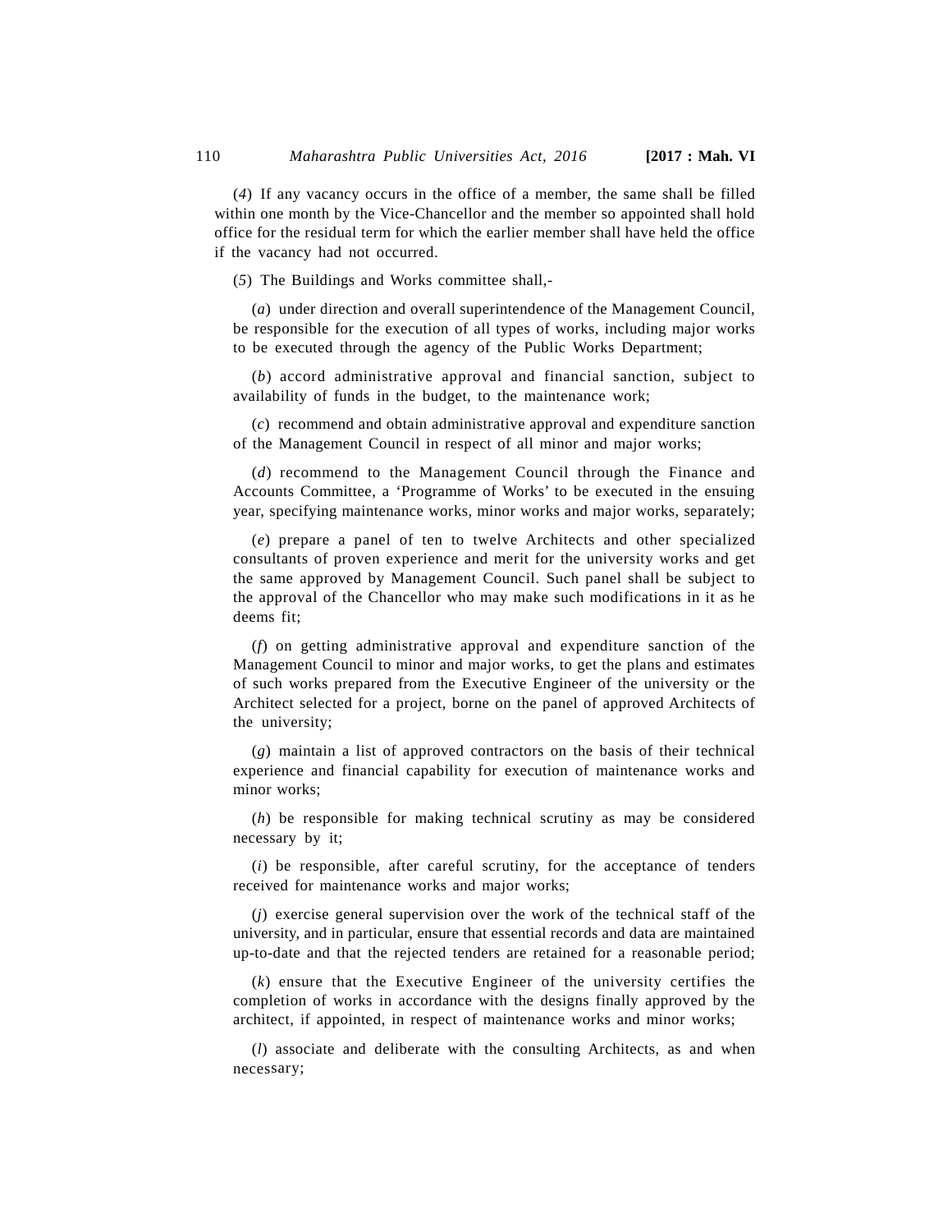(*4*) If any vacancy occurs in the office of a member, the same shall be filled within one month by the Vice-Chancellor and the member so appointed shall hold office for the residual term for which the earlier member shall have held the office if the vacancy had not occurred.

(*5*) The Buildings and Works committee shall,-

(*a*) under direction and overall superintendence of the Management Council, be responsible for the execution of all types of works, including major works to be executed through the agency of the Public Works Department;

(*b*) accord administrative approval and financial sanction, subject to availability of funds in the budget, to the maintenance work;

(*c*) recommend and obtain administrative approval and expenditure sanction of the Management Council in respect of all minor and major works;

(*d*) recommend to the Management Council through the Finance and Accounts Committee, a 'Programme of Works' to be executed in the ensuing year, specifying maintenance works, minor works and major works, separately;

(*e*) prepare a panel of ten to twelve Architects and other specialized consultants of proven experience and merit for the university works and get the same approved by Management Council. Such panel shall be subject to the approval of the Chancellor who may make such modifications in it as he deems fit;

(*f*) on getting administrative approval and expenditure sanction of the Management Council to minor and major works, to get the plans and estimates of such works prepared from the Executive Engineer of the university or the Architect selected for a project, borne on the panel of approved Architects of the university;

(*g*) maintain a list of approved contractors on the basis of their technical experience and financial capability for execution of maintenance works and minor works;

(*h*) be responsible for making technical scrutiny as may be considered necessary by it;

(*i*) be responsible, after careful scrutiny, for the acceptance of tenders received for maintenance works and major works;

(*j*) exercise general supervision over the work of the technical staff of the university, and in particular, ensure that essential records and data are maintained up-to-date and that the rejected tenders are retained for a reasonable period;

(*k*) ensure that the Executive Engineer of the university certifies the completion of works in accordance with the designs finally approved by the architect, if appointed, in respect of maintenance works and minor works;

(*l*) associate and deliberate with the consulting Architects, as and when necessary;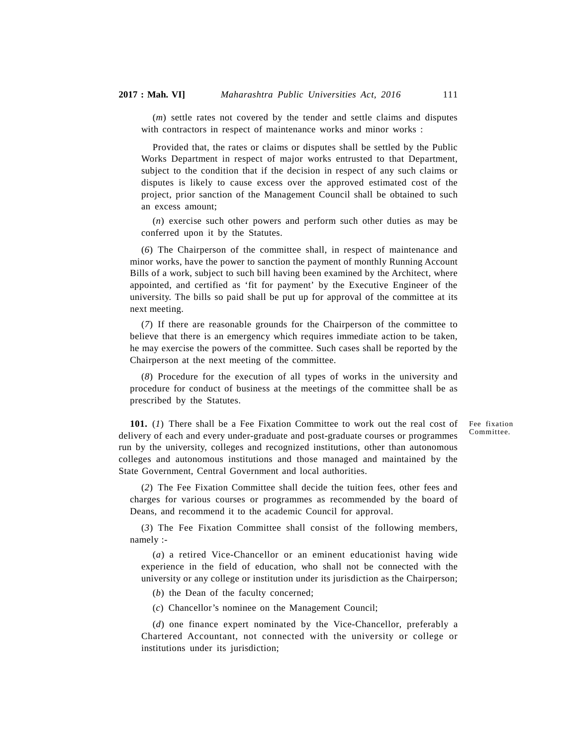(*m*) settle rates not covered by the tender and settle claims and disputes with contractors in respect of maintenance works and minor works :

Provided that, the rates or claims or disputes shall be settled by the Public Works Department in respect of major works entrusted to that Department, subject to the condition that if the decision in respect of any such claims or disputes is likely to cause excess over the approved estimated cost of the project, prior sanction of the Management Council shall be obtained to such an excess amount;

(*n*) exercise such other powers and perform such other duties as may be conferred upon it by the Statutes.

(*6*) The Chairperson of the committee shall, in respect of maintenance and minor works, have the power to sanction the payment of monthly Running Account Bills of a work, subject to such bill having been examined by the Architect, where appointed, and certified as 'fit for payment' by the Executive Engineer of the university. The bills so paid shall be put up for approval of the committee at its next meeting.

(*7*) If there are reasonable grounds for the Chairperson of the committee to believe that there is an emergency which requires immediate action to be taken, he may exercise the powers of the committee. Such cases shall be reported by the Chairperson at the next meeting of the committee.

(*8*) Procedure for the execution of all types of works in the university and procedure for conduct of business at the meetings of the committee shall be as prescribed by the Statutes.

Fee fixation Committee.

**101.** (*1*) There shall be a Fee Fixation Committee to work out the real cost of delivery of each and every under-graduate and post-graduate courses or programmes run by the university, colleges and recognized institutions, other than autonomous colleges and autonomous institutions and those managed and maintained by the State Government, Central Government and local authorities.

(*2*) The Fee Fixation Committee shall decide the tuition fees, other fees and charges for various courses or programmes as recommended by the board of Deans, and recommend it to the academic Council for approval.

(*3*) The Fee Fixation Committee shall consist of the following members, namely :-

(*a*) a retired Vice-Chancellor or an eminent educationist having wide experience in the field of education, who shall not be connected with the university or any college or institution under its jurisdiction as the Chairperson;

(*b*) the Dean of the faculty concerned;

(*c*) Chancellor's nominee on the Management Council;

(*d*) one finance expert nominated by the Vice-Chancellor, preferably a Chartered Accountant, not connected with the university or college or institutions under its jurisdiction;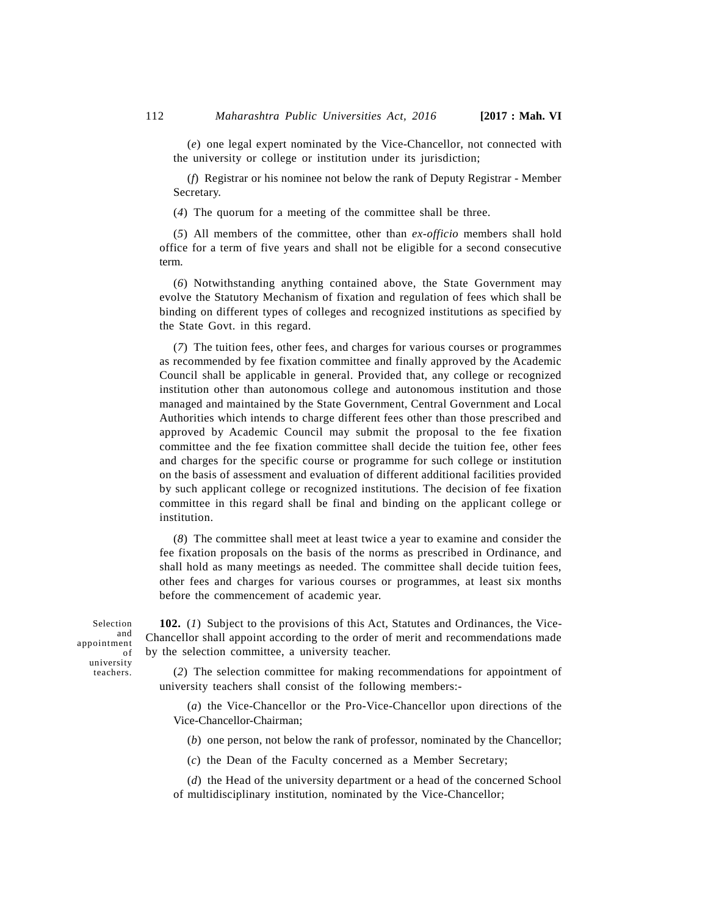(*e*) one legal expert nominated by the Vice-Chancellor, not connected with the university or college or institution under its jurisdiction;

(*f*) Registrar or his nominee not below the rank of Deputy Registrar - Member Secretary.

(*4*) The quorum for a meeting of the committee shall be three.

(*5*) All members of the committee, other than *ex-officio* members shall hold office for a term of five years and shall not be eligible for a second consecutive term.

(*6*) Notwithstanding anything contained above, the State Government may evolve the Statutory Mechanism of fixation and regulation of fees which shall be binding on different types of colleges and recognized institutions as specified by the State Govt. in this regard.

(*7*) The tuition fees, other fees, and charges for various courses or programmes as recommended by fee fixation committee and finally approved by the Academic Council shall be applicable in general. Provided that, any college or recognized institution other than autonomous college and autonomous institution and those managed and maintained by the State Government, Central Government and Local Authorities which intends to charge different fees other than those prescribed and approved by Academic Council may submit the proposal to the fee fixation committee and the fee fixation committee shall decide the tuition fee, other fees and charges for the specific course or programme for such college or institution on the basis of assessment and evaluation of different additional facilities provided by such applicant college or recognized institutions. The decision of fee fixation committee in this regard shall be final and binding on the applicant college or institution.

(*8*) The committee shall meet at least twice a year to examine and consider the fee fixation proposals on the basis of the norms as prescribed in Ordinance, and shall hold as many meetings as needed. The committee shall decide tuition fees, other fees and charges for various courses or programmes, at least six months before the commencement of academic year.

Selection and appointment of university teachers.

**102.** (*1*) Subject to the provisions of this Act, Statutes and Ordinances, the Vice-Chancellor shall appoint according to the order of merit and recommendations made by the selection committee, a university teacher.

(*2*) The selection committee for making recommendations for appointment of university teachers shall consist of the following members:-

(*a*) the Vice-Chancellor or the Pro-Vice-Chancellor upon directions of the Vice-Chancellor-Chairman;

(*b*) one person, not below the rank of professor, nominated by the Chancellor;

(*c*) the Dean of the Faculty concerned as a Member Secretary;

(*d*) the Head of the university department or a head of the concerned School of multidisciplinary institution, nominated by the Vice-Chancellor;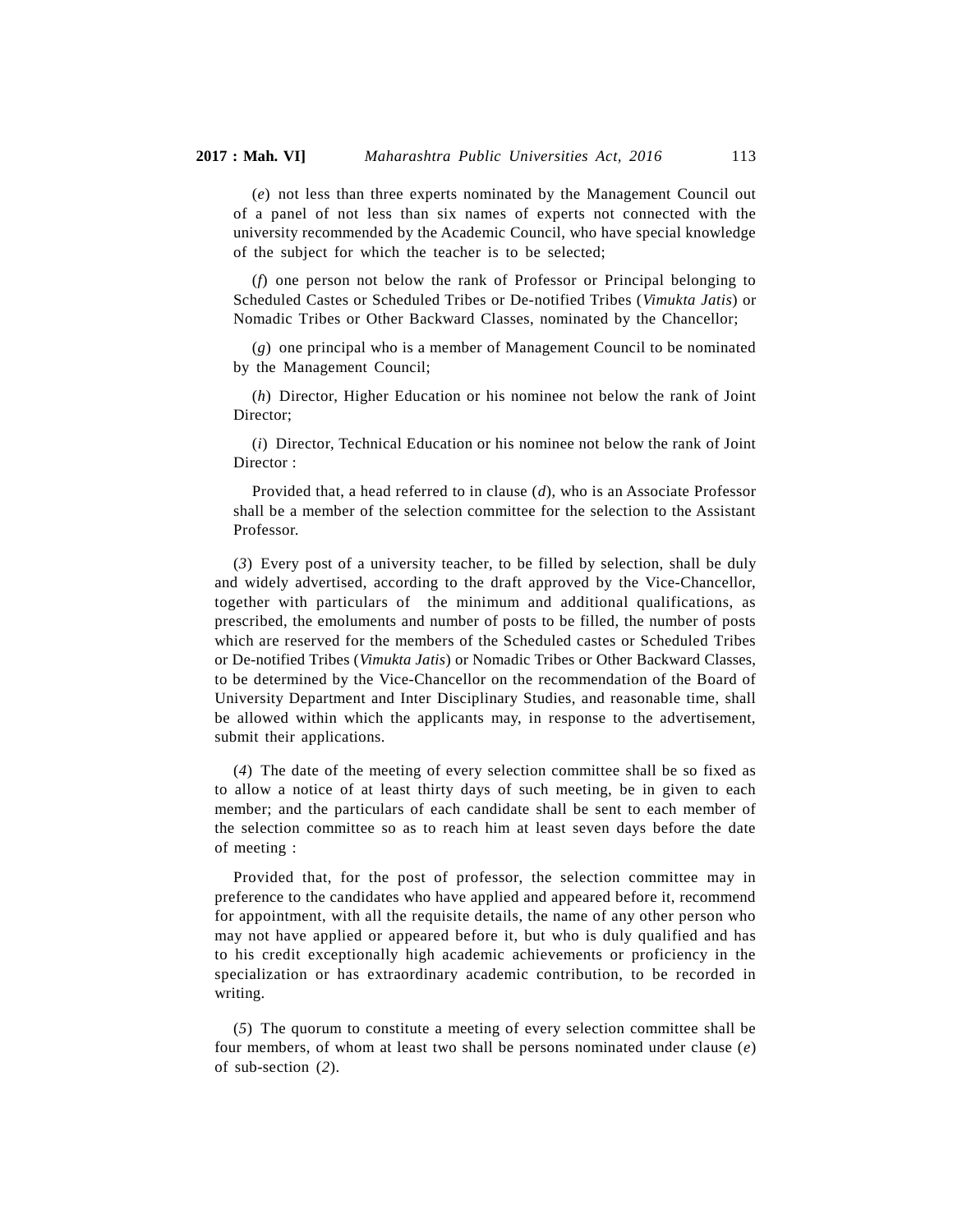(*e*) not less than three experts nominated by the Management Council out of a panel of not less than six names of experts not connected with the university recommended by the Academic Council, who have special knowledge of the subject for which the teacher is to be selected;

(*f*) one person not below the rank of Professor or Principal belonging to Scheduled Castes or Scheduled Tribes or De-notified Tribes (*Vimukta Jatis*) or Nomadic Tribes or Other Backward Classes, nominated by the Chancellor;

(*g*) one principal who is a member of Management Council to be nominated by the Management Council;

(*h*) Director, Higher Education or his nominee not below the rank of Joint Director;

(*i*) Director, Technical Education or his nominee not below the rank of Joint Director :

Provided that, a head referred to in clause (*d*), who is an Associate Professor shall be a member of the selection committee for the selection to the Assistant Professor.

(*3*) Every post of a university teacher, to be filled by selection, shall be duly and widely advertised, according to the draft approved by the Vice-Chancellor, together with particulars of the minimum and additional qualifications, as prescribed, the emoluments and number of posts to be filled, the number of posts which are reserved for the members of the Scheduled castes or Scheduled Tribes or De-notified Tribes (*Vimukta Jatis*) or Nomadic Tribes or Other Backward Classes, to be determined by the Vice-Chancellor on the recommendation of the Board of University Department and Inter Disciplinary Studies, and reasonable time, shall be allowed within which the applicants may, in response to the advertisement, submit their applications.

(*4*) The date of the meeting of every selection committee shall be so fixed as to allow a notice of at least thirty days of such meeting, be in given to each member; and the particulars of each candidate shall be sent to each member of the selection committee so as to reach him at least seven days before the date of meeting :

Provided that, for the post of professor, the selection committee may in preference to the candidates who have applied and appeared before it, recommend for appointment, with all the requisite details, the name of any other person who may not have applied or appeared before it, but who is duly qualified and has to his credit exceptionally high academic achievements or proficiency in the specialization or has extraordinary academic contribution, to be recorded in writing.

(*5*) The quorum to constitute a meeting of every selection committee shall be four members, of whom at least two shall be persons nominated under clause (*e*) of sub-section (*2*).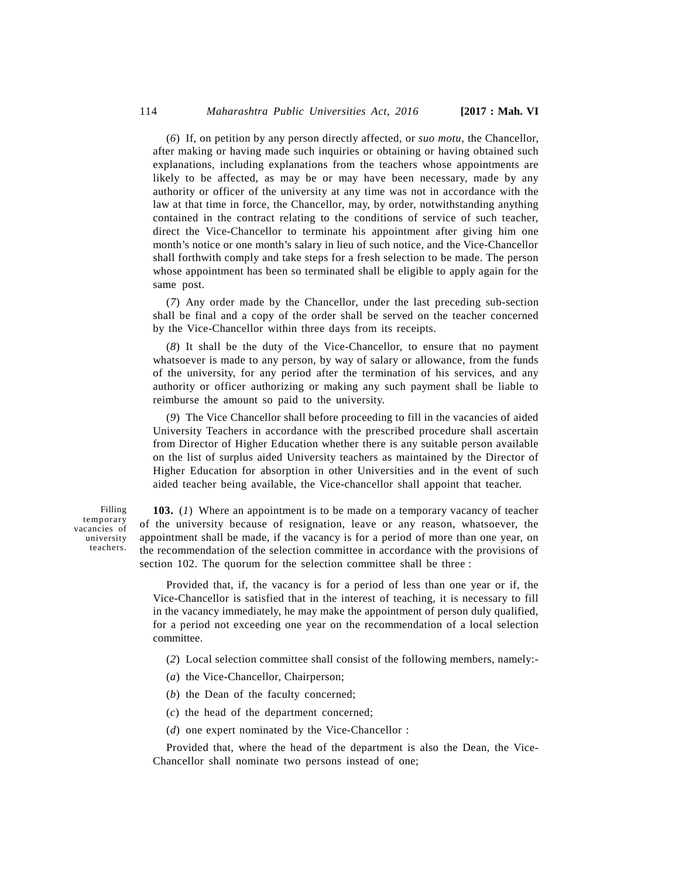(*6*) If, on petition by any person directly affected, or *suo motu*, the Chancellor, after making or having made such inquiries or obtaining or having obtained such explanations, including explanations from the teachers whose appointments are likely to be affected, as may be or may have been necessary, made by any authority or officer of the university at any time was not in accordance with the law at that time in force, the Chancellor, may, by order, notwithstanding anything contained in the contract relating to the conditions of service of such teacher, direct the Vice-Chancellor to terminate his appointment after giving him one month's notice or one month's salary in lieu of such notice, and the Vice-Chancellor shall forthwith comply and take steps for a fresh selection to be made. The person whose appointment has been so terminated shall be eligible to apply again for the same post.

(*7*) Any order made by the Chancellor, under the last preceding sub-section shall be final and a copy of the order shall be served on the teacher concerned by the Vice-Chancellor within three days from its receipts.

(*8*) It shall be the duty of the Vice-Chancellor, to ensure that no payment whatsoever is made to any person, by way of salary or allowance, from the funds of the university, for any period after the termination of his services, and any authority or officer authorizing or making any such payment shall be liable to reimburse the amount so paid to the university.

(*9*) The Vice Chancellor shall before proceeding to fill in the vacancies of aided University Teachers in accordance with the prescribed procedure shall ascertain from Director of Higher Education whether there is any suitable person available on the list of surplus aided University teachers as maintained by the Director of Higher Education for absorption in other Universities and in the event of such aided teacher being available, the Vice-chancellor shall appoint that teacher.

Filling temporary vacancies of university teachers.

**103.** (*1*) Where an appointment is to be made on a temporary vacancy of teacher of the university because of resignation, leave or any reason, whatsoever, the appointment shall be made, if the vacancy is for a period of more than one year, on the recommendation of the selection committee in accordance with the provisions of section 102. The quorum for the selection committee shall be three :

Provided that, if, the vacancy is for a period of less than one year or if, the Vice-Chancellor is satisfied that in the interest of teaching, it is necessary to fill in the vacancy immediately, he may make the appointment of person duly qualified, for a period not exceeding one year on the recommendation of a local selection committee.

(*2*) Local selection committee shall consist of the following members, namely:-

(*a*) the Vice-Chancellor, Chairperson;

(*b*) the Dean of the faculty concerned;

(*c*) the head of the department concerned;

(*d*) one expert nominated by the Vice-Chancellor :

Provided that, where the head of the department is also the Dean, the Vice-Chancellor shall nominate two persons instead of one;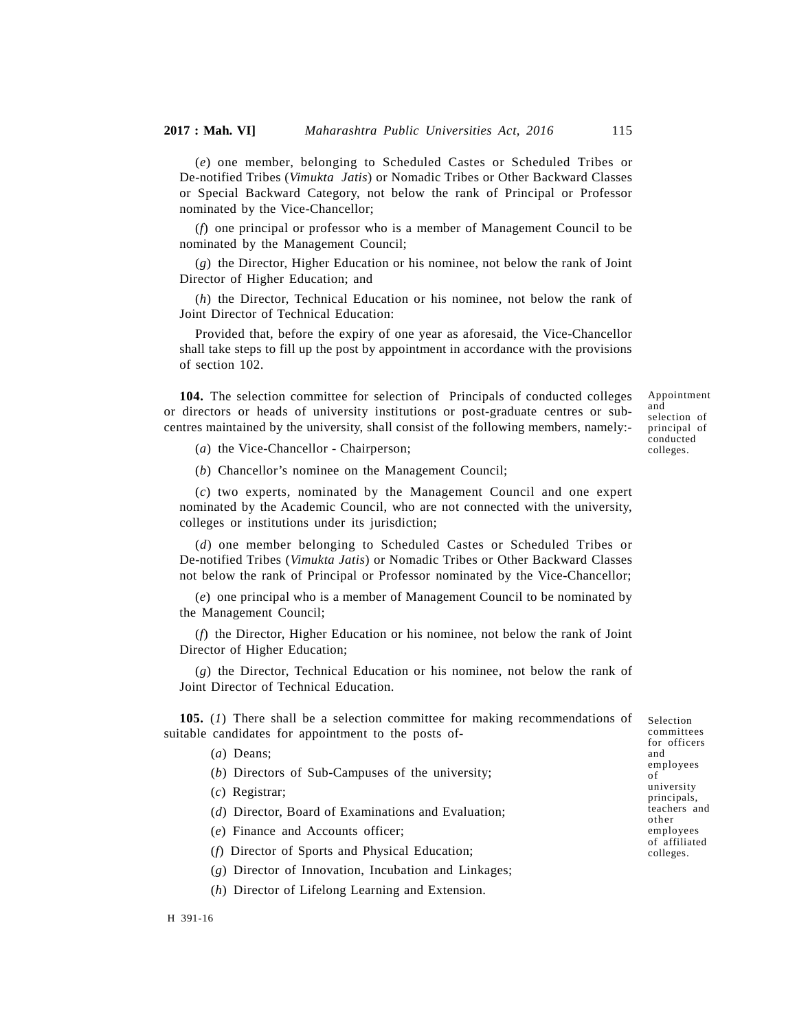(*e*) one member, belonging to Scheduled Castes or Scheduled Tribes or De-notified Tribes (*Vimukta Jatis*) or Nomadic Tribes or Other Backward Classes or Special Backward Category, not below the rank of Principal or Professor nominated by the Vice-Chancellor;

(*f*) one principal or professor who is a member of Management Council to be nominated by the Management Council;

(*g*) the Director, Higher Education or his nominee, not below the rank of Joint Director of Higher Education; and

(*h*) the Director, Technical Education or his nominee, not below the rank of Joint Director of Technical Education:

Provided that, before the expiry of one year as aforesaid, the Vice-Chancellor shall take steps to fill up the post by appointment in accordance with the provisions of section 102.

Appointment and selection of principal of conducted colleges.

**104.** The selection committee for selection of Principals of conducted colleges or directors or heads of university institutions or post-graduate centres or sub-centres maintained by the university, shall consist of the following members, namely:-

(*a*) the Vice-Chancellor - Chairperson;

(*b*) Chancellor's nominee on the Management Council;

(*c*) two experts, nominated by the Management Council and one expert nominated by the Academic Council, who are not connected with the university, colleges or institutions under its jurisdiction;

(*d*) one member belonging to Scheduled Castes or Scheduled Tribes or De-notified Tribes (*Vimukta Jatis*) or Nomadic Tribes or Other Backward Classes not below the rank of Principal or Professor nominated by the Vice-Chancellor;

(*e*) one principal who is a member of Management Council to be nominated by the Management Council;

(*f*) the Director, Higher Education or his nominee, not below the rank of Joint Director of Higher Education;

(*g*) the Director, Technical Education or his nominee, not below the rank of Joint Director of Technical Education.

Selection committees for officers and employees of university principals, teachers and other employees of affiliated colleges.

**105.** (*1*) There shall be a selection committee for making recommendations of suitable candidates for appointment to the posts of-

(*a*) Deans;

(*b*) Directors of Sub-Campuses of the university;

(*c*) Registrar;

(*d*) Director, Board of Examinations and Evaluation;

(*e*) Finance and Accounts officer;

(*f*) Director of Sports and Physical Education;

(*g*) Director of Innovation, Incubation and Linkages;

(*h*) Director of Lifelong Learning and Extension.

H 391-16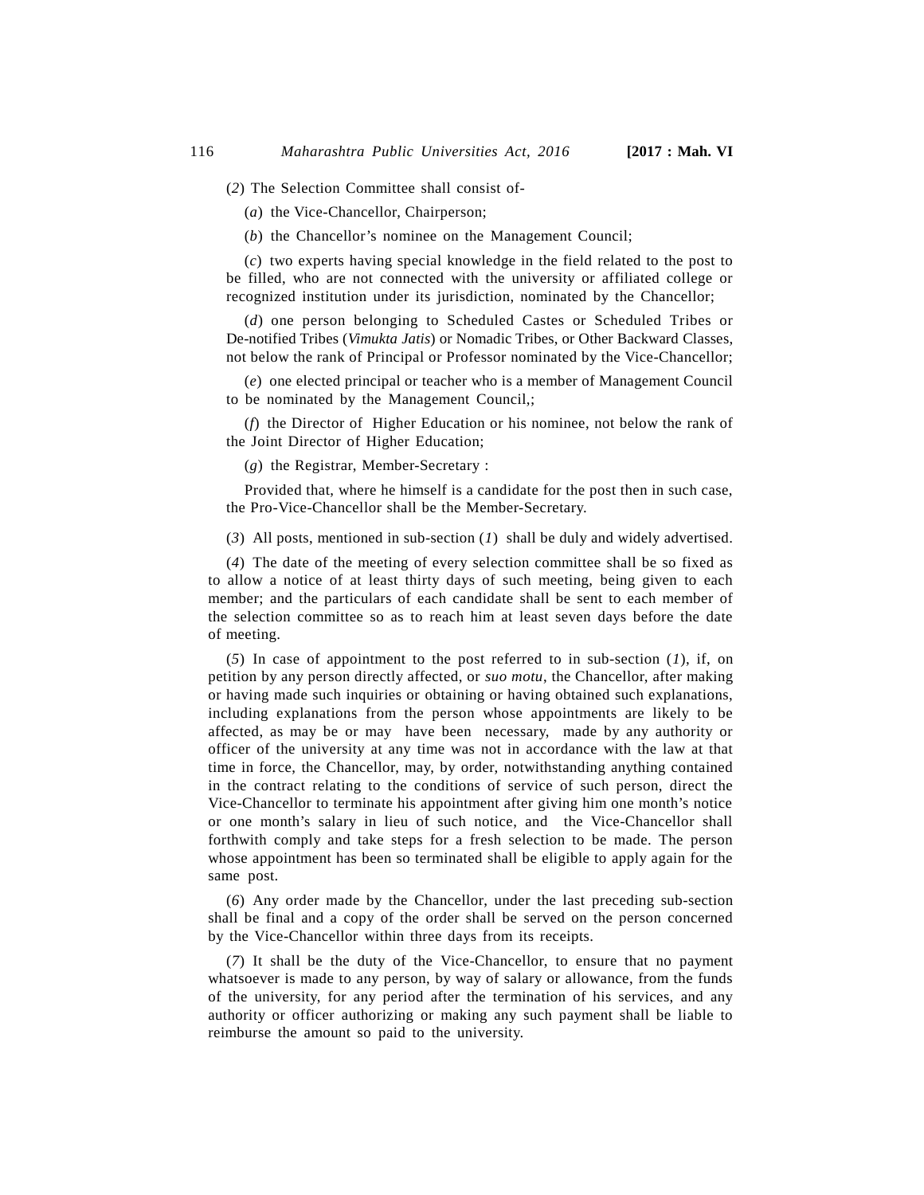(*2*) The Selection Committee shall consist of-

(*a*) the Vice-Chancellor, Chairperson;

(*b*) the Chancellor's nominee on the Management Council;

(*c*) two experts having special knowledge in the field related to the post to be filled, who are not connected with the university or affiliated college or recognized institution under its jurisdiction, nominated by the Chancellor;

(*d*) one person belonging to Scheduled Castes or Scheduled Tribes or De-notified Tribes (*Vimukta Jatis*) or Nomadic Tribes, or Other Backward Classes, not below the rank of Principal or Professor nominated by the Vice-Chancellor;

(*e*) one elected principal or teacher who is a member of Management Council to be nominated by the Management Council,;

(*f*) the Director of Higher Education or his nominee, not below the rank of the Joint Director of Higher Education;

(*g*) the Registrar, Member-Secretary :

Provided that, where he himself is a candidate for the post then in such case, the Pro-Vice-Chancellor shall be the Member-Secretary.

(*3*) All posts, mentioned in sub-section (*1*) shall be duly and widely advertised.

(*4*) The date of the meeting of every selection committee shall be so fixed as to allow a notice of at least thirty days of such meeting, being given to each member; and the particulars of each candidate shall be sent to each member of the selection committee so as to reach him at least seven days before the date of meeting.

(*5*) In case of appointment to the post referred to in sub-section (*1*), if, on petition by any person directly affected, or *suo motu*, the Chancellor, after making or having made such inquiries or obtaining or having obtained such explanations, including explanations from the person whose appointments are likely to be affected, as may be or may have been necessary, made by any authority or officer of the university at any time was not in accordance with the law at that time in force, the Chancellor, may, by order, notwithstanding anything contained in the contract relating to the conditions of service of such person, direct the Vice-Chancellor to terminate his appointment after giving him one month's notice or one month's salary in lieu of such notice, and the Vice-Chancellor shall forthwith comply and take steps for a fresh selection to be made. The person whose appointment has been so terminated shall be eligible to apply again for the same post.

(*6*) Any order made by the Chancellor, under the last preceding sub-section shall be final and a copy of the order shall be served on the person concerned by the Vice-Chancellor within three days from its receipts.

(*7*) It shall be the duty of the Vice-Chancellor, to ensure that no payment whatsoever is made to any person, by way of salary or allowance, from the funds of the university, for any period after the termination of his services, and any authority or officer authorizing or making any such payment shall be liable to reimburse the amount so paid to the university.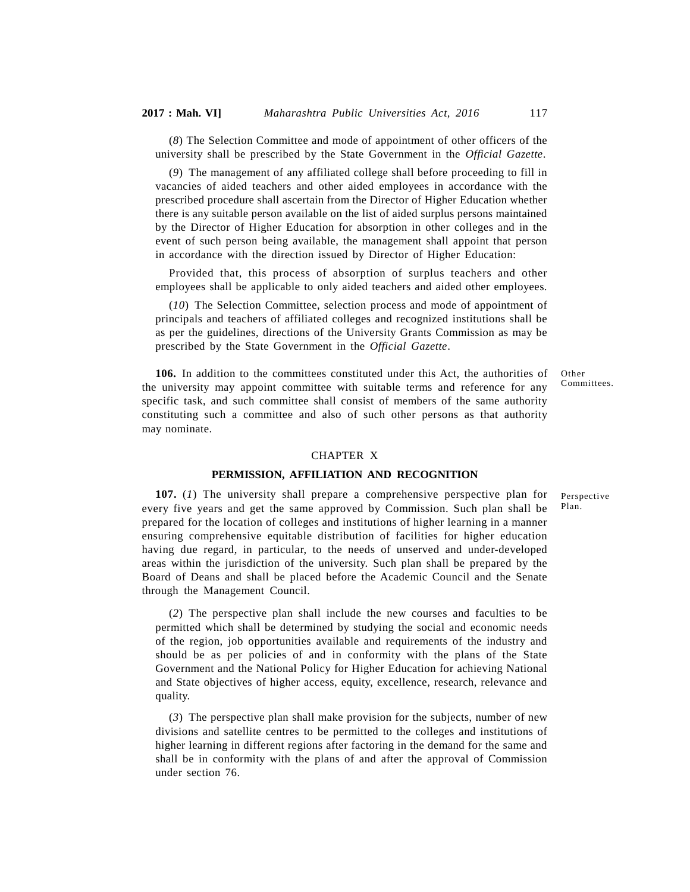(*8*) The Selection Committee and mode of appointment of other officers of the university shall be prescribed by the State Government in the *Official Gazette*.

(*9*) The management of any affiliated college shall before proceeding to fill in vacancies of aided teachers and other aided employees in accordance with the prescribed procedure shall ascertain from the Director of Higher Education whether there is any suitable person available on the list of aided surplus persons maintained by the Director of Higher Education for absorption in other colleges and in the event of such person being available, the management shall appoint that person in accordance with the direction issued by Director of Higher Education:

Provided that, this process of absorption of surplus teachers and other employees shall be applicable to only aided teachers and aided other employees.

(*10*) The Selection Committee, selection process and mode of appointment of principals and teachers of affiliated colleges and recognized institutions shall be as per the guidelines, directions of the University Grants Commission as may be prescribed by the State Government in the *Official Gazette*.

Other Committees.

**106.** In addition to the committees constituted under this Act, the authorities of the university may appoint committee with suitable terms and reference for any specific task, and such committee shall consist of members of the same authority constituting such a committee and also of such other persons as that authority may nominate.

## CHAPTER X

### PERMISSION, AFFILIATION AND RECOGNITION

Perspective Plan.

**107.** (*1*) The university shall prepare a comprehensive perspective plan for every five years and get the same approved by Commission. Such plan shall be prepared for the location of colleges and institutions of higher learning in a manner ensuring comprehensive equitable distribution of facilities for higher education having due regard, in particular, to the needs of unserved and under-developed areas within the jurisdiction of the university. Such plan shall be prepared by the Board of Deans and shall be placed before the Academic Council and the Senate through the Management Council.

(*2*) The perspective plan shall include the new courses and faculties to be permitted which shall be determined by studying the social and economic needs of the region, job opportunities available and requirements of the industry and should be as per policies of and in conformity with the plans of the State Government and the National Policy for Higher Education for achieving National and State objectives of higher access, equity, excellence, research, relevance and quality.

(*3*) The perspective plan shall make provision for the subjects, number of new divisions and satellite centres to be permitted to the colleges and institutions of higher learning in different regions after factoring in the demand for the same and shall be in conformity with the plans of and after the approval of Commission under section 76.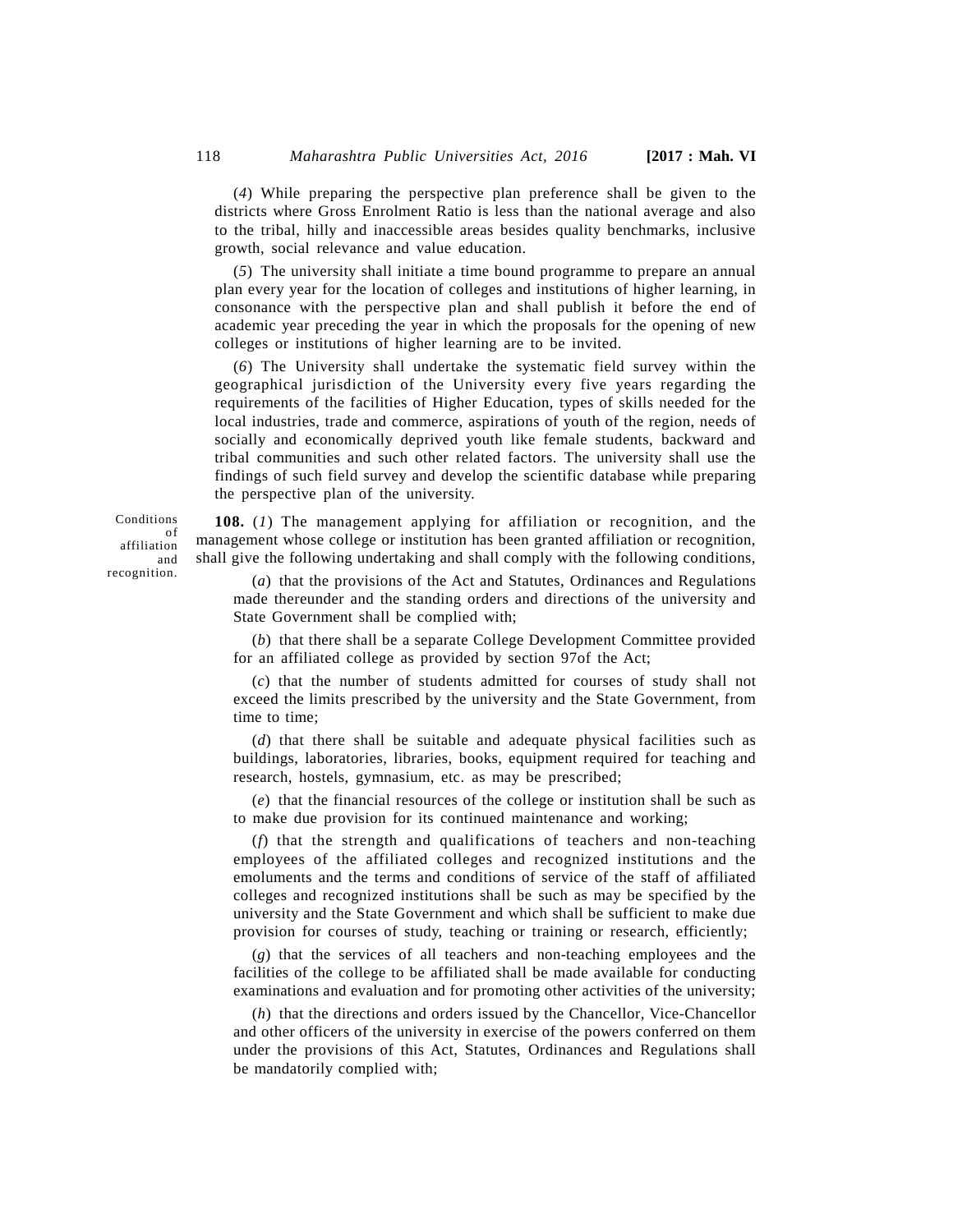(*4*) While preparing the perspective plan preference shall be given to the districts where Gross Enrolment Ratio is less than the national average and also to the tribal, hilly and inaccessible areas besides quality benchmarks, inclusive growth, social relevance and value education.

(*5*) The university shall initiate a time bound programme to prepare an annual plan every year for the location of colleges and institutions of higher learning, in consonance with the perspective plan and shall publish it before the end of academic year preceding the year in which the proposals for the opening of new colleges or institutions of higher learning are to be invited.

(*6*) The University shall undertake the systematic field survey within the geographical jurisdiction of the University every five years regarding the requirements of the facilities of Higher Education, types of skills needed for the local industries, trade and commerce, aspirations of youth of the region, needs of socially and economically deprived youth like female students, backward and tribal communities and such other related factors. The university shall use the findings of such field survey and develop the scientific database while preparing the perspective plan of the university.

Conditions of affiliation and recognition.

**108.** (*1*) The management applying for affiliation or recognition, and the management whose college or institution has been granted affiliation or recognition, shall give the following undertaking and shall comply with the following conditions,

(*a*) that the provisions of the Act and Statutes, Ordinances and Regulations made thereunder and the standing orders and directions of the university and State Government shall be complied with;

(*b*) that there shall be a separate College Development Committee provided for an affiliated college as provided by section 97of the Act;

(*c*) that the number of students admitted for courses of study shall not exceed the limits prescribed by the university and the State Government, from time to time;

(*d*) that there shall be suitable and adequate physical facilities such as buildings, laboratories, libraries, books, equipment required for teaching and research, hostels, gymnasium, etc. as may be prescribed;

(*e*) that the financial resources of the college or institution shall be such as to make due provision for its continued maintenance and working;

(*f*) that the strength and qualifications of teachers and non-teaching employees of the affiliated colleges and recognized institutions and the emoluments and the terms and conditions of service of the staff of affiliated colleges and recognized institutions shall be such as may be specified by the university and the State Government and which shall be sufficient to make due provision for courses of study, teaching or training or research, efficiently;

(*g*) that the services of all teachers and non-teaching employees and the facilities of the college to be affiliated shall be made available for conducting examinations and evaluation and for promoting other activities of the university;

(*h*) that the directions and orders issued by the Chancellor, Vice-Chancellor and other officers of the university in exercise of the powers conferred on them under the provisions of this Act, Statutes, Ordinances and Regulations shall be mandatorily complied with;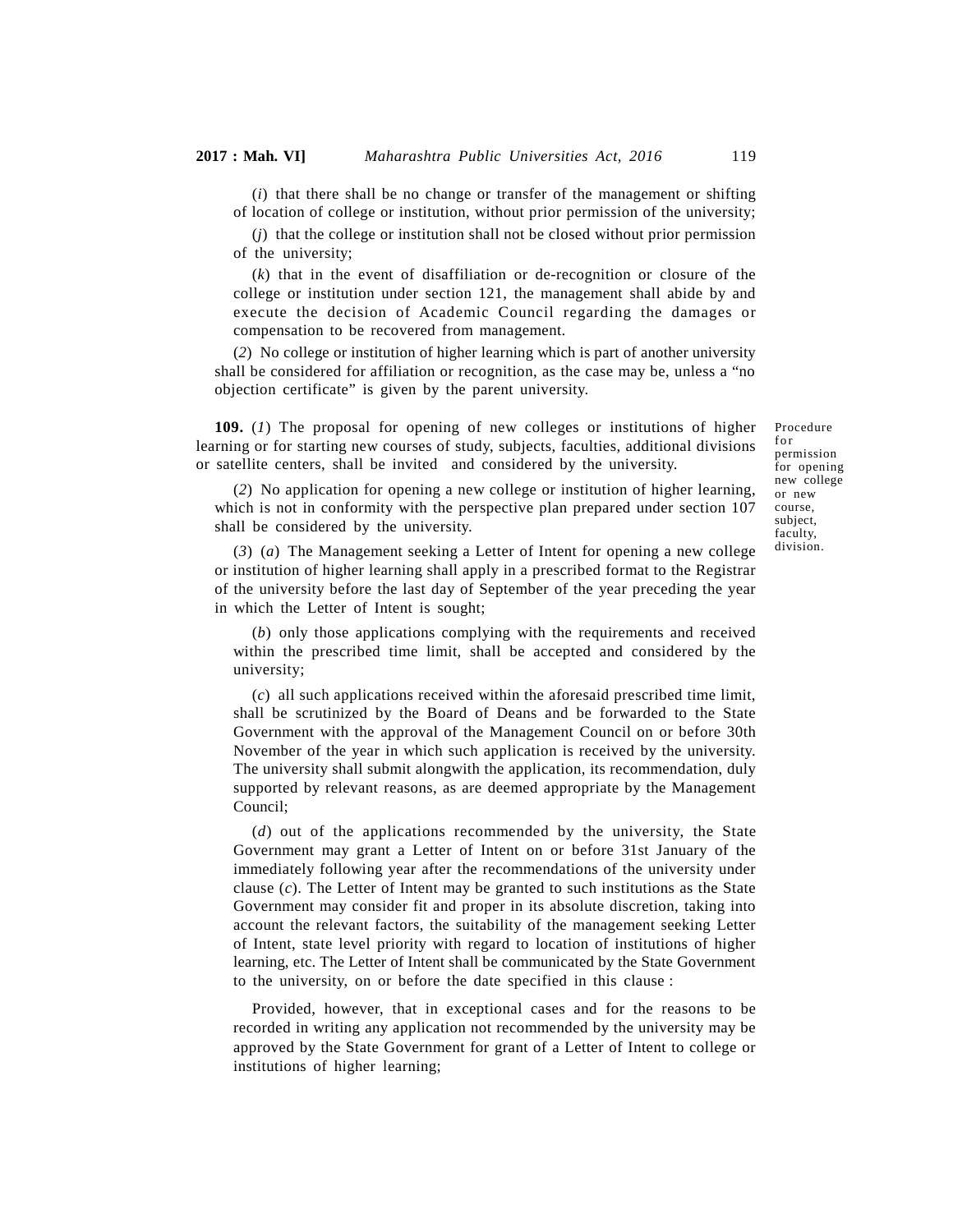(*i*) that there shall be no change or transfer of the management or shifting of location of college or institution, without prior permission of the university;

(*j*) that the college or institution shall not be closed without prior permission of the university;

(*k*) that in the event of disaffiliation or de-recognition or closure of the college or institution under section 121, the management shall abide by and execute the decision of Academic Council regarding the damages or compensation to be recovered from management.

(*2*) No college or institution of higher learning which is part of another university shall be considered for affiliation or recognition, as the case may be, unless a "no objection certificate" is given by the parent university.

Procedure for permission for opening new college or new course, subject, faculty, division.

**109.** (*1*) The proposal for opening of new colleges or institutions of higher learning or for starting new courses of study, subjects, faculties, additional divisions or satellite centers, shall be invited and considered by the university.

(*2*) No application for opening a new college or institution of higher learning, which is not in conformity with the perspective plan prepared under section 107 shall be considered by the university.

(*3*) (*a*) The Management seeking a Letter of Intent for opening a new college or institution of higher learning shall apply in a prescribed format to the Registrar of the university before the last day of September of the year preceding the year in which the Letter of Intent is sought;

(*b*) only those applications complying with the requirements and received within the prescribed time limit, shall be accepted and considered by the university;

(*c*) all such applications received within the aforesaid prescribed time limit, shall be scrutinized by the Board of Deans and be forwarded to the State Government with the approval of the Management Council on or before 30th November of the year in which such application is received by the university. The university shall submit alongwith the application, its recommendation, duly supported by relevant reasons, as are deemed appropriate by the Management Council;

(*d*) out of the applications recommended by the university, the State Government may grant a Letter of Intent on or before 31st January of the immediately following year after the recommendations of the university under clause (*c*). The Letter of Intent may be granted to such institutions as the State Government may consider fit and proper in its absolute discretion, taking into account the relevant factors, the suitability of the management seeking Letter of Intent, state level priority with regard to location of institutions of higher learning, etc. The Letter of Intent shall be communicated by the State Government to the university, on or before the date specified in this clause :

Provided, however, that in exceptional cases and for the reasons to be recorded in writing any application not recommended by the university may be approved by the State Government for grant of a Letter of Intent to college or institutions of higher learning;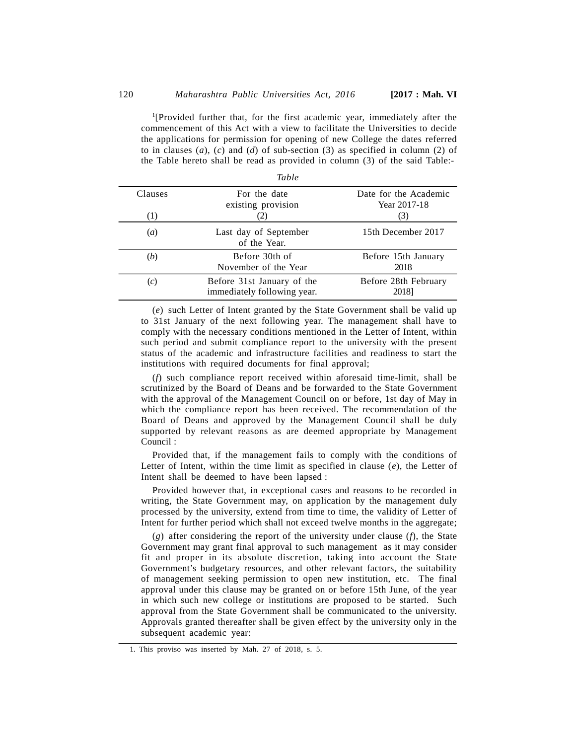[1][Provided further that, for the first academic year, immediately after the commencement of this Act with a view to facilitate the Universities to decide the applications for permission for opening of new College the dates referred to in clauses (*a*), (*c*) and (*d*) of sub-section (3) as specified in column (2) of the Table hereto shall be read as provided in column (3) of the said Table:-

*Table*

| Clauses (1) | For the date existing provision (2) | Date for the Academic Year 2017-18 (3) |
|---|---|---|
| (*a*) | Last day of September of the Year. | 15th December 2017 |
| (*b*) | Before 30th of November of the Year | Before 15th January 2018 |
| (*c*) | Before 31st January of the immediately following year. | Before 28th February 2018] |

(*e*) such Letter of Intent granted by the State Government shall be valid up to 31st January of the next following year. The management shall have to comply with the necessary conditions mentioned in the Letter of Intent, within such period and submit compliance report to the university with the present status of the academic and infrastructure facilities and readiness to start the institutions with required documents for final approval;

(*f*) such compliance report received within aforesaid time-limit, shall be scrutinized by the Board of Deans and be forwarded to the State Government with the approval of the Management Council on or before, 1st day of May in which the compliance report has been received. The recommendation of the Board of Deans and approved by the Management Council shall be duly supported by relevant reasons as are deemed appropriate by Management Council :

Provided that, if the management fails to comply with the conditions of Letter of Intent, within the time limit as specified in clause (*e*), the Letter of Intent shall be deemed to have been lapsed :

Provided however that, in exceptional cases and reasons to be recorded in writing, the State Government may, on application by the management duly processed by the university, extend from time to time, the validity of Letter of Intent for further period which shall not exceed twelve months in the aggregate;

(*g*) after considering the report of the university under clause (*f*), the State Government may grant final approval to such management as it may consider fit and proper in its absolute discretion, taking into account the State Government's budgetary resources, and other relevant factors, the suitability of management seeking permission to open new institution, etc. The final approval under this clause may be granted on or before 15th June, of the year in which such new college or institutions are proposed to be started. Such approval from the State Government shall be communicated to the university. Approvals granted thereafter shall be given effect by the university only in the subsequent academic year:

1. This proviso was inserted by Mah. 27 of 2018, s. 5.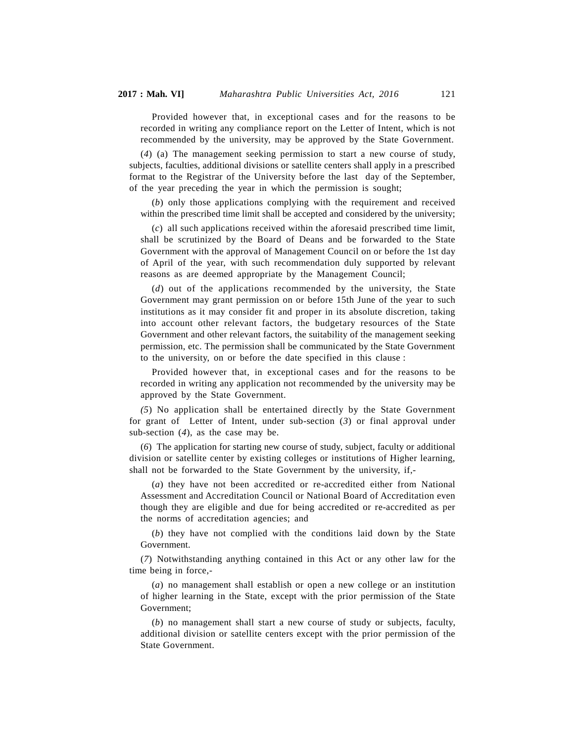Provided however that, in exceptional cases and for the reasons to be recorded in writing any compliance report on the Letter of Intent, which is not recommended by the university, may be approved by the State Government.

(*4*) (a) The management seeking permission to start a new course of study, subjects, faculties, additional divisions or satellite centers shall apply in a prescribed format to the Registrar of the University before the last day of the September, of the year preceding the year in which the permission is sought;

(*b*) only those applications complying with the requirement and received within the prescribed time limit shall be accepted and considered by the university;

(*c*) all such applications received within the aforesaid prescribed time limit, shall be scrutinized by the Board of Deans and be forwarded to the State Government with the approval of Management Council on or before the 1st day of April of the year, with such recommendation duly supported by relevant reasons as are deemed appropriate by the Management Council;

(*d*) out of the applications recommended by the university, the State Government may grant permission on or before 15th June of the year to such institutions as it may consider fit and proper in its absolute discretion, taking into account other relevant factors, the budgetary resources of the State Government and other relevant factors, the suitability of the management seeking permission, etc. The permission shall be communicated by the State Government to the university, on or before the date specified in this clause :

Provided however that, in exceptional cases and for the reasons to be recorded in writing any application not recommended by the university may be approved by the State Government.

(*5*) No application shall be entertained directly by the State Government for grant of Letter of Intent, under sub-section (*3*) or final approval under sub-section (*4*), as the case may be.

(*6*) The application for starting new course of study, subject, faculty or additional division or satellite center by existing colleges or institutions of Higher learning, shall not be forwarded to the State Government by the university, if,-

(*a*) they have not been accredited or re-accredited either from National Assessment and Accreditation Council or National Board of Accreditation even though they are eligible and due for being accredited or re-accredited as per the norms of accreditation agencies; and

(*b*) they have not complied with the conditions laid down by the State Government.

(*7*) Notwithstanding anything contained in this Act or any other law for the time being in force,-

(*a*) no management shall establish or open a new college or an institution of higher learning in the State, except with the prior permission of the State Government;

(*b*) no management shall start a new course of study or subjects, faculty, additional division or satellite centers except with the prior permission of the State Government.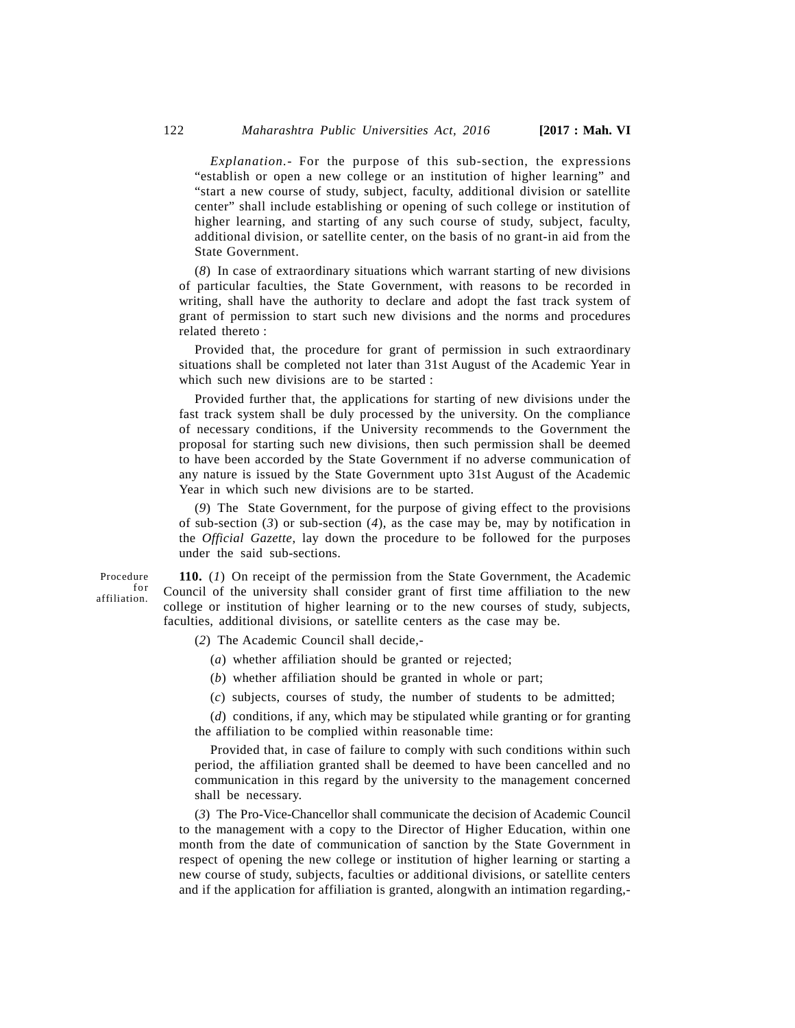*Explanation*.- For the purpose of this sub-section, the expressions "establish or open a new college or an institution of higher learning" and "start a new course of study, subject, faculty, additional division or satellite center" shall include establishing or opening of such college or institution of higher learning, and starting of any such course of study, subject, faculty, additional division, or satellite center, on the basis of no grant-in aid from the State Government.

(*8*) In case of extraordinary situations which warrant starting of new divisions of particular faculties, the State Government, with reasons to be recorded in writing, shall have the authority to declare and adopt the fast track system of grant of permission to start such new divisions and the norms and procedures related thereto :

Provided that, the procedure for grant of permission in such extraordinary situations shall be completed not later than 31st August of the Academic Year in which such new divisions are to be started :

Provided further that, the applications for starting of new divisions under the fast track system shall be duly processed by the university. On the compliance of necessary conditions, if the University recommends to the Government the proposal for starting such new divisions, then such permission shall be deemed to have been accorded by the State Government if no adverse communication of any nature is issued by the State Government upto 31st August of the Academic Year in which such new divisions are to be started.

(*9*) The State Government, for the purpose of giving effect to the provisions of sub-section (*3*) or sub-section (*4*), as the case may be, may by notification in the *Official Gazette*, lay down the procedure to be followed for the purposes under the said sub-sections.

Procedure for affiliation.

**110.** (*1*) On receipt of the permission from the State Government, the Academic Council of the university shall consider grant of first time affiliation to the new college or institution of higher learning or to the new courses of study, subjects, faculties, additional divisions, or satellite centers as the case may be.

(*2*) The Academic Council shall decide,-

(*a*) whether affiliation should be granted or rejected;

(*b*) whether affiliation should be granted in whole or part;

(*c*) subjects, courses of study, the number of students to be admitted;

(*d*) conditions, if any, which may be stipulated while granting or for granting the affiliation to be complied within reasonable time:

Provided that, in case of failure to comply with such conditions within such period, the affiliation granted shall be deemed to have been cancelled and no communication in this regard by the university to the management concerned shall be necessary.

(*3*) The Pro-Vice-Chancellor shall communicate the decision of Academic Council to the management with a copy to the Director of Higher Education, within one month from the date of communication of sanction by the State Government in respect of opening the new college or institution of higher learning or starting a new course of study, subjects, faculties or additional divisions, or satellite centers and if the application for affiliation is granted, alongwith an intimation regarding,-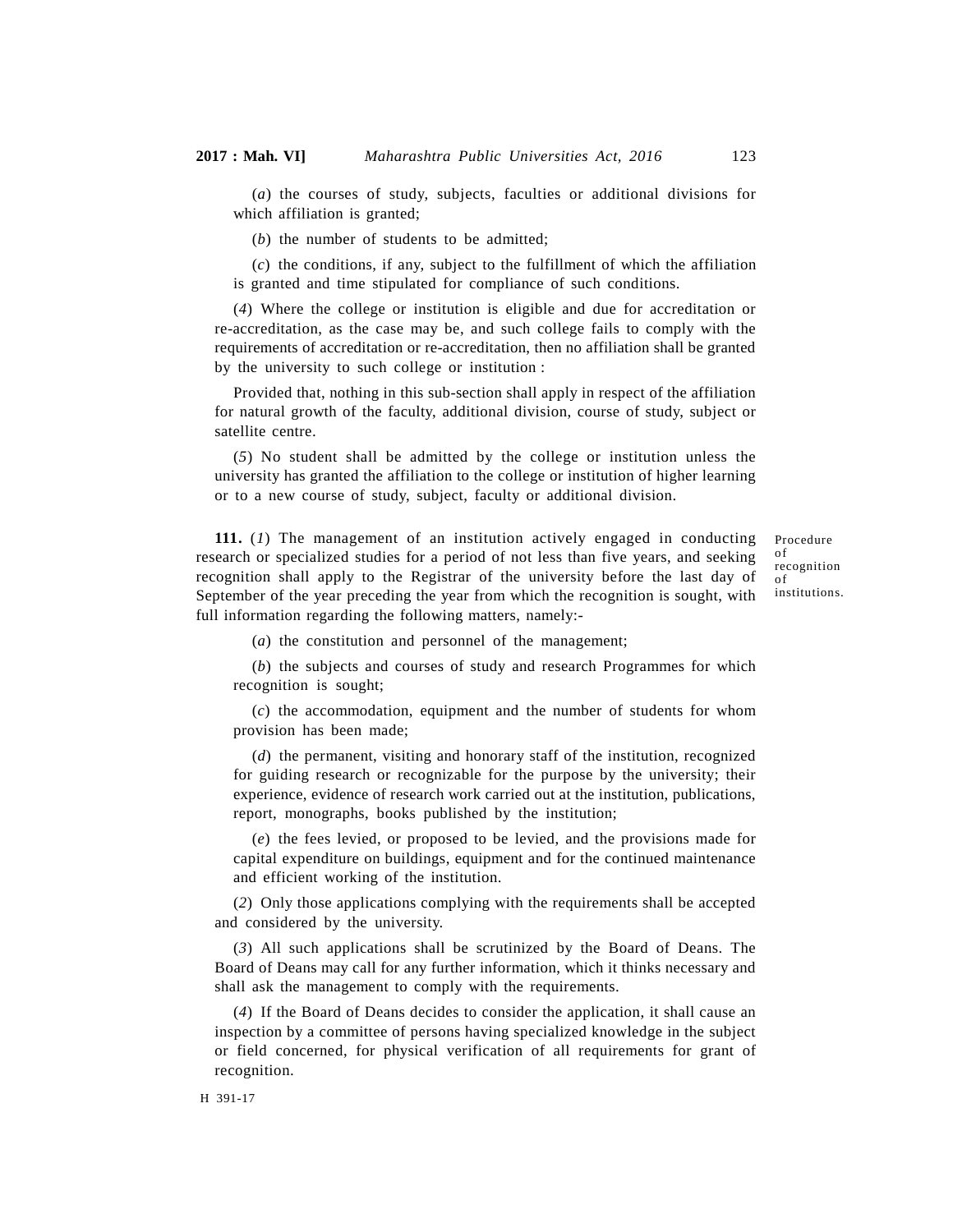(*a*) the courses of study, subjects, faculties or additional divisions for which affiliation is granted;

(*b*) the number of students to be admitted;

(*c*) the conditions, if any, subject to the fulfillment of which the affiliation is granted and time stipulated for compliance of such conditions.

(*4*) Where the college or institution is eligible and due for accreditation or re-accreditation, as the case may be, and such college fails to comply with the requirements of accreditation or re-accreditation, then no affiliation shall be granted by the university to such college or institution :

Provided that, nothing in this sub-section shall apply in respect of the affiliation for natural growth of the faculty, additional division, course of study, subject or satellite centre.

(*5*) No student shall be admitted by the college or institution unless the university has granted the affiliation to the college or institution of higher learning or to a new course of study, subject, faculty or additional division.

Procedure of recognition of institutions.

**111.** (*1*) The management of an institution actively engaged in conducting research or specialized studies for a period of not less than five years, and seeking recognition shall apply to the Registrar of the university before the last day of September of the year preceding the year from which the recognition is sought, with full information regarding the following matters, namely:-

(*a*) the constitution and personnel of the management;

(*b*) the subjects and courses of study and research Programmes for which recognition is sought;

(*c*) the accommodation, equipment and the number of students for whom provision has been made;

(*d*) the permanent, visiting and honorary staff of the institution, recognized for guiding research or recognizable for the purpose by the university; their experience, evidence of research work carried out at the institution, publications, report, monographs, books published by the institution;

(*e*) the fees levied, or proposed to be levied, and the provisions made for capital expenditure on buildings, equipment and for the continued maintenance and efficient working of the institution.

(*2*) Only those applications complying with the requirements shall be accepted and considered by the university.

(*3*) All such applications shall be scrutinized by the Board of Deans. The Board of Deans may call for any further information, which it thinks necessary and shall ask the management to comply with the requirements.

(*4*) If the Board of Deans decides to consider the application, it shall cause an inspection by a committee of persons having specialized knowledge in the subject or field concerned, for physical verification of all requirements for grant of recognition.

H 391-17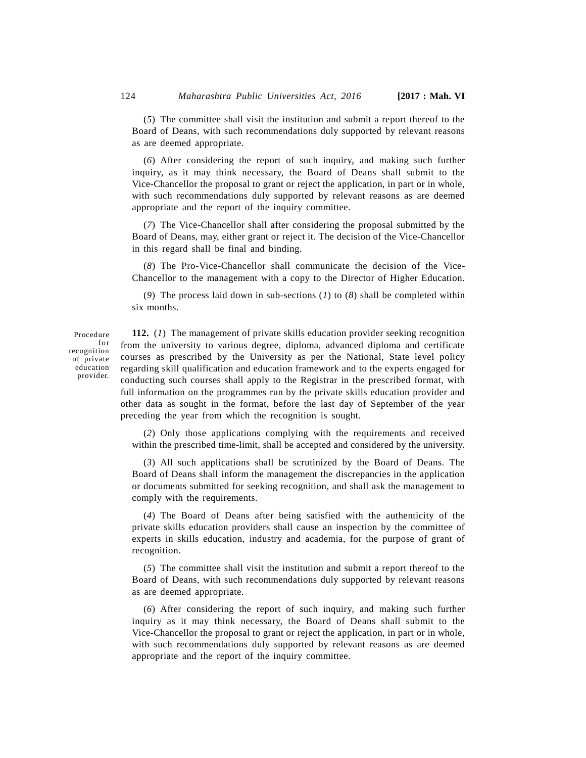(*5*) The committee shall visit the institution and submit a report thereof to the Board of Deans, with such recommendations duly supported by relevant reasons as are deemed appropriate.

(*6*) After considering the report of such inquiry, and making such further inquiry, as it may think necessary, the Board of Deans shall submit to the Vice-Chancellor the proposal to grant or reject the application, in part or in whole, with such recommendations duly supported by relevant reasons as are deemed appropriate and the report of the inquiry committee.

(*7*) The Vice-Chancellor shall after considering the proposal submitted by the Board of Deans, may, either grant or reject it. The decision of the Vice-Chancellor in this regard shall be final and binding.

(*8*) The Pro-Vice-Chancellor shall communicate the decision of the Vice-Chancellor to the management with a copy to the Director of Higher Education.

(*9*) The process laid down in sub-sections (*1*) to (*8*) shall be completed within six months.

Procedure for recognition of private education provider.

**112.** (*1*) The management of private skills education provider seeking recognition from the university to various degree, diploma, advanced diploma and certificate courses as prescribed by the University as per the National, State level policy regarding skill qualification and education framework and to the experts engaged for conducting such courses shall apply to the Registrar in the prescribed format, with full information on the programmes run by the private skills education provider and other data as sought in the format, before the last day of September of the year preceding the year from which the recognition is sought.

(*2*) Only those applications complying with the requirements and received within the prescribed time-limit, shall be accepted and considered by the university.

(*3*) All such applications shall be scrutinized by the Board of Deans. The Board of Deans shall inform the management the discrepancies in the application or documents submitted for seeking recognition, and shall ask the management to comply with the requirements.

(*4*) The Board of Deans after being satisfied with the authenticity of the private skills education providers shall cause an inspection by the committee of experts in skills education, industry and academia, for the purpose of grant of recognition.

(*5*) The committee shall visit the institution and submit a report thereof to the Board of Deans, with such recommendations duly supported by relevant reasons as are deemed appropriate.

(*6*) After considering the report of such inquiry, and making such further inquiry as it may think necessary, the Board of Deans shall submit to the Vice-Chancellor the proposal to grant or reject the application, in part or in whole, with such recommendations duly supported by relevant reasons as are deemed appropriate and the report of the inquiry committee.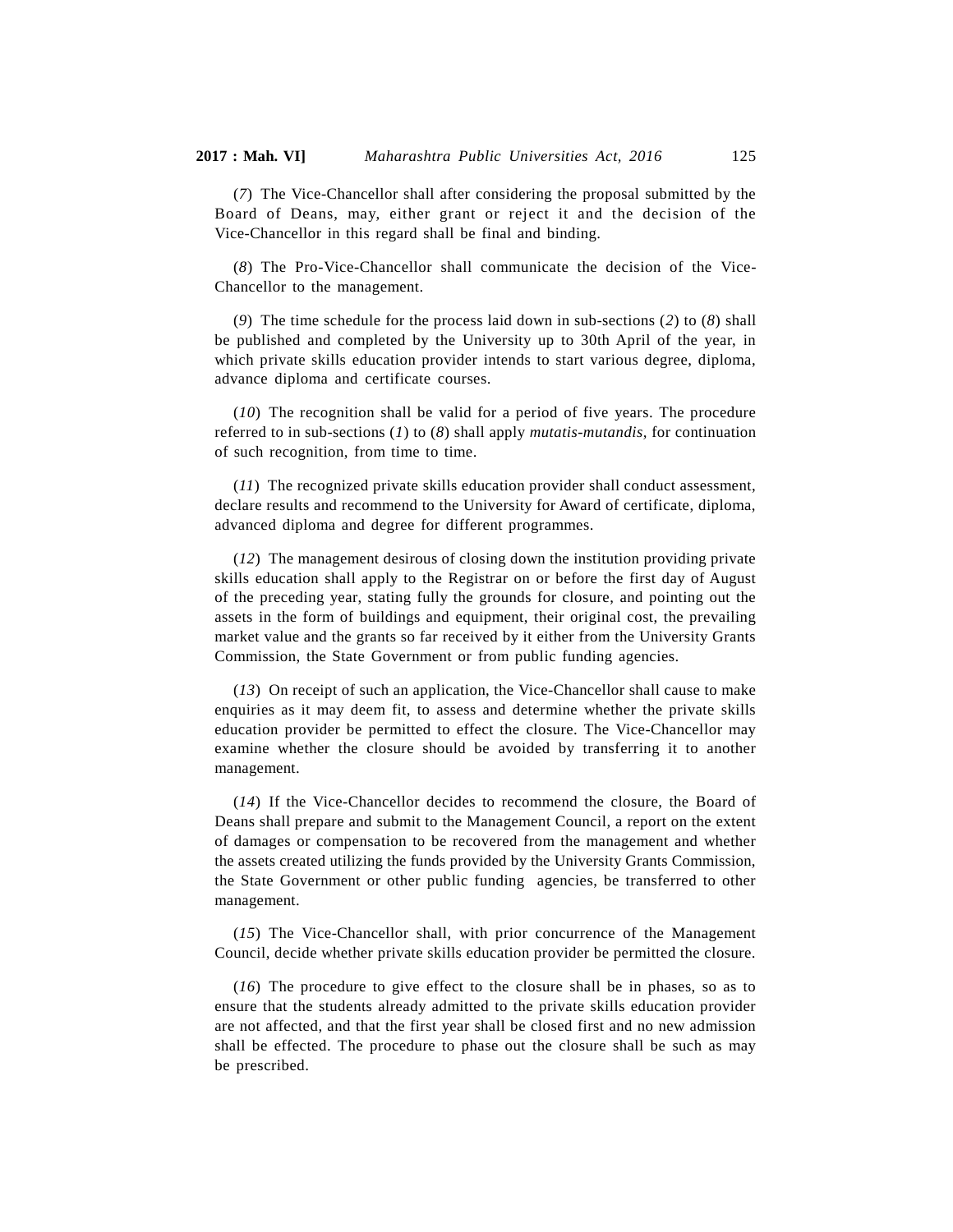(*7*) The Vice-Chancellor shall after considering the proposal submitted by the Board of Deans, may, either grant or reject it and the decision of the Vice-Chancellor in this regard shall be final and binding.

(*8*) The Pro-Vice-Chancellor shall communicate the decision of the Vice-Chancellor to the management.

(*9*) The time schedule for the process laid down in sub-sections (*2*) to (*8*) shall be published and completed by the University up to 30th April of the year, in which private skills education provider intends to start various degree, diploma, advance diploma and certificate courses.

(*10*) The recognition shall be valid for a period of five years. The procedure referred to in sub-sections (*1*) to (*8*) shall apply *mutatis-mutandis*, for continuation of such recognition, from time to time.

(*11*) The recognized private skills education provider shall conduct assessment, declare results and recommend to the University for Award of certificate, diploma, advanced diploma and degree for different programmes.

(*12*) The management desirous of closing down the institution providing private skills education shall apply to the Registrar on or before the first day of August of the preceding year, stating fully the grounds for closure, and pointing out the assets in the form of buildings and equipment, their original cost, the prevailing market value and the grants so far received by it either from the University Grants Commission, the State Government or from public funding agencies.

(*13*) On receipt of such an application, the Vice-Chancellor shall cause to make enquiries as it may deem fit, to assess and determine whether the private skills education provider be permitted to effect the closure. The Vice-Chancellor may examine whether the closure should be avoided by transferring it to another management.

(*14*) If the Vice-Chancellor decides to recommend the closure, the Board of Deans shall prepare and submit to the Management Council, a report on the extent of damages or compensation to be recovered from the management and whether the assets created utilizing the funds provided by the University Grants Commission, the State Government or other public funding agencies, be transferred to other management.

(*15*) The Vice-Chancellor shall, with prior concurrence of the Management Council, decide whether private skills education provider be permitted the closure.

(*16*) The procedure to give effect to the closure shall be in phases, so as to ensure that the students already admitted to the private skills education provider are not affected, and that the first year shall be closed first and no new admission shall be effected. The procedure to phase out the closure shall be such as may be prescribed.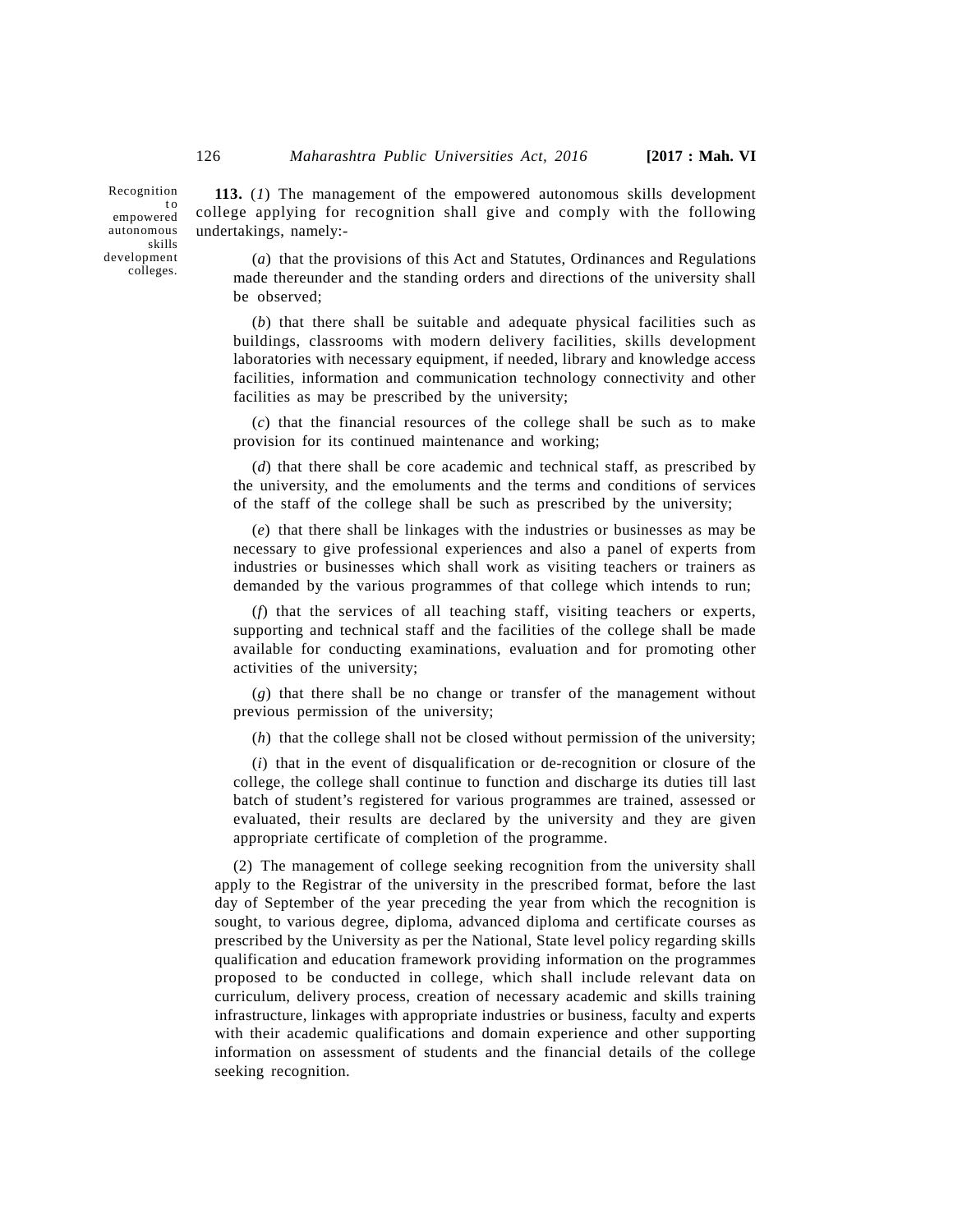Recognition to empowered autonomous skills development colleges.

**113.** (*1*) The management of the empowered autonomous skills development college applying for recognition shall give and comply with the following undertakings, namely:-

(*a*) that the provisions of this Act and Statutes, Ordinances and Regulations made thereunder and the standing orders and directions of the university shall be observed;

(*b*) that there shall be suitable and adequate physical facilities such as buildings, classrooms with modern delivery facilities, skills development laboratories with necessary equipment, if needed, library and knowledge access facilities, information and communication technology connectivity and other facilities as may be prescribed by the university;

(*c*) that the financial resources of the college shall be such as to make provision for its continued maintenance and working;

(*d*) that there shall be core academic and technical staff, as prescribed by the university, and the emoluments and the terms and conditions of services of the staff of the college shall be such as prescribed by the university;

(*e*) that there shall be linkages with the industries or businesses as may be necessary to give professional experiences and also a panel of experts from industries or businesses which shall work as visiting teachers or trainers as demanded by the various programmes of that college which intends to run;

(*f*) that the services of all teaching staff, visiting teachers or experts, supporting and technical staff and the facilities of the college shall be made available for conducting examinations, evaluation and for promoting other activities of the university;

(*g*) that there shall be no change or transfer of the management without previous permission of the university;

(*h*) that the college shall not be closed without permission of the university;

(*i*) that in the event of disqualification or de-recognition or closure of the college, the college shall continue to function and discharge its duties till last batch of student's registered for various programmes are trained, assessed or evaluated, their results are declared by the university and they are given appropriate certificate of completion of the programme.

(2) The management of college seeking recognition from the university shall apply to the Registrar of the university in the prescribed format, before the last day of September of the year preceding the year from which the recognition is sought, to various degree, diploma, advanced diploma and certificate courses as prescribed by the University as per the National, State level policy regarding skills qualification and education framework providing information on the programmes proposed to be conducted in college, which shall include relevant data on curriculum, delivery process, creation of necessary academic and skills training infrastructure, linkages with appropriate industries or business, faculty and experts with their academic qualifications and domain experience and other supporting information on assessment of students and the financial details of the college seeking recognition.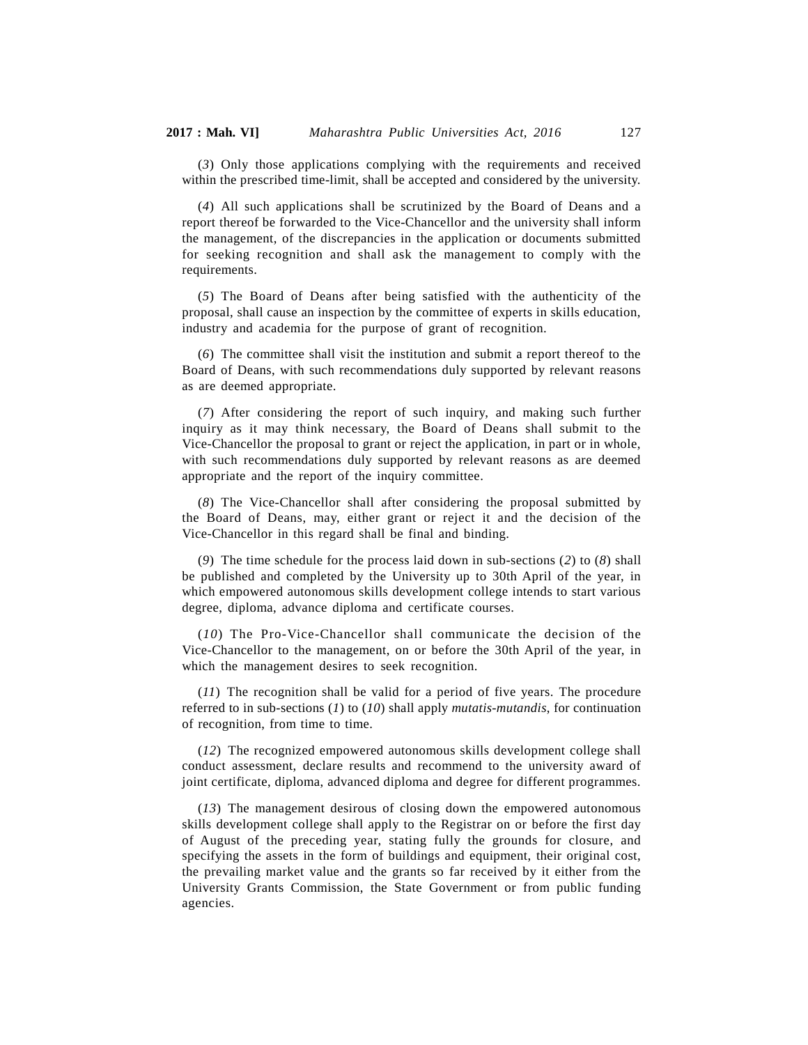(*3*) Only those applications complying with the requirements and received within the prescribed time-limit, shall be accepted and considered by the university.

(*4*) All such applications shall be scrutinized by the Board of Deans and a report thereof be forwarded to the Vice-Chancellor and the university shall inform the management, of the discrepancies in the application or documents submitted for seeking recognition and shall ask the management to comply with the requirements.

(*5*) The Board of Deans after being satisfied with the authenticity of the proposal, shall cause an inspection by the committee of experts in skills education, industry and academia for the purpose of grant of recognition.

(*6*) The committee shall visit the institution and submit a report thereof to the Board of Deans, with such recommendations duly supported by relevant reasons as are deemed appropriate.

(*7*) After considering the report of such inquiry, and making such further inquiry as it may think necessary, the Board of Deans shall submit to the Vice-Chancellor the proposal to grant or reject the application, in part or in whole, with such recommendations duly supported by relevant reasons as are deemed appropriate and the report of the inquiry committee.

(*8*) The Vice-Chancellor shall after considering the proposal submitted by the Board of Deans, may, either grant or reject it and the decision of the Vice-Chancellor in this regard shall be final and binding.

(*9*) The time schedule for the process laid down in sub-sections (*2*) to (*8*) shall be published and completed by the University up to 30th April of the year, in which empowered autonomous skills development college intends to start various degree, diploma, advance diploma and certificate courses.

(*10*) The Pro-Vice-Chancellor shall communicate the decision of the Vice-Chancellor to the management, on or before the 30th April of the year, in which the management desires to seek recognition.

(*11*) The recognition shall be valid for a period of five years. The procedure referred to in sub-sections (*1*) to (*10*) shall apply *mutatis-mutandis*, for continuation of recognition, from time to time.

(*12*) The recognized empowered autonomous skills development college shall conduct assessment, declare results and recommend to the university award of joint certificate, diploma, advanced diploma and degree for different programmes.

(*13*) The management desirous of closing down the empowered autonomous skills development college shall apply to the Registrar on or before the first day of August of the preceding year, stating fully the grounds for closure, and specifying the assets in the form of buildings and equipment, their original cost, the prevailing market value and the grants so far received by it either from the University Grants Commission, the State Government or from public funding agencies.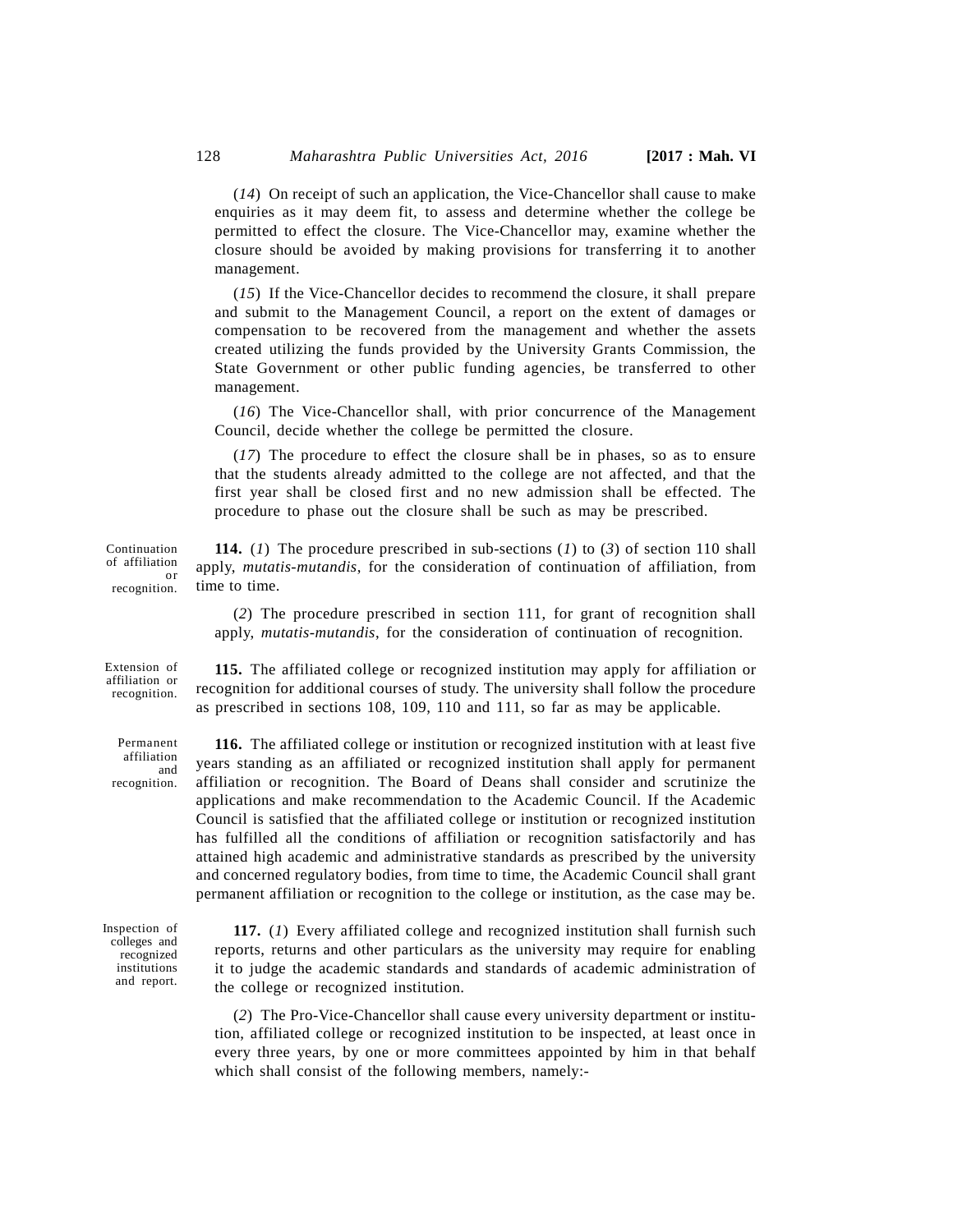(*14*) On receipt of such an application, the Vice-Chancellor shall cause to make enquiries as it may deem fit, to assess and determine whether the college be permitted to effect the closure. The Vice-Chancellor may, examine whether the closure should be avoided by making provisions for transferring it to another management.

(*15*) If the Vice-Chancellor decides to recommend the closure, it shall prepare and submit to the Management Council, a report on the extent of damages or compensation to be recovered from the management and whether the assets created utilizing the funds provided by the University Grants Commission, the State Government or other public funding agencies, be transferred to other management.

(*16*) The Vice-Chancellor shall, with prior concurrence of the Management Council, decide whether the college be permitted the closure.

(*17*) The procedure to effect the closure shall be in phases, so as to ensure that the students already admitted to the college are not affected, and that the first year shall be closed first and no new admission shall be effected. The procedure to phase out the closure shall be such as may be prescribed.

Continuation of affiliation or recognition.

**114.** (*1*) The procedure prescribed in sub-sections (*1*) to (*3*) of section 110 shall apply, *mutatis-mutandis*, for the consideration of continuation of affiliation, from time to time.

(*2*) The procedure prescribed in section 111, for grant of recognition shall apply, *mutatis-mutandis*, for the consideration of continuation of recognition.

Extension of affiliation or recognition.

**115.** The affiliated college or recognized institution may apply for affiliation or recognition for additional courses of study. The university shall follow the procedure as prescribed in sections 108, 109, 110 and 111, so far as may be applicable.

Permanent affiliation and recognition.

**116.** The affiliated college or institution or recognized institution with at least five years standing as an affiliated or recognized institution shall apply for permanent affiliation or recognition. The Board of Deans shall consider and scrutinize the applications and make recommendation to the Academic Council. If the Academic Council is satisfied that the affiliated college or institution or recognized institution has fulfilled all the conditions of affiliation or recognition satisfactorily and has attained high academic and administrative standards as prescribed by the university and concerned regulatory bodies, from time to time, the Academic Council shall grant permanent affiliation or recognition to the college or institution, as the case may be.

Inspection of colleges and recognized institutions and report.

**117.** (*1*) Every affiliated college and recognized institution shall furnish such reports, returns and other particulars as the university may require for enabling it to judge the academic standards and standards of academic administration of the college or recognized institution.

(*2*) The Pro-Vice-Chancellor shall cause every university department or institution, affiliated college or recognized institution to be inspected, at least once in every three years, by one or more committees appointed by him in that behalf which shall consist of the following members, namely:-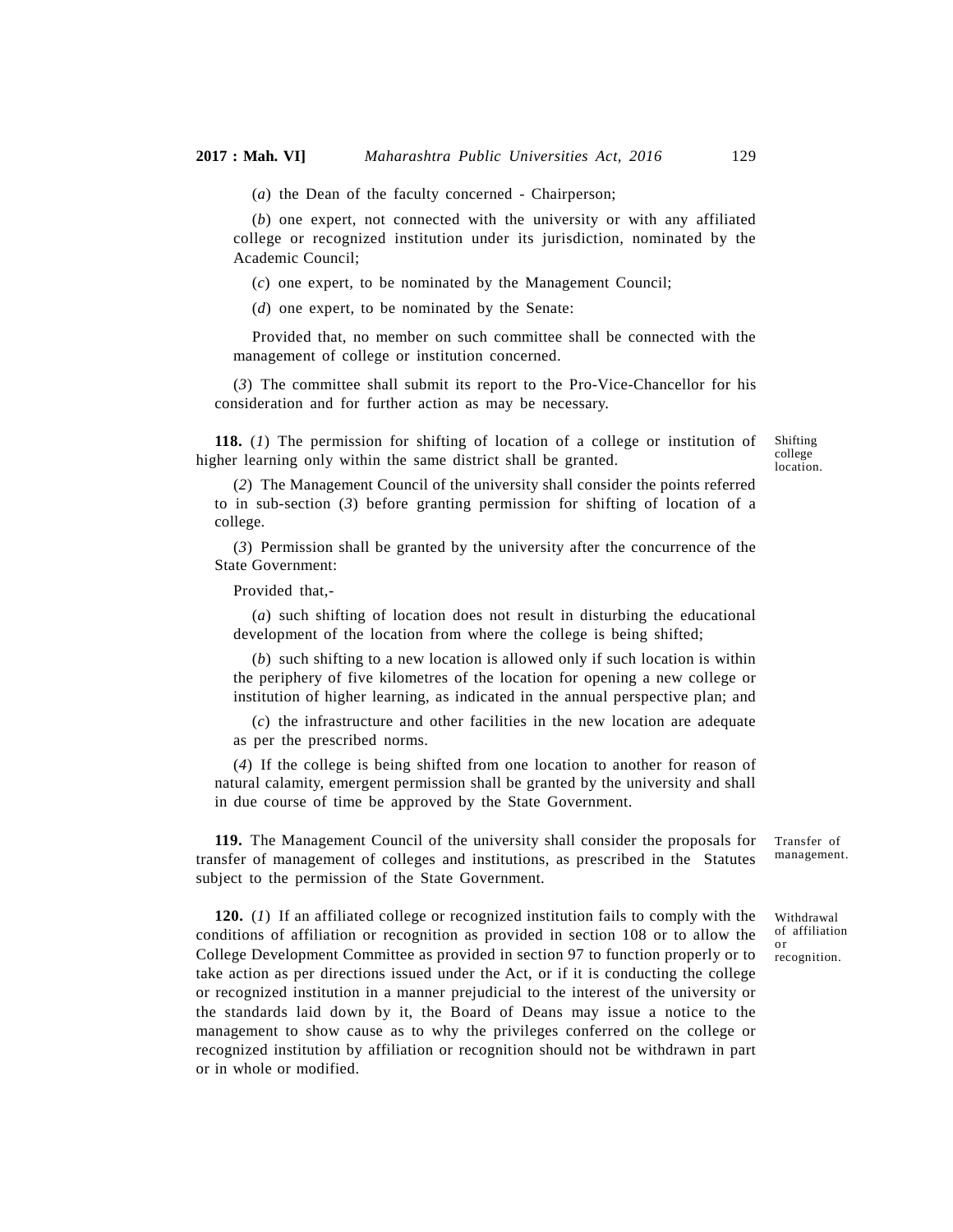(*a*) the Dean of the faculty concerned - Chairperson;

(*b*) one expert, not connected with the university or with any affiliated college or recognized institution under its jurisdiction, nominated by the Academic Council;

(*c*) one expert, to be nominated by the Management Council;

(*d*) one expert, to be nominated by the Senate:

Provided that, no member on such committee shall be connected with the management of college or institution concerned.

(*3*) The committee shall submit its report to the Pro-Vice-Chancellor for his consideration and for further action as may be necessary.

Shifting college location.

**118.** (*1*) The permission for shifting of location of a college or institution of higher learning only within the same district shall be granted.

(*2*) The Management Council of the university shall consider the points referred to in sub-section (*3*) before granting permission for shifting of location of a college.

(*3*) Permission shall be granted by the university after the concurrence of the State Government:

Provided that,-

(*a*) such shifting of location does not result in disturbing the educational development of the location from where the college is being shifted;

(*b*) such shifting to a new location is allowed only if such location is within the periphery of five kilometres of the location for opening a new college or institution of higher learning, as indicated in the annual perspective plan; and

(*c*) the infrastructure and other facilities in the new location are adequate as per the prescribed norms.

(*4*) If the college is being shifted from one location to another for reason of natural calamity, emergent permission shall be granted by the university and shall in due course of time be approved by the State Government.

Transfer of management.

**119.** The Management Council of the university shall consider the proposals for transfer of management of colleges and institutions, as prescribed in the Statutes subject to the permission of the State Government.

Withdrawal of affiliation or recognition.

**120.** (*1*) If an affiliated college or recognized institution fails to comply with the conditions of affiliation or recognition as provided in section 108 or to allow the College Development Committee as provided in section 97 to function properly or to take action as per directions issued under the Act, or if it is conducting the college or recognized institution in a manner prejudicial to the interest of the university or the standards laid down by it, the Board of Deans may issue a notice to the management to show cause as to why the privileges conferred on the college or recognized institution by affiliation or recognition should not be withdrawn in part or in whole or modified.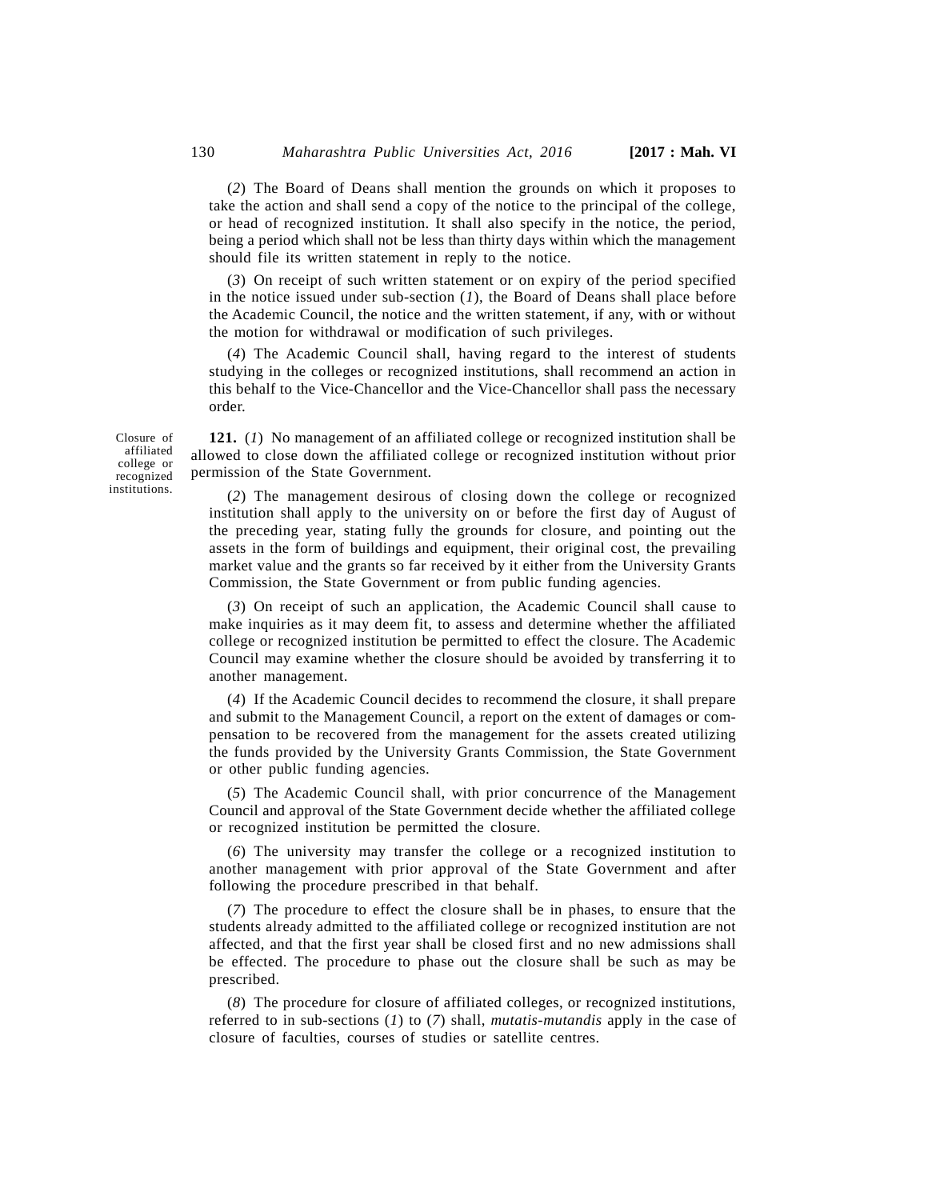(*2*) The Board of Deans shall mention the grounds on which it proposes to take the action and shall send a copy of the notice to the principal of the college, or head of recognized institution. It shall also specify in the notice, the period, being a period which shall not be less than thirty days within which the management should file its written statement in reply to the notice.

(*3*) On receipt of such written statement or on expiry of the period specified in the notice issued under sub-section (*1*), the Board of Deans shall place before the Academic Council, the notice and the written statement, if any, with or without the motion for withdrawal or modification of such privileges.

(*4*) The Academic Council shall, having regard to the interest of students studying in the colleges or recognized institutions, shall recommend an action in this behalf to the Vice-Chancellor and the Vice-Chancellor shall pass the necessary order.

Closure of affiliated college or recognized institutions.

**121.** (*1*) No management of an affiliated college or recognized institution shall be allowed to close down the affiliated college or recognized institution without prior permission of the State Government.

(*2*) The management desirous of closing down the college or recognized institution shall apply to the university on or before the first day of August of the preceding year, stating fully the grounds for closure, and pointing out the assets in the form of buildings and equipment, their original cost, the prevailing market value and the grants so far received by it either from the University Grants Commission, the State Government or from public funding agencies.

(*3*) On receipt of such an application, the Academic Council shall cause to make inquiries as it may deem fit, to assess and determine whether the affiliated college or recognized institution be permitted to effect the closure. The Academic Council may examine whether the closure should be avoided by transferring it to another management.

(*4*) If the Academic Council decides to recommend the closure, it shall prepare and submit to the Management Council, a report on the extent of damages or compensation to be recovered from the management for the assets created utilizing the funds provided by the University Grants Commission, the State Government or other public funding agencies.

(*5*) The Academic Council shall, with prior concurrence of the Management Council and approval of the State Government decide whether the affiliated college or recognized institution be permitted the closure.

(*6*) The university may transfer the college or a recognized institution to another management with prior approval of the State Government and after following the procedure prescribed in that behalf.

(*7*) The procedure to effect the closure shall be in phases, to ensure that the students already admitted to the affiliated college or recognized institution are not affected, and that the first year shall be closed first and no new admissions shall be effected. The procedure to phase out the closure shall be such as may be prescribed.

(*8*) The procedure for closure of affiliated colleges, or recognized institutions, referred to in sub-sections (*1*) to (*7*) shall, *mutatis-mutandis* apply in the case of closure of faculties, courses of studies or satellite centres.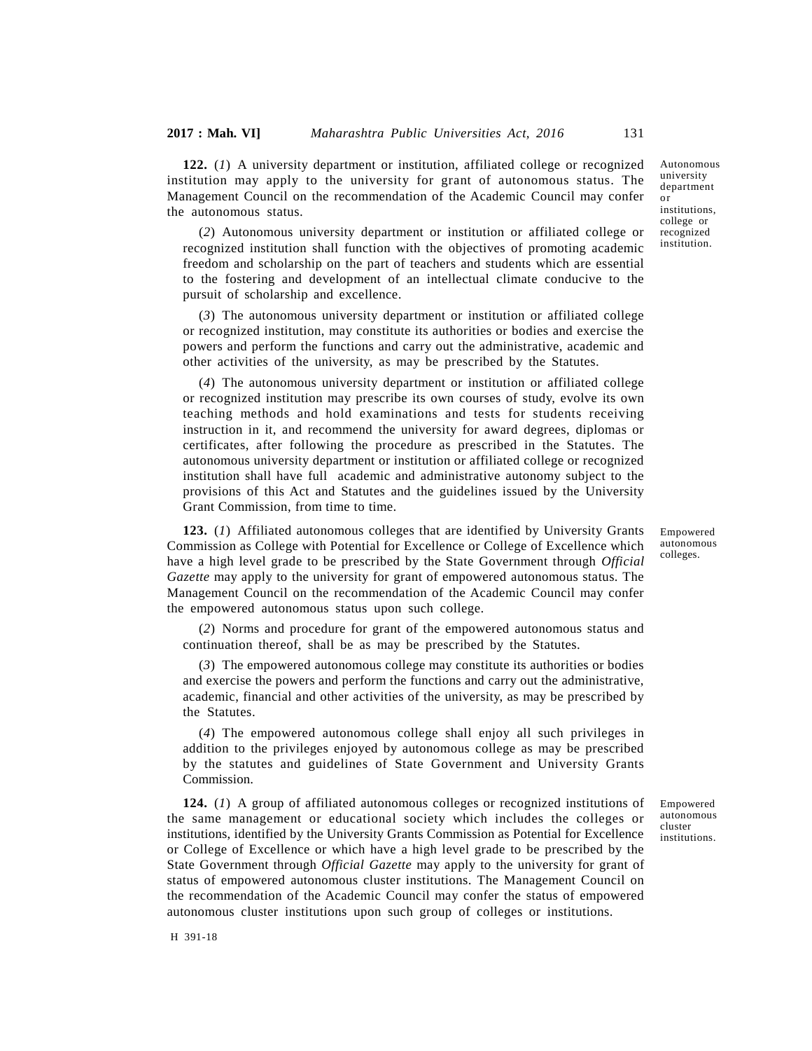Autonomous university department or institutions, college or recognized institution.

**122.** (*1*) A university department or institution, affiliated college or recognized institution may apply to the university for grant of autonomous status. The Management Council on the recommendation of the Academic Council may confer the autonomous status.

(*2*) Autonomous university department or institution or affiliated college or recognized institution shall function with the objectives of promoting academic freedom and scholarship on the part of teachers and students which are essential to the fostering and development of an intellectual climate conducive to the pursuit of scholarship and excellence.

(*3*) The autonomous university department or institution or affiliated college or recognized institution, may constitute its authorities or bodies and exercise the powers and perform the functions and carry out the administrative, academic and other activities of the university, as may be prescribed by the Statutes.

(*4*) The autonomous university department or institution or affiliated college or recognized institution may prescribe its own courses of study, evolve its own teaching methods and hold examinations and tests for students receiving instruction in it, and recommend the university for award degrees, diplomas or certificates, after following the procedure as prescribed in the Statutes. The autonomous university department or institution or affiliated college or recognized institution shall have full academic and administrative autonomy subject to the provisions of this Act and Statutes and the guidelines issued by the University Grant Commission, from time to time.

Empowered autonomous colleges.

**123.** (*1*) Affiliated autonomous colleges that are identified by University Grants Commission as College with Potential for Excellence or College of Excellence which have a high level grade to be prescribed by the State Government through *Official Gazette* may apply to the university for grant of empowered autonomous status. The Management Council on the recommendation of the Academic Council may confer the empowered autonomous status upon such college.

(*2*) Norms and procedure for grant of the empowered autonomous status and continuation thereof, shall be as may be prescribed by the Statutes.

(*3*) The empowered autonomous college may constitute its authorities or bodies and exercise the powers and perform the functions and carry out the administrative, academic, financial and other activities of the university, as may be prescribed by the Statutes.

(*4*) The empowered autonomous college shall enjoy all such privileges in addition to the privileges enjoyed by autonomous college as may be prescribed by the statutes and guidelines of State Government and University Grants Commission.

Empowered autonomous cluster institutions.

**124.** (*1*) A group of affiliated autonomous colleges or recognized institutions of the same management or educational society which includes the colleges or institutions, identified by the University Grants Commission as Potential for Excellence or College of Excellence or which have a high level grade to be prescribed by the State Government through *Official Gazette* may apply to the university for grant of status of empowered autonomous cluster institutions. The Management Council on the recommendation of the Academic Council may confer the status of empowered autonomous cluster institutions upon such group of colleges or institutions.

H 391-18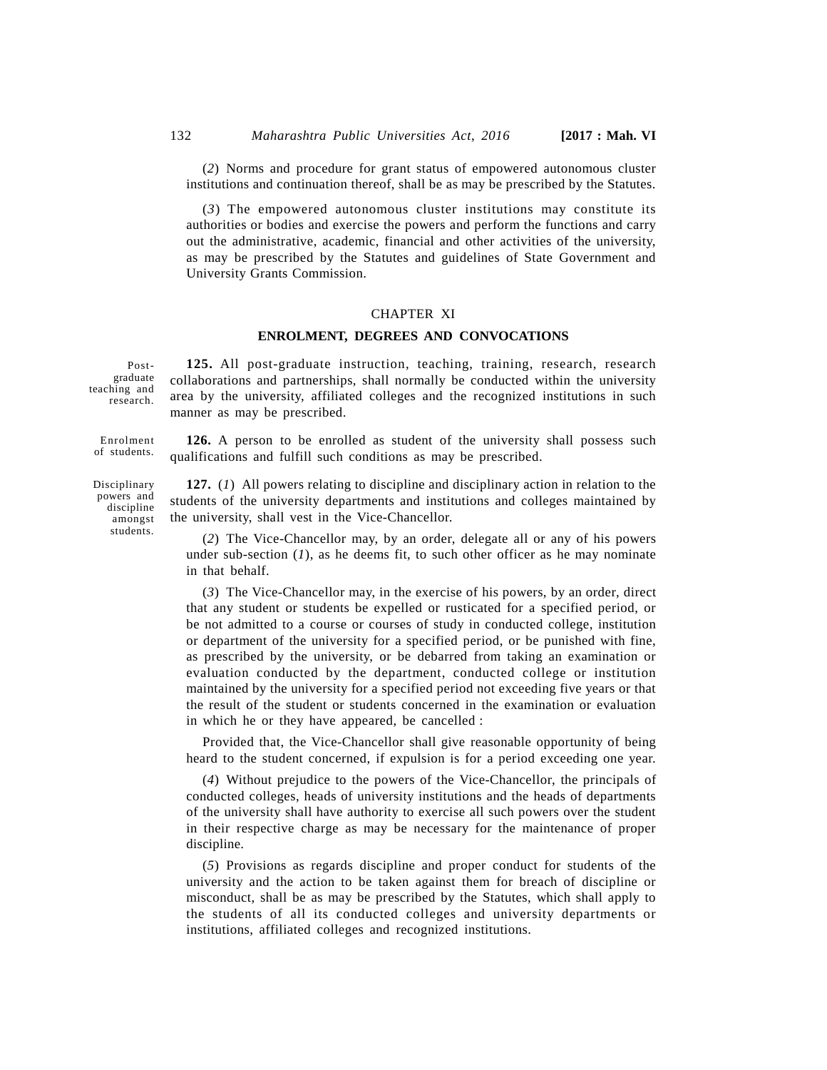(*2*) Norms and procedure for grant status of empowered autonomous cluster institutions and continuation thereof, shall be as may be prescribed by the Statutes.

(*3*) The empowered autonomous cluster institutions may constitute its authorities or bodies and exercise the powers and perform the functions and carry out the administrative, academic, financial and other activities of the university, as may be prescribed by the Statutes and guidelines of State Government and University Grants Commission.

## CHAPTER XI

## ENROLMENT, DEGREES AND CONVOCATIONS

Post-graduate teaching and research.

**125.** All post-graduate instruction, teaching, training, research, research collaborations and partnerships, shall normally be conducted within the university area by the university, affiliated colleges and the recognized institutions in such manner as may be prescribed.

Enrolment of students.

**126.** A person to be enrolled as student of the university shall possess such qualifications and fulfill such conditions as may be prescribed.

Disciplinary powers and discipline amongst students.

**127.** (*1*) All powers relating to discipline and disciplinary action in relation to the students of the university departments and institutions and colleges maintained by the university, shall vest in the Vice-Chancellor.

(*2*) The Vice-Chancellor may, by an order, delegate all or any of his powers under sub-section (*1*), as he deems fit, to such other officer as he may nominate in that behalf.

(*3*) The Vice-Chancellor may, in the exercise of his powers, by an order, direct that any student or students be expelled or rusticated for a specified period, or be not admitted to a course or courses of study in conducted college, institution or department of the university for a specified period, or be punished with fine, as prescribed by the university, or be debarred from taking an examination or evaluation conducted by the department, conducted college or institution maintained by the university for a specified period not exceeding five years or that the result of the student or students concerned in the examination or evaluation in which he or they have appeared, be cancelled :

Provided that, the Vice-Chancellor shall give reasonable opportunity of being heard to the student concerned, if expulsion is for a period exceeding one year.

(*4*) Without prejudice to the powers of the Vice-Chancellor, the principals of conducted colleges, heads of university institutions and the heads of departments of the university shall have authority to exercise all such powers over the student in their respective charge as may be necessary for the maintenance of proper discipline.

(*5*) Provisions as regards discipline and proper conduct for students of the university and the action to be taken against them for breach of discipline or misconduct, shall be as may be prescribed by the Statutes, which shall apply to the students of all its conducted colleges and university departments or institutions, affiliated colleges and recognized institutions.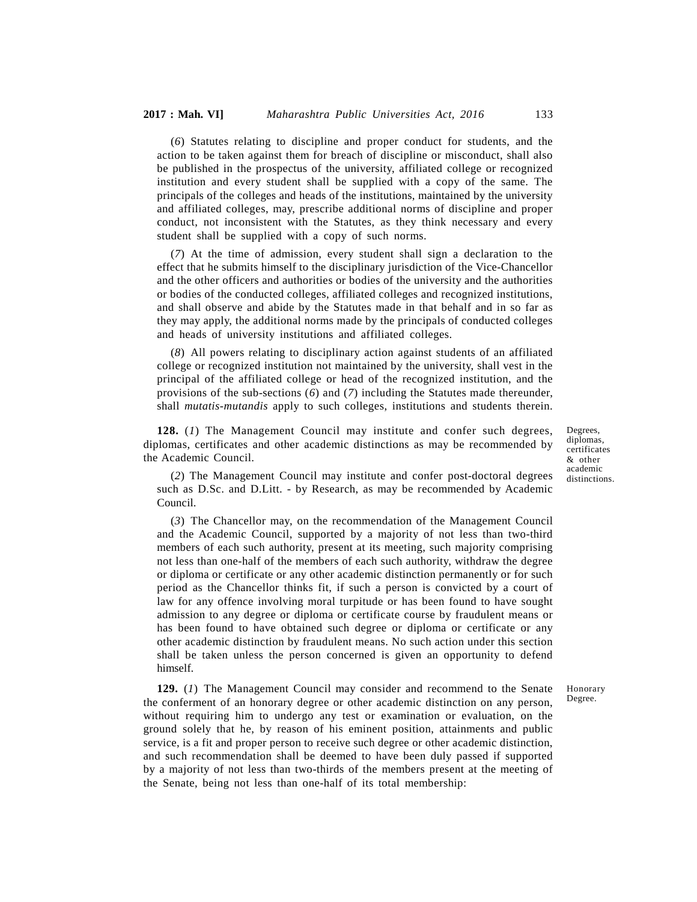(*6*) Statutes relating to discipline and proper conduct for students, and the action to be taken against them for breach of discipline or misconduct, shall also be published in the prospectus of the university, affiliated college or recognized institution and every student shall be supplied with a copy of the same. The principals of the colleges and heads of the institutions, maintained by the university and affiliated colleges, may, prescribe additional norms of discipline and proper conduct, not inconsistent with the Statutes, as they think necessary and every student shall be supplied with a copy of such norms.

(*7*) At the time of admission, every student shall sign a declaration to the effect that he submits himself to the disciplinary jurisdiction of the Vice-Chancellor and the other officers and authorities or bodies of the university and the authorities or bodies of the conducted colleges, affiliated colleges and recognized institutions, and shall observe and abide by the Statutes made in that behalf and in so far as they may apply, the additional norms made by the principals of conducted colleges and heads of university institutions and affiliated colleges.

(*8*) All powers relating to disciplinary action against students of an affiliated college or recognized institution not maintained by the university, shall vest in the principal of the affiliated college or head of the recognized institution, and the provisions of the sub-sections (*6*) and (*7*) including the Statutes made thereunder, shall *mutatis-mutandis* apply to such colleges, institutions and students therein.

Degrees, diplomas, certificates & other academic distinctions.

**128.** (*1*) The Management Council may institute and confer such degrees, diplomas, certificates and other academic distinctions as may be recommended by the Academic Council.

(*2*) The Management Council may institute and confer post-doctoral degrees such as D.Sc. and D.Litt. - by Research, as may be recommended by Academic Council.

(*3*) The Chancellor may, on the recommendation of the Management Council and the Academic Council, supported by a majority of not less than two-third members of each such authority, present at its meeting, such majority comprising not less than one-half of the members of each such authority, withdraw the degree or diploma or certificate or any other academic distinction permanently or for such period as the Chancellor thinks fit, if such a person is convicted by a court of law for any offence involving moral turpitude or has been found to have sought admission to any degree or diploma or certificate course by fraudulent means or has been found to have obtained such degree or diploma or certificate or any other academic distinction by fraudulent means. No such action under this section shall be taken unless the person concerned is given an opportunity to defend himself.

Honorary Degree.

**129.** (*1*) The Management Council may consider and recommend to the Senate the conferment of an honorary degree or other academic distinction on any person, without requiring him to undergo any test or examination or evaluation, on the ground solely that he, by reason of his eminent position, attainments and public service, is a fit and proper person to receive such degree or other academic distinction, and such recommendation shall be deemed to have been duly passed if supported by a majority of not less than two-thirds of the members present at the meeting of the Senate, being not less than one-half of its total membership: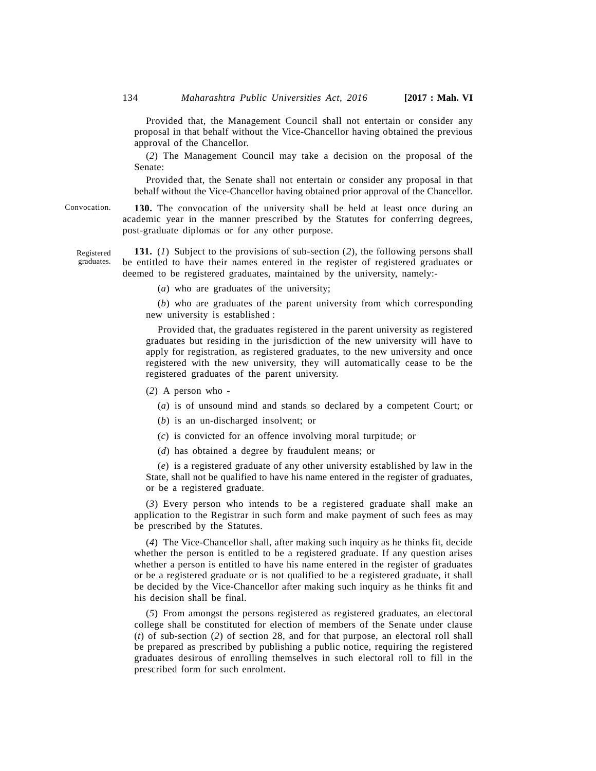Provided that, the Management Council shall not entertain or consider any proposal in that behalf without the Vice-Chancellor having obtained the previous approval of the Chancellor.

(*2*) The Management Council may take a decision on the proposal of the Senate:

Provided that, the Senate shall not entertain or consider any proposal in that behalf without the Vice-Chancellor having obtained prior approval of the Chancellor.

Convocation.

**130.** The convocation of the university shall be held at least once during an academic year in the manner prescribed by the Statutes for conferring degrees, post-graduate diplomas or for any other purpose.

Registered graduates.

**131.** (*1*) Subject to the provisions of sub-section (*2*), the following persons shall be entitled to have their names entered in the register of registered graduates or deemed to be registered graduates, maintained by the university, namely:-

(*a*) who are graduates of the university;

(*b*) who are graduates of the parent university from which corresponding new university is established :

Provided that, the graduates registered in the parent university as registered graduates but residing in the jurisdiction of the new university will have to apply for registration, as registered graduates, to the new university and once registered with the new university, they will automatically cease to be the registered graduates of the parent university.

(*2*) A person who -

(*a*) is of unsound mind and stands so declared by a competent Court; or

(*b*) is an un-discharged insolvent; or

(*c*) is convicted for an offence involving moral turpitude; or

(*d*) has obtained a degree by fraudulent means; or

(*e*) is a registered graduate of any other university established by law in the State, shall not be qualified to have his name entered in the register of graduates, or be a registered graduate.

(*3*) Every person who intends to be a registered graduate shall make an application to the Registrar in such form and make payment of such fees as may be prescribed by the Statutes.

(*4*) The Vice-Chancellor shall, after making such inquiry as he thinks fit, decide whether the person is entitled to be a registered graduate. If any question arises whether a person is entitled to have his name entered in the register of graduates or be a registered graduate or is not qualified to be a registered graduate, it shall be decided by the Vice-Chancellor after making such inquiry as he thinks fit and his decision shall be final.

(*5*) From amongst the persons registered as registered graduates, an electoral college shall be constituted for election of members of the Senate under clause (*t*) of sub-section (*2*) of section 28, and for that purpose, an electoral roll shall be prepared as prescribed by publishing a public notice, requiring the registered graduates desirous of enrolling themselves in such electoral roll to fill in the prescribed form for such enrolment.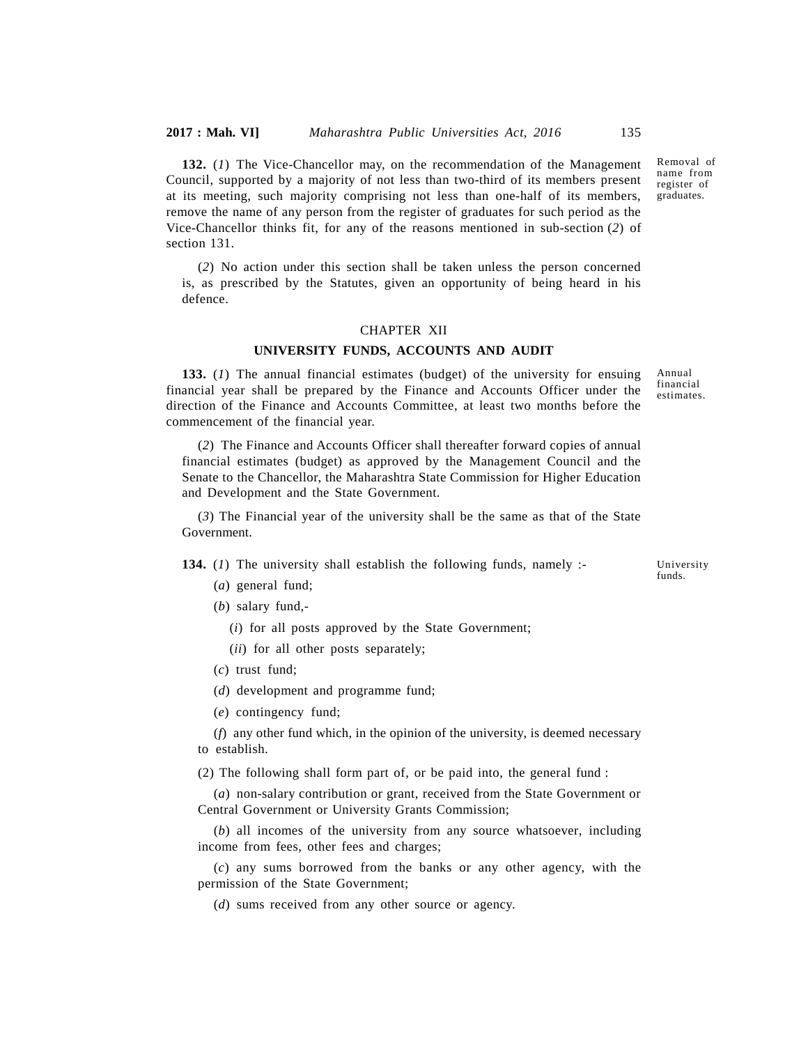**132.** (*1*) The Vice-Chancellor may, on the recommendation of the Management Council, supported by a majority of not less than two-third of its members present at its meeting, such majority comprising not less than one-half of its members, remove the name of any person from the register of graduates for such period as the Vice-Chancellor thinks fit, for any of the reasons mentioned in sub-section (*2*) of section 131.

Removal of name from register of graduates.

(*2*) No action under this section shall be taken unless the person concerned is, as prescribed by the Statutes, given an opportunity of being heard in his defence.

## CHAPTER XII

## UNIVERSITY FUNDS, ACCOUNTS AND AUDIT

**133.** (*1*) The annual financial estimates (budget) of the university for ensuing financial year shall be prepared by the Finance and Accounts Officer under the direction of the Finance and Accounts Committee, at least two months before the commencement of the financial year.

Annual financial estimates.

(*2*) The Finance and Accounts Officer shall thereafter forward copies of annual financial estimates (budget) as approved by the Management Council and the Senate to the Chancellor, the Maharashtra State Commission for Higher Education and Development and the State Government.

(*3*) The Financial year of the university shall be the same as that of the State Government.

**134.** (*1*) The university shall establish the following funds, namely :-

University funds.

(*a*) general fund;

(*b*) salary fund,-

(*i*) for all posts approved by the State Government;

(*ii*) for all other posts separately;

(*c*) trust fund;

(*d*) development and programme fund;

(*e*) contingency fund;

(*f*) any other fund which, in the opinion of the university, is deemed necessary to establish.

(2) The following shall form part of, or be paid into, the general fund :

(*a*) non-salary contribution or grant, received from the State Government or Central Government or University Grants Commission;

(*b*) all incomes of the university from any source whatsoever, including income from fees, other fees and charges;

(*c*) any sums borrowed from the banks or any other agency, with the permission of the State Government;

(*d*) sums received from any other source or agency.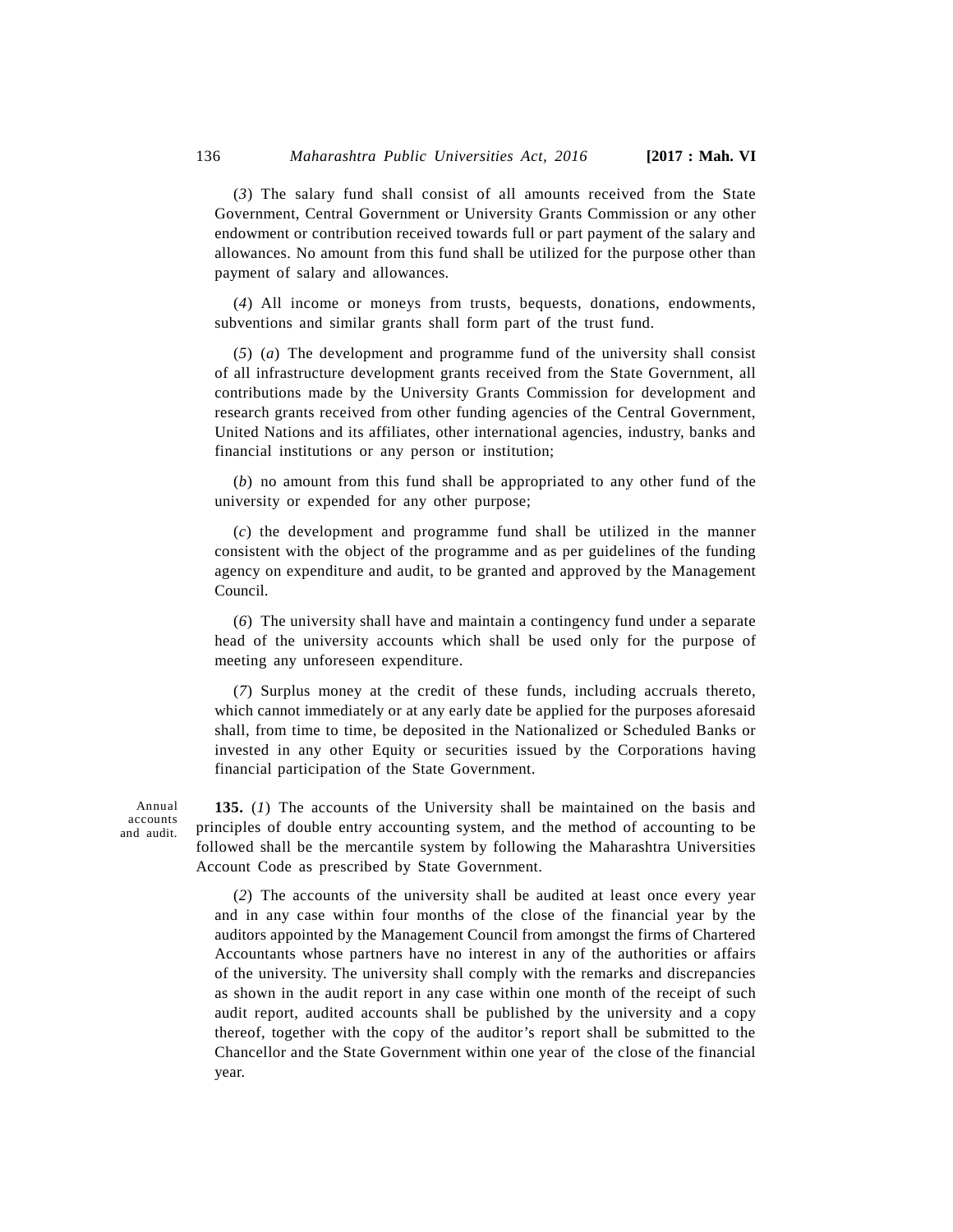(*3*) The salary fund shall consist of all amounts received from the State Government, Central Government or University Grants Commission or any other endowment or contribution received towards full or part payment of the salary and allowances. No amount from this fund shall be utilized for the purpose other than payment of salary and allowances.

(*4*) All income or moneys from trusts, bequests, donations, endowments, subventions and similar grants shall form part of the trust fund.

(*5*) (*a*) The development and programme fund of the university shall consist of all infrastructure development grants received from the State Government, all contributions made by the University Grants Commission for development and research grants received from other funding agencies of the Central Government, United Nations and its affiliates, other international agencies, industry, banks and financial institutions or any person or institution;

(*b*) no amount from this fund shall be appropriated to any other fund of the university or expended for any other purpose;

(*c*) the development and programme fund shall be utilized in the manner consistent with the object of the programme and as per guidelines of the funding agency on expenditure and audit, to be granted and approved by the Management Council.

(*6*) The university shall have and maintain a contingency fund under a separate head of the university accounts which shall be used only for the purpose of meeting any unforeseen expenditure.

(*7*) Surplus money at the credit of these funds, including accruals thereto, which cannot immediately or at any early date be applied for the purposes aforesaid shall, from time to time, be deposited in the Nationalized or Scheduled Banks or invested in any other Equity or securities issued by the Corporations having financial participation of the State Government.

Annual accounts and audit.

**135.** (*1*) The accounts of the University shall be maintained on the basis and principles of double entry accounting system, and the method of accounting to be followed shall be the mercantile system by following the Maharashtra Universities Account Code as prescribed by State Government.

(*2*) The accounts of the university shall be audited at least once every year and in any case within four months of the close of the financial year by the auditors appointed by the Management Council from amongst the firms of Chartered Accountants whose partners have no interest in any of the authorities or affairs of the university. The university shall comply with the remarks and discrepancies as shown in the audit report in any case within one month of the receipt of such audit report, audited accounts shall be published by the university and a copy thereof, together with the copy of the auditor's report shall be submitted to the Chancellor and the State Government within one year of the close of the financial year.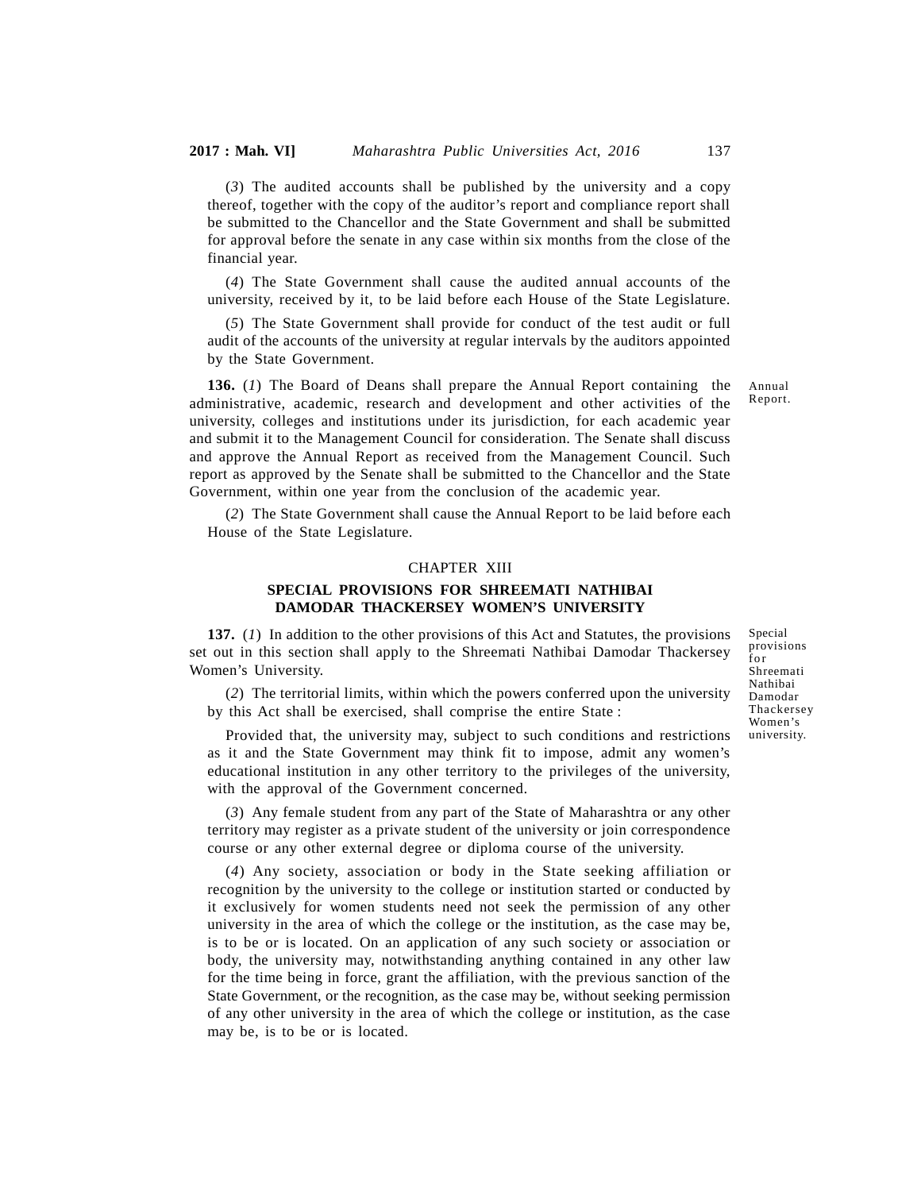(*3*) The audited accounts shall be published by the university and a copy thereof, together with the copy of the auditor's report and compliance report shall be submitted to the Chancellor and the State Government and shall be submitted for approval before the senate in any case within six months from the close of the financial year.

(*4*) The State Government shall cause the audited annual accounts of the university, received by it, to be laid before each House of the State Legislature.

(*5*) The State Government shall provide for conduct of the test audit or full audit of the accounts of the university at regular intervals by the auditors appointed by the State Government.

Annual Report.

**136.** (*1*) The Board of Deans shall prepare the Annual Report containing the administrative, academic, research and development and other activities of the university, colleges and institutions under its jurisdiction, for each academic year and submit it to the Management Council for consideration. The Senate shall discuss and approve the Annual Report as received from the Management Council. Such report as approved by the Senate shall be submitted to the Chancellor and the State Government, within one year from the conclusion of the academic year.

(*2*) The State Government shall cause the Annual Report to be laid before each House of the State Legislature.

## CHAPTER XIII

## SPECIAL PROVISIONS FOR SHREEMATI NATHIBAI DAMODAR THACKERSEY WOMEN'S UNIVERSITY

Special provisions for Shreemati Nathibai Damodar Thackersey Women's university.

**137.** (*1*) In addition to the other provisions of this Act and Statutes, the provisions set out in this section shall apply to the Shreemati Nathibai Damodar Thackersey Women's University.

(*2*) The territorial limits, within which the powers conferred upon the university by this Act shall be exercised, shall comprise the entire State :

Provided that, the university may, subject to such conditions and restrictions as it and the State Government may think fit to impose, admit any women's educational institution in any other territory to the privileges of the university, with the approval of the Government concerned.

(*3*) Any female student from any part of the State of Maharashtra or any other territory may register as a private student of the university or join correspondence course or any other external degree or diploma course of the university.

(*4*) Any society, association or body in the State seeking affiliation or recognition by the university to the college or institution started or conducted by it exclusively for women students need not seek the permission of any other university in the area of which the college or the institution, as the case may be, is to be or is located. On an application of any such society or association or body, the university may, notwithstanding anything contained in any other law for the time being in force, grant the affiliation, with the previous sanction of the State Government, or the recognition, as the case may be, without seeking permission of any other university in the area of which the college or institution, as the case may be, is to be or is located.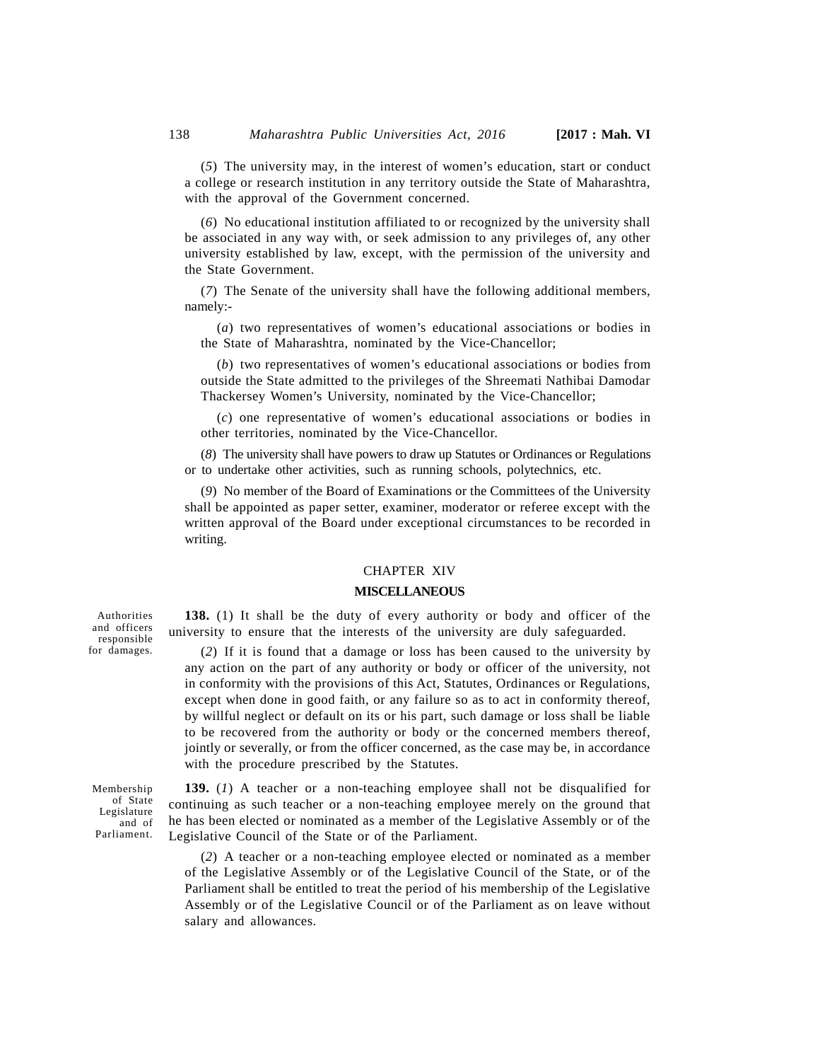(*5*) The university may, in the interest of women's education, start or conduct a college or research institution in any territory outside the State of Maharashtra, with the approval of the Government concerned.

(*6*) No educational institution affiliated to or recognized by the university shall be associated in any way with, or seek admission to any privileges of, any other university established by law, except, with the permission of the university and the State Government.

(*7*) The Senate of the university shall have the following additional members, namely:-

(*a*) two representatives of women's educational associations or bodies in the State of Maharashtra, nominated by the Vice-Chancellor;

(*b*) two representatives of women's educational associations or bodies from outside the State admitted to the privileges of the Shreemati Nathibai Damodar Thackersey Women's University, nominated by the Vice-Chancellor;

(*c*) one representative of women's educational associations or bodies in other territories, nominated by the Vice-Chancellor.

(*8*) The university shall have powers to draw up Statutes or Ordinances or Regulations or to undertake other activities, such as running schools, polytechnics, etc.

(*9*) No member of the Board of Examinations or the Committees of the University shall be appointed as paper setter, examiner, moderator or referee except with the written approval of the Board under exceptional circumstances to be recorded in writing.

## CHAPTER XIV

### MISCELLANEOUS

*Authorities and officers responsible for damages.*

**138.** (1) It shall be the duty of every authority or body and officer of the university to ensure that the interests of the university are duly safeguarded.

(*2*) If it is found that a damage or loss has been caused to the university by any action on the part of any authority or body or officer of the university, not in conformity with the provisions of this Act, Statutes, Ordinances or Regulations, except when done in good faith, or any failure so as to act in conformity thereof, by willful neglect or default on its or his part, such damage or loss shall be liable to be recovered from the authority or body or the concerned members thereof, jointly or severally, or from the officer concerned, as the case may be, in accordance with the procedure prescribed by the Statutes.

*Membership of State Legislature and of Parliament.*

**139.** (*1*) A teacher or a non-teaching employee shall not be disqualified for continuing as such teacher or a non-teaching employee merely on the ground that he has been elected or nominated as a member of the Legislative Assembly or of the Legislative Council of the State or of the Parliament.

(*2*) A teacher or a non-teaching employee elected or nominated as a member of the Legislative Assembly or of the Legislative Council of the State, or of the Parliament shall be entitled to treat the period of his membership of the Legislative Assembly or of the Legislative Council or of the Parliament as on leave without salary and allowances.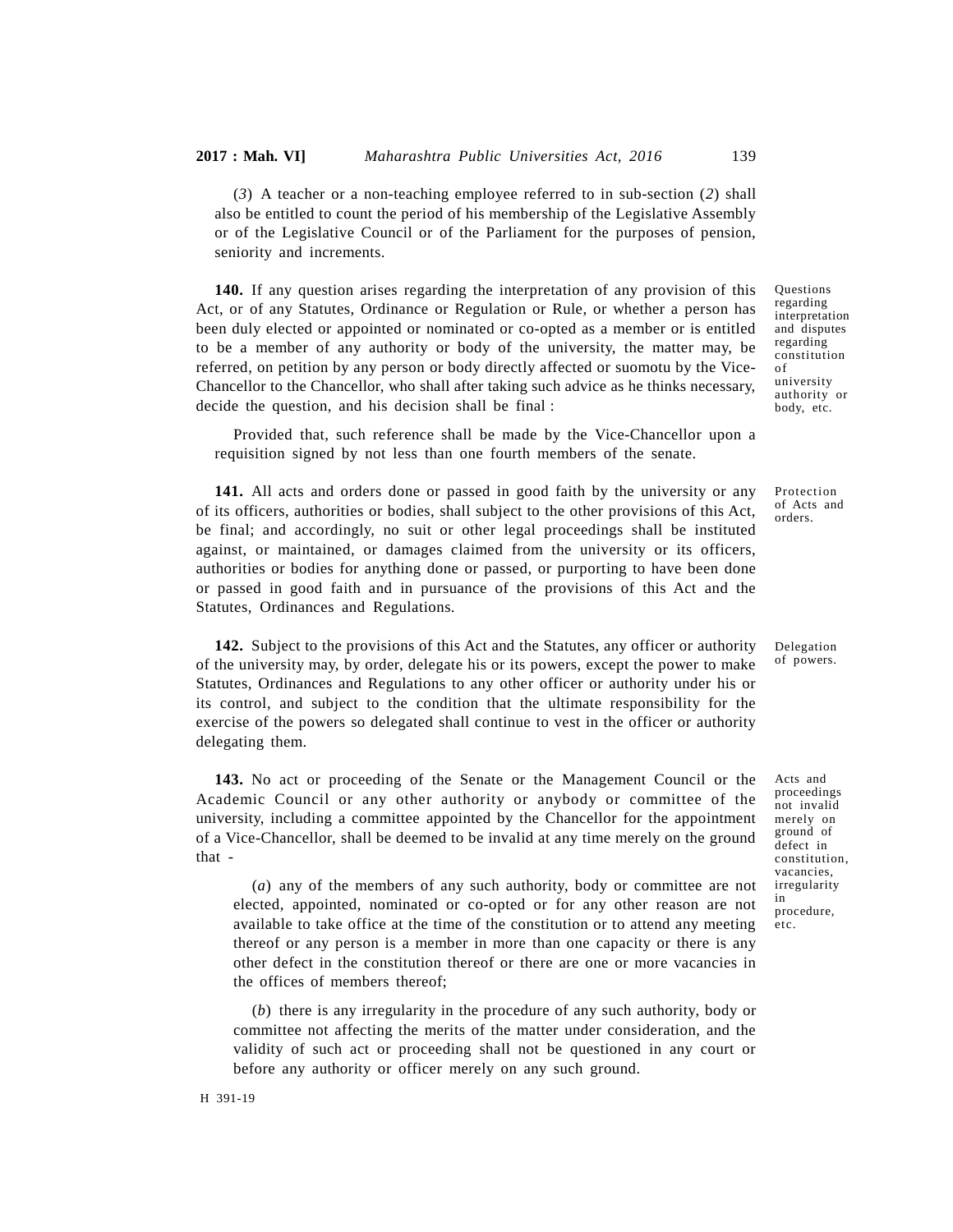(*3*) A teacher or a non-teaching employee referred to in sub-section (*2*) shall also be entitled to count the period of his membership of the Legislative Assembly or of the Legislative Council or of the Parliament for the purposes of pension, seniority and increments.

Questions regarding interpretation and disputes regarding constitution of university authority or body, etc.

**140.** If any question arises regarding the interpretation of any provision of this Act, or of any Statutes, Ordinance or Regulation or Rule, or whether a person has been duly elected or appointed or nominated or co-opted as a member or is entitled to be a member of any authority or body of the university, the matter may, be referred, on petition by any person or body directly affected or suomotu by the Vice-Chancellor to the Chancellor, who shall after taking such advice as he thinks necessary, decide the question, and his decision shall be final :

Provided that, such reference shall be made by the Vice-Chancellor upon a requisition signed by not less than one fourth members of the senate.

Protection of Acts and orders.

**141.** All acts and orders done or passed in good faith by the university or any of its officers, authorities or bodies, shall subject to the other provisions of this Act, be final; and accordingly, no suit or other legal proceedings shall be instituted against, or maintained, or damages claimed from the university or its officers, authorities or bodies for anything done or passed, or purporting to have been done or passed in good faith and in pursuance of the provisions of this Act and the Statutes, Ordinances and Regulations.

Delegation of powers.

**142.** Subject to the provisions of this Act and the Statutes, any officer or authority of the university may, by order, delegate his or its powers, except the power to make Statutes, Ordinances and Regulations to any other officer or authority under his or its control, and subject to the condition that the ultimate responsibility for the exercise of the powers so delegated shall continue to vest in the officer or authority delegating them.

Acts and proceedings not invalid merely on ground of defect in constitution, vacancies, irregularity in procedure, etc.

**143.** No act or proceeding of the Senate or the Management Council or the Academic Council or any other authority or anybody or committee of the university, including a committee appointed by the Chancellor for the appointment of a Vice-Chancellor, shall be deemed to be invalid at any time merely on the ground that -

(*a*) any of the members of any such authority, body or committee are not elected, appointed, nominated or co-opted or for any other reason are not available to take office at the time of the constitution or to attend any meeting thereof or any person is a member in more than one capacity or there is any other defect in the constitution thereof or there are one or more vacancies in the offices of members thereof;

(*b*) there is any irregularity in the procedure of any such authority, body or committee not affecting the merits of the matter under consideration, and the validity of such act or proceeding shall not be questioned in any court or before any authority or officer merely on any such ground.

H 391-19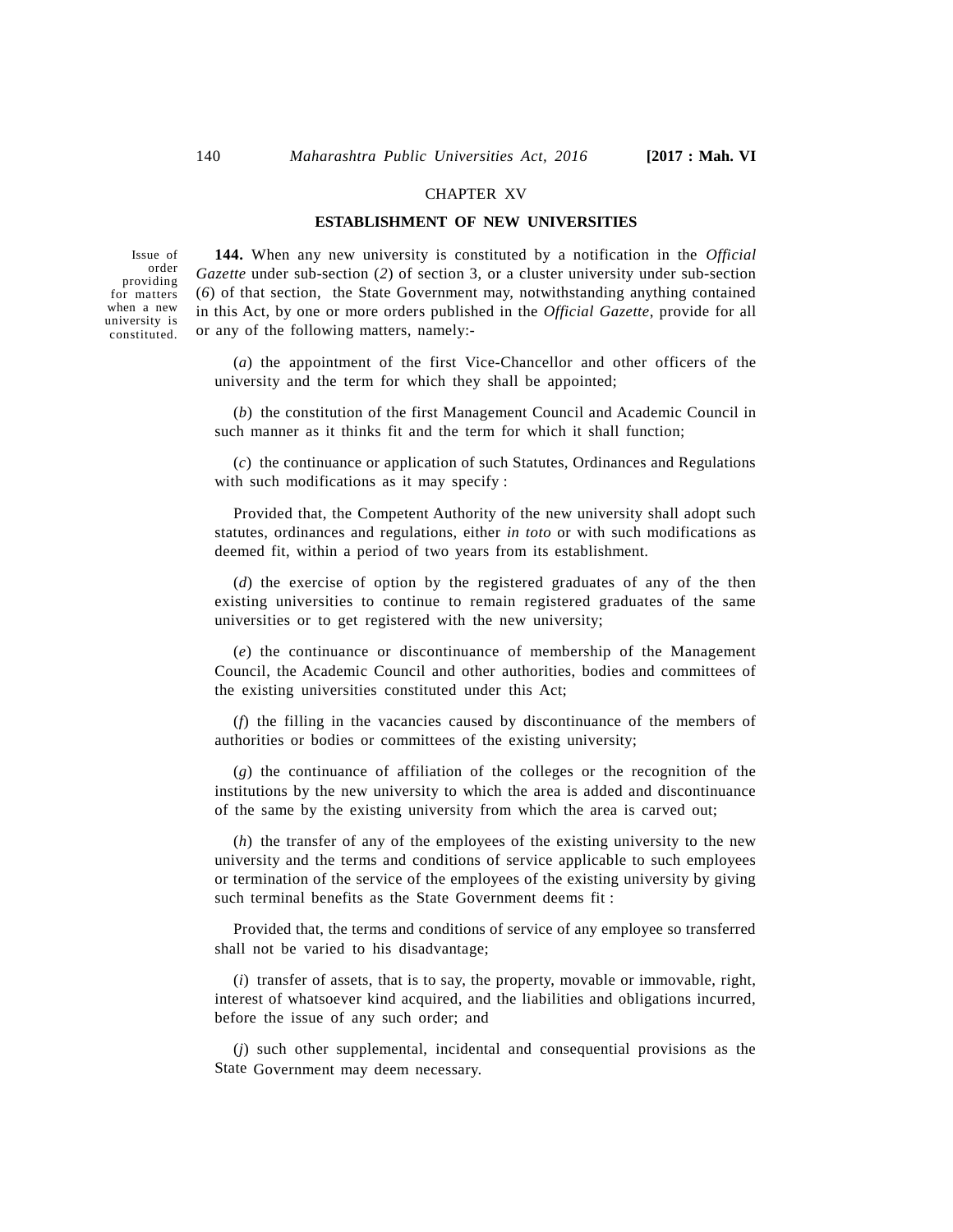## CHAPTER XV

## ESTABLISHMENT OF NEW UNIVERSITIES

Issue of order providing for matters when a new university is constituted.

**144.** When any new university is constituted by a notification in the *Official Gazette* under sub-section (*2*) of section 3, or a cluster university under sub-section (*6*) of that section, the State Government may, notwithstanding anything contained in this Act, by one or more orders published in the *Official Gazette*, provide for all or any of the following matters, namely:-

(*a*) the appointment of the first Vice-Chancellor and other officers of the university and the term for which they shall be appointed;

(*b*) the constitution of the first Management Council and Academic Council in such manner as it thinks fit and the term for which it shall function;

(*c*) the continuance or application of such Statutes, Ordinances and Regulations with such modifications as it may specify :

Provided that, the Competent Authority of the new university shall adopt such statutes, ordinances and regulations, either *in toto* or with such modifications as deemed fit, within a period of two years from its establishment.

(*d*) the exercise of option by the registered graduates of any of the then existing universities to continue to remain registered graduates of the same universities or to get registered with the new university;

(*e*) the continuance or discontinuance of membership of the Management Council, the Academic Council and other authorities, bodies and committees of the existing universities constituted under this Act;

(*f*) the filling in the vacancies caused by discontinuance of the members of authorities or bodies or committees of the existing university;

(*g*) the continuance of affiliation of the colleges or the recognition of the institutions by the new university to which the area is added and discontinuance of the same by the existing university from which the area is carved out;

(*h*) the transfer of any of the employees of the existing university to the new university and the terms and conditions of service applicable to such employees or termination of the service of the employees of the existing university by giving such terminal benefits as the State Government deems fit :

Provided that, the terms and conditions of service of any employee so transferred shall not be varied to his disadvantage;

(*i*) transfer of assets, that is to say, the property, movable or immovable, right, interest of whatsoever kind acquired, and the liabilities and obligations incurred, before the issue of any such order; and

(*j*) such other supplemental, incidental and consequential provisions as the State Government may deem necessary.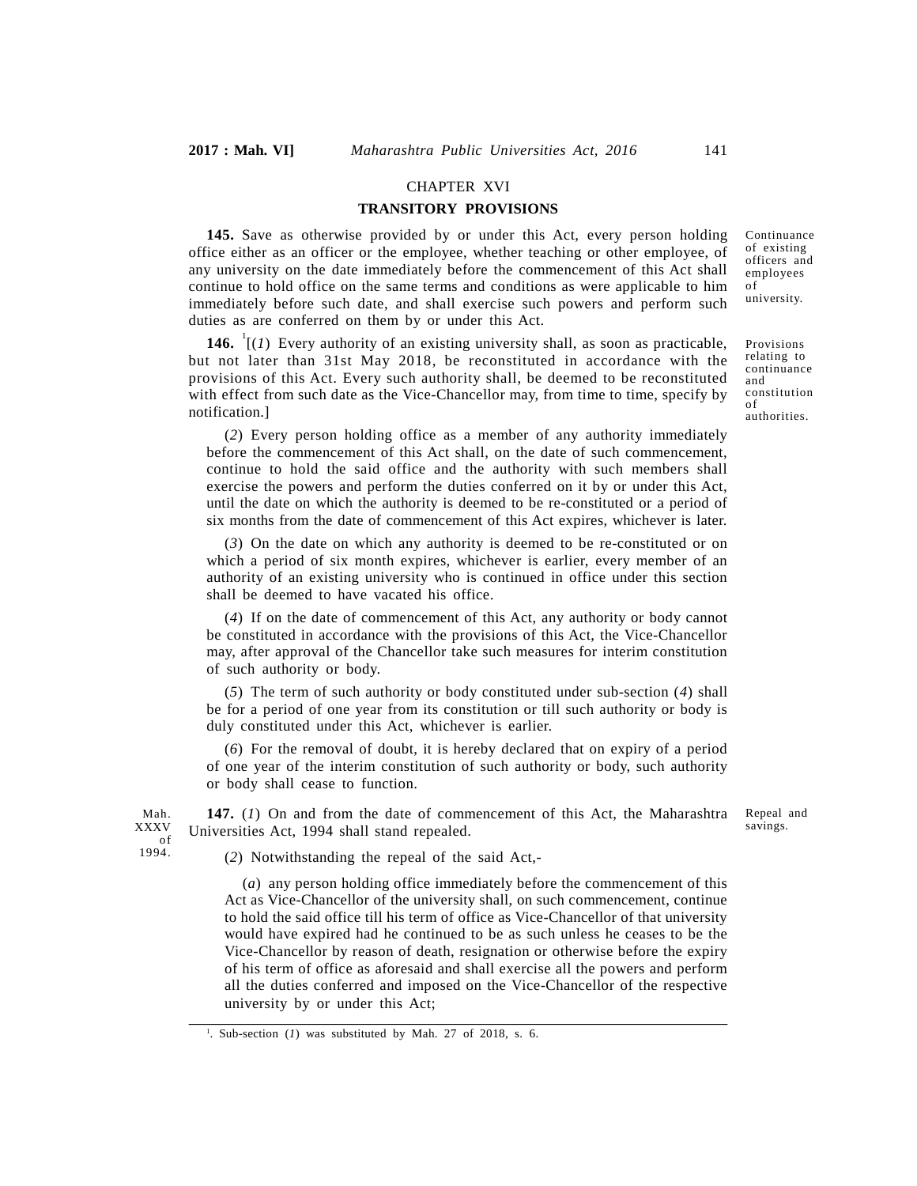## CHAPTER XVI

### TRANSITORY PROVISIONS

Continuance of existing officers and employees of university.

**145.** Save as otherwise provided by or under this Act, every person holding office either as an officer or the employee, whether teaching or other employee, of any university on the date immediately before the commencement of this Act shall continue to hold office on the same terms and conditions as were applicable to him immediately before such date, and shall exercise such powers and perform such duties as are conferred on them by or under this Act.

Provisions relating to continuance and constitution of authorities.

**146.** [1][(*1*) Every authority of an existing university shall, as soon as practicable, but not later than 31st May 2018, be reconstituted in accordance with the provisions of this Act. Every such authority shall, be deemed to be reconstituted with effect from such date as the Vice-Chancellor may, from time to time, specify by notification.]

(*2*) Every person holding office as a member of any authority immediately before the commencement of this Act shall, on the date of such commencement, continue to hold the said office and the authority with such members shall exercise the powers and perform the duties conferred on it by or under this Act, until the date on which the authority is deemed to be re-constituted or a period of six months from the date of commencement of this Act expires, whichever is later.

(*3*) On the date on which any authority is deemed to be re-constituted or on which a period of six month expires, whichever is earlier, every member of an authority of an existing university who is continued in office under this section shall be deemed to have vacated his office.

(*4*) If on the date of commencement of this Act, any authority or body cannot be constituted in accordance with the provisions of this Act, the Vice-Chancellor may, after approval of the Chancellor take such measures for interim constitution of such authority or body.

(*5*) The term of such authority or body constituted under sub-section (*4*) shall be for a period of one year from its constitution or till such authority or body is duly constituted under this Act, whichever is earlier.

(*6*) For the removal of doubt, it is hereby declared that on expiry of a period of one year of the interim constitution of such authority or body, such authority or body shall cease to function.

Repeal and savings.

Mah. XXXV of 1994.

**147.** (*1*) On and from the date of commencement of this Act, the Maharashtra Universities Act, 1994 shall stand repealed.

(*2*) Notwithstanding the repeal of the said Act,-

(*a*) any person holding office immediately before the commencement of this Act as Vice-Chancellor of the university shall, on such commencement, continue to hold the said office till his term of office as Vice-Chancellor of that university would have expired had he continued to be as such unless he ceases to be the Vice-Chancellor by reason of death, resignation or otherwise before the expiry of his term of office as aforesaid and shall exercise all the powers and perform all the duties conferred and imposed on the Vice-Chancellor of the respective university by or under this Act;

---

[1]. Sub-section (*1*) was substituted by Mah. 27 of 2018, s. 6.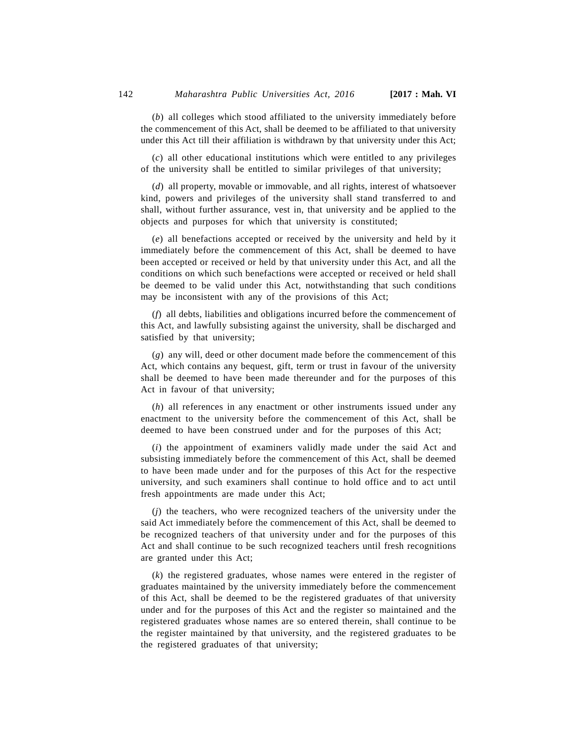(*b*) all colleges which stood affiliated to the university immediately before the commencement of this Act, shall be deemed to be affiliated to that university under this Act till their affiliation is withdrawn by that university under this Act;

(*c*) all other educational institutions which were entitled to any privileges of the university shall be entitled to similar privileges of that university;

(*d*) all property, movable or immovable, and all rights, interest of whatsoever kind, powers and privileges of the university shall stand transferred to and shall, without further assurance, vest in, that university and be applied to the objects and purposes for which that university is constituted;

(*e*) all benefactions accepted or received by the university and held by it immediately before the commencement of this Act, shall be deemed to have been accepted or received or held by that university under this Act, and all the conditions on which such benefactions were accepted or received or held shall be deemed to be valid under this Act, notwithstanding that such conditions may be inconsistent with any of the provisions of this Act;

(*f*) all debts, liabilities and obligations incurred before the commencement of this Act, and lawfully subsisting against the university, shall be discharged and satisfied by that university;

(*g*) any will, deed or other document made before the commencement of this Act, which contains any bequest, gift, term or trust in favour of the university shall be deemed to have been made thereunder and for the purposes of this Act in favour of that university;

(*h*) all references in any enactment or other instruments issued under any enactment to the university before the commencement of this Act, shall be deemed to have been construed under and for the purposes of this Act;

(*i*) the appointment of examiners validly made under the said Act and subsisting immediately before the commencement of this Act, shall be deemed to have been made under and for the purposes of this Act for the respective university, and such examiners shall continue to hold office and to act until fresh appointments are made under this Act;

(*j*) the teachers, who were recognized teachers of the university under the said Act immediately before the commencement of this Act, shall be deemed to be recognized teachers of that university under and for the purposes of this Act and shall continue to be such recognized teachers until fresh recognitions are granted under this Act;

(*k*) the registered graduates, whose names were entered in the register of graduates maintained by the university immediately before the commencement of this Act, shall be deemed to be the registered graduates of that university under and for the purposes of this Act and the register so maintained and the registered graduates whose names are so entered therein, shall continue to be the register maintained by that university, and the registered graduates to be the registered graduates of that university;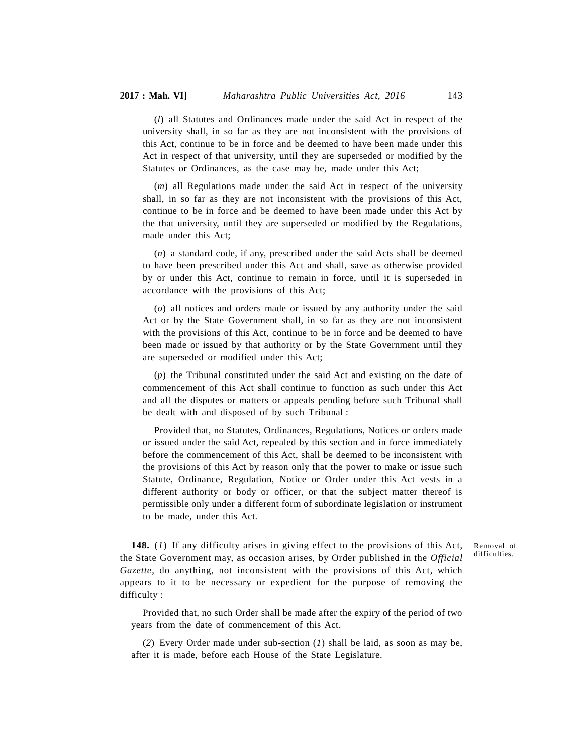(*l*) all Statutes and Ordinances made under the said Act in respect of the university shall, in so far as they are not inconsistent with the provisions of this Act, continue to be in force and be deemed to have been made under this Act in respect of that university, until they are superseded or modified by the Statutes or Ordinances, as the case may be, made under this Act;

(*m*) all Regulations made under the said Act in respect of the university shall, in so far as they are not inconsistent with the provisions of this Act, continue to be in force and be deemed to have been made under this Act by the that university, until they are superseded or modified by the Regulations, made under this Act;

(*n*) a standard code, if any, prescribed under the said Acts shall be deemed to have been prescribed under this Act and shall, save as otherwise provided by or under this Act, continue to remain in force, until it is superseded in accordance with the provisions of this Act;

(*o*) all notices and orders made or issued by any authority under the said Act or by the State Government shall, in so far as they are not inconsistent with the provisions of this Act, continue to be in force and be deemed to have been made or issued by that authority or by the State Government until they are superseded or modified under this Act;

(*p*) the Tribunal constituted under the said Act and existing on the date of commencement of this Act shall continue to function as such under this Act and all the disputes or matters or appeals pending before such Tribunal shall be dealt with and disposed of by such Tribunal :

Provided that, no Statutes, Ordinances, Regulations, Notices or orders made or issued under the said Act, repealed by this section and in force immediately before the commencement of this Act, shall be deemed to be inconsistent with the provisions of this Act by reason only that the power to make or issue such Statute, Ordinance, Regulation, Notice or Order under this Act vests in a different authority or body or officer, or that the subject matter thereof is permissible only under a different form of subordinate legislation or instrument to be made, under this Act.

Removal of difficulties.

**148.** (*1*) If any difficulty arises in giving effect to the provisions of this Act, the State Government may, as occasion arises, by Order published in the *Official Gazette*, do anything, not inconsistent with the provisions of this Act, which appears to it to be necessary or expedient for the purpose of removing the difficulty :

Provided that, no such Order shall be made after the expiry of the period of two years from the date of commencement of this Act.

(*2*) Every Order made under sub-section (*1*) shall be laid, as soon as may be, after it is made, before each House of the State Legislature.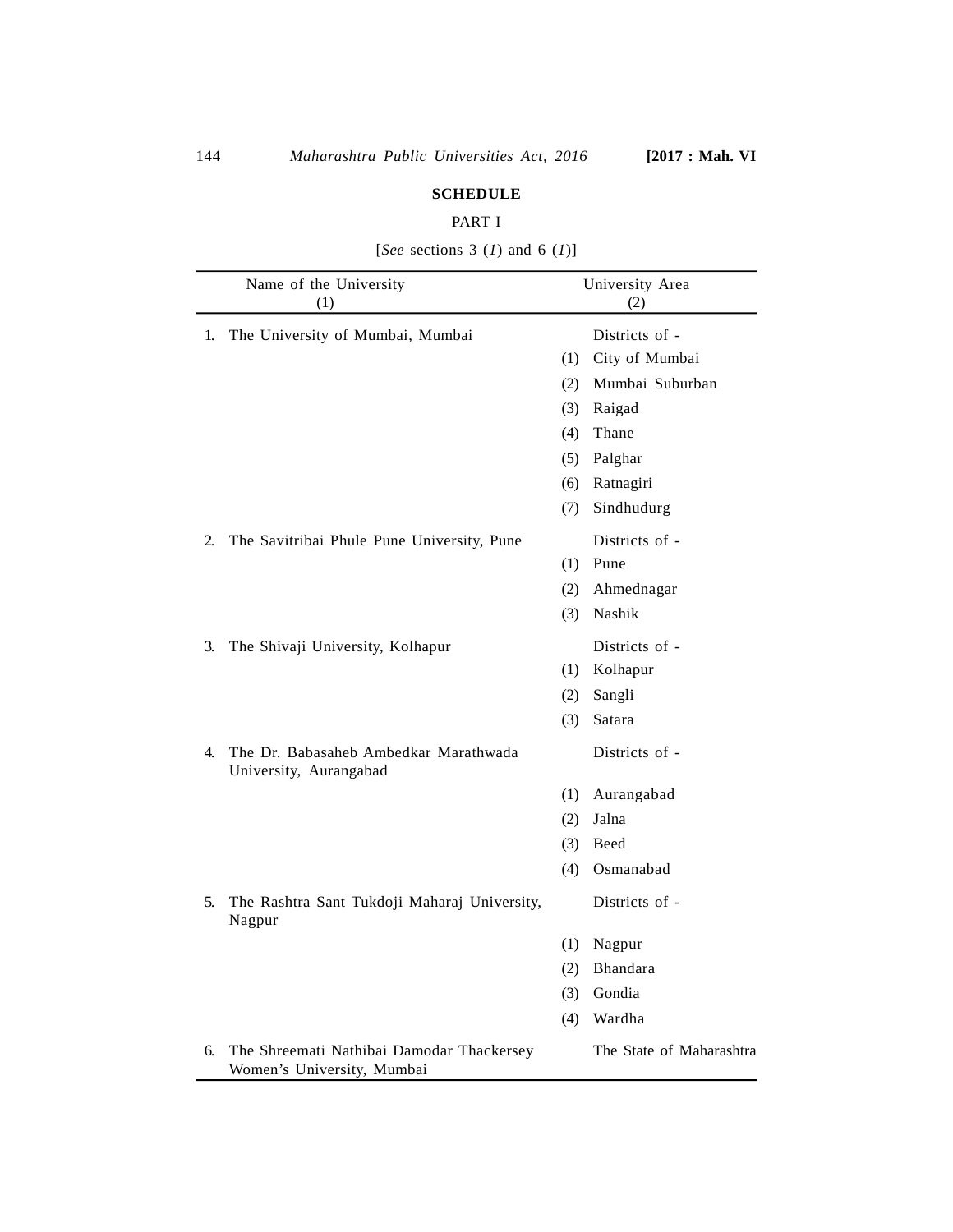## SCHEDULE

PART I

[*See* sections 3 (*1*) and 6 (*1*)]

| | Name of the University (1) | | University Area (2) |
|---|---|---|---|
| 1. | The University of Mumbai, Mumbai | | Districts of - |
| | | (1) | City of Mumbai |
| | | (2) | Mumbai Suburban |
| | | (3) | Raigad |
| | | (4) | Thane |
| | | (5) | Palghar |
| | | (6) | Ratnagiri |
| | | (7) | Sindhudurg |
| 2. | The Savitribai Phule Pune University, Pune | | Districts of - |
| | | (1) | Pune |
| | | (2) | Ahmednagar |
| | | (3) | Nashik |
| 3. | The Shivaji University, Kolhapur | | Districts of - |
| | | (1) | Kolhapur |
| | | (2) | Sangli |
| | | (3) | Satara |
| 4. | The Dr. Babasaheb Ambedkar Marathwada University, Aurangabad | | Districts of - |
| | | (1) | Aurangabad |
| | | (2) | Jalna |
| | | (3) | Beed |
| | | (4) | Osmanabad |
| 5. | The Rashtra Sant Tukdoji Maharaj University, Nagpur | | Districts of - |
| | | (1) | Nagpur |
| | | (2) | Bhandara |
| | | (3) | Gondia |
| | | (4) | Wardha |
| 6. | The Shreemati Nathibai Damodar Thackersey Women's University, Mumbai | | The State of Maharashtra |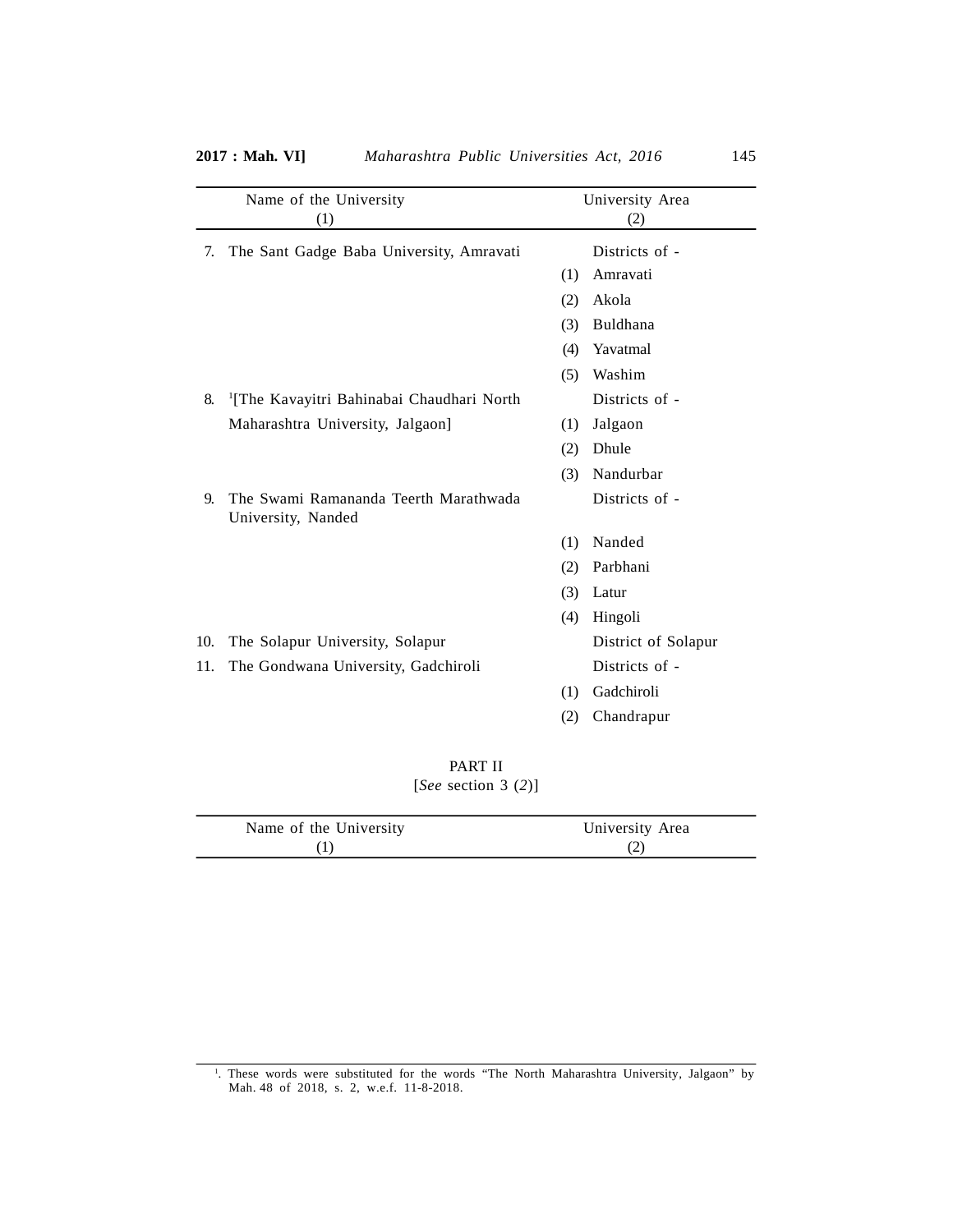| | Name of the University<br>(1) | | University Area<br>(2) |
|---|---|---|---|
| 7. | The Sant Gadge Baba University, Amravati | | Districts of - |
| | | (1) | Amravati |
| | | (2) | Akola |
| | | (3) | Buldhana |
| | | (4) | Yavatmal |
| | | (5) | Washim |
| 8. | [1][The Kavayitri Bahinabai Chaudhari North Maharashtra University, Jalgaon] | | Districts of - |
| | | (1) | Jalgaon |
| | | (2) | Dhule |
| | | (3) | Nandurbar |
| 9. | The Swami Ramananda Teerth Marathwada University, Nanded | | Districts of - |
| | | (1) | Nanded |
| | | (2) | Parbhani |
| | | (3) | Latur |
| | | (4) | Hingoli |
| 10. | The Solapur University, Solapur | | District of Solapur |
| 11. | The Gondwana University, Gadchiroli | | Districts of - |
| | | (1) | Gadchiroli |
| | | (2) | Chandrapur |

PART II

[*See* section 3 (*2*)]

| Name of the University<br>(1) | University Area<br>(2) |
|---|---|

[1]. These words were substituted for the words "The North Maharashtra University, Jalgaon" by Mah. 48 of 2018, s. 2, w.e.f. 11-8-2018.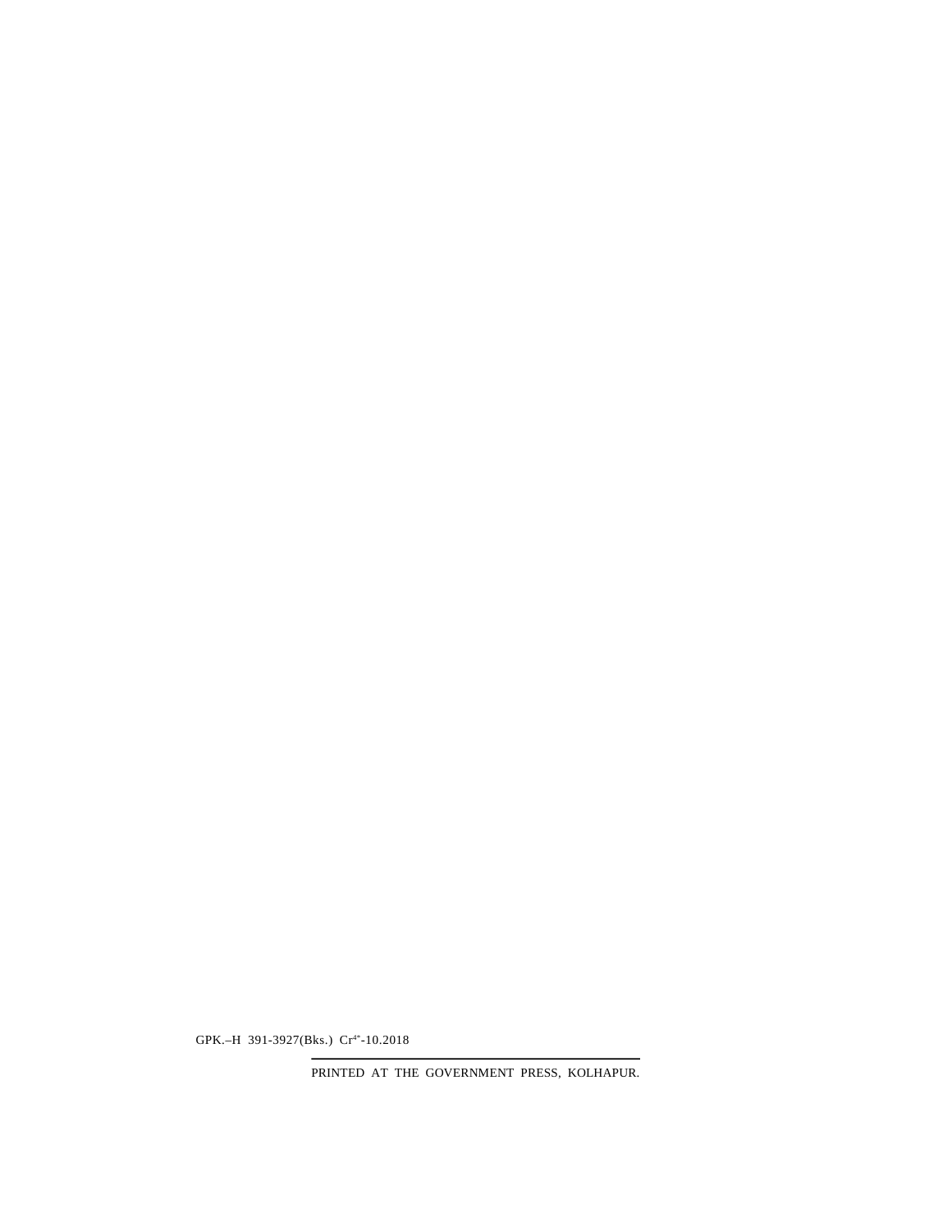GPK.–H 391-3927(Bks.) Cr[4*]-10.2018

---

PRINTED AT THE GOVERNMENT PRESS, KOLHAPUR.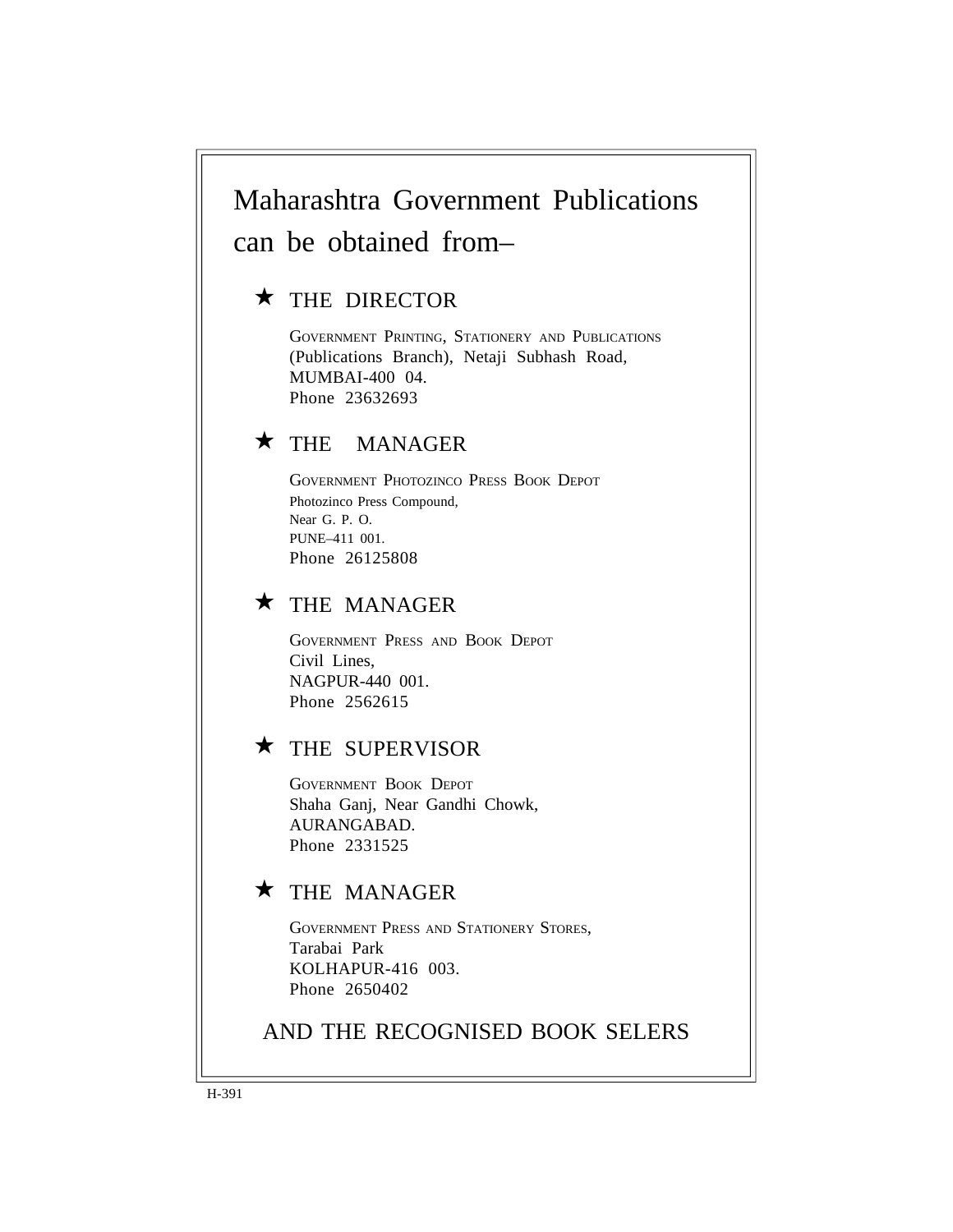# Maharashtra Government Publications can be obtained from–

★ THE DIRECTOR

GOVERNMENT PRINTING, STATIONERY AND PUBLICATIONS
(Publications Branch), Netaji Subhash Road,
MUMBAI-400 04.
Phone 23632693

★ THE MANAGER

GOVERNMENT PHOTOZINCO PRESS BOOK DEPOT
Photozinco Press Compound,
Near G. P. O.
PUNE–411 001.
Phone 26125808

★ THE MANAGER

GOVERNMENT PRESS AND BOOK DEPOT
Civil Lines,
NAGPUR-440 001.
Phone 2562615

★ THE SUPERVISOR

GOVERNMENT BOOK DEPOT
Shaha Ganj, Near Gandhi Chowk,
AURANGABAD.
Phone 2331525

★ THE MANAGER

GOVERNMENT PRESS AND STATIONERY STORES,
Tarabai Park
KOLHAPUR-416 003.
Phone 2650402

AND THE RECOGNISED BOOK SELERS

H-391